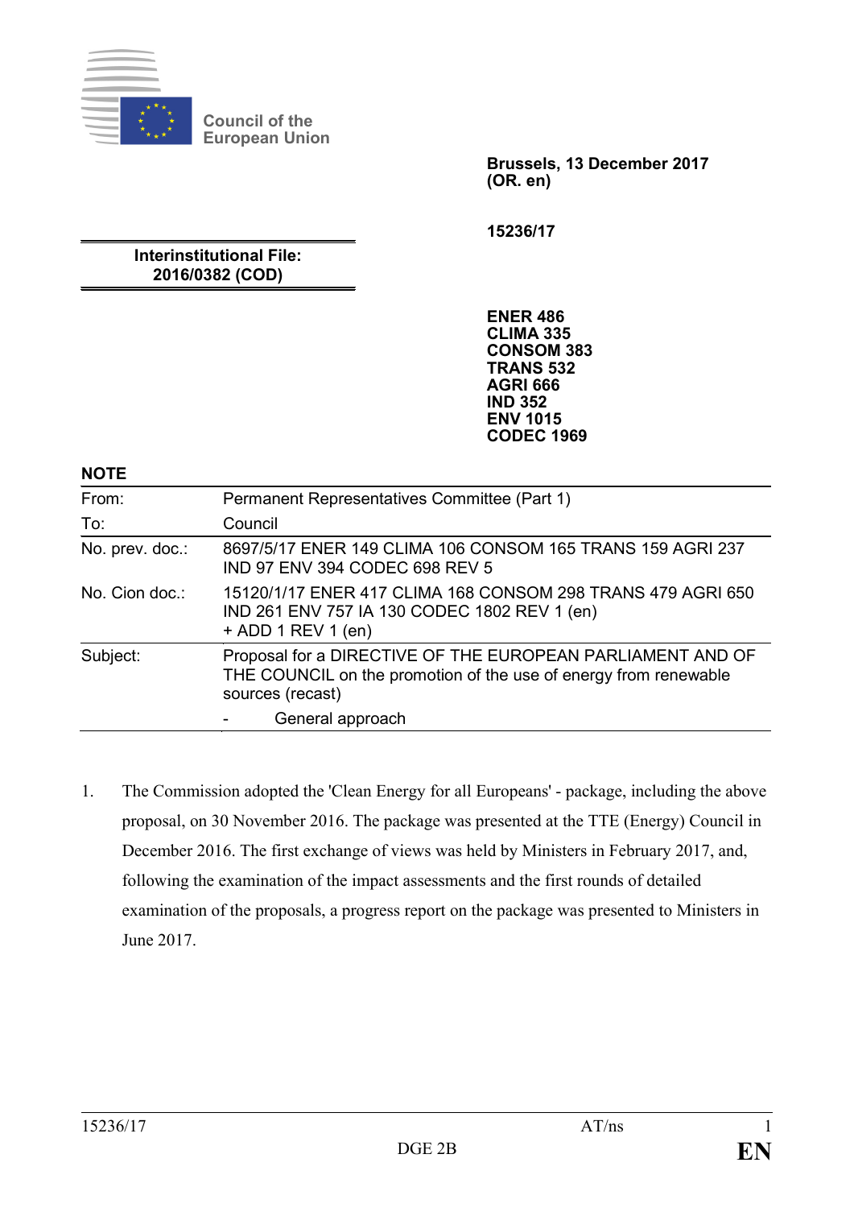Council of the European Union

**Brussels, 13 December 2017**
**(OR. en)**

**15236/17**

**Interinstitutional File:**
**2016/0382 (COD)**

**ENER 486**
**CLIMA 335**
**CONSOM 383**
**TRANS 532**
**AGRI 666**
**IND 352**
**ENV 1015**
**CODEC 1969**

**NOTE**

| | |
|---|---|
| From: | Permanent Representatives Committee (Part 1) |
| To: | Council |
| No. prev. doc.: | 8697/5/17 ENER 149 CLIMA 106 CONSOM 165 TRANS 159 AGRI 237 IND 97 ENV 394 CODEC 698 REV 5 |
| No. Cion doc.: | 15120/1/17 ENER 417 CLIMA 168 CONSOM 298 TRANS 479 AGRI 650 IND 261 ENV 757 IA 130 CODEC 1802 REV 1 (en) + ADD 1 REV 1 (en) |
| Subject: | Proposal for a DIRECTIVE OF THE EUROPEAN PARLIAMENT AND OF THE COUNCIL on the promotion of the use of energy from renewable sources (recast)<br>- General approach |

1. The Commission adopted the 'Clean Energy for all Europeans' - package, including the above proposal, on 30 November 2016. The package was presented at the TTE (Energy) Council in December 2016. The first exchange of views was held by Ministers in February 2017, and, following the examination of the impact assessments and the first rounds of detailed examination of the proposals, a progress report on the package was presented to Ministers in June 2017.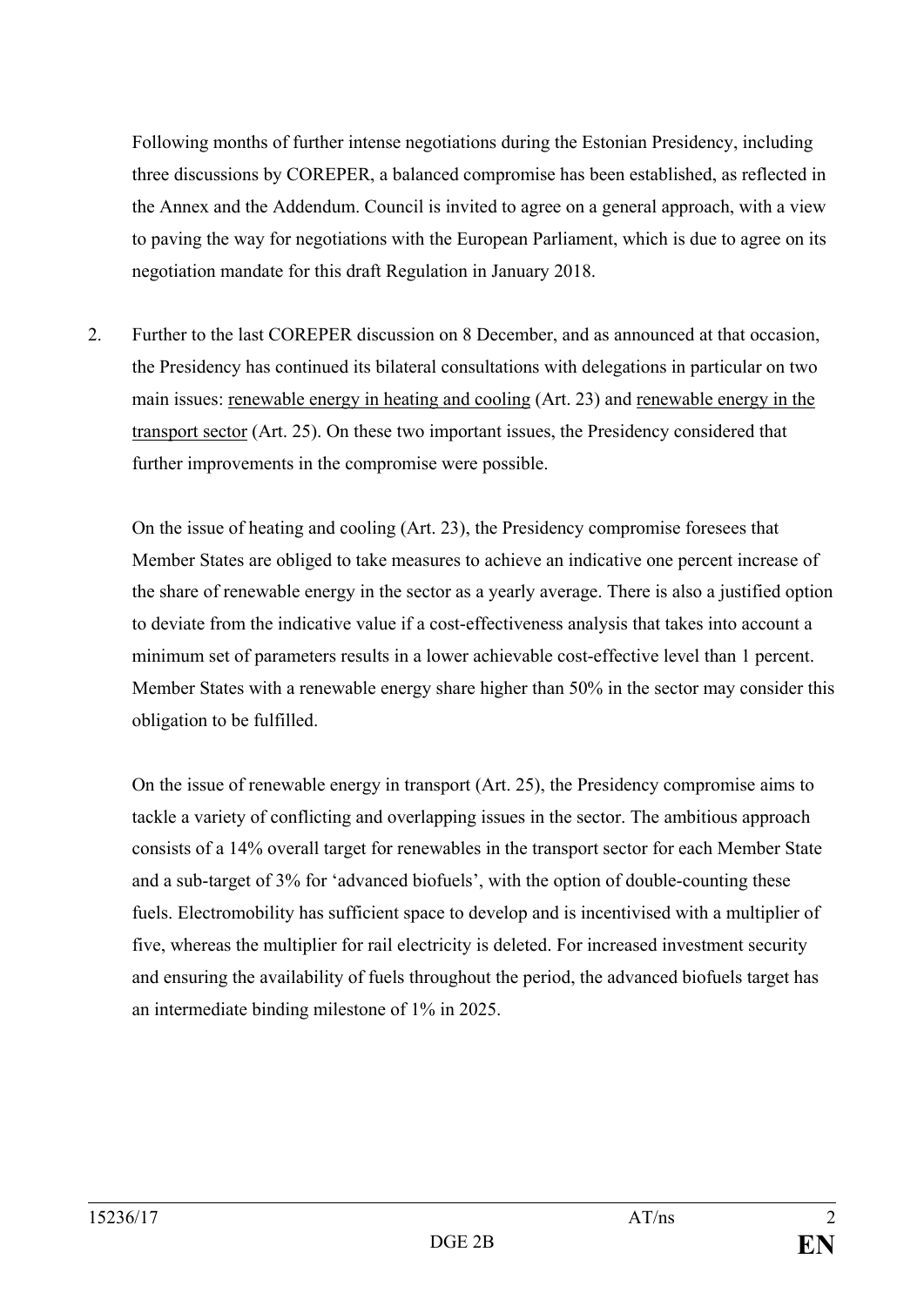Following months of further intense negotiations during the Estonian Presidency, including three discussions by COREPER, a balanced compromise has been established, as reflected in the Annex and the Addendum. Council is invited to agree on a general approach, with a view to paving the way for negotiations with the European Parliament, which is due to agree on its negotiation mandate for this draft Regulation in January 2018.

2. Further to the last COREPER discussion on 8 December, and as announced at that occasion, the Presidency has continued its bilateral consultations with delegations in particular on two main issues: renewable energy in heating and cooling (Art. 23) and renewable energy in the transport sector (Art. 25). On these two important issues, the Presidency considered that further improvements in the compromise were possible.

   On the issue of heating and cooling (Art. 23), the Presidency compromise foresees that Member States are obliged to take measures to achieve an indicative one percent increase of the share of renewable energy in the sector as a yearly average. There is also a justified option to deviate from the indicative value if a cost-effectiveness analysis that takes into account a minimum set of parameters results in a lower achievable cost-effective level than 1 percent. Member States with a renewable energy share higher than 50% in the sector may consider this obligation to be fulfilled.

   On the issue of renewable energy in transport (Art. 25), the Presidency compromise aims to tackle a variety of conflicting and overlapping issues in the sector. The ambitious approach consists of a 14% overall target for renewables in the transport sector for each Member State and a sub-target of 3% for 'advanced biofuels', with the option of double-counting these fuels. Electromobility has sufficient space to develop and is incentivised with a multiplier of five, whereas the multiplier for rail electricity is deleted. For increased investment security and ensuring the availability of fuels throughout the period, the advanced biofuels target has an intermediate binding milestone of 1% in 2025.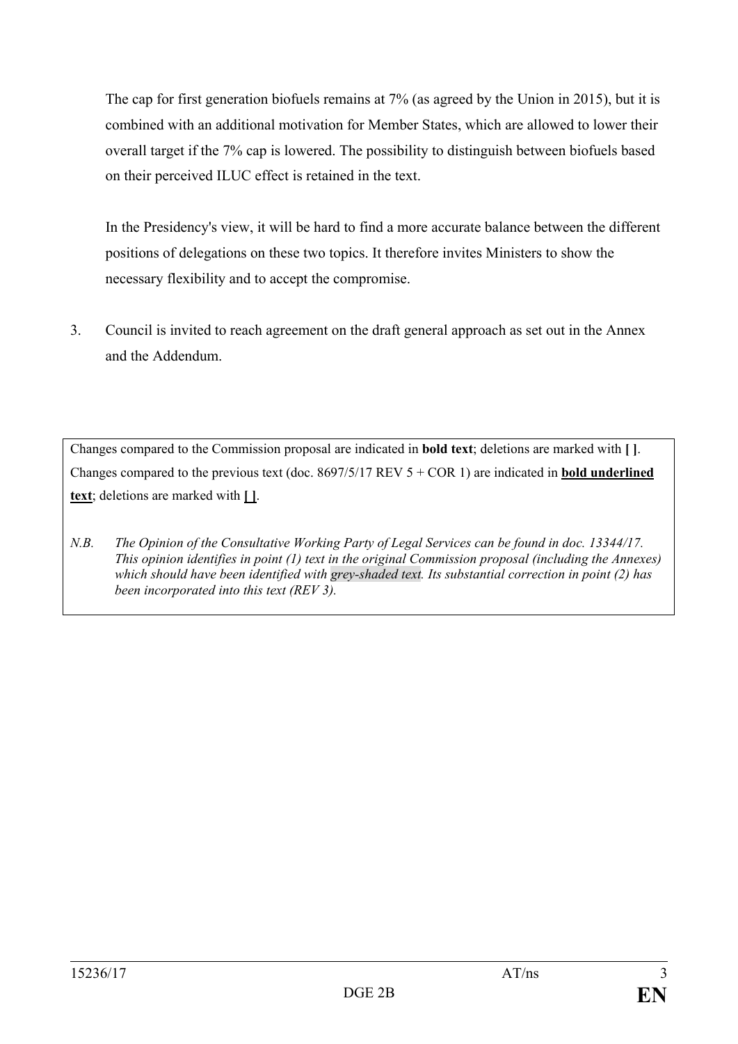The cap for first generation biofuels remains at 7% (as agreed by the Union in 2015), but it is combined with an additional motivation for Member States, which are allowed to lower their overall target if the 7% cap is lowered. The possibility to distinguish between biofuels based on their perceived ILUC effect is retained in the text.

In the Presidency's view, it will be hard to find a more accurate balance between the different positions of delegations on these two topics. It therefore invites Ministers to show the necessary flexibility and to accept the compromise.

3. Council is invited to reach agreement on the draft general approach as set out in the Annex and the Addendum.

Changes compared to the Commission proposal are indicated in **bold text**; deletions are marked with **[ ]**. Changes compared to the previous text (doc. 8697/5/17 REV 5 + COR 1) are indicated in **<u>bold underlined text</u>**; deletions are marked with **<u>[ ]</u>**.

*N.B. The Opinion of the Consultative Working Party of Legal Services can be found in doc. 13344/17. This opinion identifies in point (1) text in the original Commission proposal (including the Annexes) which should have been identified with grey-shaded text. Its substantial correction in point (2) has been incorporated into this text (REV 3).*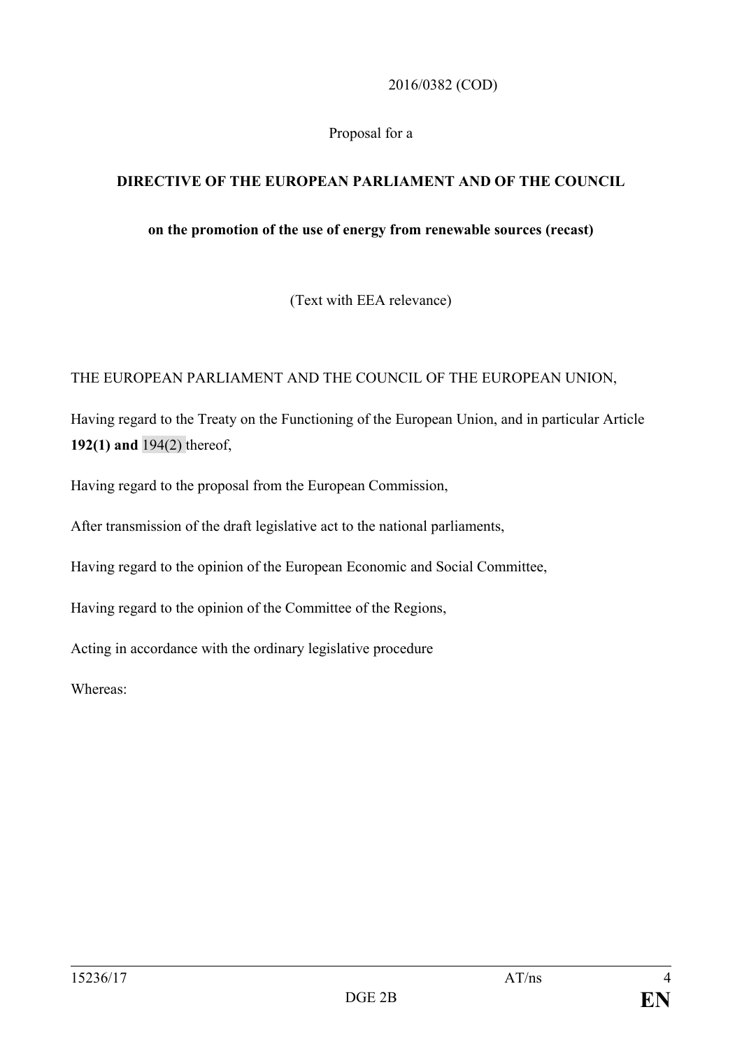2016/0382 (COD)

Proposal for a

**DIRECTIVE OF THE EUROPEAN PARLIAMENT AND OF THE COUNCIL**

**on the promotion of the use of energy from renewable sources (recast)**

(Text with EEA relevance)

THE EUROPEAN PARLIAMENT AND THE COUNCIL OF THE EUROPEAN UNION,

Having regard to the Treaty on the Functioning of the European Union, and in particular Article **192(1) and** 194(2) thereof,

Having regard to the proposal from the European Commission,

After transmission of the draft legislative act to the national parliaments,

Having regard to the opinion of the European Economic and Social Committee,

Having regard to the opinion of the Committee of the Regions,

Acting in accordance with the ordinary legislative procedure

Whereas: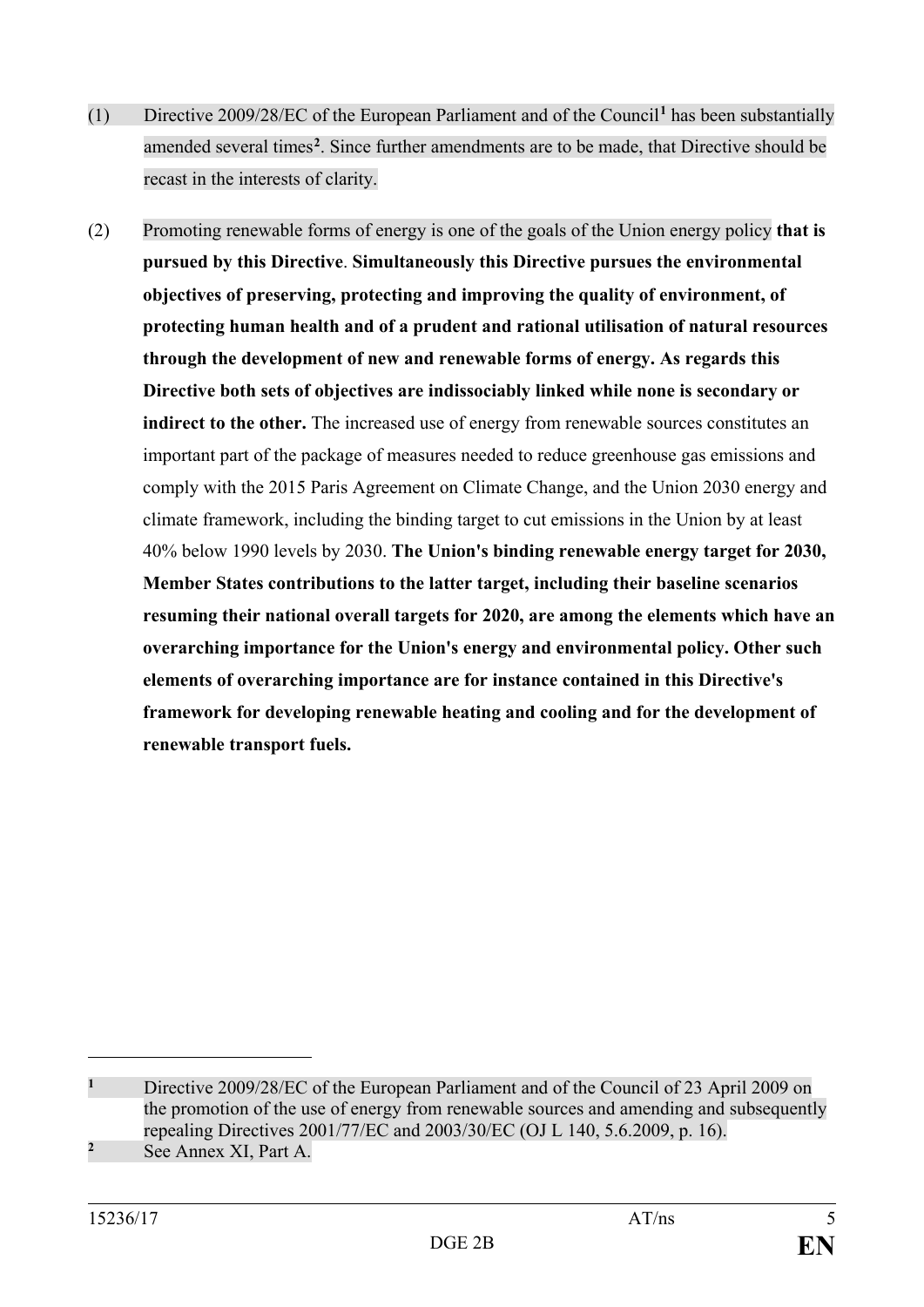(1) Directive 2009/28/EC of the European Parliament and of the Council[1] has been substantially amended several times[2]. Since further amendments are to be made, that Directive should be recast in the interests of clarity.

(2) Promoting renewable forms of energy is one of the goals of the Union energy policy **that is pursued by this Directive**. **Simultaneously this Directive pursues the environmental objectives of preserving, protecting and improving the quality of environment, of protecting human health and of a prudent and rational utilisation of natural resources through the development of new and renewable forms of energy. As regards this Directive both sets of objectives are indissociably linked while none is secondary or indirect to the other.** The increased use of energy from renewable sources constitutes an important part of the package of measures needed to reduce greenhouse gas emissions and comply with the 2015 Paris Agreement on Climate Change, and the Union 2030 energy and climate framework, including the binding target to cut emissions in the Union by at least 40% below 1990 levels by 2030. **The Union's binding renewable energy target for 2030, Member States contributions to the latter target, including their baseline scenarios resuming their national overall targets for 2020, are among the elements which have an overarching importance for the Union's energy and environmental policy. Other such elements of overarching importance are for instance contained in this Directive's framework for developing renewable heating and cooling and for the development of renewable transport fuels.**

---

[1] Directive 2009/28/EC of the European Parliament and of the Council of 23 April 2009 on the promotion of the use of energy from renewable sources and amending and subsequently repealing Directives 2001/77/EC and 2003/30/EC (OJ L 140, 5.6.2009, p. 16).

[2] See Annex XI, Part A.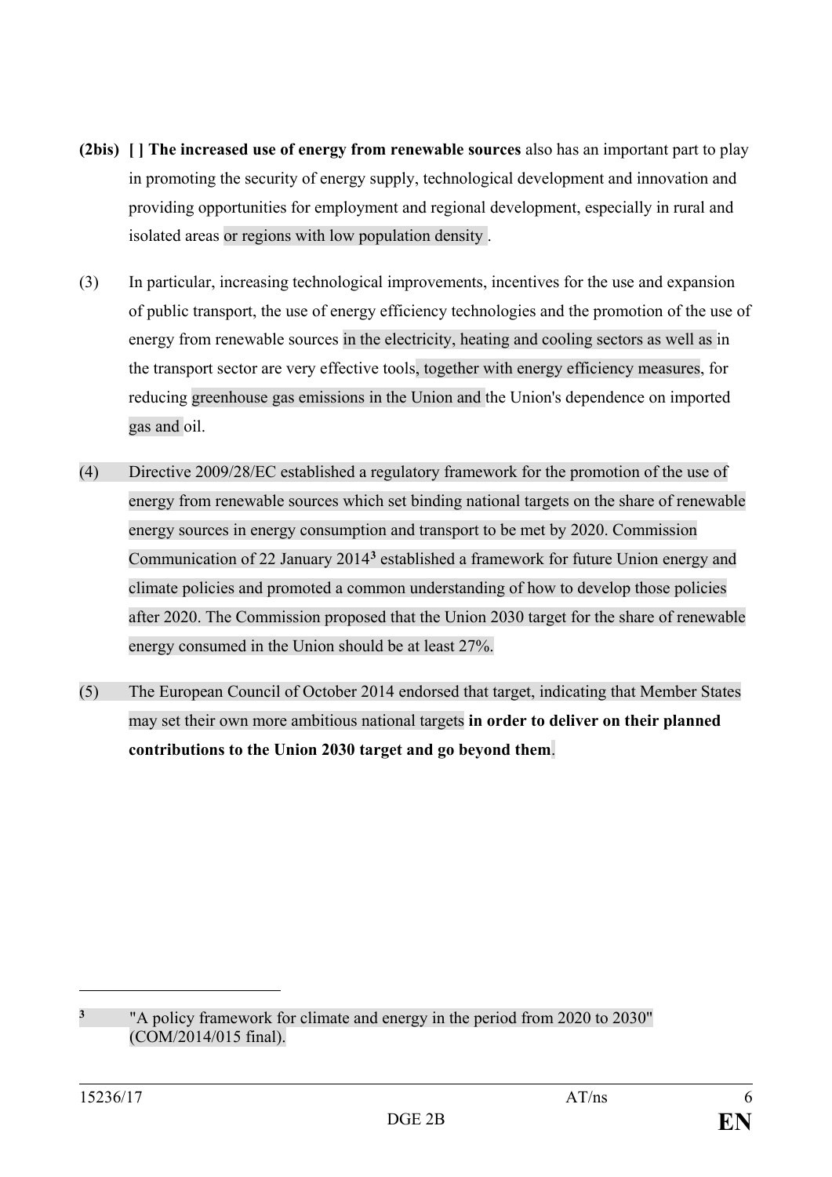**(2bis)** **[ ] The increased use of energy from renewable sources** also has an important part to play in promoting the security of energy supply, technological development and innovation and providing opportunities for employment and regional development, especially in rural and isolated areas or regions with low population density .

(3) In particular, increasing technological improvements, incentives for the use and expansion of public transport, the use of energy efficiency technologies and the promotion of the use of energy from renewable sources in the electricity, heating and cooling sectors as well as in the transport sector are very effective tools, together with energy efficiency measures, for reducing greenhouse gas emissions in the Union and the Union's dependence on imported gas and oil.

(4) Directive 2009/28/EC established a regulatory framework for the promotion of the use of energy from renewable sources which set binding national targets on the share of renewable energy sources in energy consumption and transport to be met by 2020. Commission Communication of 22 January 2014[3] established a framework for future Union energy and climate policies and promoted a common understanding of how to develop those policies after 2020. The Commission proposed that the Union 2030 target for the share of renewable energy consumed in the Union should be at least 27%.

(5) The European Council of October 2014 endorsed that target, indicating that Member States may set their own more ambitious national targets **in order to deliver on their planned contributions to the Union 2030 target and go beyond them**.

---

[3] "A policy framework for climate and energy in the period from 2020 to 2030" (COM/2014/015 final).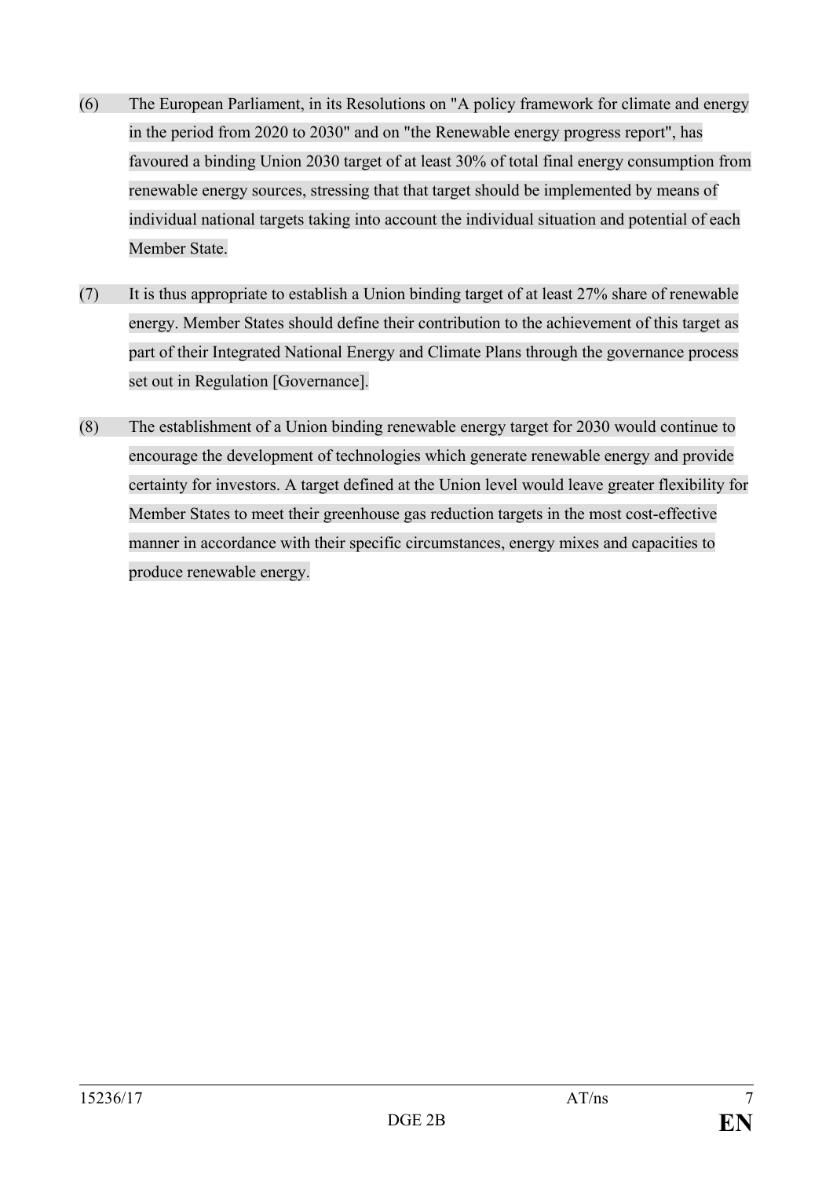(6) The European Parliament, in its Resolutions on "A policy framework for climate and energy in the period from 2020 to 2030" and on "the Renewable energy progress report", has favoured a binding Union 2030 target of at least 30% of total final energy consumption from renewable energy sources, stressing that that target should be implemented by means of individual national targets taking into account the individual situation and potential of each Member State.

(7) It is thus appropriate to establish a Union binding target of at least 27% share of renewable energy. Member States should define their contribution to the achievement of this target as part of their Integrated National Energy and Climate Plans through the governance process set out in Regulation [Governance].

(8) The establishment of a Union binding renewable energy target for 2030 would continue to encourage the development of technologies which generate renewable energy and provide certainty for investors. A target defined at the Union level would leave greater flexibility for Member States to meet their greenhouse gas reduction targets in the most cost-effective manner in accordance with their specific circumstances, energy mixes and capacities to produce renewable energy.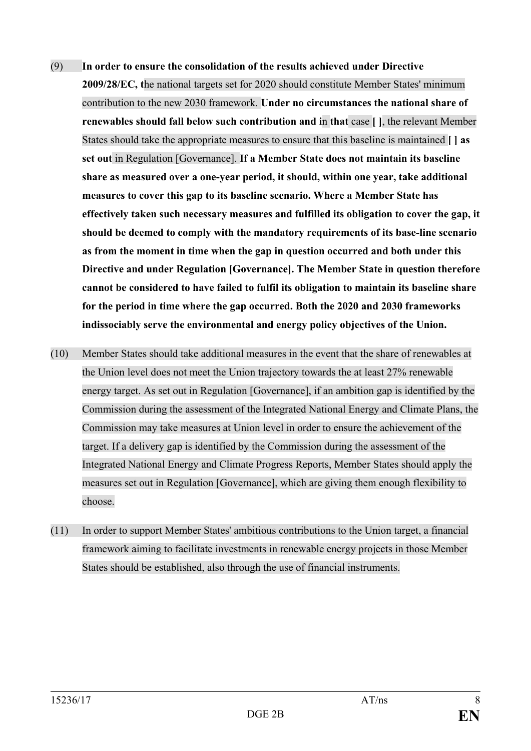(9) **In order to ensure the consolidation of the results achieved under Directive 2009/28/EC, t**he national targets set for 2020 should constitute Member States' minimum contribution to the new 2030 framework. **Under no circumstances the national share of renewables should fall below such contribution and i**n **that** case **[ ]**, the relevant Member States should take the appropriate measures to ensure that this baseline is maintained **[ ] as set out** in Regulation [Governance]. **If a Member State does not maintain its baseline share as measured over a one-year period, it should, within one year, take additional measures to cover this gap to its baseline scenario. Where a Member State has effectively taken such necessary measures and fulfilled its obligation to cover the gap, it should be deemed to comply with the mandatory requirements of its base-line scenario as from the moment in time when the gap in question occurred and both under this Directive and under Regulation [Governance]. The Member State in question therefore cannot be considered to have failed to fulfil its obligation to maintain its baseline share for the period in time where the gap occurred. Both the 2020 and 2030 frameworks indissociably serve the environmental and energy policy objectives of the Union.**

(10) Member States should take additional measures in the event that the share of renewables at the Union level does not meet the Union trajectory towards the at least 27% renewable energy target. As set out in Regulation [Governance], if an ambition gap is identified by the Commission during the assessment of the Integrated National Energy and Climate Plans, the Commission may take measures at Union level in order to ensure the achievement of the target. If a delivery gap is identified by the Commission during the assessment of the Integrated National Energy and Climate Progress Reports, Member States should apply the measures set out in Regulation [Governance], which are giving them enough flexibility to choose.

(11) In order to support Member States' ambitious contributions to the Union target, a financial framework aiming to facilitate investments in renewable energy projects in those Member States should be established, also through the use of financial instruments.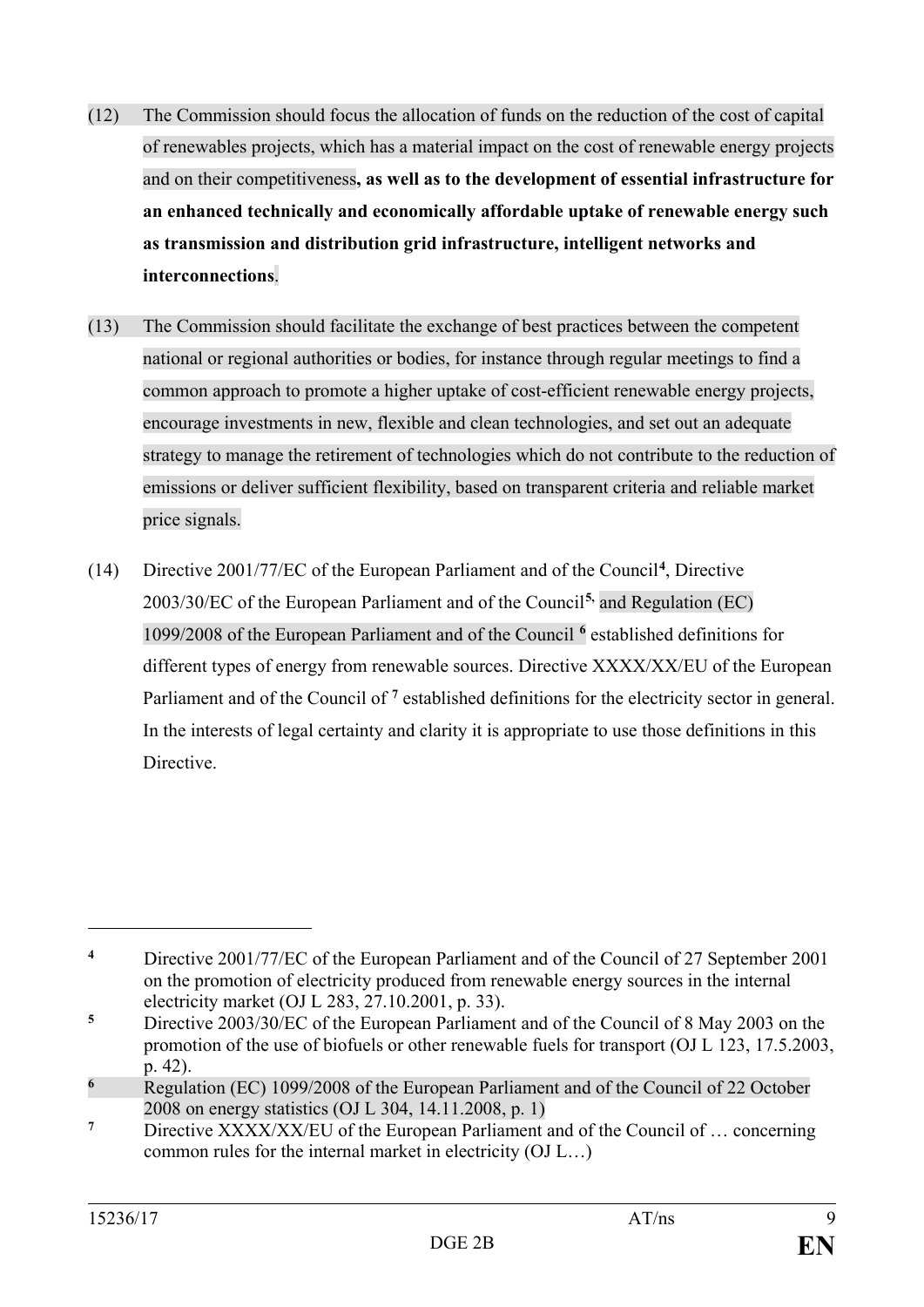(12) The Commission should focus the allocation of funds on the reduction of the cost of capital of renewables projects, which has a material impact on the cost of renewable energy projects and on their competitiveness**, as well as to the development of essential infrastructure for an enhanced technically and economically affordable uptake of renewable energy such as transmission and distribution grid infrastructure, intelligent networks and interconnections**.

(13) The Commission should facilitate the exchange of best practices between the competent national or regional authorities or bodies, for instance through regular meetings to find a common approach to promote a higher uptake of cost-efficient renewable energy projects, encourage investments in new, flexible and clean technologies, and set out an adequate strategy to manage the retirement of technologies which do not contribute to the reduction of emissions or deliver sufficient flexibility, based on transparent criteria and reliable market price signals.

(14) Directive 2001/77/EC of the European Parliament and of the Council[4], Directive 2003/30/EC of the European Parliament and of the Council[5], and Regulation (EC) 1099/2008 of the European Parliament and of the Council [6] established definitions for different types of energy from renewable sources. Directive XXXX/XX/EU of the European Parliament and of the Council of [7] established definitions for the electricity sector in general. In the interests of legal certainty and clarity it is appropriate to use those definitions in this Directive.

---

[4] Directive 2001/77/EC of the European Parliament and of the Council of 27 September 2001 on the promotion of electricity produced from renewable energy sources in the internal electricity market (OJ L 283, 27.10.2001, p. 33).

[5] Directive 2003/30/EC of the European Parliament and of the Council of 8 May 2003 on the promotion of the use of biofuels or other renewable fuels for transport (OJ L 123, 17.5.2003, p. 42).

[6] Regulation (EC) 1099/2008 of the European Parliament and of the Council of 22 October 2008 on energy statistics (OJ L 304, 14.11.2008, p. 1)

[7] Directive XXXX/XX/EU of the European Parliament and of the Council of … concerning common rules for the internal market in electricity (OJ L…)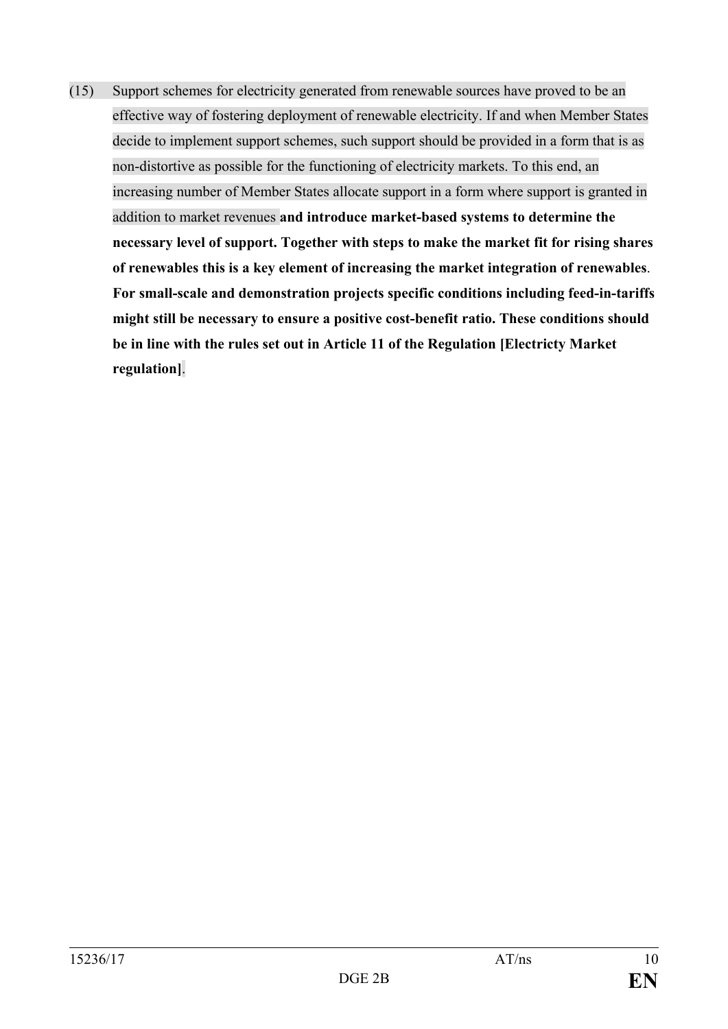(15) Support schemes for electricity generated from renewable sources have proved to be an effective way of fostering deployment of renewable electricity. If and when Member States decide to implement support schemes, such support should be provided in a form that is as non-distortive as possible for the functioning of electricity markets. To this end, an increasing number of Member States allocate support in a form where support is granted in addition to market revenues **and introduce market-based systems to determine the necessary level of support. Together with steps to make the market fit for rising shares of renewables this is a key element of increasing the market integration of renewables**. **For small-scale and demonstration projects specific conditions including feed-in-tariffs might still be necessary to ensure a positive cost-benefit ratio. These conditions should be in line with the rules set out in Article 11 of the Regulation [Electricty Market regulation]**.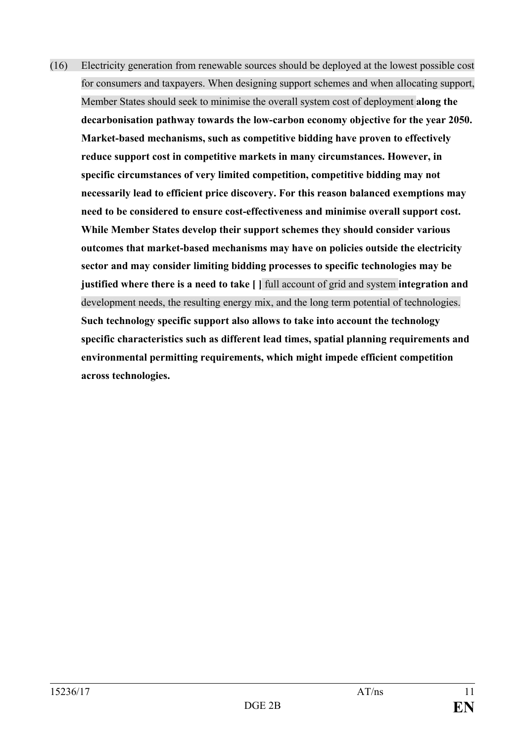(16) Electricity generation from renewable sources should be deployed at the lowest possible cost for consumers and taxpayers. When designing support schemes and when allocating support, Member States should seek to minimise the overall system cost of deployment **along the decarbonisation pathway towards the low-carbon economy objective for the year 2050. Market-based mechanisms, such as competitive bidding have proven to effectively reduce support cost in competitive markets in many circumstances. However, in specific circumstances of very limited competition, competitive bidding may not necessarily lead to efficient price discovery. For this reason balanced exemptions may need to be considered to ensure cost-effectiveness and minimise overall support cost. While Member States develop their support schemes they should consider various outcomes that market-based mechanisms may have on policies outside the electricity sector and may consider limiting bidding processes to specific technologies may be justified where there is a need to take [ ]** full account of grid and system **integration and** development needs, the resulting energy mix, and the long term potential of technologies. **Such technology specific support also allows to take into account the technology specific characteristics such as different lead times, spatial planning requirements and environmental permitting requirements, which might impede efficient competition across technologies.**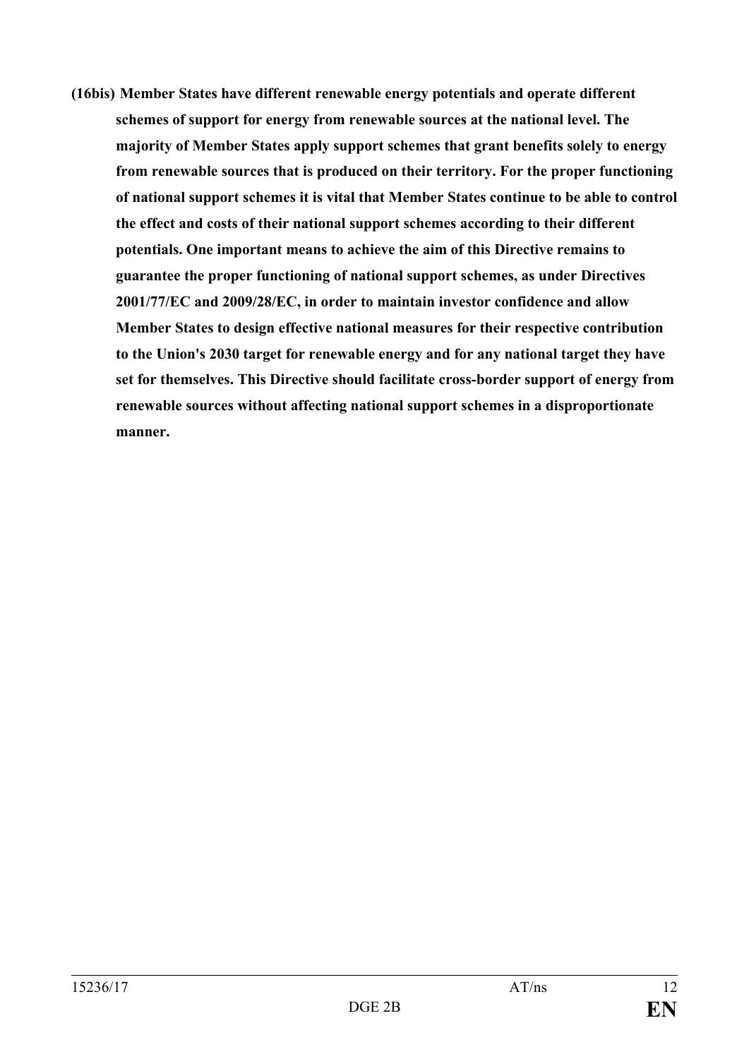**(16bis) Member States have different renewable energy potentials and operate different schemes of support for energy from renewable sources at the national level. The majority of Member States apply support schemes that grant benefits solely to energy from renewable sources that is produced on their territory. For the proper functioning of national support schemes it is vital that Member States continue to be able to control the effect and costs of their national support schemes according to their different potentials. One important means to achieve the aim of this Directive remains to guarantee the proper functioning of national support schemes, as under Directives 2001/77/EC and 2009/28/EC, in order to maintain investor confidence and allow Member States to design effective national measures for their respective contribution to the Union's 2030 target for renewable energy and for any national target they have set for themselves. This Directive should facilitate cross-border support of energy from renewable sources without affecting national support schemes in a disproportionate manner.**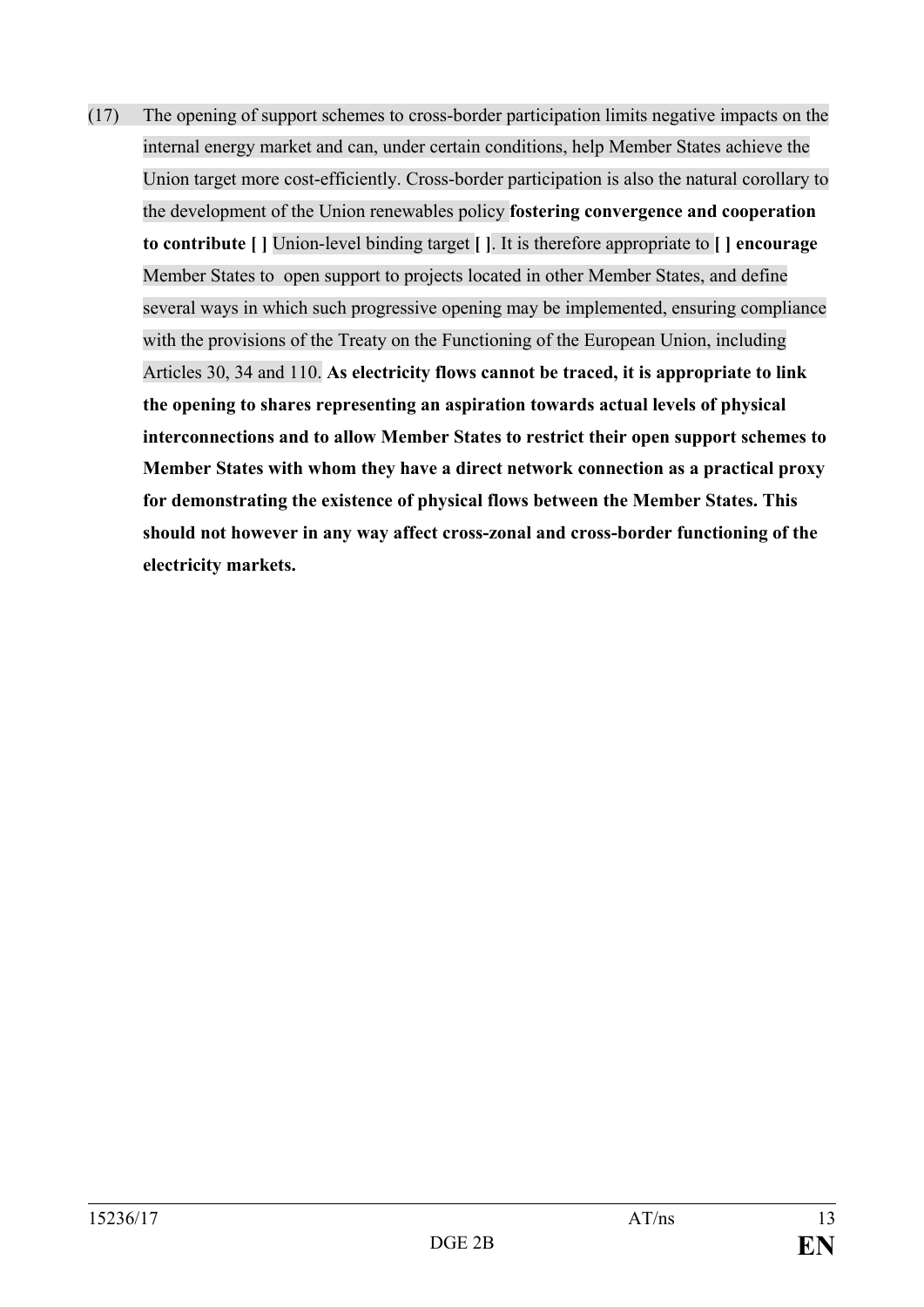(17) The opening of support schemes to cross-border participation limits negative impacts on the internal energy market and can, under certain conditions, help Member States achieve the Union target more cost-efficiently. Cross-border participation is also the natural corollary to the development of the Union renewables policy **fostering convergence and cooperation to contribute [ ]** Union-level binding target **[ ]**. It is therefore appropriate to **[ ] encourage** Member States to open support to projects located in other Member States, and define several ways in which such progressive opening may be implemented, ensuring compliance with the provisions of the Treaty on the Functioning of the European Union, including Articles 30, 34 and 110. **As electricity flows cannot be traced, it is appropriate to link the opening to shares representing an aspiration towards actual levels of physical interconnections and to allow Member States to restrict their open support schemes to Member States with whom they have a direct network connection as a practical proxy for demonstrating the existence of physical flows between the Member States. This should not however in any way affect cross-zonal and cross-border functioning of the electricity markets.**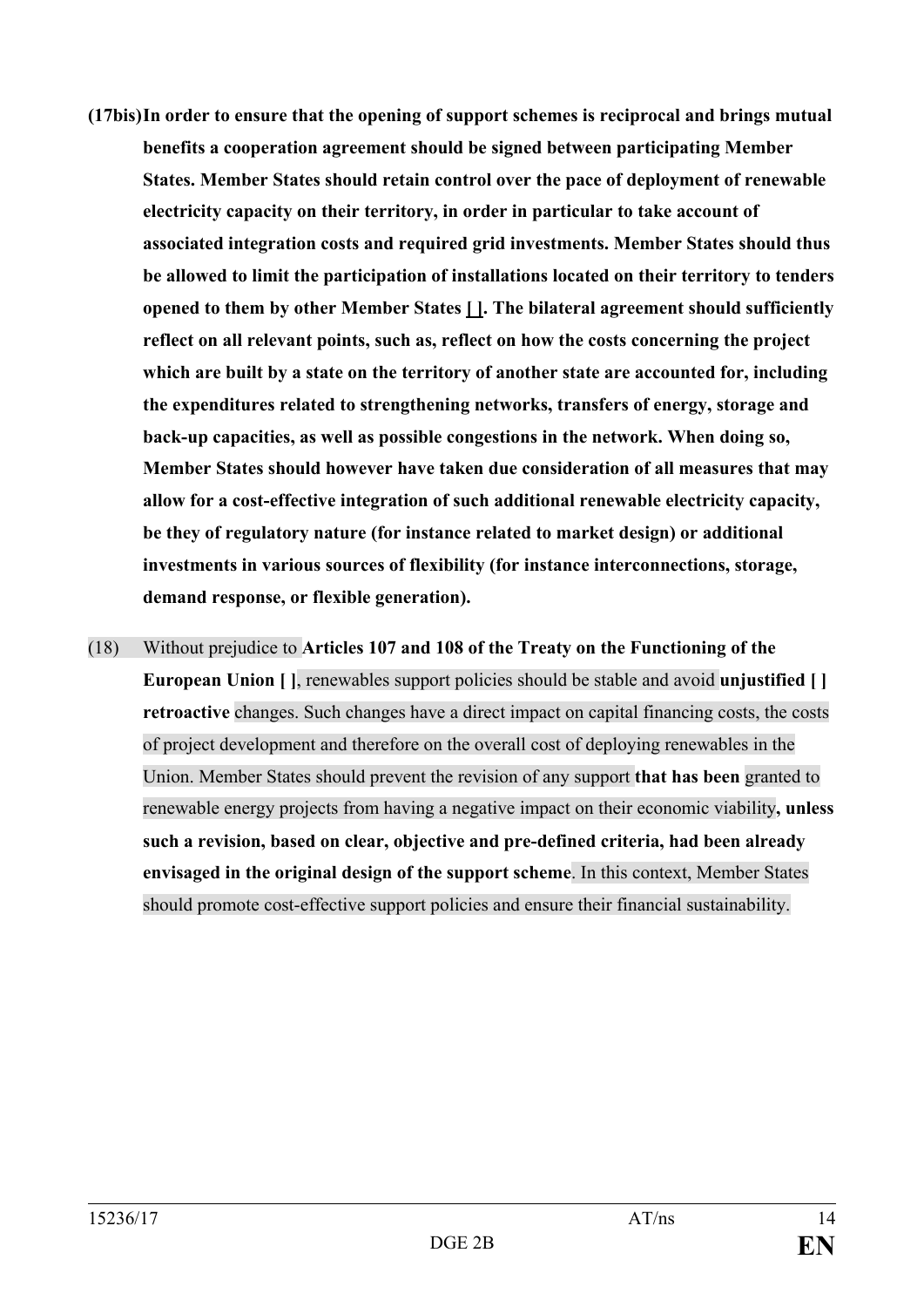**(17bis)In order to ensure that the opening of support schemes is reciprocal and brings mutual benefits a cooperation agreement should be signed between participating Member States. Member States should retain control over the pace of deployment of renewable electricity capacity on their territory, in order in particular to take account of associated integration costs and required grid investments. Member States should thus be allowed to limit the participation of installations located on their territory to tenders opened to them by other Member States [ ]. The bilateral agreement should sufficiently reflect on all relevant points, such as, reflect on how the costs concerning the project which are built by a state on the territory of another state are accounted for, including the expenditures related to strengthening networks, transfers of energy, storage and back-up capacities, as well as possible congestions in the network. When doing so, Member States should however have taken due consideration of all measures that may allow for a cost-effective integration of such additional renewable electricity capacity, be they of regulatory nature (for instance related to market design) or additional investments in various sources of flexibility (for instance interconnections, storage, demand response, or flexible generation).**

(18) Without prejudice to **Articles 107 and 108 of the Treaty on the Functioning of the European Union [ ]**, renewables support policies should be stable and avoid **unjustified [ ] retroactive** changes. Such changes have a direct impact on capital financing costs, the costs of project development and therefore on the overall cost of deploying renewables in the Union. Member States should prevent the revision of any support **that has been** granted to renewable energy projects from having a negative impact on their economic viability**, unless such a revision, based on clear, objective and pre-defined criteria, had been already envisaged in the original design of the support scheme**. In this context, Member States should promote cost-effective support policies and ensure their financial sustainability.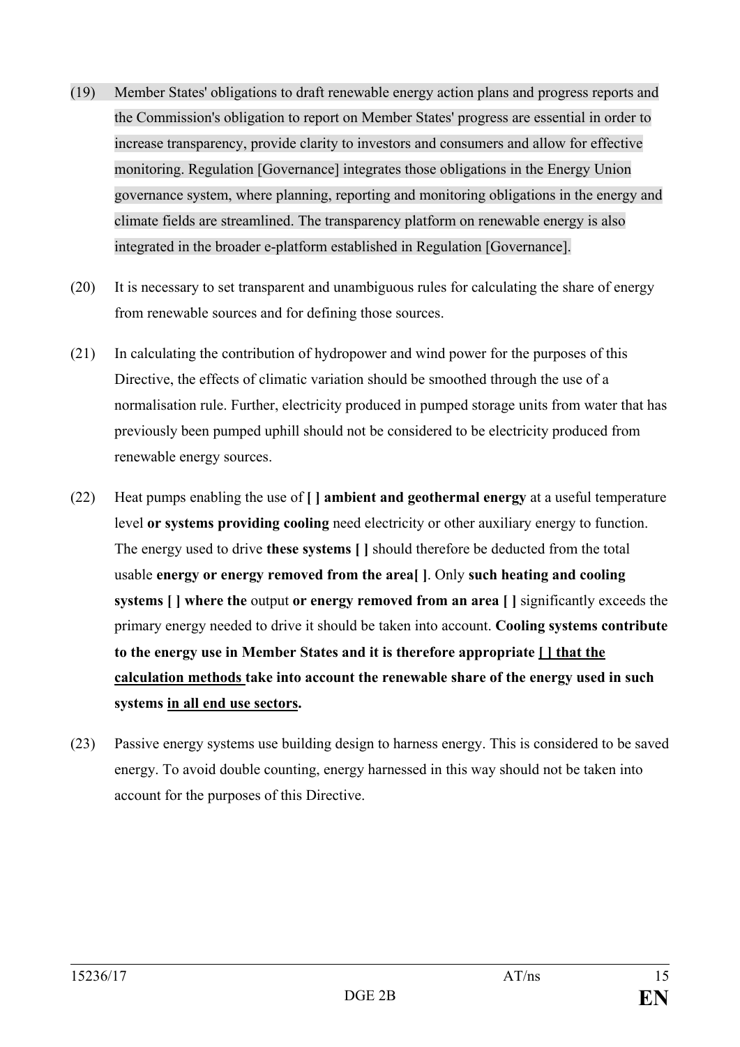(19) Member States' obligations to draft renewable energy action plans and progress reports and the Commission's obligation to report on Member States' progress are essential in order to increase transparency, provide clarity to investors and consumers and allow for effective monitoring. Regulation [Governance] integrates those obligations in the Energy Union governance system, where planning, reporting and monitoring obligations in the energy and climate fields are streamlined. The transparency platform on renewable energy is also integrated in the broader e-platform established in Regulation [Governance].

(20) It is necessary to set transparent and unambiguous rules for calculating the share of energy from renewable sources and for defining those sources.

(21) In calculating the contribution of hydropower and wind power for the purposes of this Directive, the effects of climatic variation should be smoothed through the use of a normalisation rule. Further, electricity produced in pumped storage units from water that has previously been pumped uphill should not be considered to be electricity produced from renewable energy sources.

(22) Heat pumps enabling the use of **[ ] ambient and geothermal energy** at a useful temperature level **or systems providing cooling** need electricity or other auxiliary energy to function. The energy used to drive **these systems [ ]** should therefore be deducted from the total usable **energy or energy removed from the area[ ]**. Only **such heating and cooling systems [ ] where the** output **or energy removed from an area [ ]** significantly exceeds the primary energy needed to drive it should be taken into account. **Cooling systems contribute to the energy use in Member States and it is therefore appropriate <u>[ ] that the calculation methods</u> take into account the renewable share of the energy used in such systems <u>in all end use sectors</u>.**

(23) Passive energy systems use building design to harness energy. This is considered to be saved energy. To avoid double counting, energy harnessed in this way should not be taken into account for the purposes of this Directive.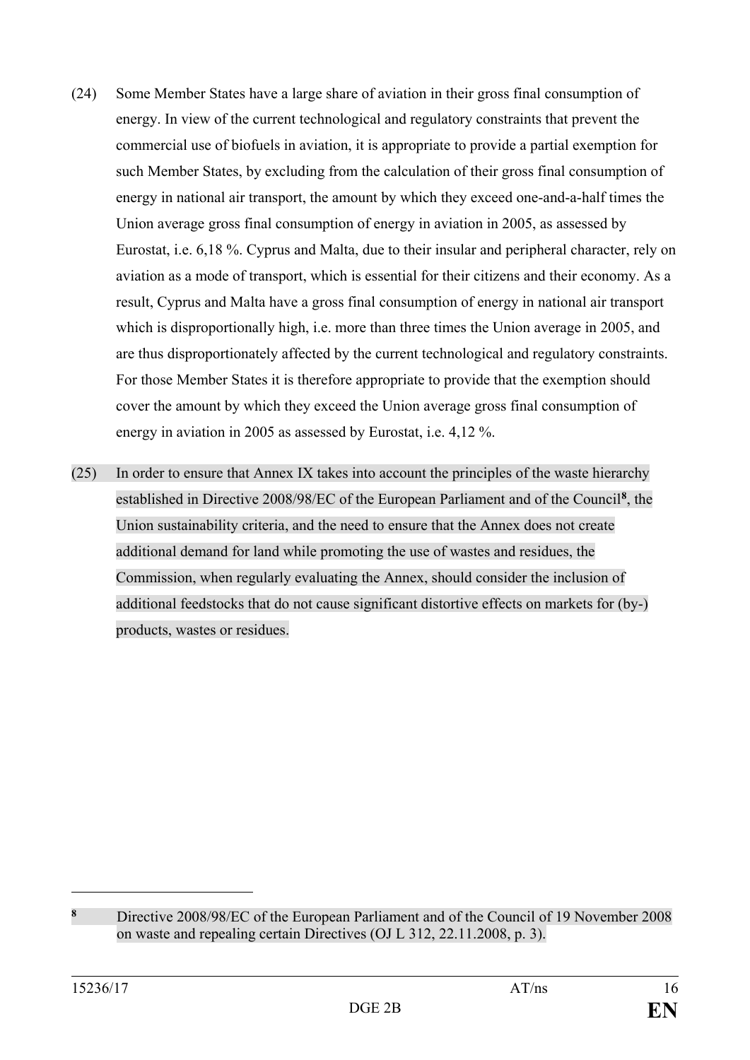(24) Some Member States have a large share of aviation in their gross final consumption of energy. In view of the current technological and regulatory constraints that prevent the commercial use of biofuels in aviation, it is appropriate to provide a partial exemption for such Member States, by excluding from the calculation of their gross final consumption of energy in national air transport, the amount by which they exceed one-and-a-half times the Union average gross final consumption of energy in aviation in 2005, as assessed by Eurostat, i.e. 6,18 %. Cyprus and Malta, due to their insular and peripheral character, rely on aviation as a mode of transport, which is essential for their citizens and their economy. As a result, Cyprus and Malta have a gross final consumption of energy in national air transport which is disproportionally high, i.e. more than three times the Union average in 2005, and are thus disproportionately affected by the current technological and regulatory constraints. For those Member States it is therefore appropriate to provide that the exemption should cover the amount by which they exceed the Union average gross final consumption of energy in aviation in 2005 as assessed by Eurostat, i.e. 4,12 %.

(25) In order to ensure that Annex IX takes into account the principles of the waste hierarchy established in Directive 2008/98/EC of the European Parliament and of the Council[8], the Union sustainability criteria, and the need to ensure that the Annex does not create additional demand for land while promoting the use of wastes and residues, the Commission, when regularly evaluating the Annex, should consider the inclusion of additional feedstocks that do not cause significant distortive effects on markets for (by-) products, wastes or residues.

---

[8] Directive 2008/98/EC of the European Parliament and of the Council of 19 November 2008 on waste and repealing certain Directives (OJ L 312, 22.11.2008, p. 3).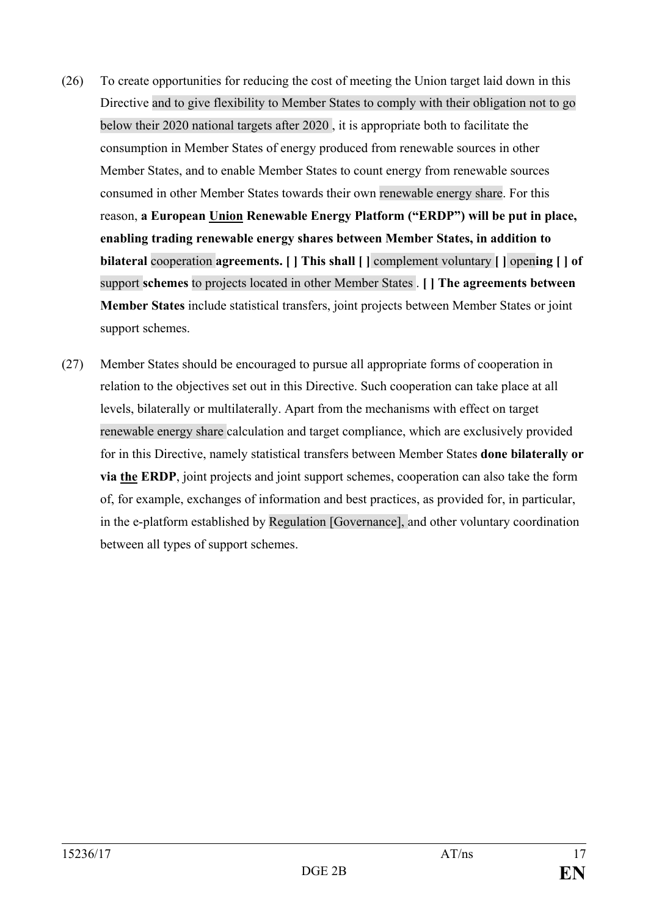(26) To create opportunities for reducing the cost of meeting the Union target laid down in this Directive and to give flexibility to Member States to comply with their obligation not to go below their 2020 national targets after 2020 , it is appropriate both to facilitate the consumption in Member States of energy produced from renewable sources in other Member States, and to enable Member States to count energy from renewable sources consumed in other Member States towards their own renewable energy share. For this reason, **a European <u>Union</u> Renewable Energy Platform ("ERDP") will be put in place, enabling trading renewable energy shares between Member States, in addition to bilateral** cooperation **agreements. [ ] This shall [ ]** complement voluntary **[ ]** open**ing [ ] of** support **schemes** to projects located in other Member States . **[ ] The agreements between Member States** include statistical transfers, joint projects between Member States or joint support schemes.

(27) Member States should be encouraged to pursue all appropriate forms of cooperation in relation to the objectives set out in this Directive. Such cooperation can take place at all levels, bilaterally or multilaterally. Apart from the mechanisms with effect on target renewable energy share calculation and target compliance, which are exclusively provided for in this Directive, namely statistical transfers between Member States **done bilaterally or via <u>the</u> ERDP**, joint projects and joint support schemes, cooperation can also take the form of, for example, exchanges of information and best practices, as provided for, in particular, in the e-platform established by Regulation [Governance], and other voluntary coordination between all types of support schemes.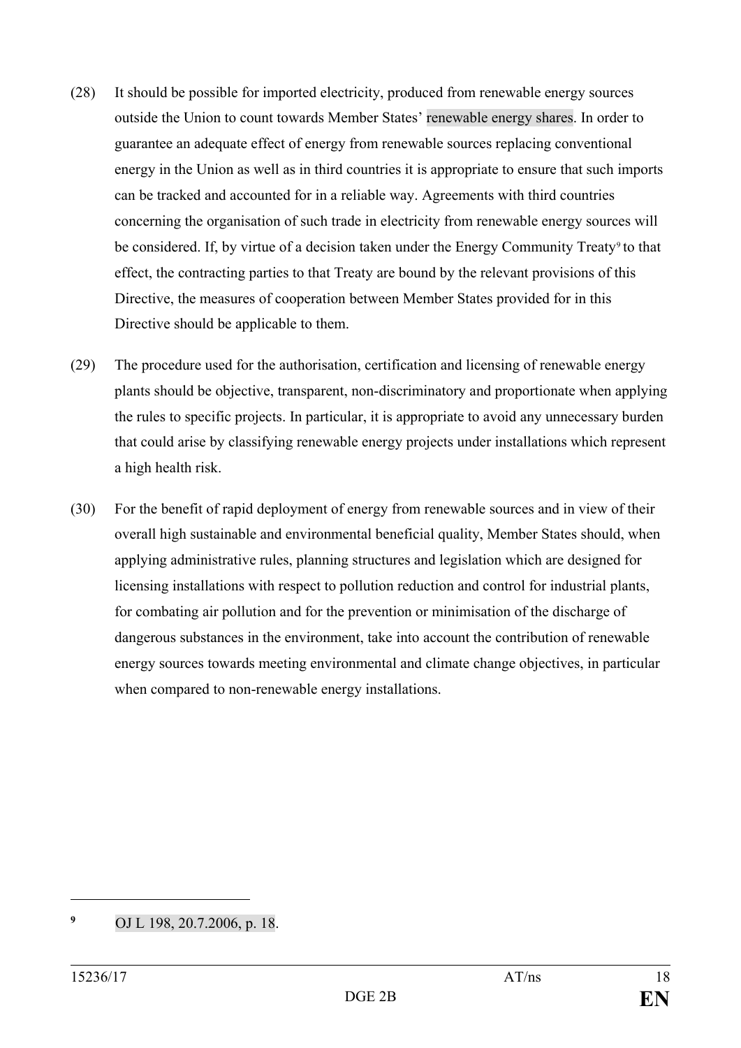(28) It should be possible for imported electricity, produced from renewable energy sources outside the Union to count towards Member States' renewable energy shares. In order to guarantee an adequate effect of energy from renewable sources replacing conventional energy in the Union as well as in third countries it is appropriate to ensure that such imports can be tracked and accounted for in a reliable way. Agreements with third countries concerning the organisation of such trade in electricity from renewable energy sources will be considered. If, by virtue of a decision taken under the Energy Community Treaty[9] to that effect, the contracting parties to that Treaty are bound by the relevant provisions of this Directive, the measures of cooperation between Member States provided for in this Directive should be applicable to them.

(29) The procedure used for the authorisation, certification and licensing of renewable energy plants should be objective, transparent, non-discriminatory and proportionate when applying the rules to specific projects. In particular, it is appropriate to avoid any unnecessary burden that could arise by classifying renewable energy projects under installations which represent a high health risk.

(30) For the benefit of rapid deployment of energy from renewable sources and in view of their overall high sustainable and environmental beneficial quality, Member States should, when applying administrative rules, planning structures and legislation which are designed for licensing installations with respect to pollution reduction and control for industrial plants, for combating air pollution and for the prevention or minimisation of the discharge of dangerous substances in the environment, take into account the contribution of renewable energy sources towards meeting environmental and climate change objectives, in particular when compared to non-renewable energy installations.

---

[9] OJ L 198, 20.7.2006, p. 18.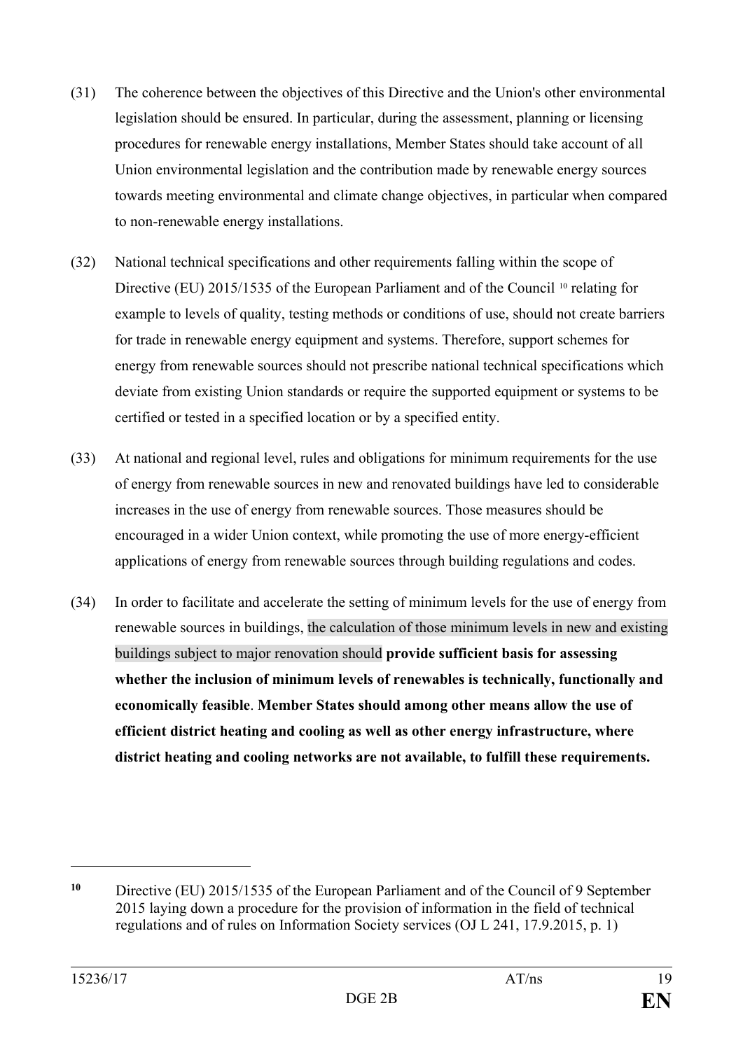(31) The coherence between the objectives of this Directive and the Union's other environmental legislation should be ensured. In particular, during the assessment, planning or licensing procedures for renewable energy installations, Member States should take account of all Union environmental legislation and the contribution made by renewable energy sources towards meeting environmental and climate change objectives, in particular when compared to non-renewable energy installations.

(32) National technical specifications and other requirements falling within the scope of Directive (EU) 2015/1535 of the European Parliament and of the Council [10] relating for example to levels of quality, testing methods or conditions of use, should not create barriers for trade in renewable energy equipment and systems. Therefore, support schemes for energy from renewable sources should not prescribe national technical specifications which deviate from existing Union standards or require the supported equipment or systems to be certified or tested in a specified location or by a specified entity.

(33) At national and regional level, rules and obligations for minimum requirements for the use of energy from renewable sources in new and renovated buildings have led to considerable increases in the use of energy from renewable sources. Those measures should be encouraged in a wider Union context, while promoting the use of more energy-efficient applications of energy from renewable sources through building regulations and codes.

(34) In order to facilitate and accelerate the setting of minimum levels for the use of energy from renewable sources in buildings, the calculation of those minimum levels in new and existing buildings subject to major renovation should **provide sufficient basis for assessing whether the inclusion of minimum levels of renewables is technically, functionally and economically feasible**. **Member States should among other means allow the use of efficient district heating and cooling as well as other energy infrastructure, where district heating and cooling networks are not available, to fulfill these requirements.**

---

[10] Directive (EU) 2015/1535 of the European Parliament and of the Council of 9 September 2015 laying down a procedure for the provision of information in the field of technical regulations and of rules on Information Society services (OJ L 241, 17.9.2015, p. 1)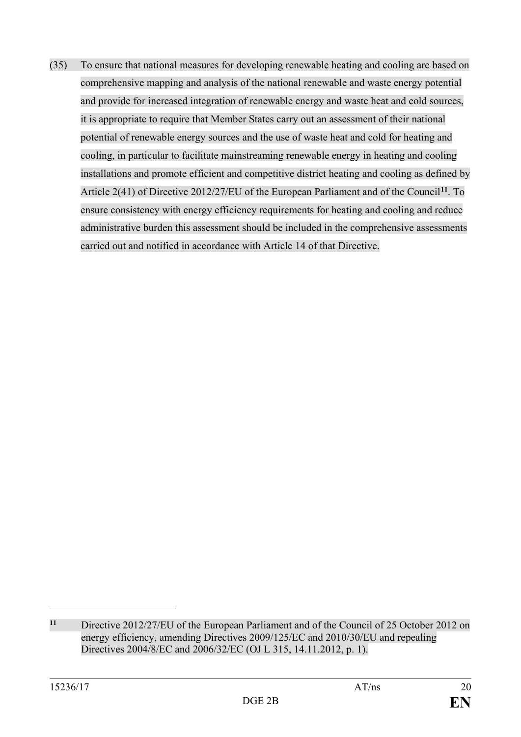(35) To ensure that national measures for developing renewable heating and cooling are based on comprehensive mapping and analysis of the national renewable and waste energy potential and provide for increased integration of renewable energy and waste heat and cold sources, it is appropriate to require that Member States carry out an assessment of their national potential of renewable energy sources and the use of waste heat and cold for heating and cooling, in particular to facilitate mainstreaming renewable energy in heating and cooling installations and promote efficient and competitive district heating and cooling as defined by Article 2(41) of Directive 2012/27/EU of the European Parliament and of the Council[11]. To ensure consistency with energy efficiency requirements for heating and cooling and reduce administrative burden this assessment should be included in the comprehensive assessments carried out and notified in accordance with Article 14 of that Directive.

---

[11] Directive 2012/27/EU of the European Parliament and of the Council of 25 October 2012 on energy efficiency, amending Directives 2009/125/EC and 2010/30/EU and repealing Directives 2004/8/EC and 2006/32/EC (OJ L 315, 14.11.2012, p. 1).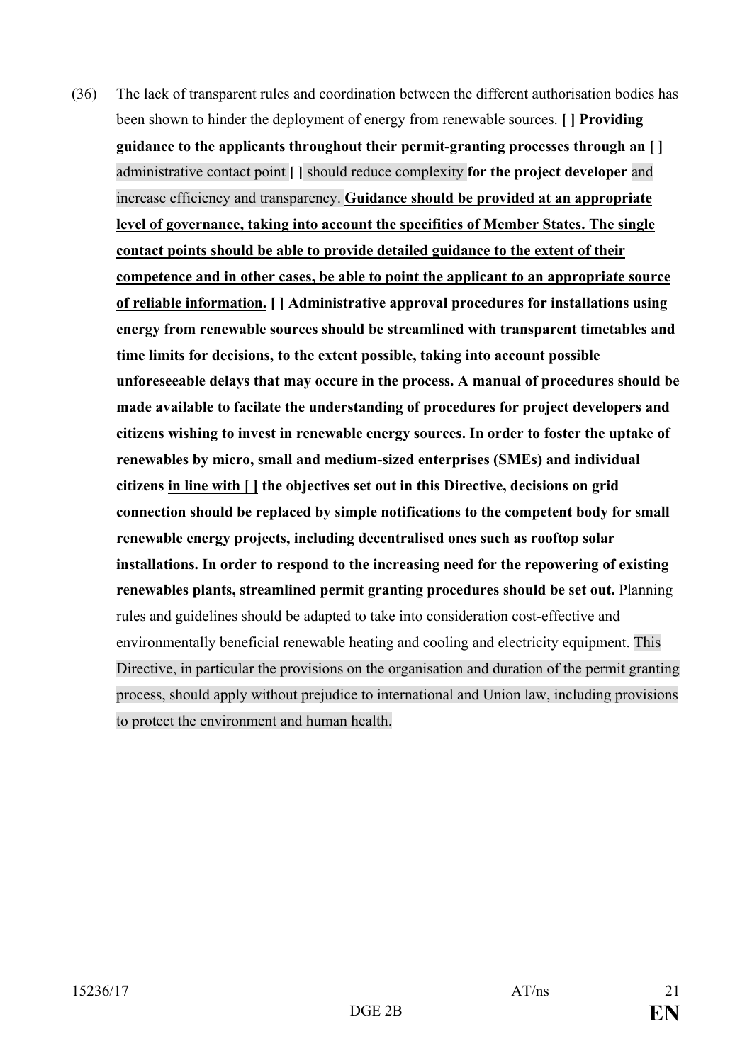(36) The lack of transparent rules and coordination between the different authorisation bodies has been shown to hinder the deployment of energy from renewable sources. **[ ] Providing guidance to the applicants throughout their permit-granting processes through an [ ]** administrative contact point **[ ]** should reduce complexity **for the project developer** and increase efficiency and transparency. **<u>Guidance should be provided at an appropriate level of governance, taking into account the specifities of Member States. The single contact points should be able to provide detailed guidance to the extent of their competence and in other cases, be able to point the applicant to an appropriate source of reliable information.</u> [ ] Administrative approval procedures for installations using energy from renewable sources should be streamlined with transparent timetables and time limits for decisions, to the extent possible, taking into account possible unforeseeable delays that may occure in the process. A manual of procedures should be made available to facilate the understanding of procedures for project developers and citizens wishing to invest in renewable energy sources. In order to foster the uptake of renewables by micro, small and medium-sized enterprises (SMEs) and individual citizens <u>in line with [ ]</u> the objectives set out in this Directive, decisions on grid connection should be replaced by simple notifications to the competent body for small renewable energy projects, including decentralised ones such as rooftop solar installations. In order to respond to the increasing need for the repowering of existing renewables plants, streamlined permit granting procedures should be set out.** Planning rules and guidelines should be adapted to take into consideration cost-effective and environmentally beneficial renewable heating and cooling and electricity equipment. This Directive, in particular the provisions on the organisation and duration of the permit granting process, should apply without prejudice to international and Union law, including provisions to protect the environment and human health.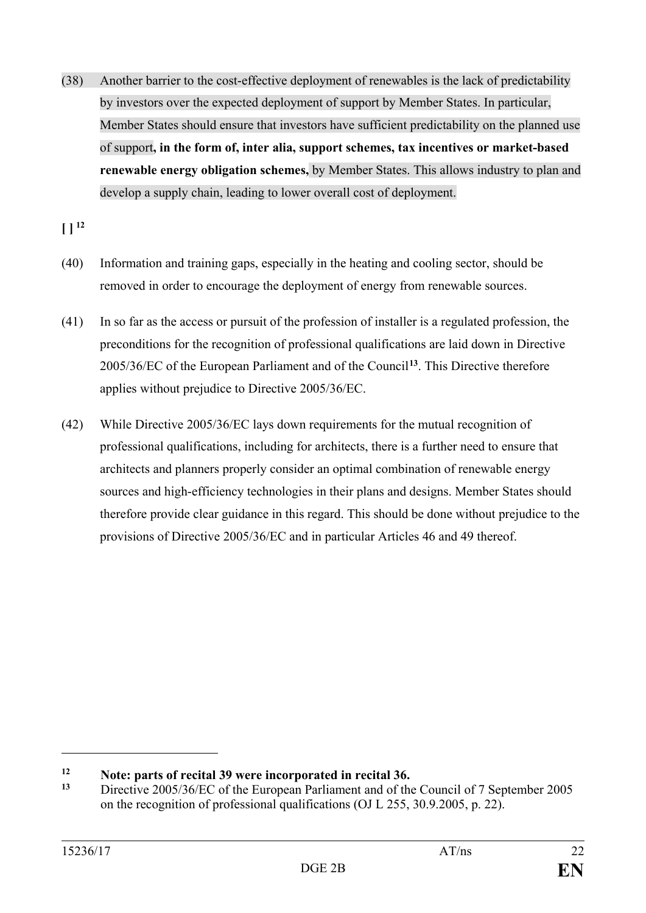(38) Another barrier to the cost-effective deployment of renewables is the lack of predictability by investors over the expected deployment of support by Member States. In particular, Member States should ensure that investors have sufficient predictability on the planned use of support**, in the form of, inter alia, support schemes, tax incentives or market-based renewable energy obligation schemes,** by Member States. This allows industry to plan and develop a supply chain, leading to lower overall cost of deployment.

**[ ]** [12]

(40) Information and training gaps, especially in the heating and cooling sector, should be removed in order to encourage the deployment of energy from renewable sources.

(41) In so far as the access or pursuit of the profession of installer is a regulated profession, the preconditions for the recognition of professional qualifications are laid down in Directive 2005/36/EC of the European Parliament and of the Council[13]. This Directive therefore applies without prejudice to Directive 2005/36/EC.

(42) While Directive 2005/36/EC lays down requirements for the mutual recognition of professional qualifications, including for architects, there is a further need to ensure that architects and planners properly consider an optimal combination of renewable energy sources and high-efficiency technologies in their plans and designs. Member States should therefore provide clear guidance in this regard. This should be done without prejudice to the provisions of Directive 2005/36/EC and in particular Articles 46 and 49 thereof.

---

[12] **Note: parts of recital 39 were incorporated in recital 36.**

[13] Directive 2005/36/EC of the European Parliament and of the Council of 7 September 2005 on the recognition of professional qualifications (OJ L 255, 30.9.2005, p. 22).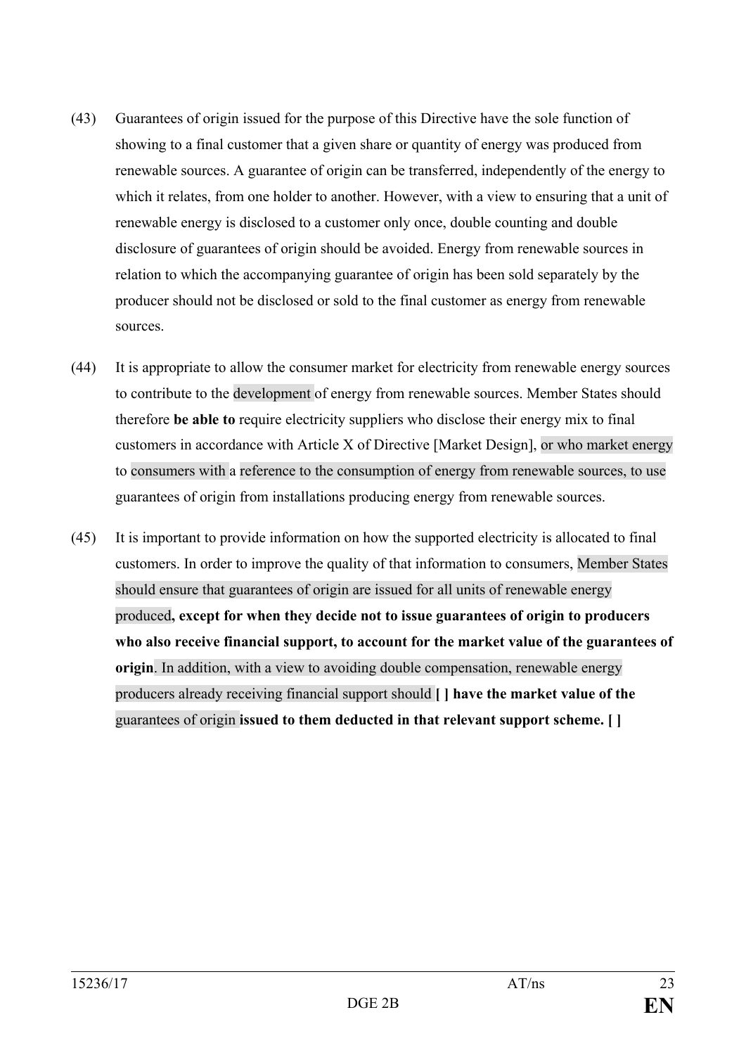(43) Guarantees of origin issued for the purpose of this Directive have the sole function of showing to a final customer that a given share or quantity of energy was produced from renewable sources. A guarantee of origin can be transferred, independently of the energy to which it relates, from one holder to another. However, with a view to ensuring that a unit of renewable energy is disclosed to a customer only once, double counting and double disclosure of guarantees of origin should be avoided. Energy from renewable sources in relation to which the accompanying guarantee of origin has been sold separately by the producer should not be disclosed or sold to the final customer as energy from renewable sources.

(44) It is appropriate to allow the consumer market for electricity from renewable energy sources to contribute to the development of energy from renewable sources. Member States should therefore **be able to** require electricity suppliers who disclose their energy mix to final customers in accordance with Article X of Directive [Market Design], or who market energy to consumers with a reference to the consumption of energy from renewable sources, to use guarantees of origin from installations producing energy from renewable sources.

(45) It is important to provide information on how the supported electricity is allocated to final customers. In order to improve the quality of that information to consumers, Member States should ensure that guarantees of origin are issued for all units of renewable energy produced**, except for when they decide not to issue guarantees of origin to producers who also receive financial support, to account for the market value of the guarantees of origin**. In addition, with a view to avoiding double compensation, renewable energy producers already receiving financial support should **[ ] have the market value of the** guarantees of origin **issued to them deducted in that relevant support scheme. [ ]**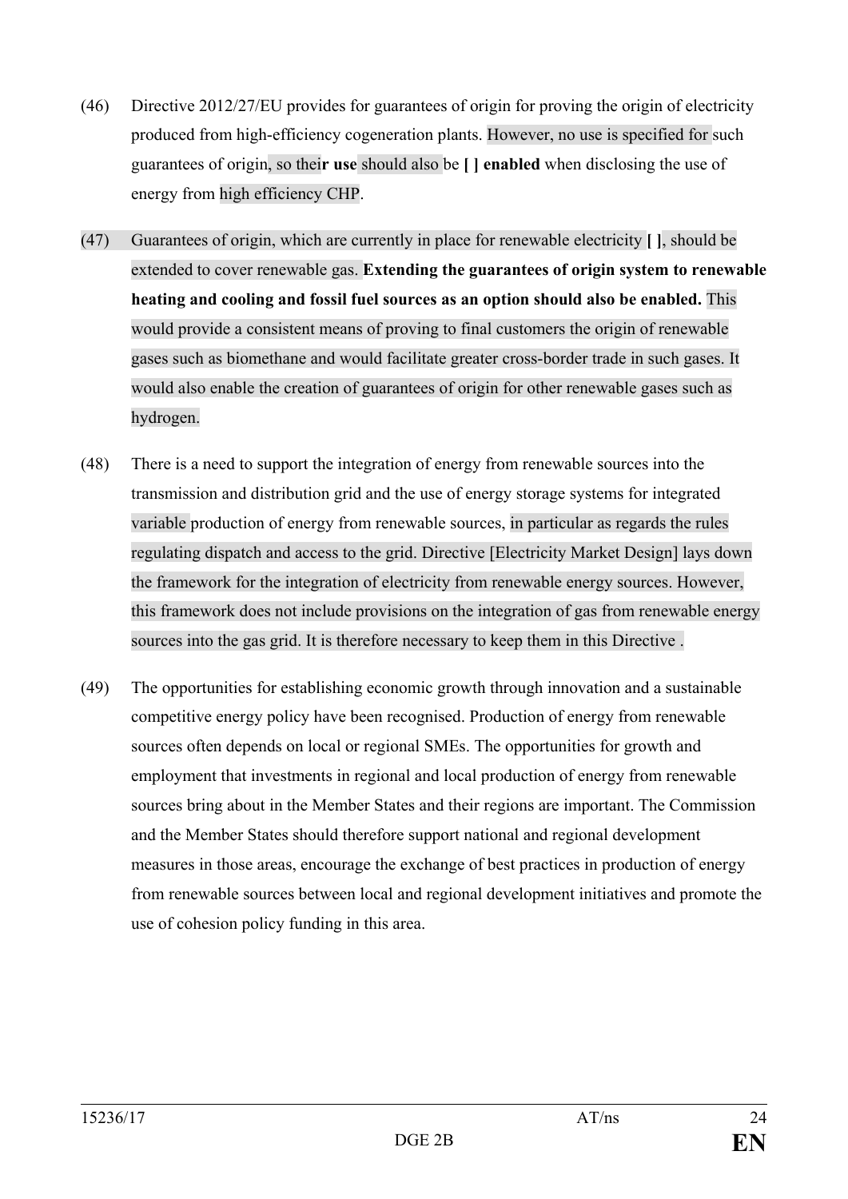(46) Directive 2012/27/EU provides for guarantees of origin for proving the origin of electricity produced from high-efficiency cogeneration plants. However, no use is specified for such guarantees of origin, so thei**r use** should also be **[ ] enabled** when disclosing the use of energy from high efficiency CHP.

(47) Guarantees of origin, which are currently in place for renewable electricity **[ ]**, should be extended to cover renewable gas. **Extending the guarantees of origin system to renewable heating and cooling and fossil fuel sources as an option should also be enabled.** This would provide a consistent means of proving to final customers the origin of renewable gases such as biomethane and would facilitate greater cross-border trade in such gases. It would also enable the creation of guarantees of origin for other renewable gases such as hydrogen.

(48) There is a need to support the integration of energy from renewable sources into the transmission and distribution grid and the use of energy storage systems for integrated variable production of energy from renewable sources, in particular as regards the rules regulating dispatch and access to the grid. Directive [Electricity Market Design] lays down the framework for the integration of electricity from renewable energy sources. However, this framework does not include provisions on the integration of gas from renewable energy sources into the gas grid. It is therefore necessary to keep them in this Directive .

(49) The opportunities for establishing economic growth through innovation and a sustainable competitive energy policy have been recognised. Production of energy from renewable sources often depends on local or regional SMEs. The opportunities for growth and employment that investments in regional and local production of energy from renewable sources bring about in the Member States and their regions are important. The Commission and the Member States should therefore support national and regional development measures in those areas, encourage the exchange of best practices in production of energy from renewable sources between local and regional development initiatives and promote the use of cohesion policy funding in this area.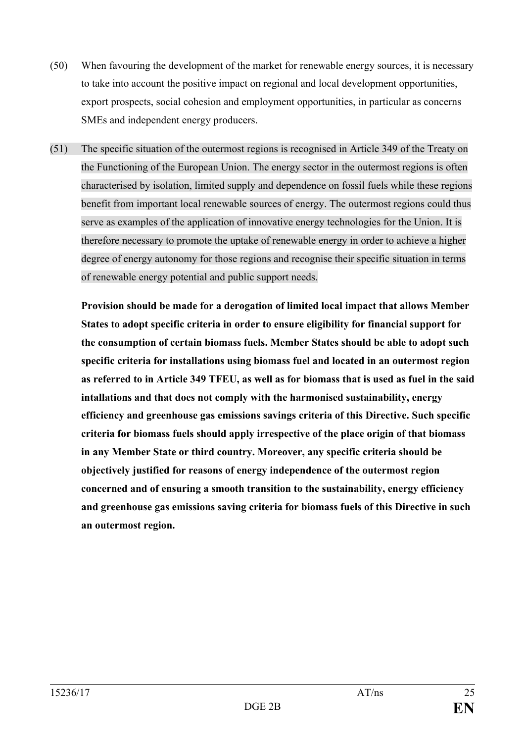(50) When favouring the development of the market for renewable energy sources, it is necessary to take into account the positive impact on regional and local development opportunities, export prospects, social cohesion and employment opportunities, in particular as concerns SMEs and independent energy producers.

(51) The specific situation of the outermost regions is recognised in Article 349 of the Treaty on the Functioning of the European Union. The energy sector in the outermost regions is often characterised by isolation, limited supply and dependence on fossil fuels while these regions benefit from important local renewable sources of energy. The outermost regions could thus serve as examples of the application of innovative energy technologies for the Union. It is therefore necessary to promote the uptake of renewable energy in order to achieve a higher degree of energy autonomy for those regions and recognise their specific situation in terms of renewable energy potential and public support needs.

**Provision should be made for a derogation of limited local impact that allows Member States to adopt specific criteria in order to ensure eligibility for financial support for the consumption of certain biomass fuels. Member States should be able to adopt such specific criteria for installations using biomass fuel and located in an outermost region as referred to in Article 349 TFEU, as well as for biomass that is used as fuel in the said intallations and that does not comply with the harmonised sustainability, energy efficiency and greenhouse gas emissions savings criteria of this Directive. Such specific criteria for biomass fuels should apply irrespective of the place origin of that biomass in any Member State or third country. Moreover, any specific criteria should be objectively justified for reasons of energy independence of the outermost region concerned and of ensuring a smooth transition to the sustainability, energy efficiency and greenhouse gas emissions saving criteria for biomass fuels of this Directive in such an outermost region.**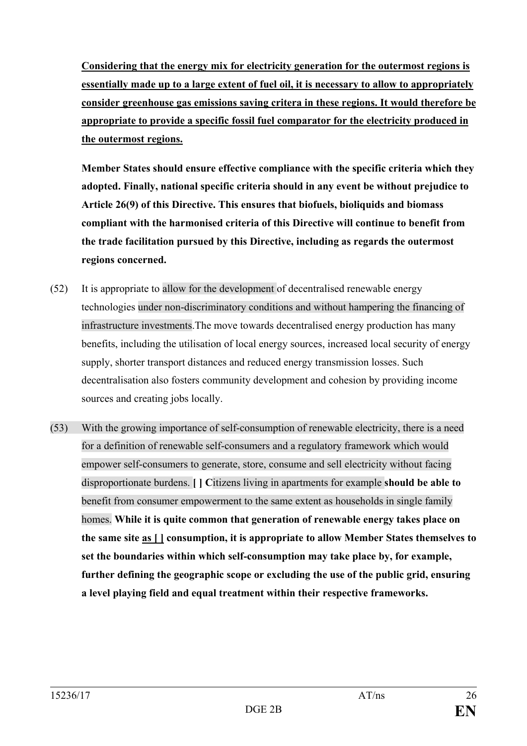**<u>Considering that the energy mix for electricity generation for the outermost regions is essentially made up to a large extent of fuel oil, it is necessary to allow to appropriately consider greenhouse gas emissions saving critera in these regions. It would therefore be appropriate to provide a specific fossil fuel comparator for the electricity produced in the outermost regions.</u>**

**Member States should ensure effective compliance with the specific criteria which they adopted. Finally, national specific criteria should in any event be without prejudice to Article 26(9) of this Directive. This ensures that biofuels, bioliquids and biomass compliant with the harmonised criteria of this Directive will continue to benefit from the trade facilitation pursued by this Directive, including as regards the outermost regions concerned.**

(52) It is appropriate to allow for the development of decentralised renewable energy technologies under non-discriminatory conditions and without hampering the financing of infrastructure investments.The move towards decentralised energy production has many benefits, including the utilisation of local energy sources, increased local security of energy supply, shorter transport distances and reduced energy transmission losses. Such decentralisation also fosters community development and cohesion by providing income sources and creating jobs locally.

(53) With the growing importance of self-consumption of renewable electricity, there is a need for a definition of renewable self-consumers and a regulatory framework which would empower self-consumers to generate, store, consume and sell electricity without facing disproportionate burdens. **[ ] C**itizens living in apartments for example **should be able to** benefit from consumer empowerment to the same extent as households in single family homes. **While it is quite common that generation of renewable energy takes place on the same site <u>as [ ]</u> consumption, it is appropriate to allow Member States themselves to set the boundaries within which self-consumption may take place by, for example, further defining the geographic scope or excluding the use of the public grid, ensuring a level playing field and equal treatment within their respective frameworks.**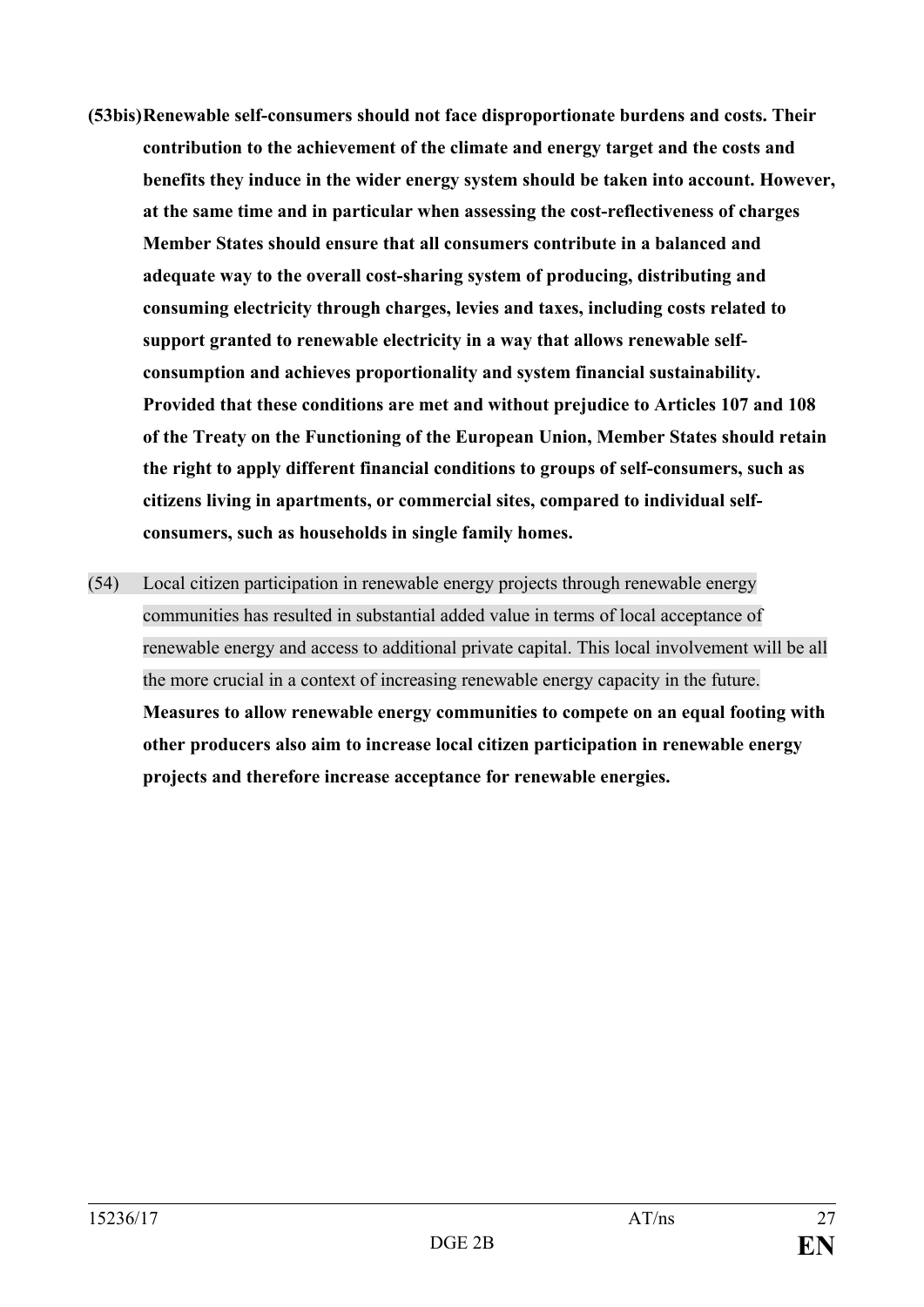**(53bis) Renewable self-consumers should not face disproportionate burdens and costs. Their contribution to the achievement of the climate and energy target and the costs and benefits they induce in the wider energy system should be taken into account. However, at the same time and in particular when assessing the cost-reflectiveness of charges Member States should ensure that all consumers contribute in a balanced and adequate way to the overall cost-sharing system of producing, distributing and consuming electricity through charges, levies and taxes, including costs related to support granted to renewable electricity in a way that allows renewable self-consumption and achieves proportionality and system financial sustainability. Provided that these conditions are met and without prejudice to Articles 107 and 108 of the Treaty on the Functioning of the European Union, Member States should retain the right to apply different financial conditions to groups of self-consumers, such as citizens living in apartments, or commercial sites, compared to individual self-consumers, such as households in single family homes.**

(54) Local citizen participation in renewable energy projects through renewable energy communities has resulted in substantial added value in terms of local acceptance of renewable energy and access to additional private capital. This local involvement will be all the more crucial in a context of increasing renewable energy capacity in the future. **Measures to allow renewable energy communities to compete on an equal footing with other producers also aim to increase local citizen participation in renewable energy projects and therefore increase acceptance for renewable energies.**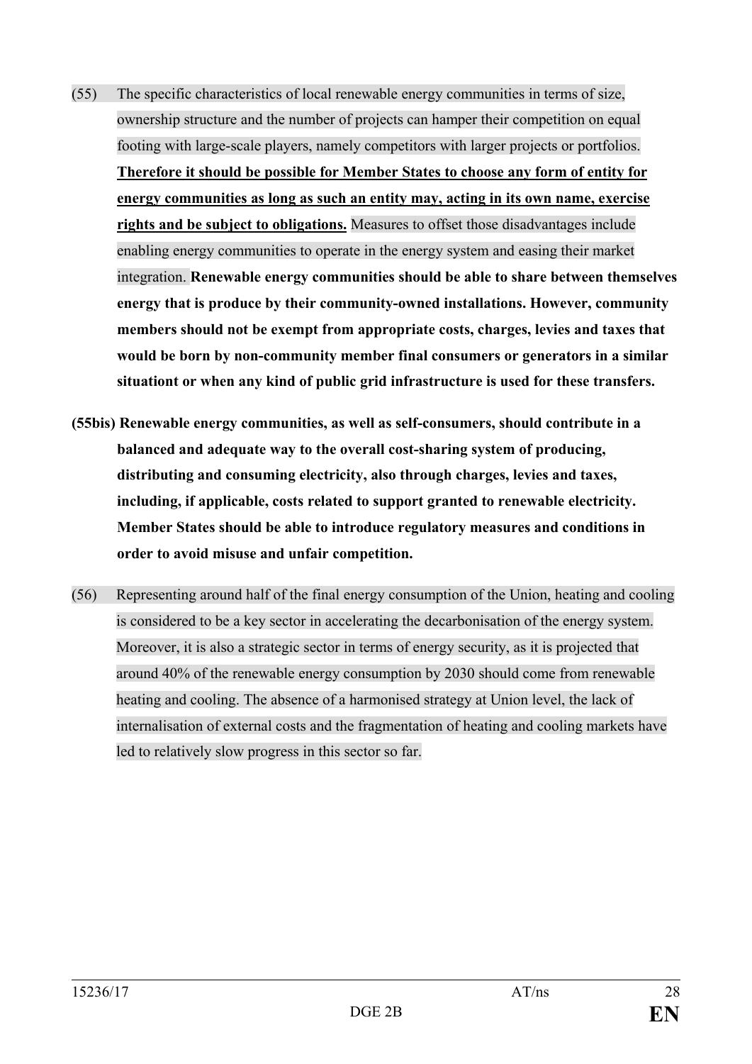(55) The specific characteristics of local renewable energy communities in terms of size, ownership structure and the number of projects can hamper their competition on equal footing with large-scale players, namely competitors with larger projects or portfolios. <u>**Therefore it should be possible for Member States to choose any form of entity for energy communities as long as such an entity may, acting in its own name, exercise rights and be subject to obligations.**</u> Measures to offset those disadvantages include enabling energy communities to operate in the energy system and easing their market integration. **Renewable energy communities should be able to share between themselves energy that is produce by their community-owned installations. However, community members should not be exempt from appropriate costs, charges, levies and taxes that would be born by non-community member final consumers or generators in a similar situationt or when any kind of public grid infrastructure is used for these transfers.**

**(55bis) Renewable energy communities, as well as self-consumers, should contribute in a balanced and adequate way to the overall cost-sharing system of producing, distributing and consuming electricity, also through charges, levies and taxes, including, if applicable, costs related to support granted to renewable electricity. Member States should be able to introduce regulatory measures and conditions in order to avoid misuse and unfair competition.**

(56) Representing around half of the final energy consumption of the Union, heating and cooling is considered to be a key sector in accelerating the decarbonisation of the energy system. Moreover, it is also a strategic sector in terms of energy security, as it is projected that around 40% of the renewable energy consumption by 2030 should come from renewable heating and cooling. The absence of a harmonised strategy at Union level, the lack of internalisation of external costs and the fragmentation of heating and cooling markets have led to relatively slow progress in this sector so far.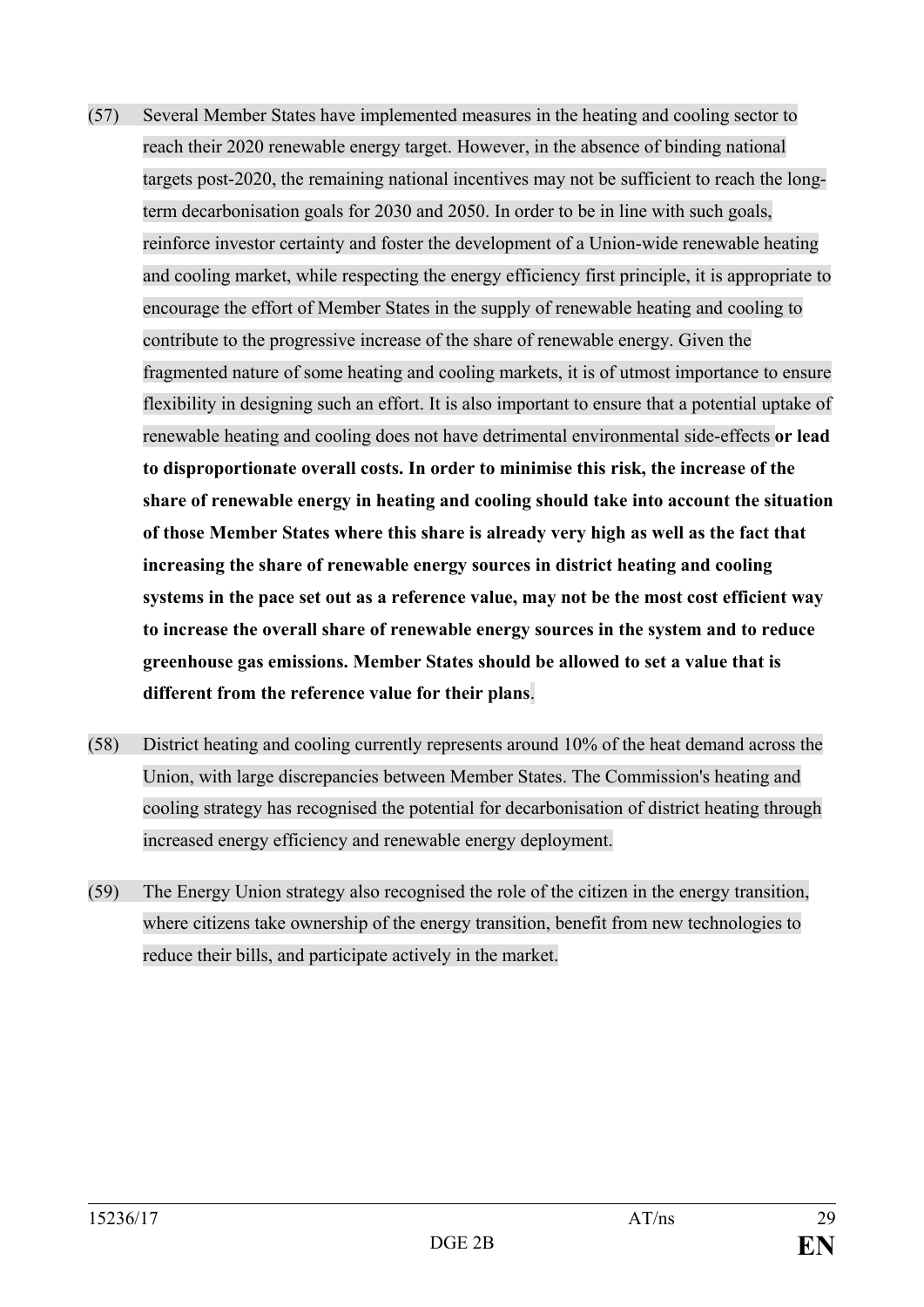(57) Several Member States have implemented measures in the heating and cooling sector to reach their 2020 renewable energy target. However, in the absence of binding national targets post-2020, the remaining national incentives may not be sufficient to reach the long-term decarbonisation goals for 2030 and 2050. In order to be in line with such goals, reinforce investor certainty and foster the development of a Union-wide renewable heating and cooling market, while respecting the energy efficiency first principle, it is appropriate to encourage the effort of Member States in the supply of renewable heating and cooling to contribute to the progressive increase of the share of renewable energy. Given the fragmented nature of some heating and cooling markets, it is of utmost importance to ensure flexibility in designing such an effort. It is also important to ensure that a potential uptake of renewable heating and cooling does not have detrimental environmental side-effects **or lead to disproportionate overall costs. In order to minimise this risk, the increase of the share of renewable energy in heating and cooling should take into account the situation of those Member States where this share is already very high as well as the fact that increasing the share of renewable energy sources in district heating and cooling systems in the pace set out as a reference value, may not be the most cost efficient way to increase the overall share of renewable energy sources in the system and to reduce greenhouse gas emissions. Member States should be allowed to set a value that is different from the reference value for their plans**.

(58) District heating and cooling currently represents around 10% of the heat demand across the Union, with large discrepancies between Member States. The Commission's heating and cooling strategy has recognised the potential for decarbonisation of district heating through increased energy efficiency and renewable energy deployment.

(59) The Energy Union strategy also recognised the role of the citizen in the energy transition, where citizens take ownership of the energy transition, benefit from new technologies to reduce their bills, and participate actively in the market.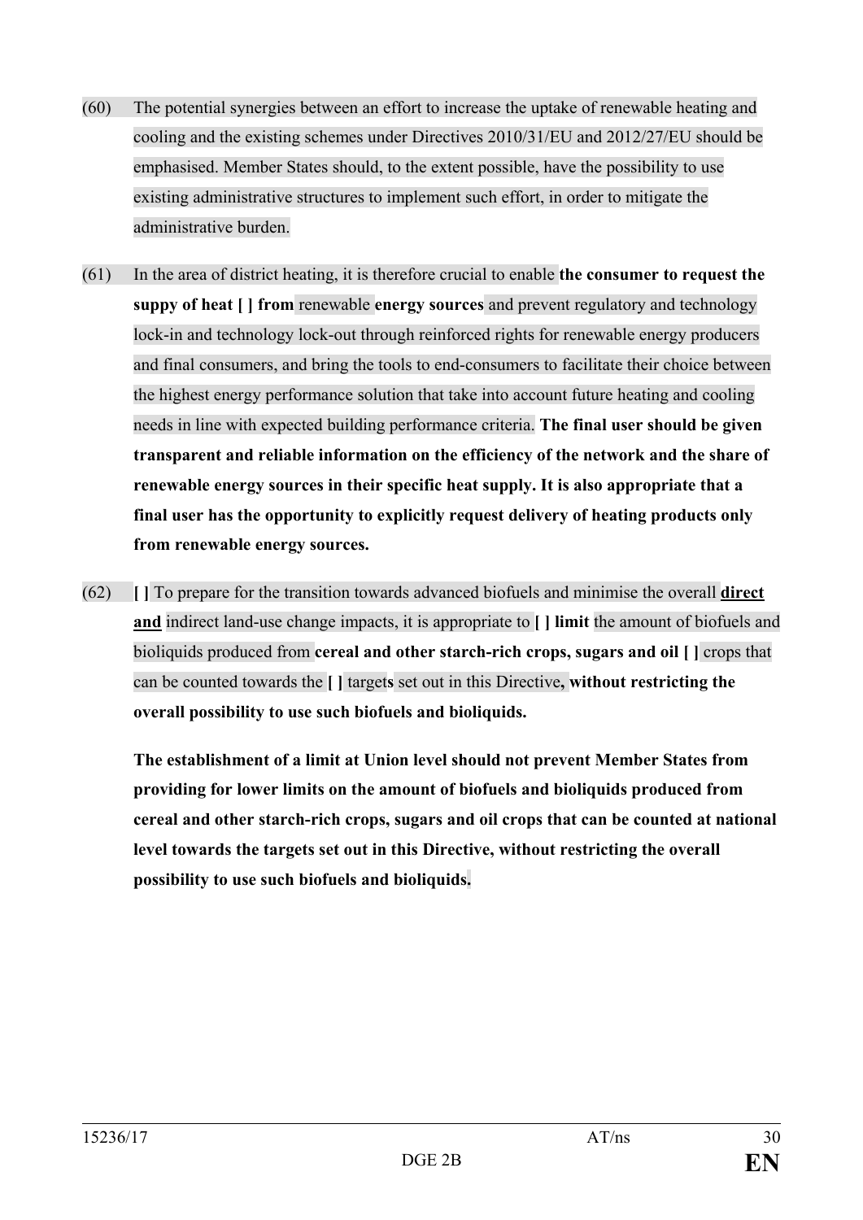(60) The potential synergies between an effort to increase the uptake of renewable heating and cooling and the existing schemes under Directives 2010/31/EU and 2012/27/EU should be emphasised. Member States should, to the extent possible, have the possibility to use existing administrative structures to implement such effort, in order to mitigate the administrative burden.

(61) In the area of district heating, it is therefore crucial to enable **the consumer to request the suppy of heat [ ] from** renewable **energy sources** and prevent regulatory and technology lock-in and technology lock-out through reinforced rights for renewable energy producers and final consumers, and bring the tools to end-consumers to facilitate their choice between the highest energy performance solution that take into account future heating and cooling needs in line with expected building performance criteria. **The final user should be given transparent and reliable information on the efficiency of the network and the share of renewable energy sources in their specific heat supply. It is also appropriate that a final user has the opportunity to explicitly request delivery of heating products only from renewable energy sources.**

(62) **[ ]** To prepare for the transition towards advanced biofuels and minimise the overall **direct and** indirect land-use change impacts, it is appropriate to **[ ] limit** the amount of biofuels and bioliquids produced from **cereal and other starch-rich crops, sugars and oil [ ]** crops that can be counted towards the **[ ]** target**s** set out in this Directive**, without restricting the overall possibility to use such biofuels and bioliquids.**

**The establishment of a limit at Union level should not prevent Member States from providing for lower limits on the amount of biofuels and bioliquids produced from cereal and other starch-rich crops, sugars and oil crops that can be counted at national level towards the targets set out in this Directive, without restricting the overall possibility to use such biofuels and bioliquids.**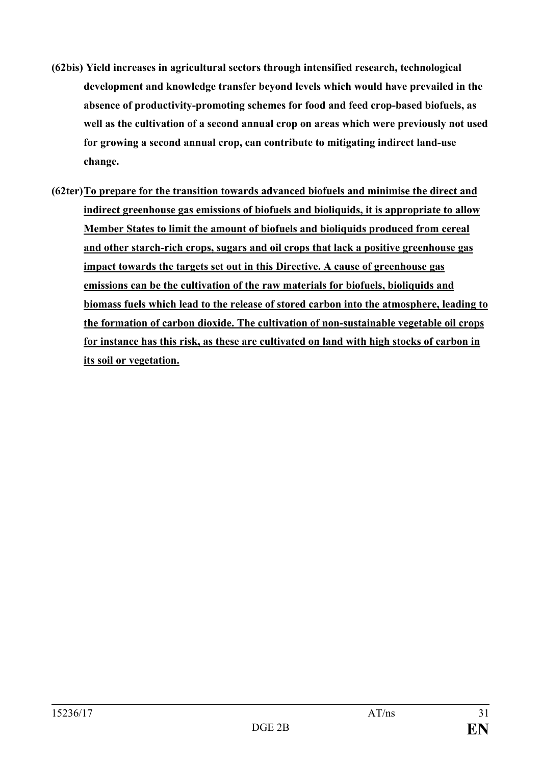**(62bis) Yield increases in agricultural sectors through intensified research, technological development and knowledge transfer beyond levels which would have prevailed in the absence of productivity-promoting schemes for food and feed crop-based biofuels, as well as the cultivation of a second annual crop on areas which were previously not used for growing a second annual crop, can contribute to mitigating indirect land-use change.**

**(62ter)** <u>**To prepare for the transition towards advanced biofuels and minimise the direct and indirect greenhouse gas emissions of biofuels and bioliquids, it is appropriate to allow Member States to limit the amount of biofuels and bioliquids produced from cereal and other starch-rich crops, sugars and oil crops that lack a positive greenhouse gas impact towards the targets set out in this Directive. A cause of greenhouse gas emissions can be the cultivation of the raw materials for biofuels, bioliquids and biomass fuels which lead to the release of stored carbon into the atmosphere, leading to the formation of carbon dioxide. The cultivation of non-sustainable vegetable oil crops for instance has this risk, as these are cultivated on land with high stocks of carbon in its soil or vegetation.**</u>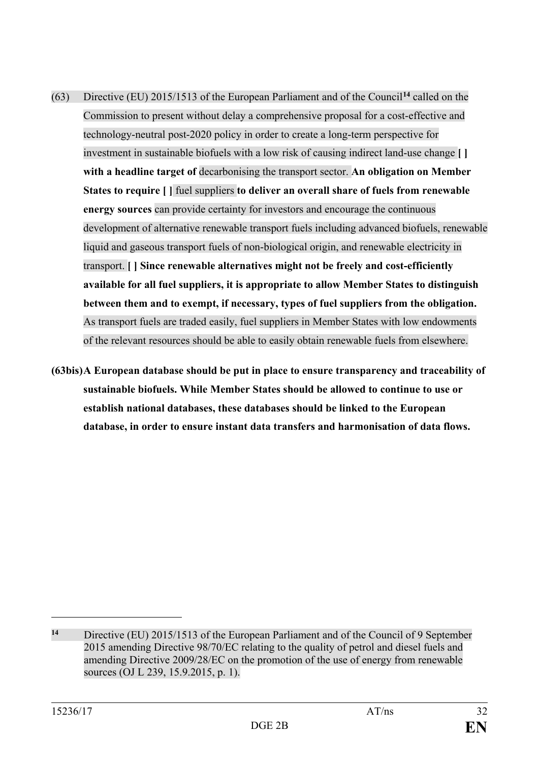(63) Directive (EU) 2015/1513 of the European Parliament and of the Council[14] called on the Commission to present without delay a comprehensive proposal for a cost-effective and technology-neutral post-2020 policy in order to create a long-term perspective for investment in sustainable biofuels with a low risk of causing indirect land-use change **[ ] with a headline target of** decarbonising the transport sector. **An obligation on Member States to require [ ]** fuel suppliers **to deliver an overall share of fuels from renewable energy sources** can provide certainty for investors and encourage the continuous development of alternative renewable transport fuels including advanced biofuels, renewable liquid and gaseous transport fuels of non-biological origin, and renewable electricity in transport. **[ ] Since renewable alternatives might not be freely and cost-efficiently available for all fuel suppliers, it is appropriate to allow Member States to distinguish between them and to exempt, if necessary, types of fuel suppliers from the obligation.** As transport fuels are traded easily, fuel suppliers in Member States with low endowments of the relevant resources should be able to easily obtain renewable fuels from elsewhere.

**(63bis) A European database should be put in place to ensure transparency and traceability of sustainable biofuels. While Member States should be allowed to continue to use or establish national databases, these databases should be linked to the European database, in order to ensure instant data transfers and harmonisation of data flows.**

---

[14] Directive (EU) 2015/1513 of the European Parliament and of the Council of 9 September 2015 amending Directive 98/70/EC relating to the quality of petrol and diesel fuels and amending Directive 2009/28/EC on the promotion of the use of energy from renewable sources (OJ L 239, 15.9.2015, p. 1).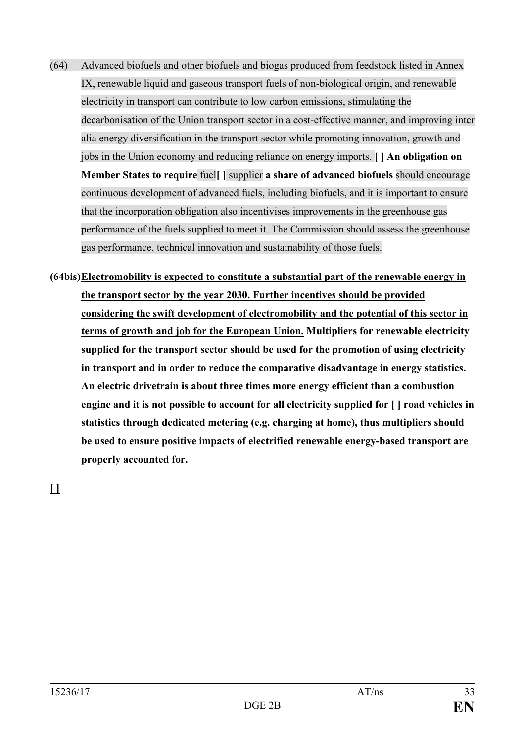(64) Advanced biofuels and other biofuels and biogas produced from feedstock listed in Annex IX, renewable liquid and gaseous transport fuels of non-biological origin, and renewable electricity in transport can contribute to low carbon emissions, stimulating the decarbonisation of the Union transport sector in a cost-effective manner, and improving inter alia energy diversification in the transport sector while promoting innovation, growth and jobs in the Union economy and reducing reliance on energy imports. **[ ] An obligation on Member States to require** fuel**[ ]** supplier **a share of advanced biofuels** should encourage continuous development of advanced fuels, including biofuels, and it is important to ensure that the incorporation obligation also incentivises improvements in the greenhouse gas performance of the fuels supplied to meet it. The Commission should assess the greenhouse gas performance, technical innovation and sustainability of those fuels.

**(64bis)** **<u>Electromobility is expected to constitute a substantial part of the renewable energy in the transport sector by the year 2030. Further incentives should be provided considering the swift development of electromobility and the potential of this sector in terms of growth and job for the European Union.</u> Multipliers for renewable electricity supplied for the transport sector should be used for the promotion of using electricity in transport and in order to reduce the comparative disadvantage in energy statistics. An electric drivetrain is about three times more energy efficient than a combustion engine and it is not possible to account for all electricity supplied for [ ] road vehicles in statistics through dedicated metering (e.g. charging at home), thus multipliers should be used to ensure positive impacts of electrified renewable energy-based transport are properly accounted for.**

<u>[ ]</u>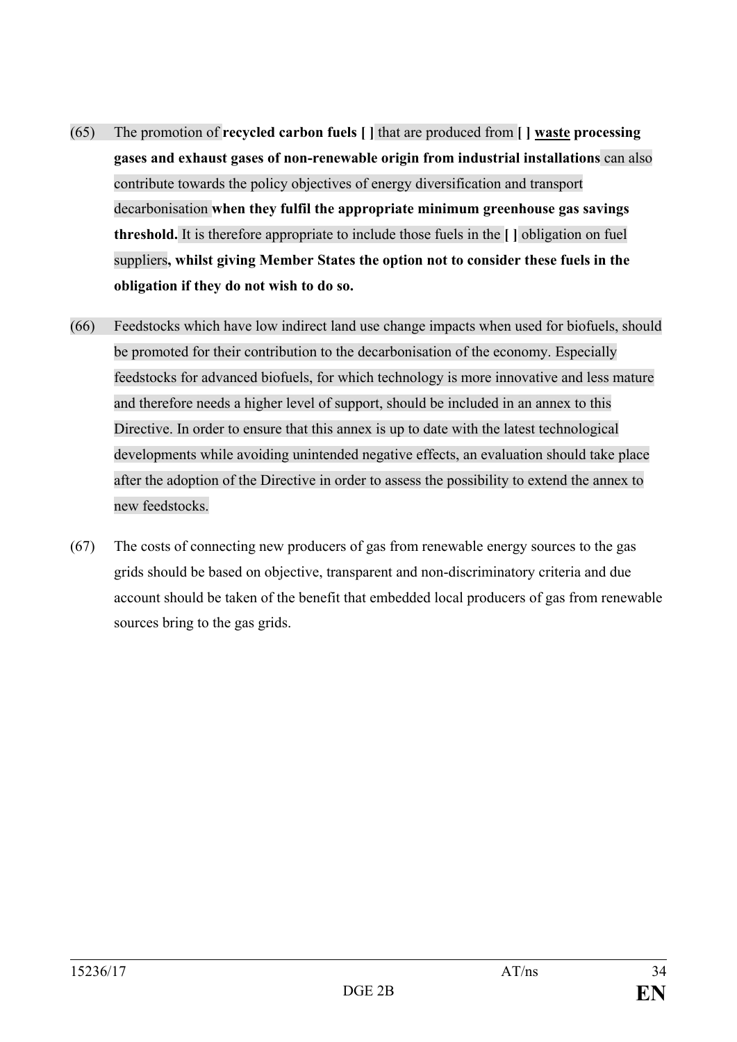(65) The promotion of **recycled carbon fuels [ ]** that are produced from **[ ] waste processing gases and exhaust gases of non-renewable origin from industrial installations** can also contribute towards the policy objectives of energy diversification and transport decarbonisation **when they fulfil the appropriate minimum greenhouse gas savings threshold.** It is therefore appropriate to include those fuels in the **[ ]** obligation on fuel suppliers**, whilst giving Member States the option not to consider these fuels in the obligation if they do not wish to do so.**

(66) Feedstocks which have low indirect land use change impacts when used for biofuels, should be promoted for their contribution to the decarbonisation of the economy. Especially feedstocks for advanced biofuels, for which technology is more innovative and less mature and therefore needs a higher level of support, should be included in an annex to this Directive. In order to ensure that this annex is up to date with the latest technological developments while avoiding unintended negative effects, an evaluation should take place after the adoption of the Directive in order to assess the possibility to extend the annex to new feedstocks.

(67) The costs of connecting new producers of gas from renewable energy sources to the gas grids should be based on objective, transparent and non-discriminatory criteria and due account should be taken of the benefit that embedded local producers of gas from renewable sources bring to the gas grids.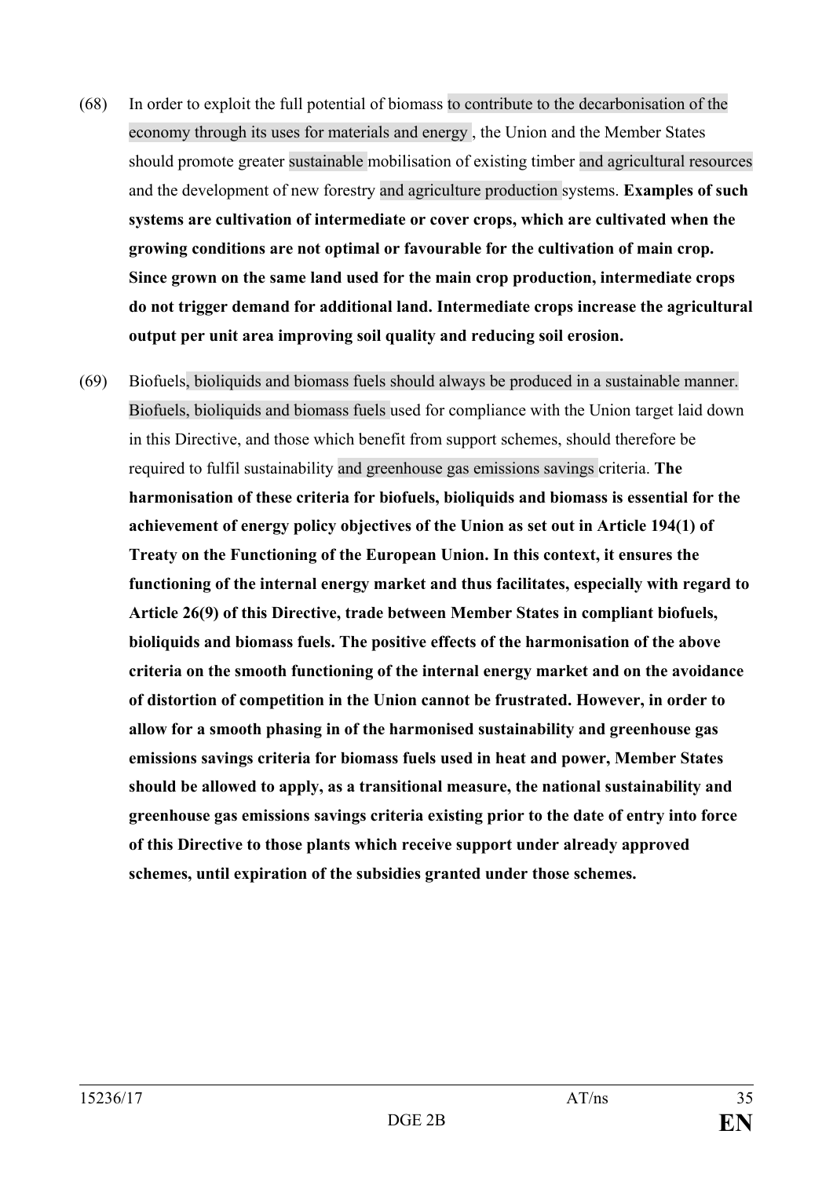(68) In order to exploit the full potential of biomass to contribute to the decarbonisation of the economy through its uses for materials and energy , the Union and the Member States should promote greater sustainable mobilisation of existing timber and agricultural resources and the development of new forestry and agriculture production systems. **Examples of such systems are cultivation of intermediate or cover crops, which are cultivated when the growing conditions are not optimal or favourable for the cultivation of main crop. Since grown on the same land used for the main crop production, intermediate crops do not trigger demand for additional land. Intermediate crops increase the agricultural output per unit area improving soil quality and reducing soil erosion.**

(69) Biofuels, bioliquids and biomass fuels should always be produced in a sustainable manner. Biofuels, bioliquids and biomass fuels used for compliance with the Union target laid down in this Directive, and those which benefit from support schemes, should therefore be required to fulfil sustainability and greenhouse gas emissions savings criteria. **The harmonisation of these criteria for biofuels, bioliquids and biomass is essential for the achievement of energy policy objectives of the Union as set out in Article 194(1) of Treaty on the Functioning of the European Union. In this context, it ensures the functioning of the internal energy market and thus facilitates, especially with regard to Article 26(9) of this Directive, trade between Member States in compliant biofuels, bioliquids and biomass fuels. The positive effects of the harmonisation of the above criteria on the smooth functioning of the internal energy market and on the avoidance of distortion of competition in the Union cannot be frustrated. However, in order to allow for a smooth phasing in of the harmonised sustainability and greenhouse gas emissions savings criteria for biomass fuels used in heat and power, Member States should be allowed to apply, as a transitional measure, the national sustainability and greenhouse gas emissions savings criteria existing prior to the date of entry into force of this Directive to those plants which receive support under already approved schemes, until expiration of the subsidies granted under those schemes.**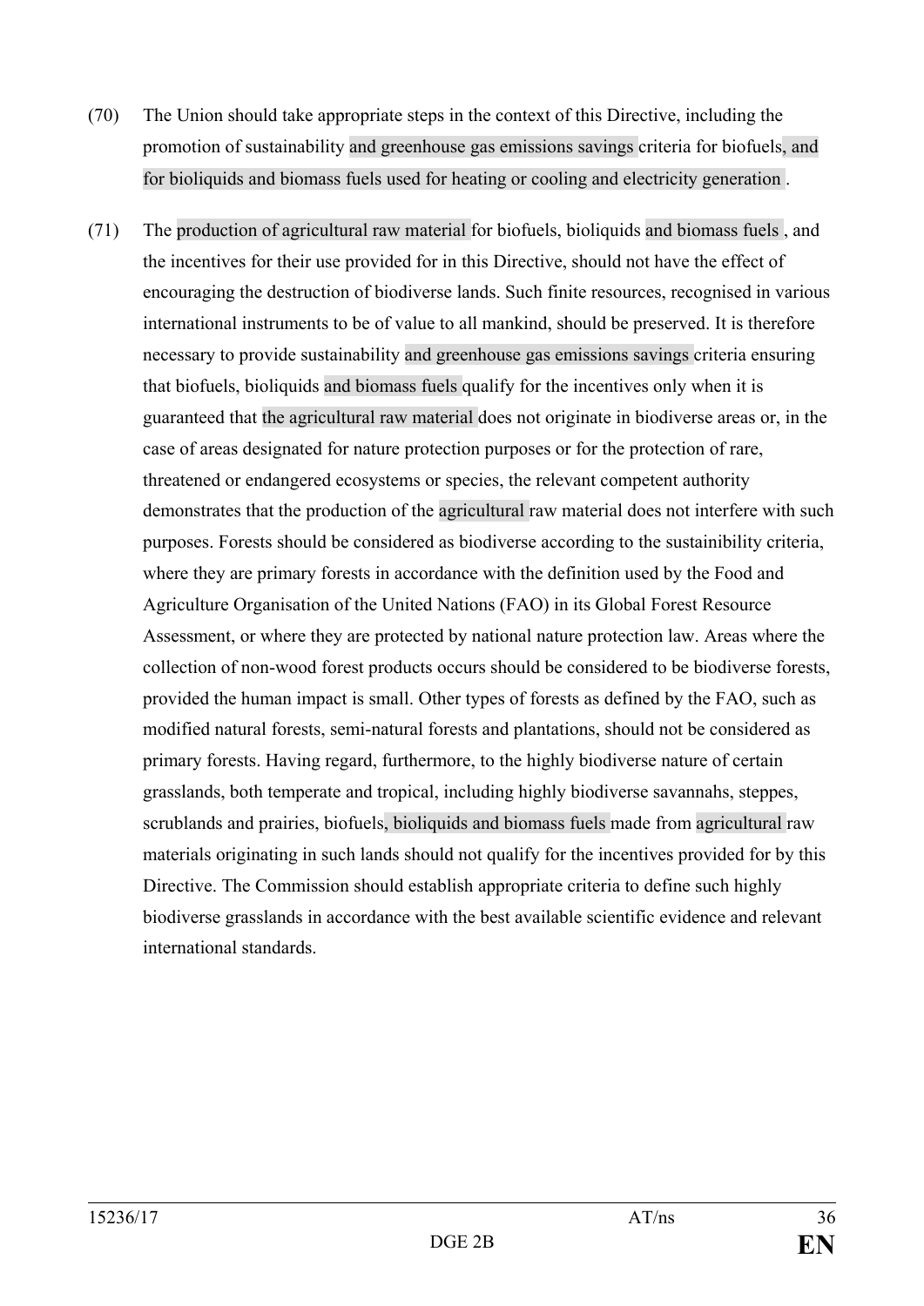(70) The Union should take appropriate steps in the context of this Directive, including the promotion of sustainability and greenhouse gas emissions savings criteria for biofuels, and for bioliquids and biomass fuels used for heating or cooling and electricity generation .

(71) The production of agricultural raw material for biofuels, bioliquids and biomass fuels , and the incentives for their use provided for in this Directive, should not have the effect of encouraging the destruction of biodiverse lands. Such finite resources, recognised in various international instruments to be of value to all mankind, should be preserved. It is therefore necessary to provide sustainability and greenhouse gas emissions savings criteria ensuring that biofuels, bioliquids and biomass fuels qualify for the incentives only when it is guaranteed that the agricultural raw material does not originate in biodiverse areas or, in the case of areas designated for nature protection purposes or for the protection of rare, threatened or endangered ecosystems or species, the relevant competent authority demonstrates that the production of the agricultural raw material does not interfere with such purposes. Forests should be considered as biodiverse according to the sustainibility criteria, where they are primary forests in accordance with the definition used by the Food and Agriculture Organisation of the United Nations (FAO) in its Global Forest Resource Assessment, or where they are protected by national nature protection law. Areas where the collection of non-wood forest products occurs should be considered to be biodiverse forests, provided the human impact is small. Other types of forests as defined by the FAO, such as modified natural forests, semi-natural forests and plantations, should not be considered as primary forests. Having regard, furthermore, to the highly biodiverse nature of certain grasslands, both temperate and tropical, including highly biodiverse savannahs, steppes, scrublands and prairies, biofuels, bioliquids and biomass fuels made from agricultural raw materials originating in such lands should not qualify for the incentives provided for by this Directive. The Commission should establish appropriate criteria to define such highly biodiverse grasslands in accordance with the best available scientific evidence and relevant international standards.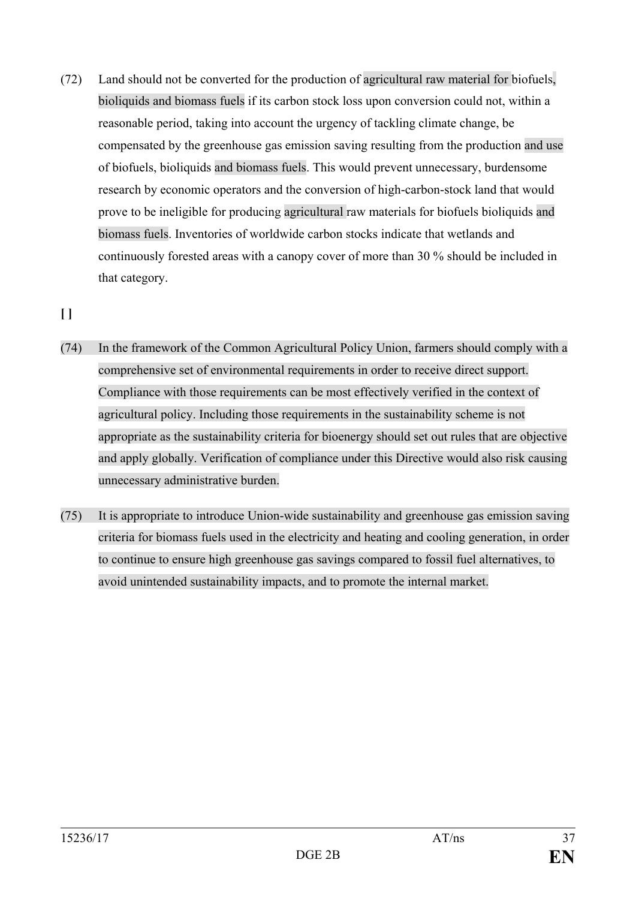(72) Land should not be converted for the production of agricultural raw material for biofuels, bioliquids and biomass fuels if its carbon stock loss upon conversion could not, within a reasonable period, taking into account the urgency of tackling climate change, be compensated by the greenhouse gas emission saving resulting from the production and use of biofuels, bioliquids and biomass fuels. This would prevent unnecessary, burdensome research by economic operators and the conversion of high-carbon-stock land that would prove to be ineligible for producing agricultural raw materials for biofuels bioliquids and biomass fuels. Inventories of worldwide carbon stocks indicate that wetlands and continuously forested areas with a canopy cover of more than 30 % should be included in that category.

**[ ]**

(74) In the framework of the Common Agricultural Policy Union, farmers should comply with a comprehensive set of environmental requirements in order to receive direct support. Compliance with those requirements can be most effectively verified in the context of agricultural policy. Including those requirements in the sustainability scheme is not appropriate as the sustainability criteria for bioenergy should set out rules that are objective and apply globally. Verification of compliance under this Directive would also risk causing unnecessary administrative burden.

(75) It is appropriate to introduce Union-wide sustainability and greenhouse gas emission saving criteria for biomass fuels used in the electricity and heating and cooling generation, in order to continue to ensure high greenhouse gas savings compared to fossil fuel alternatives, to avoid unintended sustainability impacts, and to promote the internal market.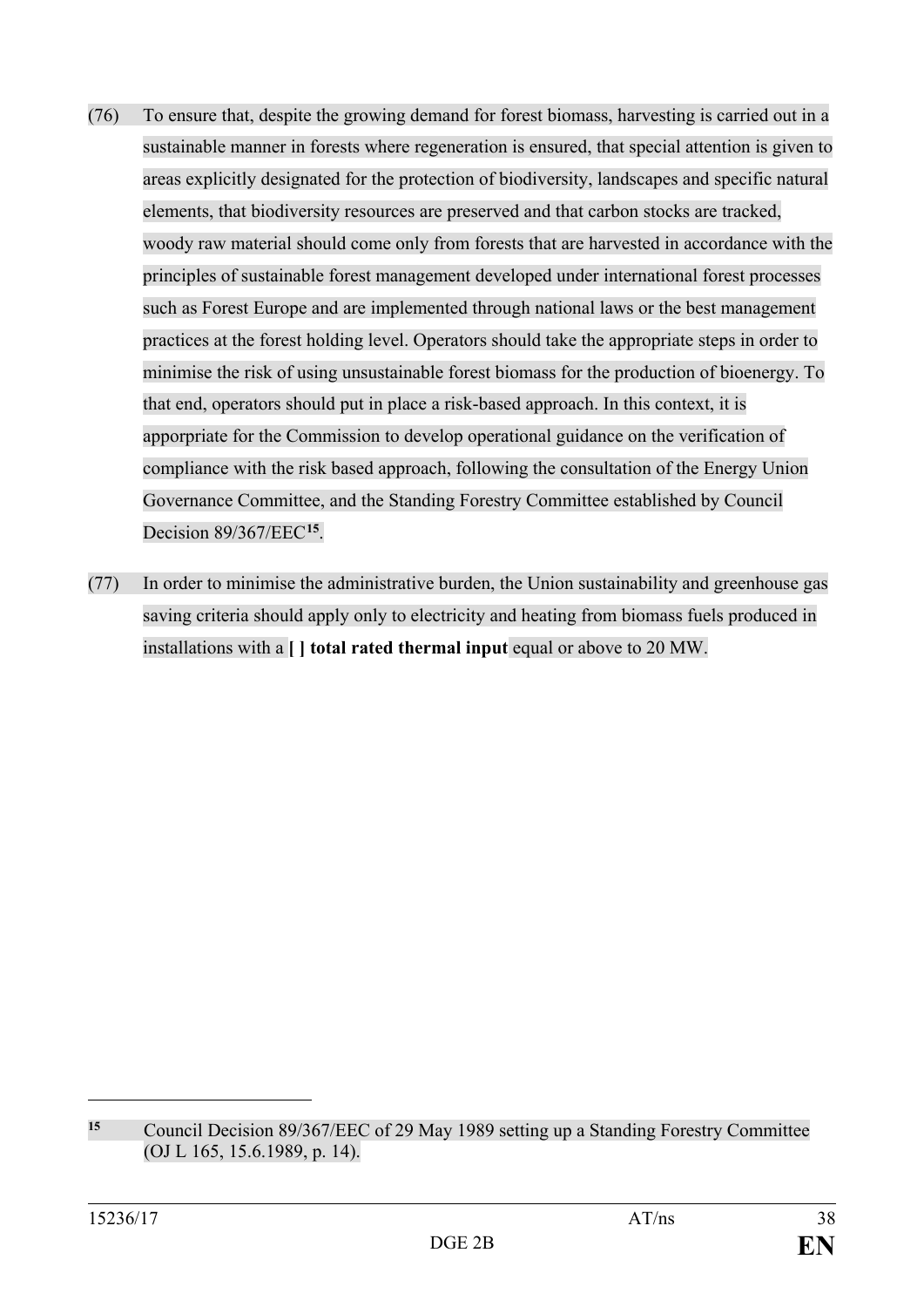(76) To ensure that, despite the growing demand for forest biomass, harvesting is carried out in a sustainable manner in forests where regeneration is ensured, that special attention is given to areas explicitly designated for the protection of biodiversity, landscapes and specific natural elements, that biodiversity resources are preserved and that carbon stocks are tracked, woody raw material should come only from forests that are harvested in accordance with the principles of sustainable forest management developed under international forest processes such as Forest Europe and are implemented through national laws or the best management practices at the forest holding level. Operators should take the appropriate steps in order to minimise the risk of using unsustainable forest biomass for the production of bioenergy. To that end, operators should put in place a risk-based approach. In this context, it is apporpriate for the Commission to develop operational guidance on the verification of compliance with the risk based approach, following the consultation of the Energy Union Governance Committee, and the Standing Forestry Committee established by Council Decision 89/367/EEC[15].

(77) In order to minimise the administrative burden, the Union sustainability and greenhouse gas saving criteria should apply only to electricity and heating from biomass fuels produced in installations with a **[ ] total rated thermal input** equal or above to 20 MW.

---

[15] Council Decision 89/367/EEC of 29 May 1989 setting up a Standing Forestry Committee (OJ L 165, 15.6.1989, p. 14).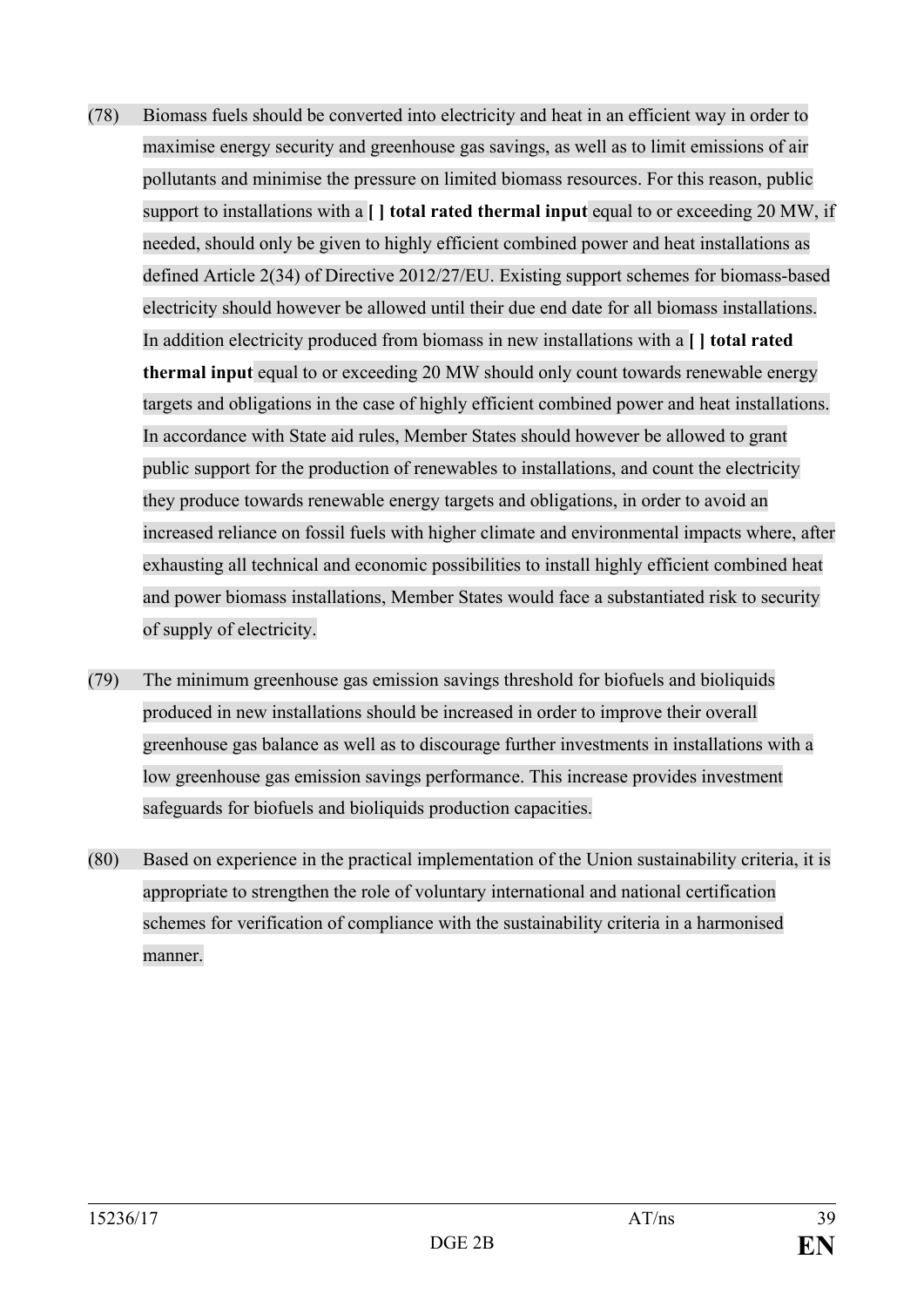(78) Biomass fuels should be converted into electricity and heat in an efficient way in order to maximise energy security and greenhouse gas savings, as well as to limit emissions of air pollutants and minimise the pressure on limited biomass resources. For this reason, public support to installations with a **[ ] total rated thermal input** equal to or exceeding 20 MW, if needed, should only be given to highly efficient combined power and heat installations as defined Article 2(34) of Directive 2012/27/EU. Existing support schemes for biomass-based electricity should however be allowed until their due end date for all biomass installations. In addition electricity produced from biomass in new installations with a **[ ] total rated thermal input** equal to or exceeding 20 MW should only count towards renewable energy targets and obligations in the case of highly efficient combined power and heat installations. In accordance with State aid rules, Member States should however be allowed to grant public support for the production of renewables to installations, and count the electricity they produce towards renewable energy targets and obligations, in order to avoid an increased reliance on fossil fuels with higher climate and environmental impacts where, after exhausting all technical and economic possibilities to install highly efficient combined heat and power biomass installations, Member States would face a substantiated risk to security of supply of electricity.

(79) The minimum greenhouse gas emission savings threshold for biofuels and bioliquids produced in new installations should be increased in order to improve their overall greenhouse gas balance as well as to discourage further investments in installations with a low greenhouse gas emission savings performance. This increase provides investment safeguards for biofuels and bioliquids production capacities.

(80) Based on experience in the practical implementation of the Union sustainability criteria, it is appropriate to strengthen the role of voluntary international and national certification schemes for verification of compliance with the sustainability criteria in a harmonised manner.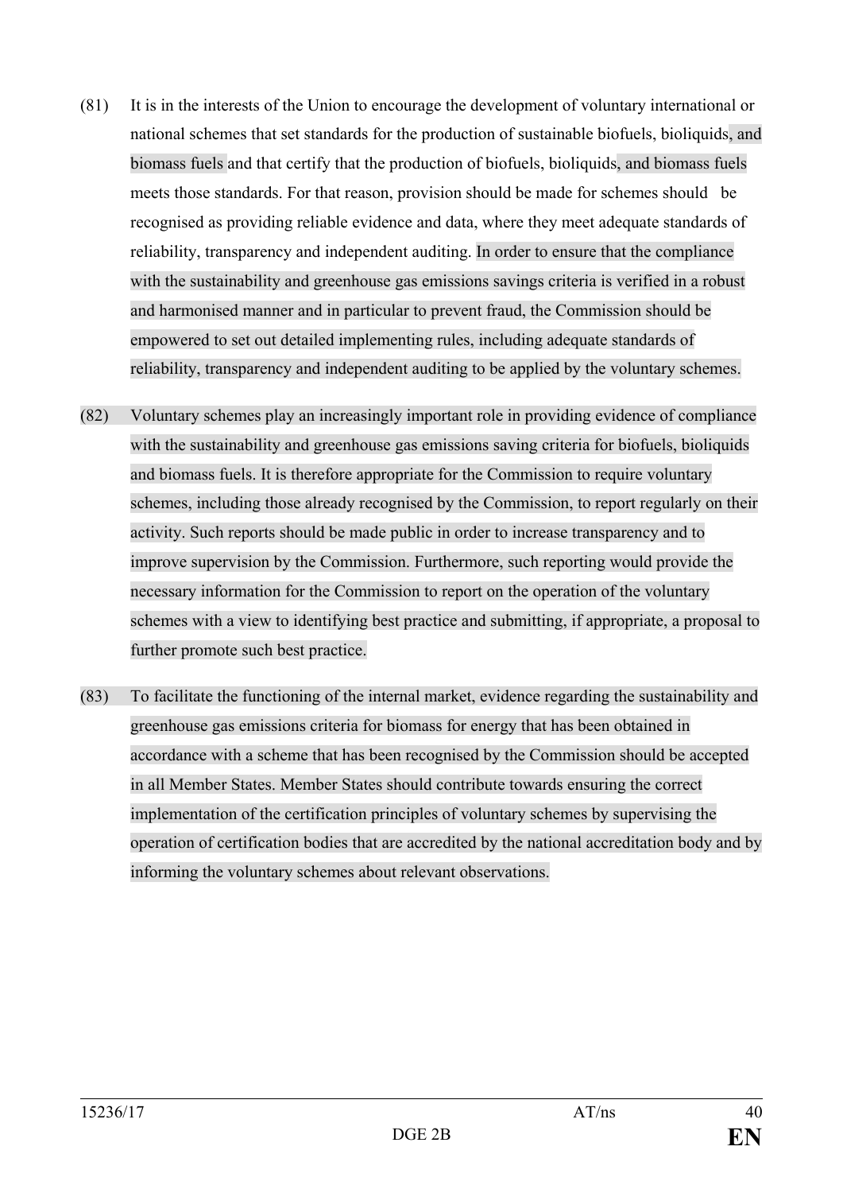(81) It is in the interests of the Union to encourage the development of voluntary international or national schemes that set standards for the production of sustainable biofuels, bioliquids, and biomass fuels and that certify that the production of biofuels, bioliquids, and biomass fuels meets those standards. For that reason, provision should be made for schemes should be recognised as providing reliable evidence and data, where they meet adequate standards of reliability, transparency and independent auditing. In order to ensure that the compliance with the sustainability and greenhouse gas emissions savings criteria is verified in a robust and harmonised manner and in particular to prevent fraud, the Commission should be empowered to set out detailed implementing rules, including adequate standards of reliability, transparency and independent auditing to be applied by the voluntary schemes.

(82) Voluntary schemes play an increasingly important role in providing evidence of compliance with the sustainability and greenhouse gas emissions saving criteria for biofuels, bioliquids and biomass fuels. It is therefore appropriate for the Commission to require voluntary schemes, including those already recognised by the Commission, to report regularly on their activity. Such reports should be made public in order to increase transparency and to improve supervision by the Commission. Furthermore, such reporting would provide the necessary information for the Commission to report on the operation of the voluntary schemes with a view to identifying best practice and submitting, if appropriate, a proposal to further promote such best practice.

(83) To facilitate the functioning of the internal market, evidence regarding the sustainability and greenhouse gas emissions criteria for biomass for energy that has been obtained in accordance with a scheme that has been recognised by the Commission should be accepted in all Member States. Member States should contribute towards ensuring the correct implementation of the certification principles of voluntary schemes by supervising the operation of certification bodies that are accredited by the national accreditation body and by informing the voluntary schemes about relevant observations.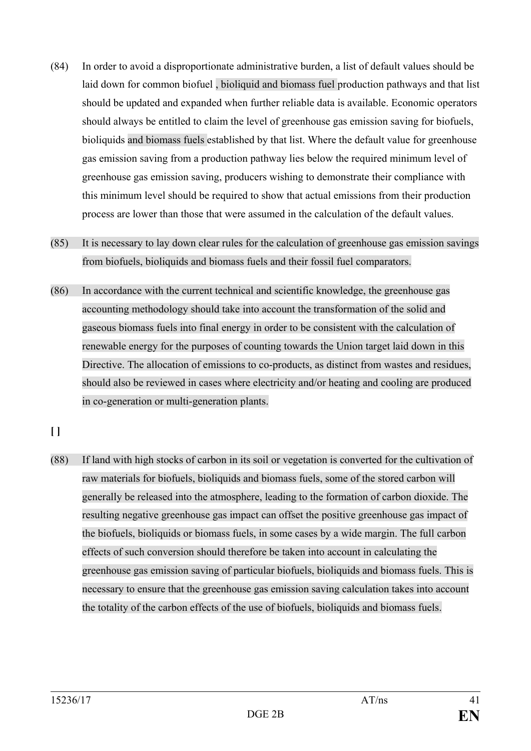(84) In order to avoid a disproportionate administrative burden, a list of default values should be laid down for common biofuel , bioliquid and biomass fuel production pathways and that list should be updated and expanded when further reliable data is available. Economic operators should always be entitled to claim the level of greenhouse gas emission saving for biofuels, bioliquids and biomass fuels established by that list. Where the default value for greenhouse gas emission saving from a production pathway lies below the required minimum level of greenhouse gas emission saving, producers wishing to demonstrate their compliance with this minimum level should be required to show that actual emissions from their production process are lower than those that were assumed in the calculation of the default values.

(85) It is necessary to lay down clear rules for the calculation of greenhouse gas emission savings from biofuels, bioliquids and biomass fuels and their fossil fuel comparators.

(86) In accordance with the current technical and scientific knowledge, the greenhouse gas accounting methodology should take into account the transformation of the solid and gaseous biomass fuels into final energy in order to be consistent with the calculation of renewable energy for the purposes of counting towards the Union target laid down in this Directive. The allocation of emissions to co-products, as distinct from wastes and residues, should also be reviewed in cases where electricity and/or heating and cooling are produced in co-generation or multi-generation plants.

**[ ]**

(88) If land with high stocks of carbon in its soil or vegetation is converted for the cultivation of raw materials for biofuels, bioliquids and biomass fuels, some of the stored carbon will generally be released into the atmosphere, leading to the formation of carbon dioxide. The resulting negative greenhouse gas impact can offset the positive greenhouse gas impact of the biofuels, bioliquids or biomass fuels, in some cases by a wide margin. The full carbon effects of such conversion should therefore be taken into account in calculating the greenhouse gas emission saving of particular biofuels, bioliquids and biomass fuels. This is necessary to ensure that the greenhouse gas emission saving calculation takes into account the totality of the carbon effects of the use of biofuels, bioliquids and biomass fuels.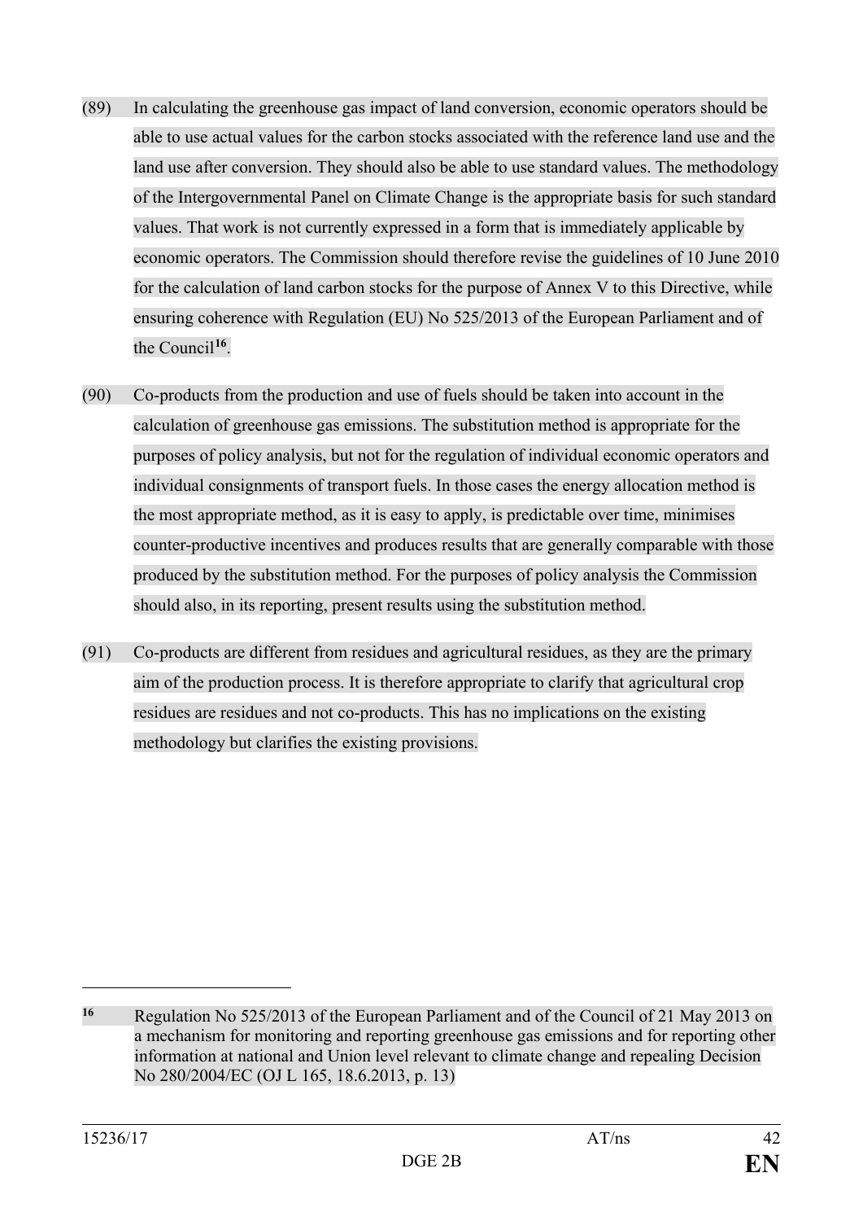(89) In calculating the greenhouse gas impact of land conversion, economic operators should be able to use actual values for the carbon stocks associated with the reference land use and the land use after conversion. They should also be able to use standard values. The methodology of the Intergovernmental Panel on Climate Change is the appropriate basis for such standard values. That work is not currently expressed in a form that is immediately applicable by economic operators. The Commission should therefore revise the guidelines of 10 June 2010 for the calculation of land carbon stocks for the purpose of Annex V to this Directive, while ensuring coherence with Regulation (EU) No 525/2013 of the European Parliament and of the Council[16].

(90) Co-products from the production and use of fuels should be taken into account in the calculation of greenhouse gas emissions. The substitution method is appropriate for the purposes of policy analysis, but not for the regulation of individual economic operators and individual consignments of transport fuels. In those cases the energy allocation method is the most appropriate method, as it is easy to apply, is predictable over time, minimises counter-productive incentives and produces results that are generally comparable with those produced by the substitution method. For the purposes of policy analysis the Commission should also, in its reporting, present results using the substitution method.

(91) Co-products are different from residues and agricultural residues, as they are the primary aim of the production process. It is therefore appropriate to clarify that agricultural crop residues are residues and not co-products. This has no implications on the existing methodology but clarifies the existing provisions.

---

[16] Regulation No 525/2013 of the European Parliament and of the Council of 21 May 2013 on a mechanism for monitoring and reporting greenhouse gas emissions and for reporting other information at national and Union level relevant to climate change and repealing Decision No 280/2004/EC (OJ L 165, 18.6.2013, p. 13)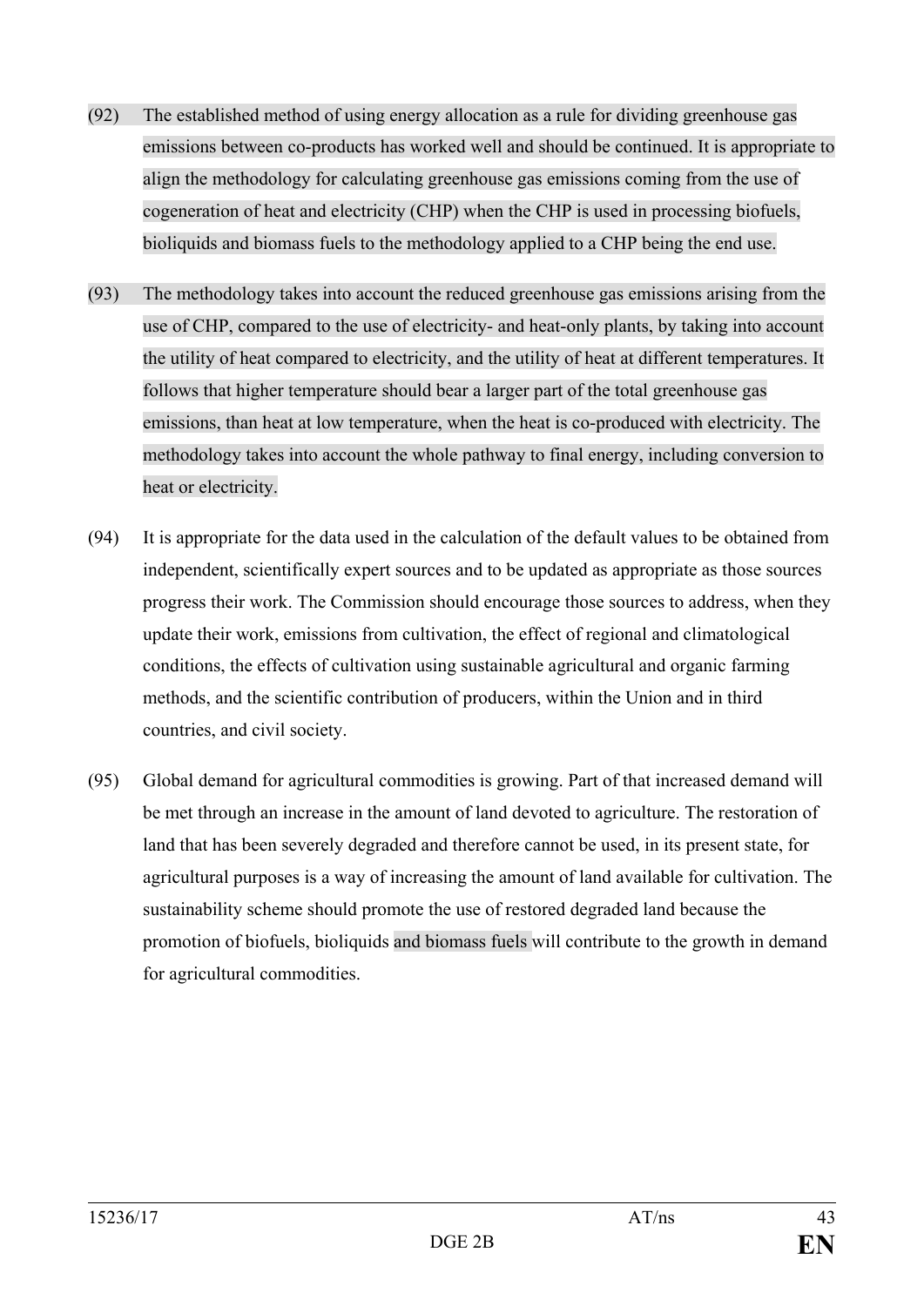(92) The established method of using energy allocation as a rule for dividing greenhouse gas emissions between co-products has worked well and should be continued. It is appropriate to align the methodology for calculating greenhouse gas emissions coming from the use of cogeneration of heat and electricity (CHP) when the CHP is used in processing biofuels, bioliquids and biomass fuels to the methodology applied to a CHP being the end use.

(93) The methodology takes into account the reduced greenhouse gas emissions arising from the use of CHP, compared to the use of electricity- and heat-only plants, by taking into account the utility of heat compared to electricity, and the utility of heat at different temperatures. It follows that higher temperature should bear a larger part of the total greenhouse gas emissions, than heat at low temperature, when the heat is co-produced with electricity. The methodology takes into account the whole pathway to final energy, including conversion to heat or electricity.

(94) It is appropriate for the data used in the calculation of the default values to be obtained from independent, scientifically expert sources and to be updated as appropriate as those sources progress their work. The Commission should encourage those sources to address, when they update their work, emissions from cultivation, the effect of regional and climatological conditions, the effects of cultivation using sustainable agricultural and organic farming methods, and the scientific contribution of producers, within the Union and in third countries, and civil society.

(95) Global demand for agricultural commodities is growing. Part of that increased demand will be met through an increase in the amount of land devoted to agriculture. The restoration of land that has been severely degraded and therefore cannot be used, in its present state, for agricultural purposes is a way of increasing the amount of land available for cultivation. The sustainability scheme should promote the use of restored degraded land because the promotion of biofuels, bioliquids and biomass fuels will contribute to the growth in demand for agricultural commodities.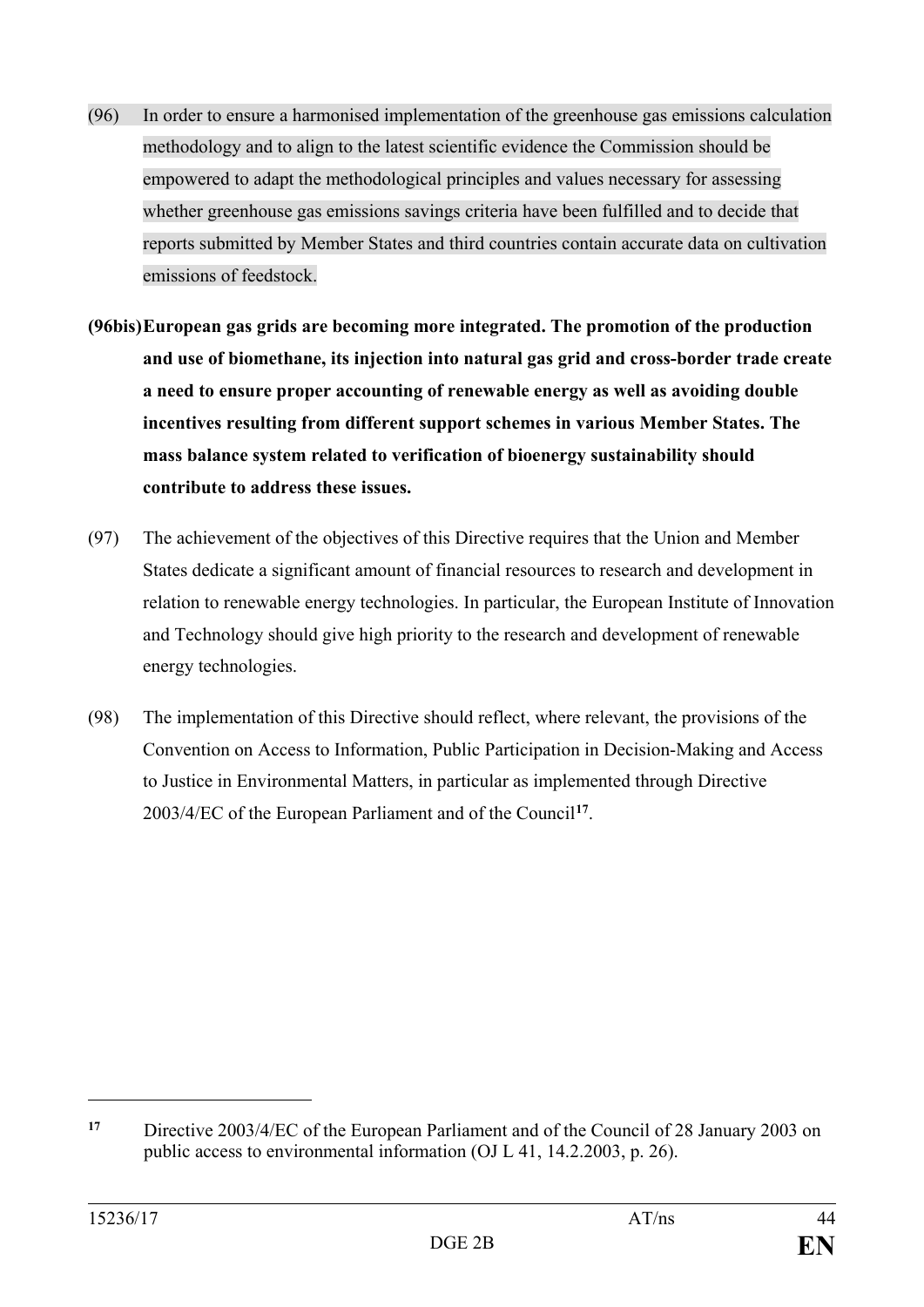(96) In order to ensure a harmonised implementation of the greenhouse gas emissions calculation methodology and to align to the latest scientific evidence the Commission should be empowered to adapt the methodological principles and values necessary for assessing whether greenhouse gas emissions savings criteria have been fulfilled and to decide that reports submitted by Member States and third countries contain accurate data on cultivation emissions of feedstock.

**(96bis) European gas grids are becoming more integrated. The promotion of the production and use of biomethane, its injection into natural gas grid and cross-border trade create a need to ensure proper accounting of renewable energy as well as avoiding double incentives resulting from different support schemes in various Member States. The mass balance system related to verification of bioenergy sustainability should contribute to address these issues.**

(97) The achievement of the objectives of this Directive requires that the Union and Member States dedicate a significant amount of financial resources to research and development in relation to renewable energy technologies. In particular, the European Institute of Innovation and Technology should give high priority to the research and development of renewable energy technologies.

(98) The implementation of this Directive should reflect, where relevant, the provisions of the Convention on Access to Information, Public Participation in Decision-Making and Access to Justice in Environmental Matters, in particular as implemented through Directive 2003/4/EC of the European Parliament and of the Council[17].

---

[17] Directive 2003/4/EC of the European Parliament and of the Council of 28 January 2003 on public access to environmental information (OJ L 41, 14.2.2003, p. 26).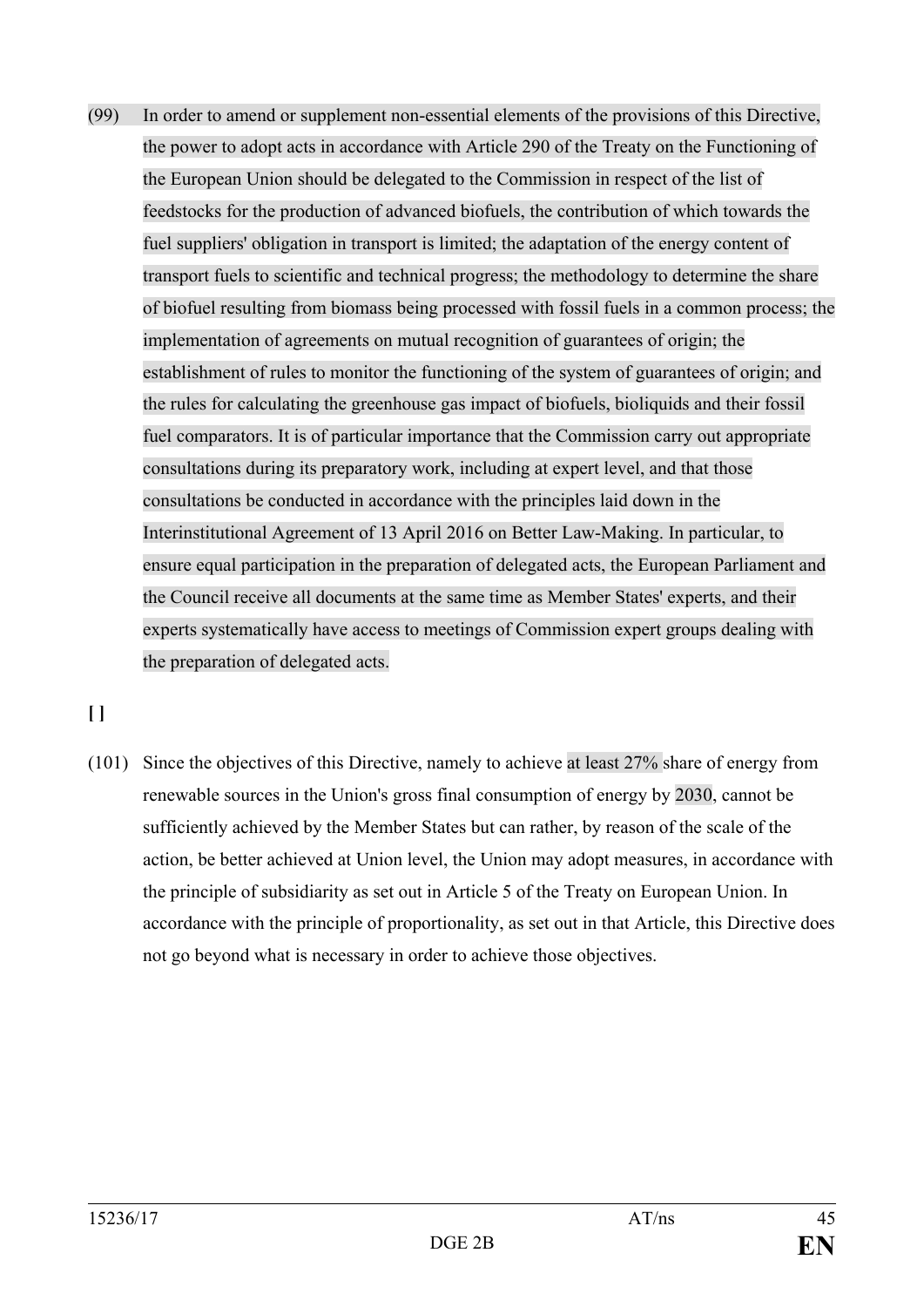(99) In order to amend or supplement non-essential elements of the provisions of this Directive, the power to adopt acts in accordance with Article 290 of the Treaty on the Functioning of the European Union should be delegated to the Commission in respect of the list of feedstocks for the production of advanced biofuels, the contribution of which towards the fuel suppliers' obligation in transport is limited; the adaptation of the energy content of transport fuels to scientific and technical progress; the methodology to determine the share of biofuel resulting from biomass being processed with fossil fuels in a common process; the implementation of agreements on mutual recognition of guarantees of origin; the establishment of rules to monitor the functioning of the system of guarantees of origin; and the rules for calculating the greenhouse gas impact of biofuels, bioliquids and their fossil fuel comparators. It is of particular importance that the Commission carry out appropriate consultations during its preparatory work, including at expert level, and that those consultations be conducted in accordance with the principles laid down in the Interinstitutional Agreement of 13 April 2016 on Better Law-Making. In particular, to ensure equal participation in the preparation of delegated acts, the European Parliament and the Council receive all documents at the same time as Member States' experts, and their experts systematically have access to meetings of Commission expert groups dealing with the preparation of delegated acts.

**[ ]**

(101) Since the objectives of this Directive, namely to achieve at least 27% share of energy from renewable sources in the Union's gross final consumption of energy by 2030, cannot be sufficiently achieved by the Member States but can rather, by reason of the scale of the action, be better achieved at Union level, the Union may adopt measures, in accordance with the principle of subsidiarity as set out in Article 5 of the Treaty on European Union. In accordance with the principle of proportionality, as set out in that Article, this Directive does not go beyond what is necessary in order to achieve those objectives.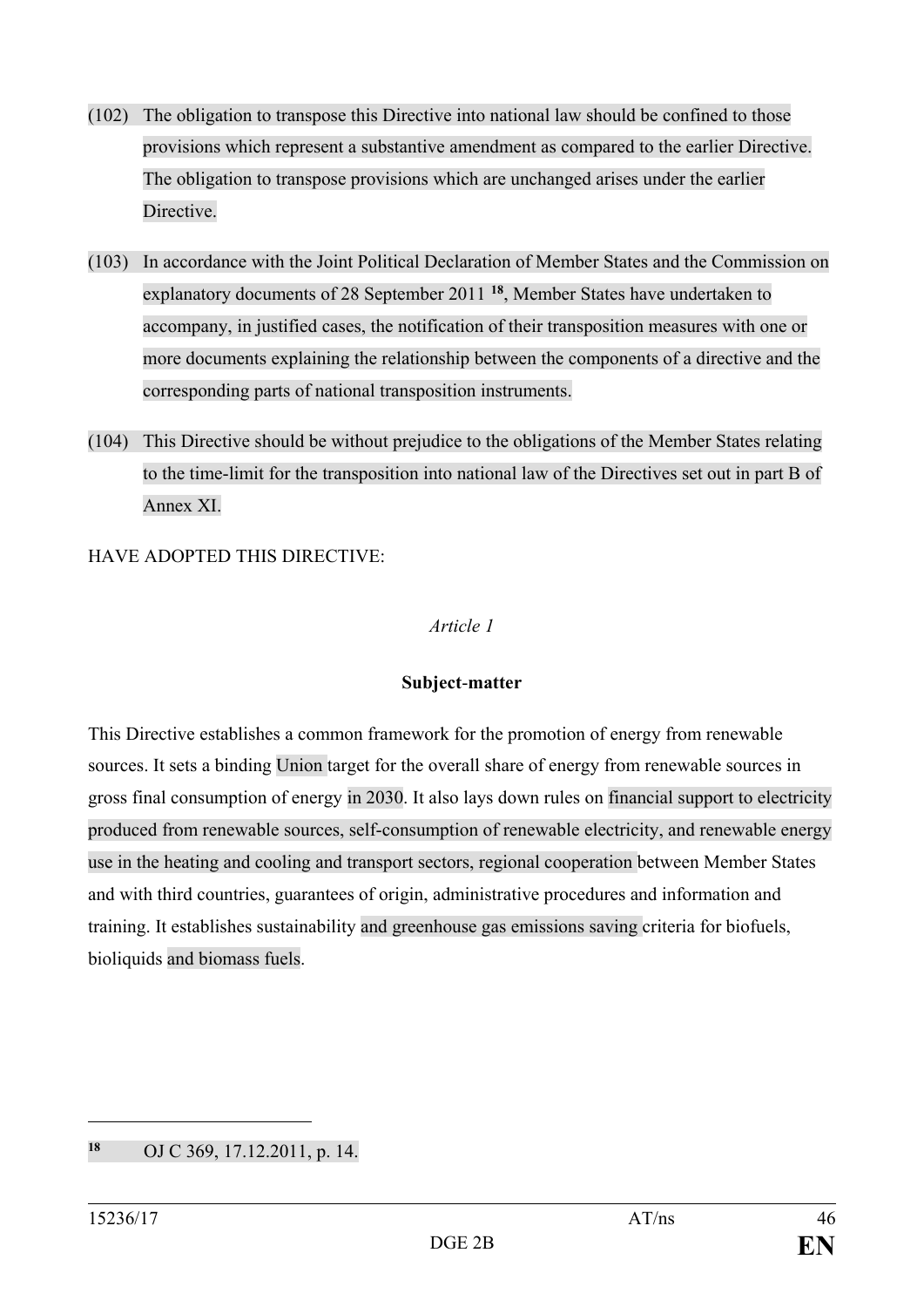(102) The obligation to transpose this Directive into national law should be confined to those provisions which represent a substantive amendment as compared to the earlier Directive. The obligation to transpose provisions which are unchanged arises under the earlier Directive.

(103) In accordance with the Joint Political Declaration of Member States and the Commission on explanatory documents of 28 September 2011 [18], Member States have undertaken to accompany, in justified cases, the notification of their transposition measures with one or more documents explaining the relationship between the components of a directive and the corresponding parts of national transposition instruments.

(104) This Directive should be without prejudice to the obligations of the Member States relating to the time-limit for the transposition into national law of the Directives set out in part B of Annex XI.

HAVE ADOPTED THIS DIRECTIVE:

*Article 1*

**Subject-matter**

This Directive establishes a common framework for the promotion of energy from renewable sources. It sets a binding Union target for the overall share of energy from renewable sources in gross final consumption of energy in 2030. It also lays down rules on financial support to electricity produced from renewable sources, self-consumption of renewable electricity, and renewable energy use in the heating and cooling and transport sectors, regional cooperation between Member States and with third countries, guarantees of origin, administrative procedures and information and training. It establishes sustainability and greenhouse gas emissions saving criteria for biofuels, bioliquids and biomass fuels.

[18] OJ C 369, 17.12.2011, p. 14.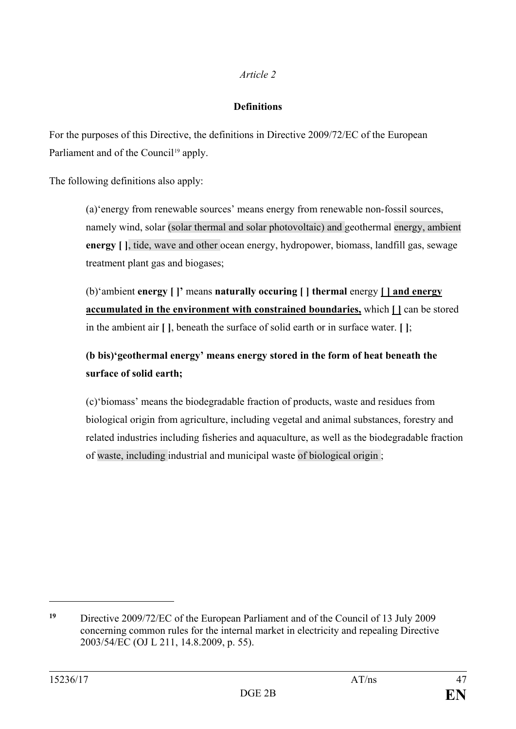*Article 2*

**Definitions**

For the purposes of this Directive, the definitions in Directive 2009/72/EC of the European Parliament and of the Council[19] apply.

The following definitions also apply:

(a)‘energy from renewable sources’ means energy from renewable non-fossil sources, namely wind, solar (solar thermal and solar photovoltaic) and geothermal energy, ambient **energy [ ]**, tide, wave and other ocean energy, hydropower, biomass, landfill gas, sewage treatment plant gas and biogases;

(b)‘ambient **energy [ ]’** means **naturally occuring [ ] thermal** energy **[ ] and energy accumulated in the environment with constrained boundaries,** which **[ ]** can be stored in the ambient air **[ ]**, beneath the surface of solid earth or in surface water. **[ ]**;

**(b bis)‘geothermal energy’ means energy stored in the form of heat beneath the surface of solid earth;**

(c)‘biomass’ means the biodegradable fraction of products, waste and residues from biological origin from agriculture, including vegetal and animal substances, forestry and related industries including fisheries and aquaculture, as well as the biodegradable fraction of waste, including industrial and municipal waste of biological origin ;

---

[19] Directive 2009/72/EC of the European Parliament and of the Council of 13 July 2009 concerning common rules for the internal market in electricity and repealing Directive 2003/54/EC (OJ L 211, 14.8.2009, p. 55).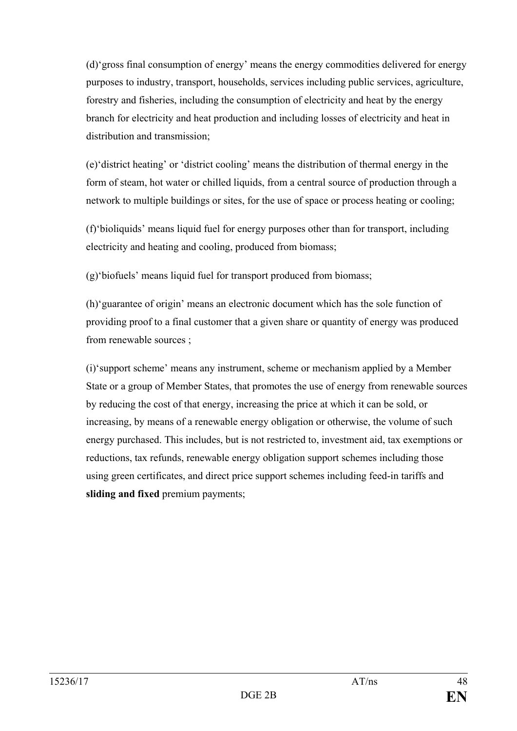(d)'gross final consumption of energy' means the energy commodities delivered for energy purposes to industry, transport, households, services including public services, agriculture, forestry and fisheries, including the consumption of electricity and heat by the energy branch for electricity and heat production and including losses of electricity and heat in distribution and transmission;

(e)'district heating' or 'district cooling' means the distribution of thermal energy in the form of steam, hot water or chilled liquids, from a central source of production through a network to multiple buildings or sites, for the use of space or process heating or cooling;

(f)'bioliquids' means liquid fuel for energy purposes other than for transport, including electricity and heating and cooling, produced from biomass;

(g)'biofuels' means liquid fuel for transport produced from biomass;

(h)'guarantee of origin' means an electronic document which has the sole function of providing proof to a final customer that a given share or quantity of energy was produced from renewable sources ;

(i)'support scheme' means any instrument, scheme or mechanism applied by a Member State or a group of Member States, that promotes the use of energy from renewable sources by reducing the cost of that energy, increasing the price at which it can be sold, or increasing, by means of a renewable energy obligation or otherwise, the volume of such energy purchased. This includes, but is not restricted to, investment aid, tax exemptions or reductions, tax refunds, renewable energy obligation support schemes including those using green certificates, and direct price support schemes including feed-in tariffs and **sliding and fixed** premium payments;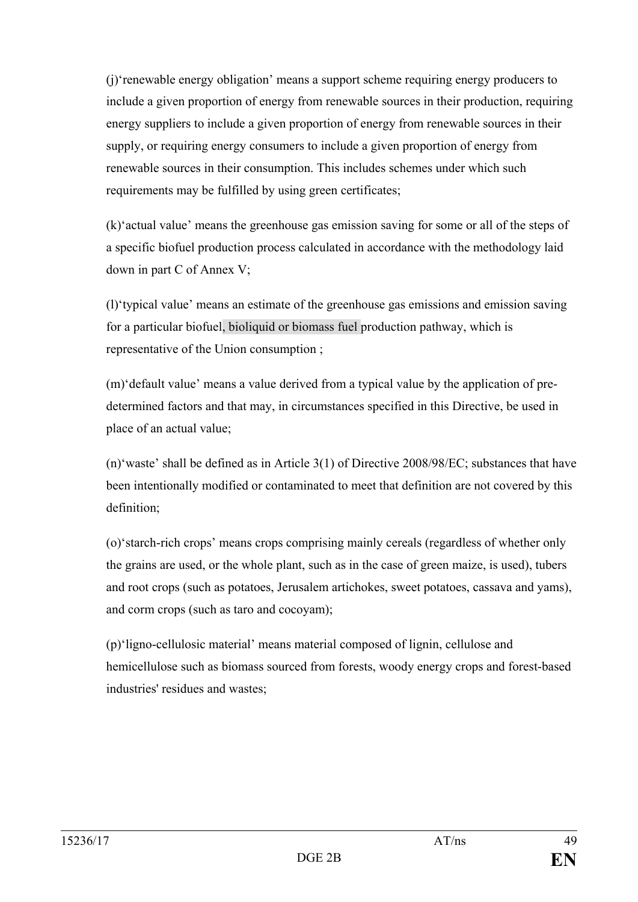(j)'renewable energy obligation' means a support scheme requiring energy producers to include a given proportion of energy from renewable sources in their production, requiring energy suppliers to include a given proportion of energy from renewable sources in their supply, or requiring energy consumers to include a given proportion of energy from renewable sources in their consumption. This includes schemes under which such requirements may be fulfilled by using green certificates;

(k)'actual value' means the greenhouse gas emission saving for some or all of the steps of a specific biofuel production process calculated in accordance with the methodology laid down in part C of Annex V;

(l)'typical value' means an estimate of the greenhouse gas emissions and emission saving for a particular biofuel, bioliquid or biomass fuel production pathway, which is representative of the Union consumption ;

(m)'default value' means a value derived from a typical value by the application of pre-determined factors and that may, in circumstances specified in this Directive, be used in place of an actual value;

(n)'waste' shall be defined as in Article 3(1) of Directive 2008/98/EC; substances that have been intentionally modified or contaminated to meet that definition are not covered by this definition;

(o)'starch-rich crops' means crops comprising mainly cereals (regardless of whether only the grains are used, or the whole plant, such as in the case of green maize, is used), tubers and root crops (such as potatoes, Jerusalem artichokes, sweet potatoes, cassava and yams), and corm crops (such as taro and cocoyam);

(p)'ligno-cellulosic material' means material composed of lignin, cellulose and hemicellulose such as biomass sourced from forests, woody energy crops and forest-based industries' residues and wastes;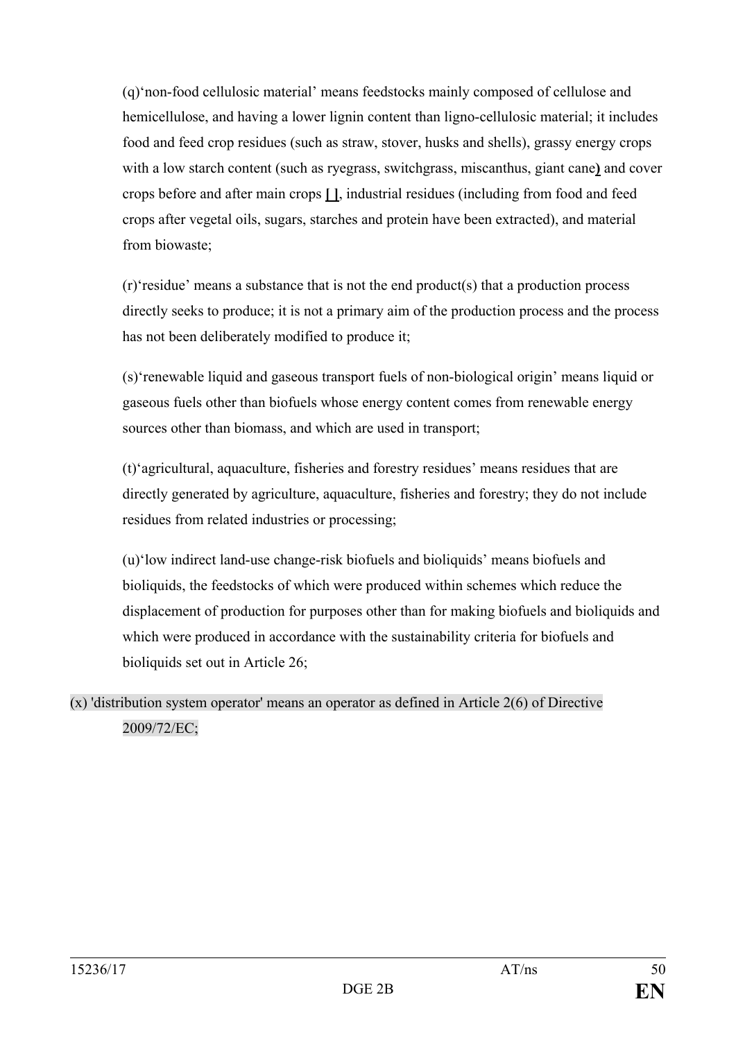(q)'non-food cellulosic material' means feedstocks mainly composed of cellulose and hemicellulose, and having a lower lignin content than ligno-cellulosic material; it includes food and feed crop residues (such as straw, stover, husks and shells), grassy energy crops with a low starch content (such as ryegrass, switchgrass, miscanthus, giant cane**)** and cover crops before and after main crops **[ ]**, industrial residues (including from food and feed crops after vegetal oils, sugars, starches and protein have been extracted), and material from biowaste;

(r)'residue' means a substance that is not the end product(s) that a production process directly seeks to produce; it is not a primary aim of the production process and the process has not been deliberately modified to produce it;

(s)'renewable liquid and gaseous transport fuels of non-biological origin' means liquid or gaseous fuels other than biofuels whose energy content comes from renewable energy sources other than biomass, and which are used in transport;

(t)'agricultural, aquaculture, fisheries and forestry residues' means residues that are directly generated by agriculture, aquaculture, fisheries and forestry; they do not include residues from related industries or processing;

(u)'low indirect land-use change-risk biofuels and bioliquids' means biofuels and bioliquids, the feedstocks of which were produced within schemes which reduce the displacement of production for purposes other than for making biofuels and bioliquids and which were produced in accordance with the sustainability criteria for biofuels and bioliquids set out in Article 26;

(x) 'distribution system operator' means an operator as defined in Article 2(6) of Directive 2009/72/EC;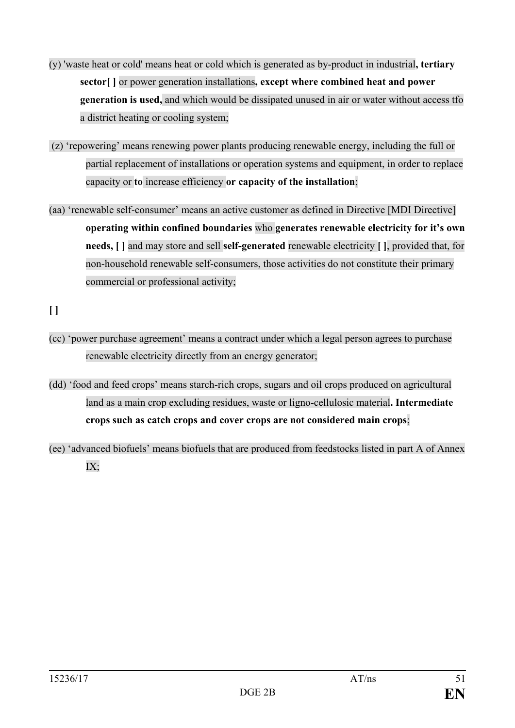(y) 'waste heat or cold' means heat or cold which is generated as by-product in industrial**, tertiary sector[ ]** or power generation installations**, except where combined heat and power generation is used,** and which would be dissipated unused in air or water without access tfo a district heating or cooling system;

(z) 'repowering' means renewing power plants producing renewable energy, including the full or partial replacement of installations or operation systems and equipment, in order to replace capacity or **to** increase efficiency **or capacity of the installation**;

(aa) 'renewable self-consumer' means an active customer as defined in Directive [MDI Directive] **operating within confined boundaries** who **generates renewable electricity for it's own needs, [ ]** and may store and sell **self-generated** renewable electricity **[ ]**, provided that, for non-household renewable self-consumers, those activities do not constitute their primary commercial or professional activity;

**[ ]**

(cc) 'power purchase agreement' means a contract under which a legal person agrees to purchase renewable electricity directly from an energy generator;

(dd) 'food and feed crops' means starch-rich crops, sugars and oil crops produced on agricultural land as a main crop excluding residues, waste or ligno-cellulosic material**. Intermediate crops such as catch crops and cover crops are not considered main crops**;

(ee) 'advanced biofuels' means biofuels that are produced from feedstocks listed in part A of Annex IX;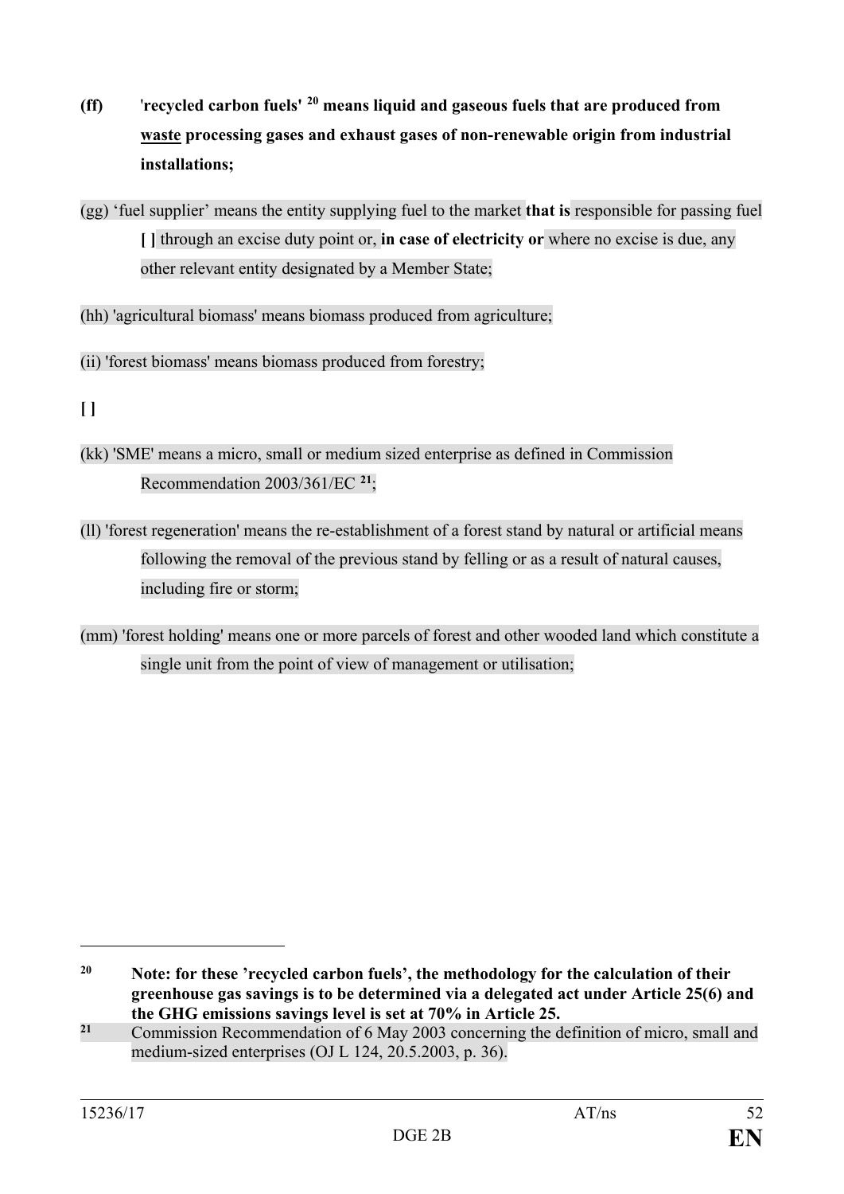**(ff)** '**recycled carbon fuels'** [20] **means liquid and gaseous fuels that are produced from <u>waste</u> processing gases and exhaust gases of non-renewable origin from industrial installations;**

(gg) 'fuel supplier' means the entity supplying fuel to the market **that is** responsible for passing fuel **[ ]** through an excise duty point or, **in case of electricity or** where no excise is due, any other relevant entity designated by a Member State;

(hh) 'agricultural biomass' means biomass produced from agriculture;

(ii) 'forest biomass' means biomass produced from forestry;

**[ ]**

(kk) 'SME' means a micro, small or medium sized enterprise as defined in Commission Recommendation 2003/361/EC [21];

(ll) 'forest regeneration' means the re-establishment of a forest stand by natural or artificial means following the removal of the previous stand by felling or as a result of natural causes, including fire or storm;

(mm) 'forest holding' means one or more parcels of forest and other wooded land which constitute a single unit from the point of view of management or utilisation;

---

[20] **Note: for these 'recycled carbon fuels', the methodology for the calculation of their greenhouse gas savings is to be determined via a delegated act under Article 25(6) and the GHG emissions savings level is set at 70% in Article 25.**

[21] Commission Recommendation of 6 May 2003 concerning the definition of micro, small and medium-sized enterprises (OJ L 124, 20.5.2003, p. 36).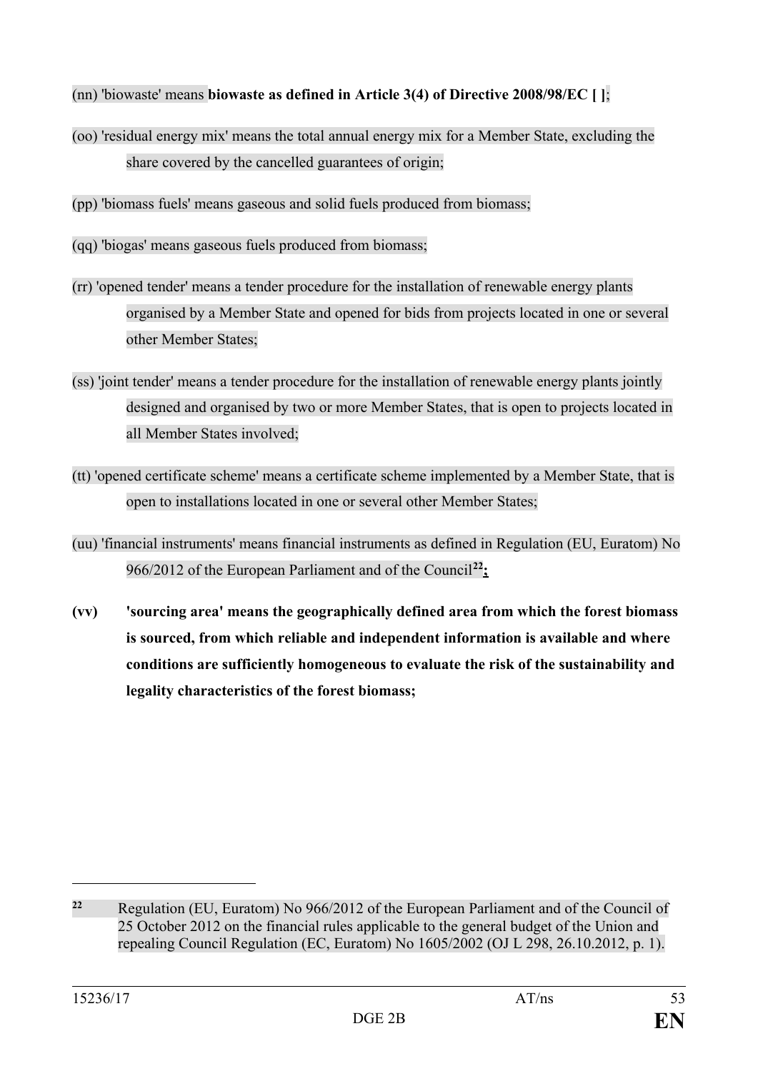(nn) 'biowaste' means **biowaste as defined in Article 3(4) of Directive 2008/98/EC [ ]**;

(oo) 'residual energy mix' means the total annual energy mix for a Member State, excluding the share covered by the cancelled guarantees of origin;

(pp) 'biomass fuels' means gaseous and solid fuels produced from biomass;

(qq) 'biogas' means gaseous fuels produced from biomass;

(rr) 'opened tender' means a tender procedure for the installation of renewable energy plants organised by a Member State and opened for bids from projects located in one or several other Member States;

(ss) 'joint tender' means a tender procedure for the installation of renewable energy plants jointly designed and organised by two or more Member States, that is open to projects located in all Member States involved;

(tt) 'opened certificate scheme' means a certificate scheme implemented by a Member State, that is open to installations located in one or several other Member States;

(uu) 'financial instruments' means financial instruments as defined in Regulation (EU, Euratom) No 966/2012 of the European Parliament and of the Council[22]**;**

**(vv) 'sourcing area' means the geographically defined area from which the forest biomass is sourced, from which reliable and independent information is available and where conditions are sufficiently homogeneous to evaluate the risk of the sustainability and legality characteristics of the forest biomass;**

---

[22] Regulation (EU, Euratom) No 966/2012 of the European Parliament and of the Council of 25 October 2012 on the financial rules applicable to the general budget of the Union and repealing Council Regulation (EC, Euratom) No 1605/2002 (OJ L 298, 26.10.2012, p. 1).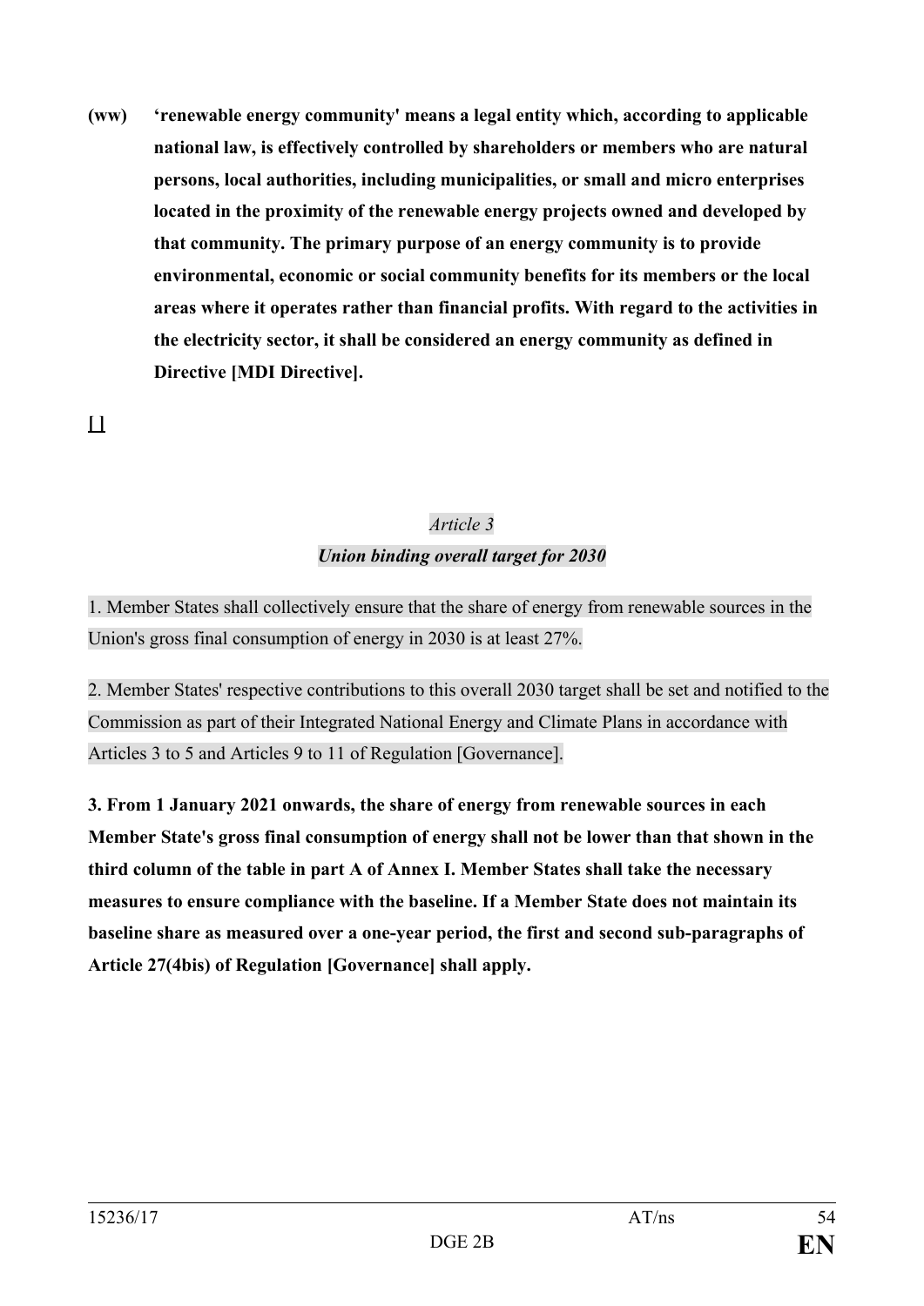**(ww) 'renewable energy community' means a legal entity which, according to applicable national law, is effectively controlled by shareholders or members who are natural persons, local authorities, including municipalities, or small and micro enterprises located in the proximity of the renewable energy projects owned and developed by that community. The primary purpose of an energy community is to provide environmental, economic or social community benefits for its members or the local areas where it operates rather than financial profits. With regard to the activities in the electricity sector, it shall be considered an energy community as defined in Directive [MDI Directive].**

[ ]

*Article 3*

***Union binding overall target for 2030***

1. Member States shall collectively ensure that the share of energy from renewable sources in the Union's gross final consumption of energy in 2030 is at least 27%.

2. Member States' respective contributions to this overall 2030 target shall be set and notified to the Commission as part of their Integrated National Energy and Climate Plans in accordance with Articles 3 to 5 and Articles 9 to 11 of Regulation [Governance].

**3. From 1 January 2021 onwards, the share of energy from renewable sources in each Member State's gross final consumption of energy shall not be lower than that shown in the third column of the table in part A of Annex I. Member States shall take the necessary measures to ensure compliance with the baseline. If a Member State does not maintain its baseline share as measured over a one-year period, the first and second sub-paragraphs of Article 27(4bis) of Regulation [Governance] shall apply.**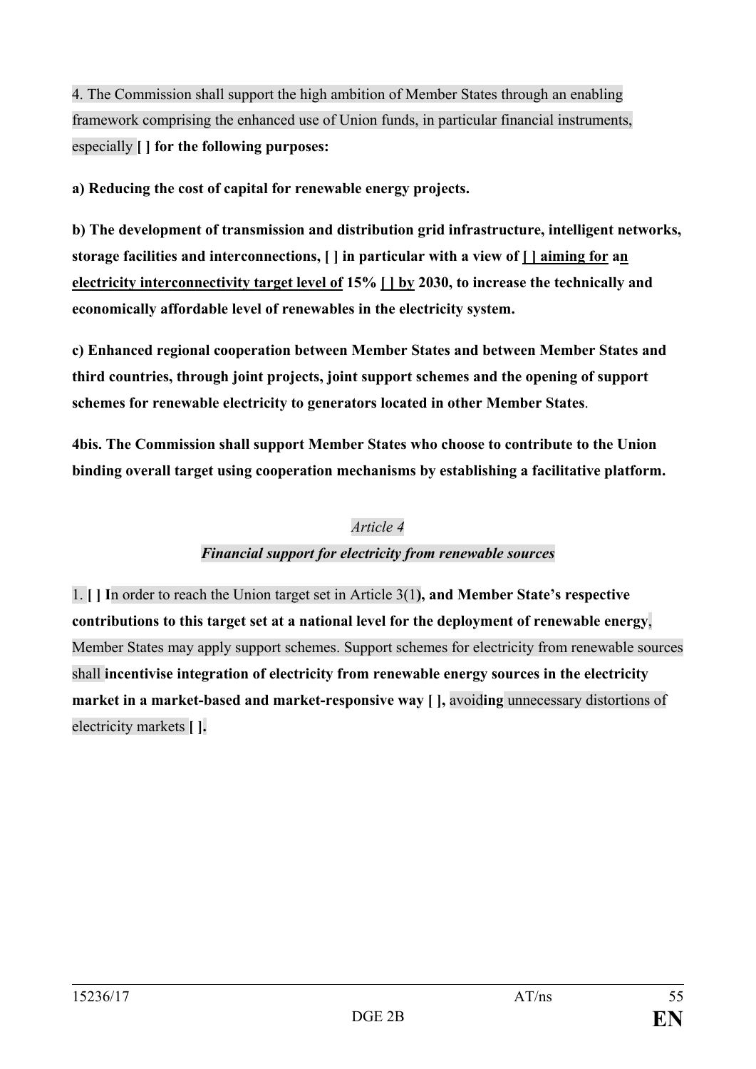4. The Commission shall support the high ambition of Member States through an enabling framework comprising the enhanced use of Union funds, in particular financial instruments, especially **[ ] for the following purposes:**

**a) Reducing the cost of capital for renewable energy projects.**

**b) The development of transmission and distribution grid infrastructure, intelligent networks, storage facilities and interconnections, [ ] in particular with a view of <u>[ ] aiming for</u> a<u>n electricity interconnectivity target level of</u> 15% <u>[ ] by</u> 2030, to increase the technically and economically affordable level of renewables in the electricity system.**

**c) Enhanced regional cooperation between Member States and between Member States and third countries, through joint projects, joint support schemes and the opening of support schemes for renewable electricity to generators located in other Member States**.

**4bis. The Commission shall support Member States who choose to contribute to the Union binding overall target using cooperation mechanisms by establishing a facilitative platform.**

*Article 4*

***Financial support for electricity from renewable sources***

1. **[ ] I**n order to reach the Union target set in Article 3(1**), and Member State's respective contributions to this target set at a national level for the deployment of renewable energy**, Member States may apply support schemes. Support schemes for electricity from renewable sources shall **incentivise integration of electricity from renewable energy sources in the electricity market in a market-based and market-responsive way [ ],** avoid**ing** unnecessary distortions of electricity markets **[ ].**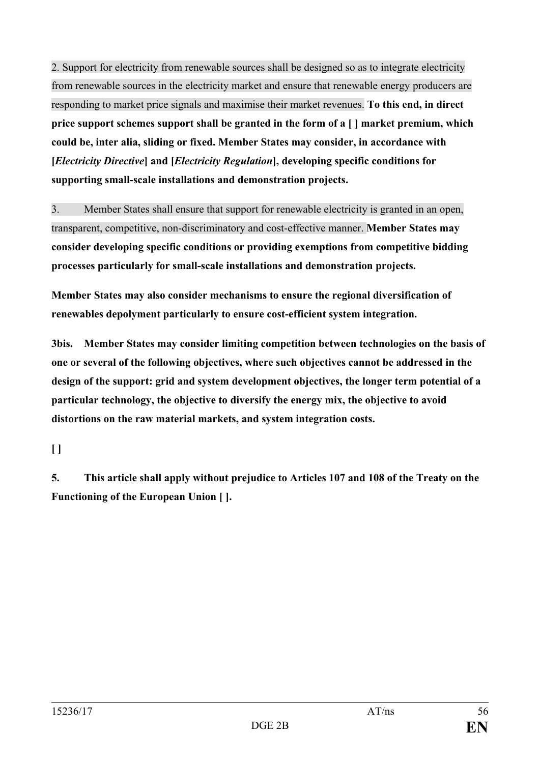2. Support for electricity from renewable sources shall be designed so as to integrate electricity from renewable sources in the electricity market and ensure that renewable energy producers are responding to market price signals and maximise their market revenues. **To this end, in direct price support schemes support shall be granted in the form of a [ ] market premium, which could be, inter alia, sliding or fixed. Member States may consider, in accordance with [*Electricity Directive*] and [*Electricity Regulation*], developing specific conditions for supporting small-scale installations and demonstration projects.**

3. Member States shall ensure that support for renewable electricity is granted in an open, transparent, competitive, non-discriminatory and cost-effective manner. **Member States may consider developing specific conditions or providing exemptions from competitive bidding processes particularly for small-scale installations and demonstration projects.**

**Member States may also consider mechanisms to ensure the regional diversification of renewables depolyment particularly to ensure cost-efficient system integration.**

**3bis. Member States may consider limiting competition between technologies on the basis of one or several of the following objectives, where such objectives cannot be addressed in the design of the support: grid and system development objectives, the longer term potential of a particular technology, the objective to diversify the energy mix, the objective to avoid distortions on the raw material markets, and system integration costs.**

**[ ]**

**5. This article shall apply without prejudice to Articles 107 and 108 of the Treaty on the Functioning of the European Union [ ].**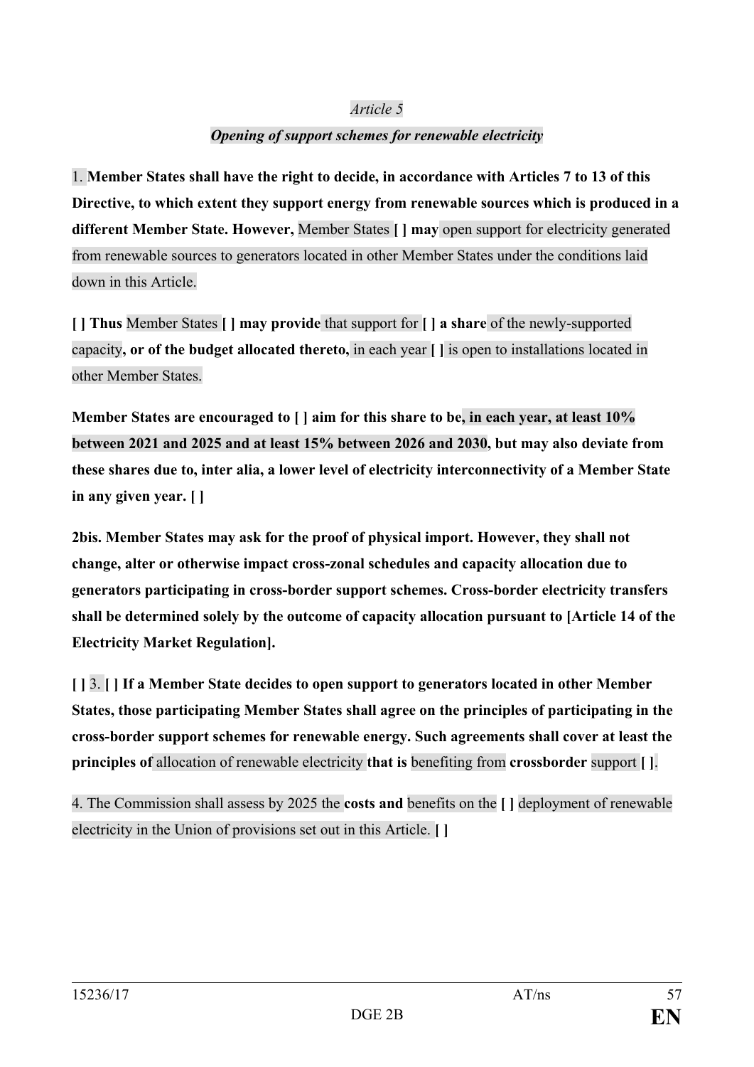*Article 5*

***Opening of support schemes for renewable electricity***

1. **Member States shall have the right to decide, in accordance with Articles 7 to 13 of this Directive, to which extent they support energy from renewable sources which is produced in a different Member State. However,** Member States **[ ] may** open support for electricity generated from renewable sources to generators located in other Member States under the conditions laid down in this Article.

**[ ] Thus** Member States **[ ] may provide** that support for **[ ] a share** of the newly-supported capacity**, or of the budget allocated thereto,** in each year **[ ]** is open to installations located in other Member States.

**Member States are encouraged to [ ] aim for this share to be, in each year, at least 10% between 2021 and 2025 and at least 15% between 2026 and 2030, but may also deviate from these shares due to, inter alia, a lower level of electricity interconnectivity of a Member State in any given year. [ ]**

**2bis. Member States may ask for the proof of physical import. However, they shall not change, alter or otherwise impact cross-zonal schedules and capacity allocation due to generators participating in cross-border support schemes. Cross-border electricity transfers shall be determined solely by the outcome of capacity allocation pursuant to [Article 14 of the Electricity Market Regulation].**

**[ ]** 3. **[ ] If a Member State decides to open support to generators located in other Member States, those participating Member States shall agree on the principles of participating in the cross-border support schemes for renewable energy. Such agreements shall cover at least the principles of** allocation of renewable electricity **that is** benefiting from **crossborder** support **[ ]**.

4. The Commission shall assess by 2025 the **costs and** benefits on the **[ ]** deployment of renewable electricity in the Union of provisions set out in this Article. **[ ]**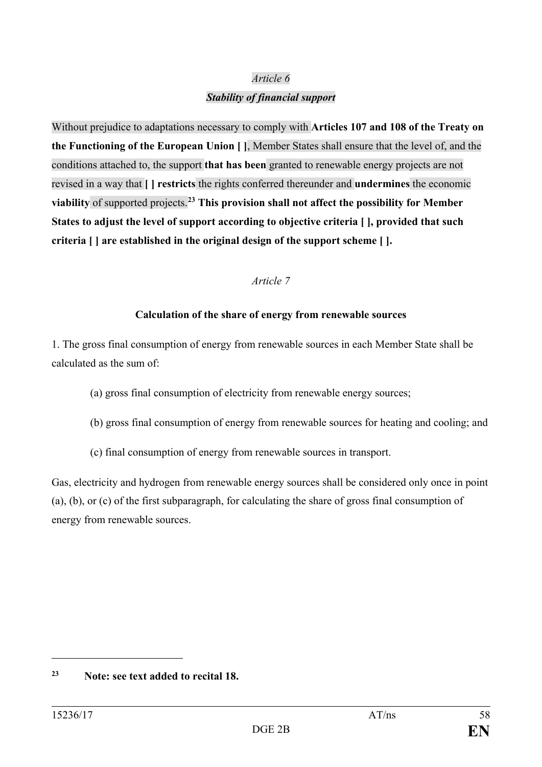*Article 6*

***Stability of financial support***

Without prejudice to adaptations necessary to comply with **Articles 107 and 108 of the Treaty on the Functioning of the European Union [ ]**, Member States shall ensure that the level of, and the conditions attached to, the support **that has been** granted to renewable energy projects are not revised in a way that **[ ] restricts** the rights conferred thereunder and **undermines** the economic **viability** of supported projects.[23] **This provision shall not affect the possibility for Member States to adjust the level of support according to objective criteria [ ], provided that such criteria [ ] are established in the original design of the support scheme [ ].**

*Article 7*

**Calculation of the share of energy from renewable sources**

1. The gross final consumption of energy from renewable sources in each Member State shall be calculated as the sum of:

(a) gross final consumption of electricity from renewable energy sources;

(b) gross final consumption of energy from renewable sources for heating and cooling; and

(c) final consumption of energy from renewable sources in transport.

Gas, electricity and hydrogen from renewable energy sources shall be considered only once in point (a), (b), or (c) of the first subparagraph, for calculating the share of gross final consumption of energy from renewable sources.

---

[23] **Note: see text added to recital 18.**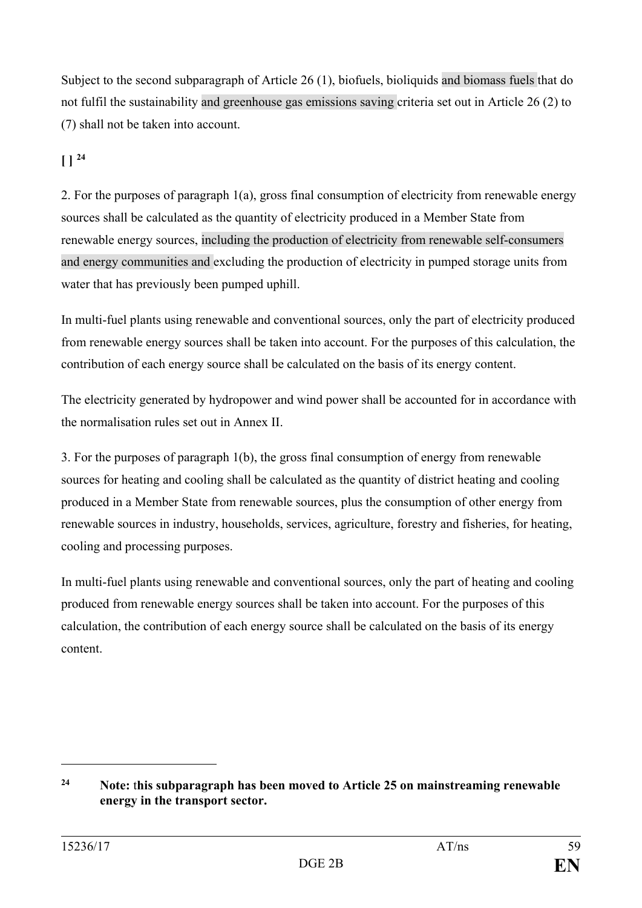Subject to the second subparagraph of Article 26 (1), biofuels, bioliquids and biomass fuels that do not fulfil the sustainability and greenhouse gas emissions saving criteria set out in Article 26 (2) to (7) shall not be taken into account.

**[ ]** [24]

2. For the purposes of paragraph 1(a), gross final consumption of electricity from renewable energy sources shall be calculated as the quantity of electricity produced in a Member State from renewable energy sources, including the production of electricity from renewable self-consumers and energy communities and excluding the production of electricity in pumped storage units from water that has previously been pumped uphill.

In multi-fuel plants using renewable and conventional sources, only the part of electricity produced from renewable energy sources shall be taken into account. For the purposes of this calculation, the contribution of each energy source shall be calculated on the basis of its energy content.

The electricity generated by hydropower and wind power shall be accounted for in accordance with the normalisation rules set out in Annex II.

3. For the purposes of paragraph 1(b), the gross final consumption of energy from renewable sources for heating and cooling shall be calculated as the quantity of district heating and cooling produced in a Member State from renewable sources, plus the consumption of other energy from renewable sources in industry, households, services, agriculture, forestry and fisheries, for heating, cooling and processing purposes.

In multi-fuel plants using renewable and conventional sources, only the part of heating and cooling produced from renewable energy sources shall be taken into account. For the purposes of this calculation, the contribution of each energy source shall be calculated on the basis of its energy content.

---

[24] **Note: this subparagraph has been moved to Article 25 on mainstreaming renewable energy in the transport sector.**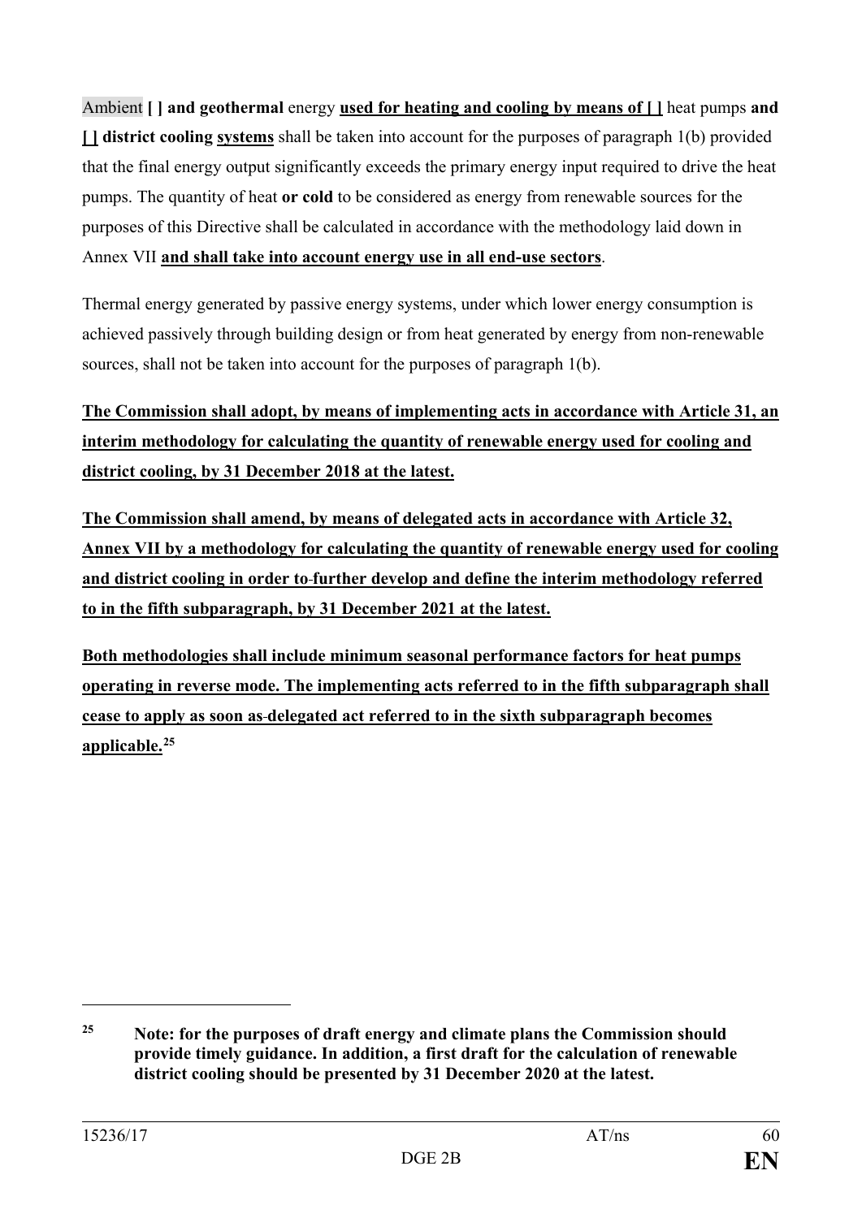Ambient **[ ] and geothermal** energy **used for heating and cooling by means of [ ]** heat pumps **and [ ] district cooling systems** shall be taken into account for the purposes of paragraph 1(b) provided that the final energy output significantly exceeds the primary energy input required to drive the heat pumps. The quantity of heat **or cold** to be considered as energy from renewable sources for the purposes of this Directive shall be calculated in accordance with the methodology laid down in Annex VII **and shall take into account energy use in all end-use sectors**.

Thermal energy generated by passive energy systems, under which lower energy consumption is achieved passively through building design or from heat generated by energy from non-renewable sources, shall not be taken into account for the purposes of paragraph 1(b).

**The Commission shall adopt, by means of implementing acts in accordance with Article 31, an interim methodology for calculating the quantity of renewable energy used for cooling and district cooling, by 31 December 2018 at the latest.**

**The Commission shall amend, by means of delegated acts in accordance with Article 32, Annex VII by a methodology for calculating the quantity of renewable energy used for cooling and district cooling in order to further develop and define the interim methodology referred to in the fifth subparagraph, by 31 December 2021 at the latest.**

**Both methodologies shall include minimum seasonal performance factors for heat pumps operating in reverse mode. The implementing acts referred to in the fifth subparagraph shall cease to apply as soon as delegated act referred to in the sixth subparagraph becomes applicable.**[25]

[25] **Note: for the purposes of draft energy and climate plans the Commission should provide timely guidance. In addition, a first draft for the calculation of renewable district cooling should be presented by 31 December 2020 at the latest.**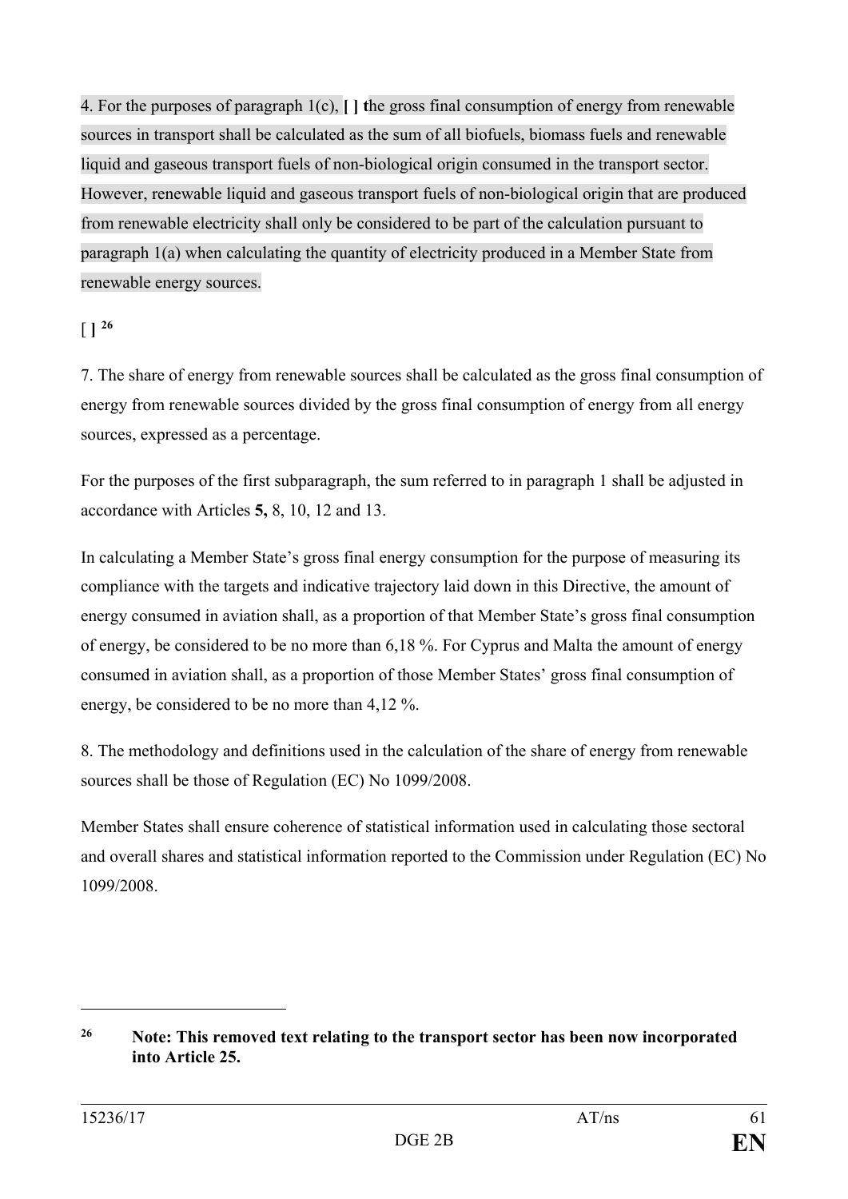4. For the purposes of paragraph 1(c), **[ ] t**he gross final consumption of energy from renewable sources in transport shall be calculated as the sum of all biofuels, biomass fuels and renewable liquid and gaseous transport fuels of non-biological origin consumed in the transport sector. However, renewable liquid and gaseous transport fuels of non-biological origin that are produced from renewable electricity shall only be considered to be part of the calculation pursuant to paragraph 1(a) when calculating the quantity of electricity produced in a Member State from renewable energy sources.

[ **]** [26]

7. The share of energy from renewable sources shall be calculated as the gross final consumption of energy from renewable sources divided by the gross final consumption of energy from all energy sources, expressed as a percentage.

For the purposes of the first subparagraph, the sum referred to in paragraph 1 shall be adjusted in accordance with Articles **5,** 8, 10, 12 and 13.

In calculating a Member State's gross final energy consumption for the purpose of measuring its compliance with the targets and indicative trajectory laid down in this Directive, the amount of energy consumed in aviation shall, as a proportion of that Member State's gross final consumption of energy, be considered to be no more than 6,18 %. For Cyprus and Malta the amount of energy consumed in aviation shall, as a proportion of those Member States' gross final consumption of energy, be considered to be no more than 4,12 %.

8. The methodology and definitions used in the calculation of the share of energy from renewable sources shall be those of Regulation (EC) No 1099/2008.

Member States shall ensure coherence of statistical information used in calculating those sectoral and overall shares and statistical information reported to the Commission under Regulation (EC) No 1099/2008.

---

[26] **Note: This removed text relating to the transport sector has been now incorporated into Article 25.**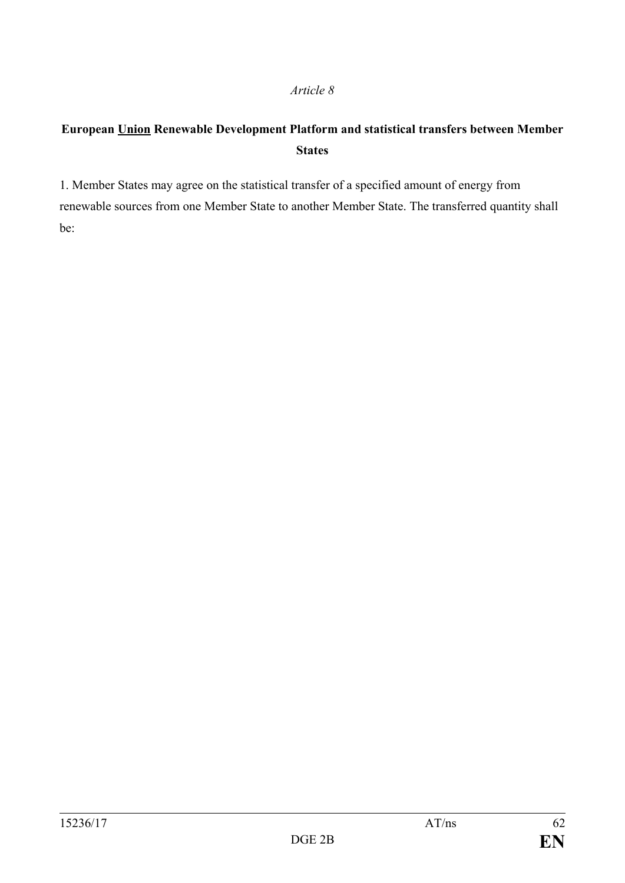*Article 8*

**European <u>Union</u> Renewable Development Platform and statistical transfers between Member States**

1. Member States may agree on the statistical transfer of a specified amount of energy from renewable sources from one Member State to another Member State. The transferred quantity shall be: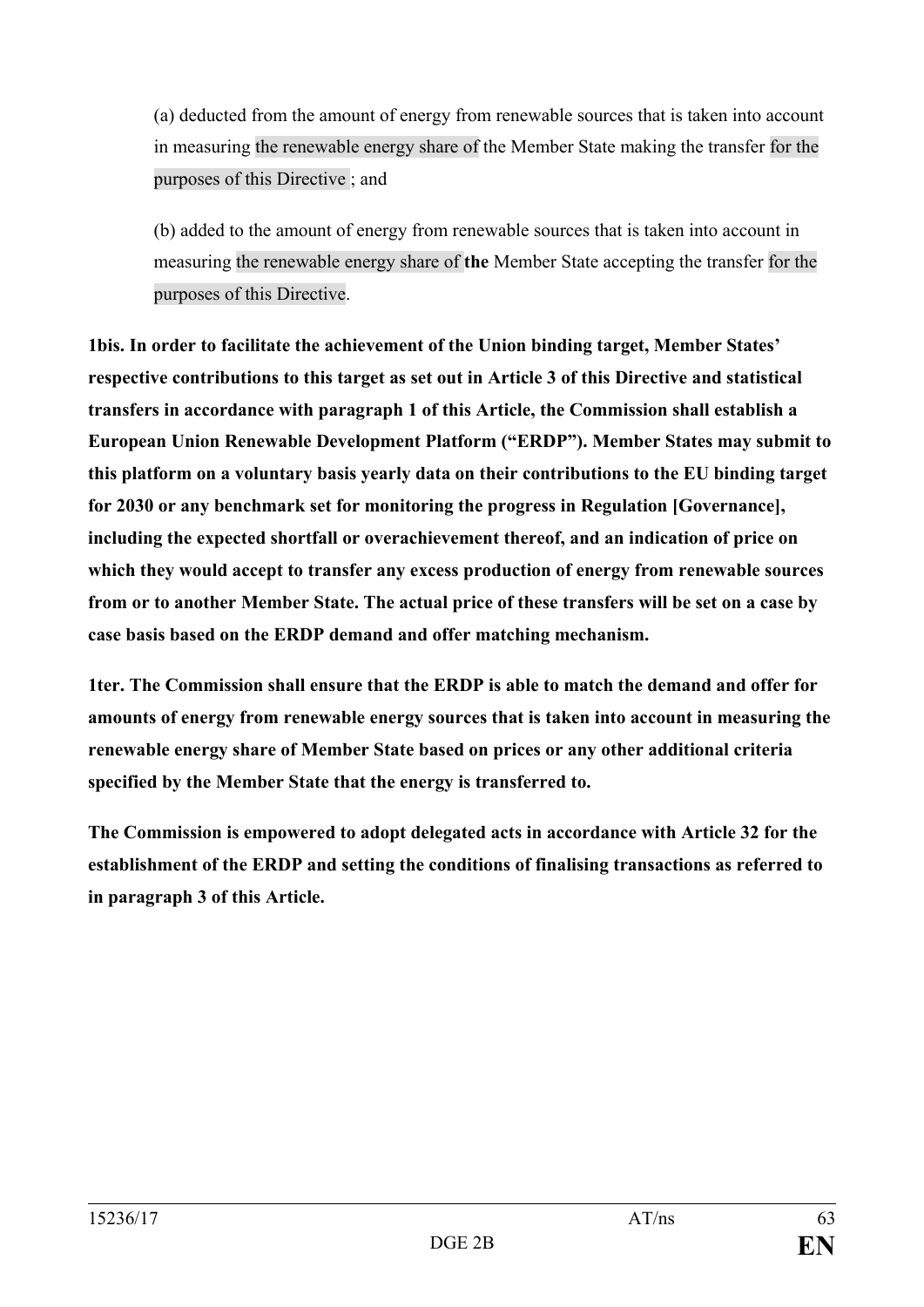(a) deducted from the amount of energy from renewable sources that is taken into account in measuring the renewable energy share of the Member State making the transfer for the purposes of this Directive ; and

(b) added to the amount of energy from renewable sources that is taken into account in measuring the renewable energy share of **the** Member State accepting the transfer for the purposes of this Directive.

**1bis. In order to facilitate the achievement of the Union binding target, Member States' respective contributions to this target as set out in Article 3 of this Directive and statistical transfers in accordance with paragraph 1 of this Article, the Commission shall establish a European Union Renewable Development Platform ("ERDP"). Member States may submit to this platform on a voluntary basis yearly data on their contributions to the EU binding target for 2030 or any benchmark set for monitoring the progress in Regulation [Governance], including the expected shortfall or overachievement thereof, and an indication of price on which they would accept to transfer any excess production of energy from renewable sources from or to another Member State. The actual price of these transfers will be set on a case by case basis based on the ERDP demand and offer matching mechanism.**

**1ter. The Commission shall ensure that the ERDP is able to match the demand and offer for amounts of energy from renewable energy sources that is taken into account in measuring the renewable energy share of Member State based on prices or any other additional criteria specified by the Member State that the energy is transferred to.**

**The Commission is empowered to adopt delegated acts in accordance with Article 32 for the establishment of the ERDP and setting the conditions of finalising transactions as referred to in paragraph 3 of this Article.**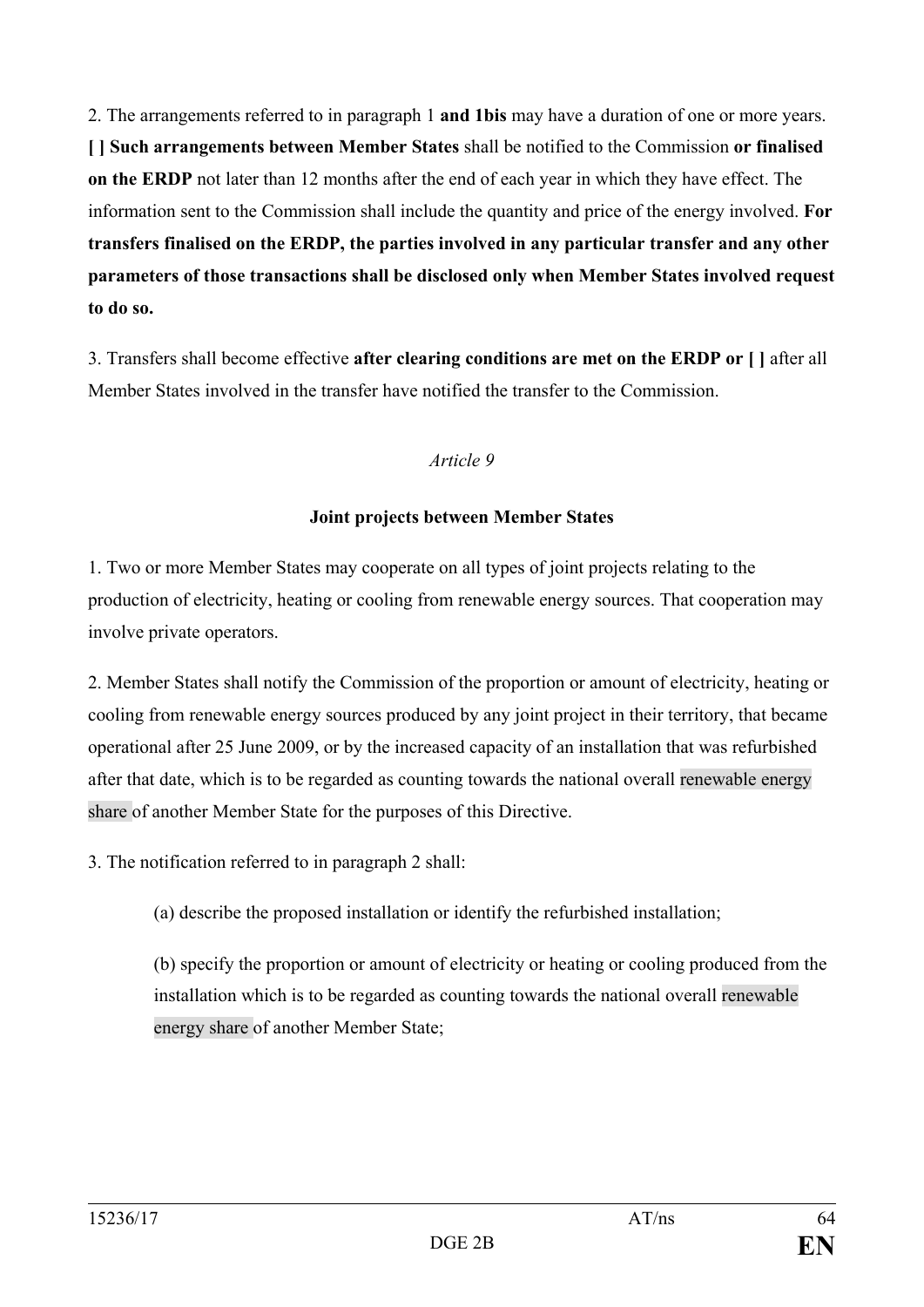2. The arrangements referred to in paragraph 1 **and 1bis** may have a duration of one or more years. **[ ] Such arrangements between Member States** shall be notified to the Commission **or finalised on the ERDP** not later than 12 months after the end of each year in which they have effect. The information sent to the Commission shall include the quantity and price of the energy involved. **For transfers finalised on the ERDP, the parties involved in any particular transfer and any other parameters of those transactions shall be disclosed only when Member States involved request to do so.**

3. Transfers shall become effective **after clearing conditions are met on the ERDP or [ ]** after all Member States involved in the transfer have notified the transfer to the Commission.

*Article 9*

**Joint projects between Member States**

1. Two or more Member States may cooperate on all types of joint projects relating to the production of electricity, heating or cooling from renewable energy sources. That cooperation may involve private operators.

2. Member States shall notify the Commission of the proportion or amount of electricity, heating or cooling from renewable energy sources produced by any joint project in their territory, that became operational after 25 June 2009, or by the increased capacity of an installation that was refurbished after that date, which is to be regarded as counting towards the national overall renewable energy share of another Member State for the purposes of this Directive.

3. The notification referred to in paragraph 2 shall:

(a) describe the proposed installation or identify the refurbished installation;

(b) specify the proportion or amount of electricity or heating or cooling produced from the installation which is to be regarded as counting towards the national overall renewable energy share of another Member State;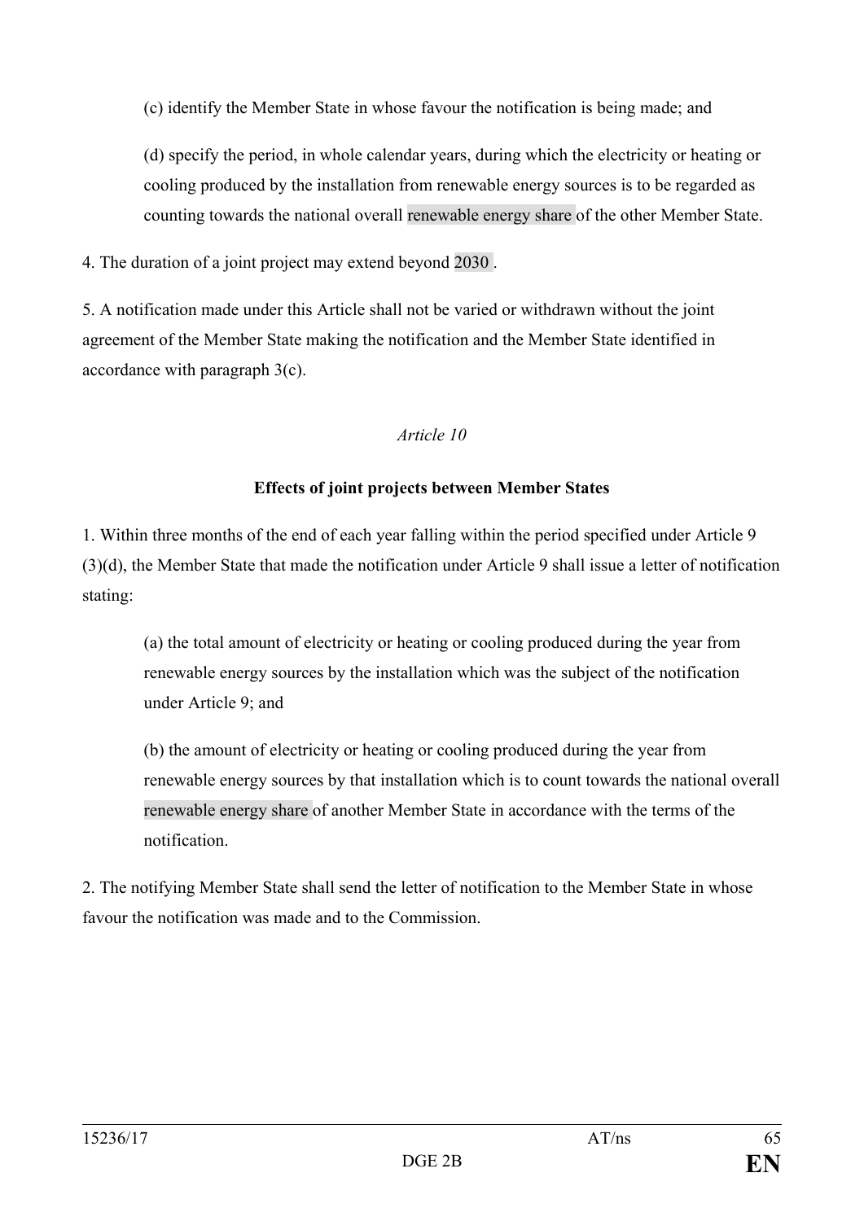(c) identify the Member State in whose favour the notification is being made; and

(d) specify the period, in whole calendar years, during which the electricity or heating or cooling produced by the installation from renewable energy sources is to be regarded as counting towards the national overall renewable energy share of the other Member State.

4. The duration of a joint project may extend beyond 2030 .

5. A notification made under this Article shall not be varied or withdrawn without the joint agreement of the Member State making the notification and the Member State identified in accordance with paragraph 3(c).

*Article 10*

**Effects of joint projects between Member States**

1. Within three months of the end of each year falling within the period specified under Article 9 (3)(d), the Member State that made the notification under Article 9 shall issue a letter of notification stating:

(a) the total amount of electricity or heating or cooling produced during the year from renewable energy sources by the installation which was the subject of the notification under Article 9; and

(b) the amount of electricity or heating or cooling produced during the year from renewable energy sources by that installation which is to count towards the national overall renewable energy share of another Member State in accordance with the terms of the notification.

2. The notifying Member State shall send the letter of notification to the Member State in whose favour the notification was made and to the Commission.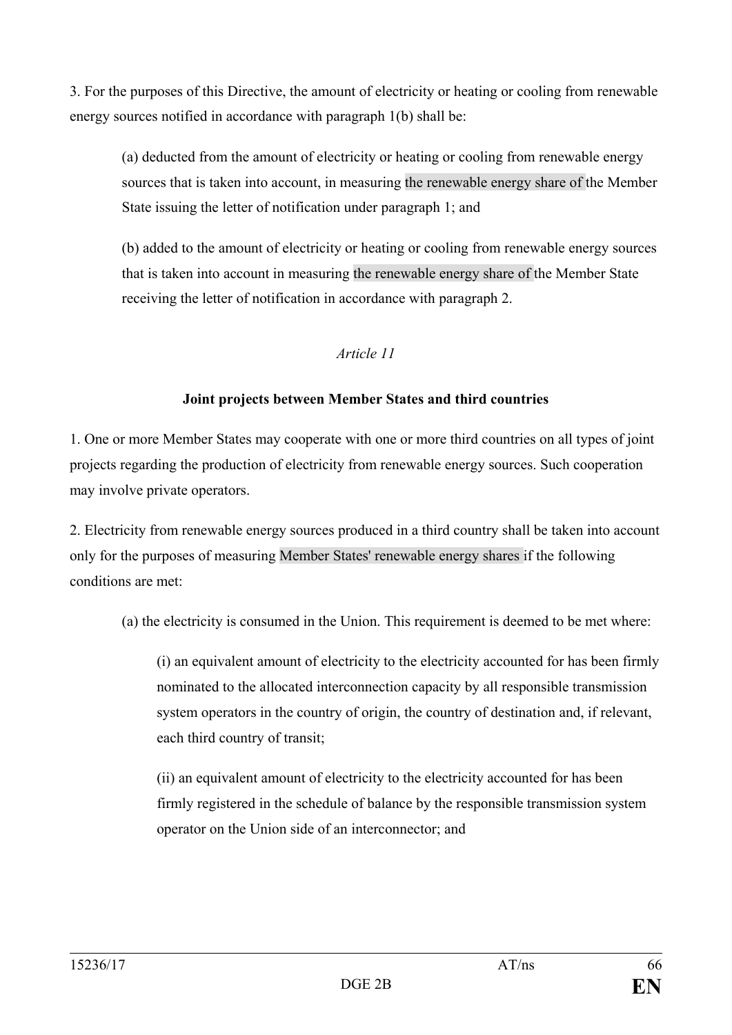3. For the purposes of this Directive, the amount of electricity or heating or cooling from renewable energy sources notified in accordance with paragraph 1(b) shall be:

(a) deducted from the amount of electricity or heating or cooling from renewable energy sources that is taken into account, in measuring the renewable energy share of the Member State issuing the letter of notification under paragraph 1; and

(b) added to the amount of electricity or heating or cooling from renewable energy sources that is taken into account in measuring the renewable energy share of the Member State receiving the letter of notification in accordance with paragraph 2.

*Article 11*

**Joint projects between Member States and third countries**

1. One or more Member States may cooperate with one or more third countries on all types of joint projects regarding the production of electricity from renewable energy sources. Such cooperation may involve private operators.

2. Electricity from renewable energy sources produced in a third country shall be taken into account only for the purposes of measuring Member States' renewable energy shares if the following conditions are met:

(a) the electricity is consumed in the Union. This requirement is deemed to be met where:

(i) an equivalent amount of electricity to the electricity accounted for has been firmly nominated to the allocated interconnection capacity by all responsible transmission system operators in the country of origin, the country of destination and, if relevant, each third country of transit;

(ii) an equivalent amount of electricity to the electricity accounted for has been firmly registered in the schedule of balance by the responsible transmission system operator on the Union side of an interconnector; and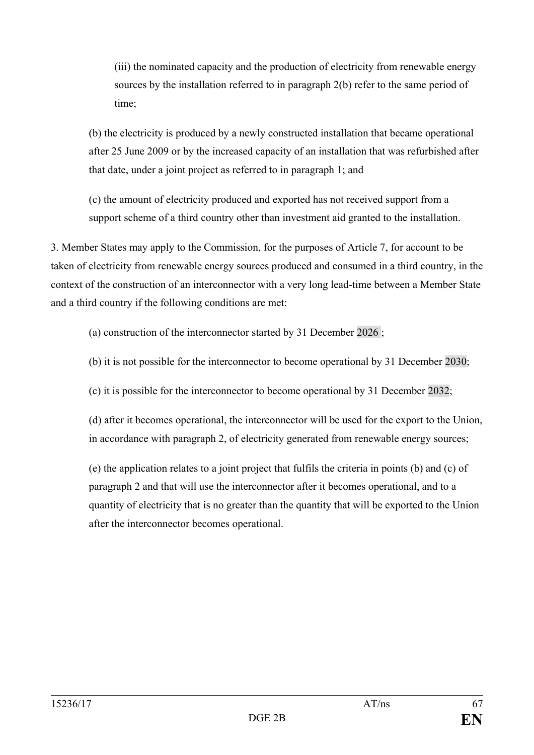(iii) the nominated capacity and the production of electricity from renewable energy sources by the installation referred to in paragraph 2(b) refer to the same period of time;

(b) the electricity is produced by a newly constructed installation that became operational after 25 June 2009 or by the increased capacity of an installation that was refurbished after that date, under a joint project as referred to in paragraph 1; and

(c) the amount of electricity produced and exported has not received support from a support scheme of a third country other than investment aid granted to the installation.

3. Member States may apply to the Commission, for the purposes of Article 7, for account to be taken of electricity from renewable energy sources produced and consumed in a third country, in the context of the construction of an interconnector with a very long lead-time between a Member State and a third country if the following conditions are met:

(a) construction of the interconnector started by 31 December 2026 ;

(b) it is not possible for the interconnector to become operational by 31 December 2030;

(c) it is possible for the interconnector to become operational by 31 December 2032;

(d) after it becomes operational, the interconnector will be used for the export to the Union, in accordance with paragraph 2, of electricity generated from renewable energy sources;

(e) the application relates to a joint project that fulfils the criteria in points (b) and (c) of paragraph 2 and that will use the interconnector after it becomes operational, and to a quantity of electricity that is no greater than the quantity that will be exported to the Union after the interconnector becomes operational.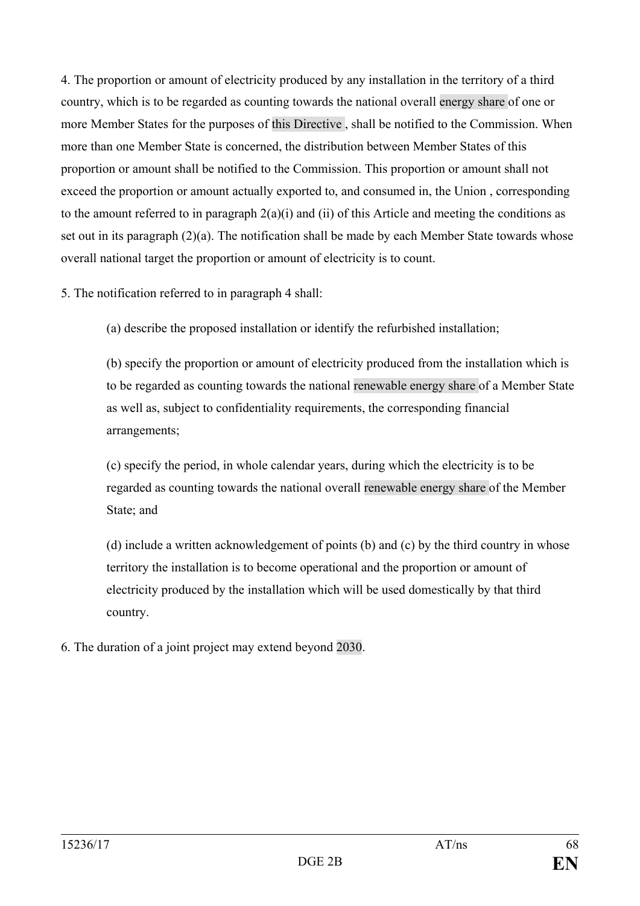4. The proportion or amount of electricity produced by any installation in the territory of a third country, which is to be regarded as counting towards the national overall energy share of one or more Member States for the purposes of this Directive , shall be notified to the Commission. When more than one Member State is concerned, the distribution between Member States of this proportion or amount shall be notified to the Commission. This proportion or amount shall not exceed the proportion or amount actually exported to, and consumed in, the Union , corresponding to the amount referred to in paragraph 2(a)(i) and (ii) of this Article and meeting the conditions as set out in its paragraph (2)(a). The notification shall be made by each Member State towards whose overall national target the proportion or amount of electricity is to count.

5. The notification referred to in paragraph 4 shall:

(a) describe the proposed installation or identify the refurbished installation;

(b) specify the proportion or amount of electricity produced from the installation which is to be regarded as counting towards the national renewable energy share of a Member State as well as, subject to confidentiality requirements, the corresponding financial arrangements;

(c) specify the period, in whole calendar years, during which the electricity is to be regarded as counting towards the national overall renewable energy share of the Member State; and

(d) include a written acknowledgement of points (b) and (c) by the third country in whose territory the installation is to become operational and the proportion or amount of electricity produced by the installation which will be used domestically by that third country.

6. The duration of a joint project may extend beyond 2030.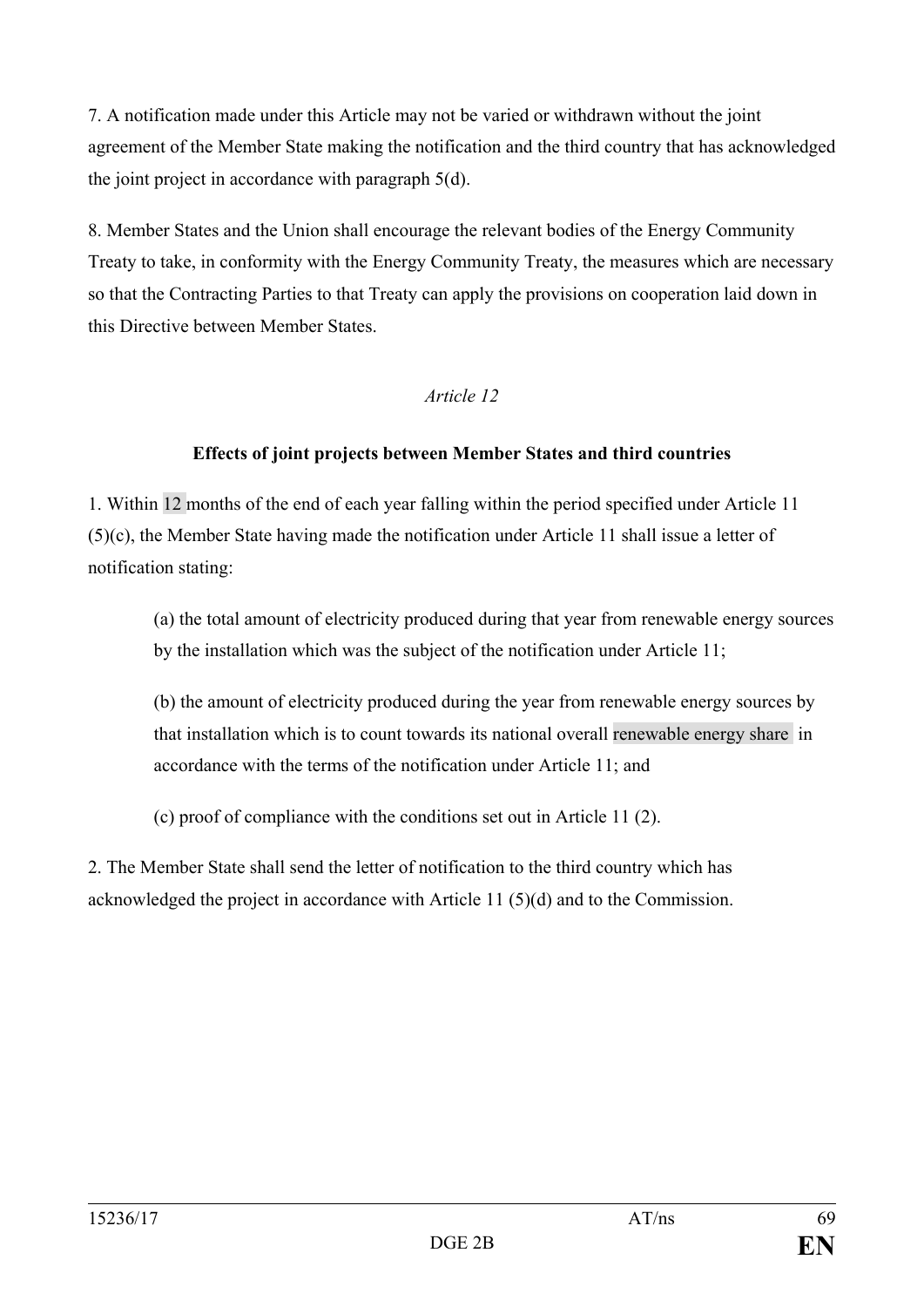7. A notification made under this Article may not be varied or withdrawn without the joint agreement of the Member State making the notification and the third country that has acknowledged the joint project in accordance with paragraph 5(d).

8. Member States and the Union shall encourage the relevant bodies of the Energy Community Treaty to take, in conformity with the Energy Community Treaty, the measures which are necessary so that the Contracting Parties to that Treaty can apply the provisions on cooperation laid down in this Directive between Member States.

*Article 12*

**Effects of joint projects between Member States and third countries**

1. Within 12 months of the end of each year falling within the period specified under Article 11 (5)(c), the Member State having made the notification under Article 11 shall issue a letter of notification stating:

(a) the total amount of electricity produced during that year from renewable energy sources by the installation which was the subject of the notification under Article 11;

(b) the amount of electricity produced during the year from renewable energy sources by that installation which is to count towards its national overall renewable energy share in accordance with the terms of the notification under Article 11; and

(c) proof of compliance with the conditions set out in Article 11 (2).

2. The Member State shall send the letter of notification to the third country which has acknowledged the project in accordance with Article 11 (5)(d) and to the Commission.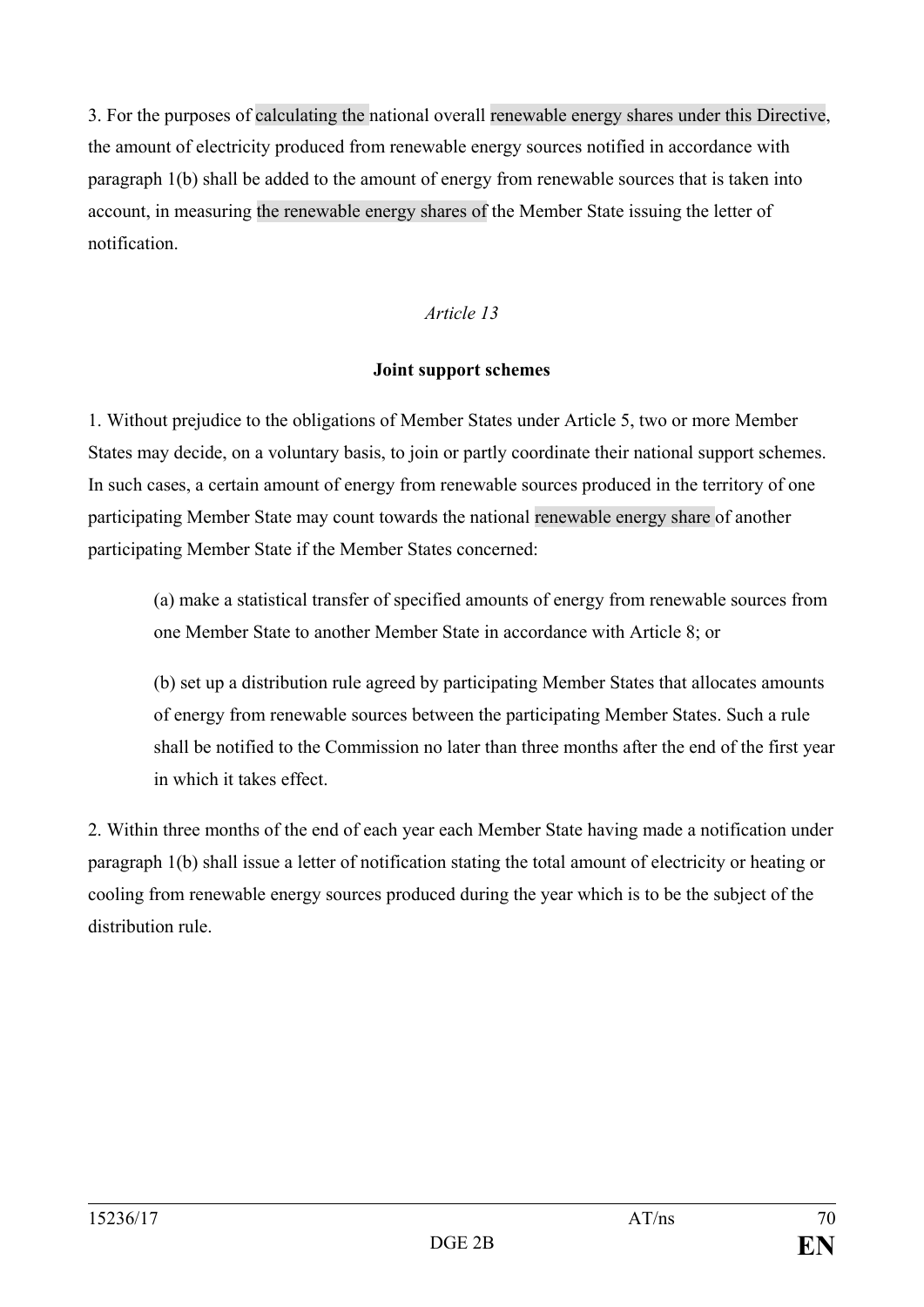3. For the purposes of calculating the national overall renewable energy shares under this Directive, the amount of electricity produced from renewable energy sources notified in accordance with paragraph 1(b) shall be added to the amount of energy from renewable sources that is taken into account, in measuring the renewable energy shares of the Member State issuing the letter of notification.

*Article 13*

**Joint support schemes**

1. Without prejudice to the obligations of Member States under Article 5, two or more Member States may decide, on a voluntary basis, to join or partly coordinate their national support schemes. In such cases, a certain amount of energy from renewable sources produced in the territory of one participating Member State may count towards the national renewable energy share of another participating Member State if the Member States concerned:

(a) make a statistical transfer of specified amounts of energy from renewable sources from one Member State to another Member State in accordance with Article 8; or

(b) set up a distribution rule agreed by participating Member States that allocates amounts of energy from renewable sources between the participating Member States. Such a rule shall be notified to the Commission no later than three months after the end of the first year in which it takes effect.

2. Within three months of the end of each year each Member State having made a notification under paragraph 1(b) shall issue a letter of notification stating the total amount of electricity or heating or cooling from renewable energy sources produced during the year which is to be the subject of the distribution rule.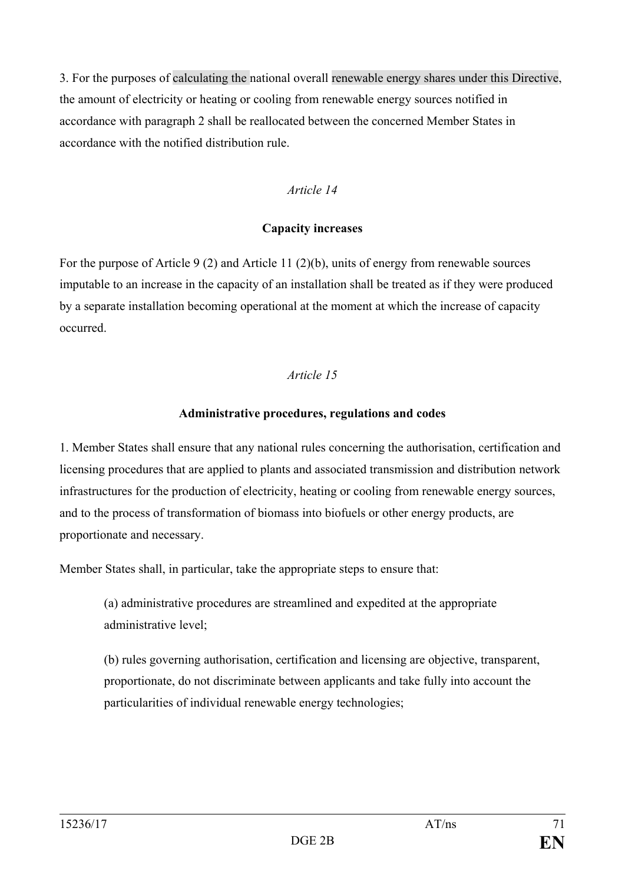3. For the purposes of calculating the national overall renewable energy shares under this Directive, the amount of electricity or heating or cooling from renewable energy sources notified in accordance with paragraph 2 shall be reallocated between the concerned Member States in accordance with the notified distribution rule.

*Article 14*

**Capacity increases**

For the purpose of Article 9 (2) and Article 11 (2)(b), units of energy from renewable sources imputable to an increase in the capacity of an installation shall be treated as if they were produced by a separate installation becoming operational at the moment at which the increase of capacity occurred.

*Article 15*

**Administrative procedures, regulations and codes**

1. Member States shall ensure that any national rules concerning the authorisation, certification and licensing procedures that are applied to plants and associated transmission and distribution network infrastructures for the production of electricity, heating or cooling from renewable energy sources, and to the process of transformation of biomass into biofuels or other energy products, are proportionate and necessary.

Member States shall, in particular, take the appropriate steps to ensure that:

(a) administrative procedures are streamlined and expedited at the appropriate administrative level;

(b) rules governing authorisation, certification and licensing are objective, transparent, proportionate, do not discriminate between applicants and take fully into account the particularities of individual renewable energy technologies;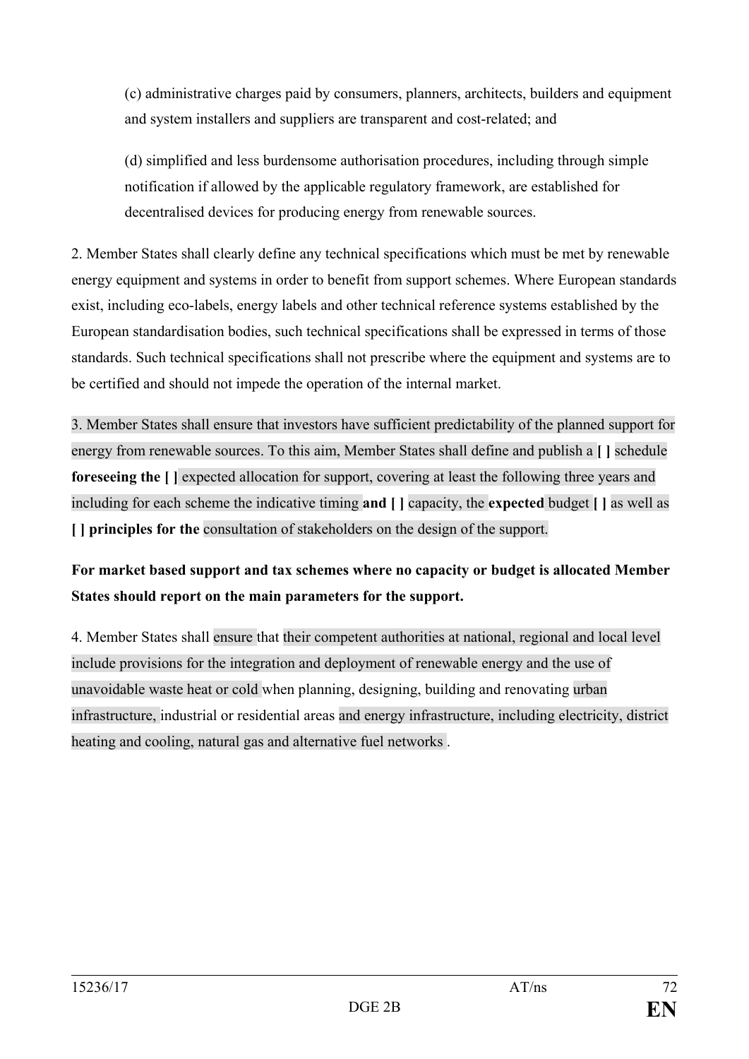(c) administrative charges paid by consumers, planners, architects, builders and equipment and system installers and suppliers are transparent and cost-related; and

(d) simplified and less burdensome authorisation procedures, including through simple notification if allowed by the applicable regulatory framework, are established for decentralised devices for producing energy from renewable sources.

2. Member States shall clearly define any technical specifications which must be met by renewable energy equipment and systems in order to benefit from support schemes. Where European standards exist, including eco-labels, energy labels and other technical reference systems established by the European standardisation bodies, such technical specifications shall be expressed in terms of those standards. Such technical specifications shall not prescribe where the equipment and systems are to be certified and should not impede the operation of the internal market.

3. Member States shall ensure that investors have sufficient predictability of the planned support for energy from renewable sources. To this aim, Member States shall define and publish a **[ ]** schedule **foreseeing the [ ]** expected allocation for support, covering at least the following three years and including for each scheme the indicative timing **and [ ]** capacity, the **expected** budget **[ ]** as well as **[ ] principles for the** consultation of stakeholders on the design of the support.

**For market based support and tax schemes where no capacity or budget is allocated Member States should report on the main parameters for the support.**

4. Member States shall ensure that their competent authorities at national, regional and local level include provisions for the integration and deployment of renewable energy and the use of unavoidable waste heat or cold when planning, designing, building and renovating urban infrastructure, industrial or residential areas and energy infrastructure, including electricity, district heating and cooling, natural gas and alternative fuel networks .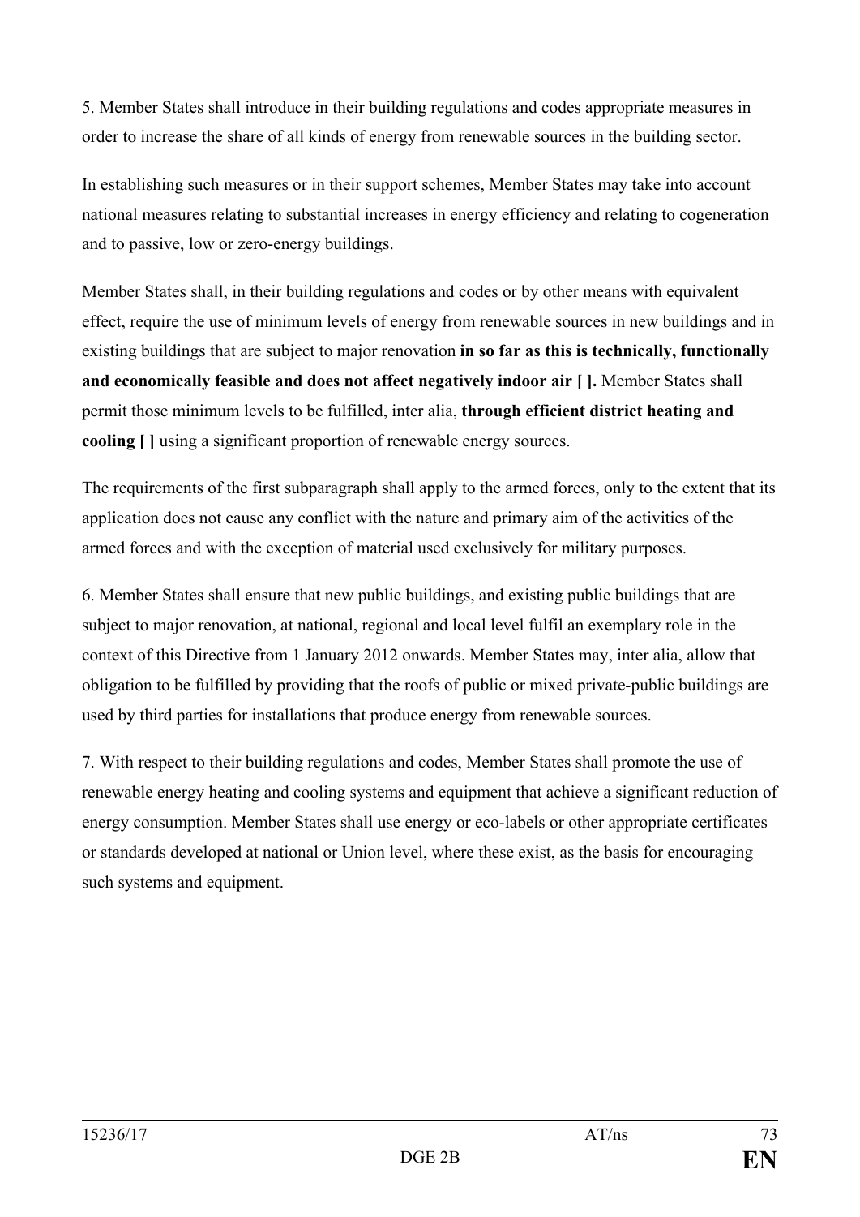5. Member States shall introduce in their building regulations and codes appropriate measures in order to increase the share of all kinds of energy from renewable sources in the building sector.

In establishing such measures or in their support schemes, Member States may take into account national measures relating to substantial increases in energy efficiency and relating to cogeneration and to passive, low or zero-energy buildings.

Member States shall, in their building regulations and codes or by other means with equivalent effect, require the use of minimum levels of energy from renewable sources in new buildings and in existing buildings that are subject to major renovation **in so far as this is technically, functionally and economically feasible and does not affect negatively indoor air [ ].** Member States shall permit those minimum levels to be fulfilled, inter alia, **through efficient district heating and cooling [ ]** using a significant proportion of renewable energy sources.

The requirements of the first subparagraph shall apply to the armed forces, only to the extent that its application does not cause any conflict with the nature and primary aim of the activities of the armed forces and with the exception of material used exclusively for military purposes.

6. Member States shall ensure that new public buildings, and existing public buildings that are subject to major renovation, at national, regional and local level fulfil an exemplary role in the context of this Directive from 1 January 2012 onwards. Member States may, inter alia, allow that obligation to be fulfilled by providing that the roofs of public or mixed private-public buildings are used by third parties for installations that produce energy from renewable sources.

7. With respect to their building regulations and codes, Member States shall promote the use of renewable energy heating and cooling systems and equipment that achieve a significant reduction of energy consumption. Member States shall use energy or eco-labels or other appropriate certificates or standards developed at national or Union level, where these exist, as the basis for encouraging such systems and equipment.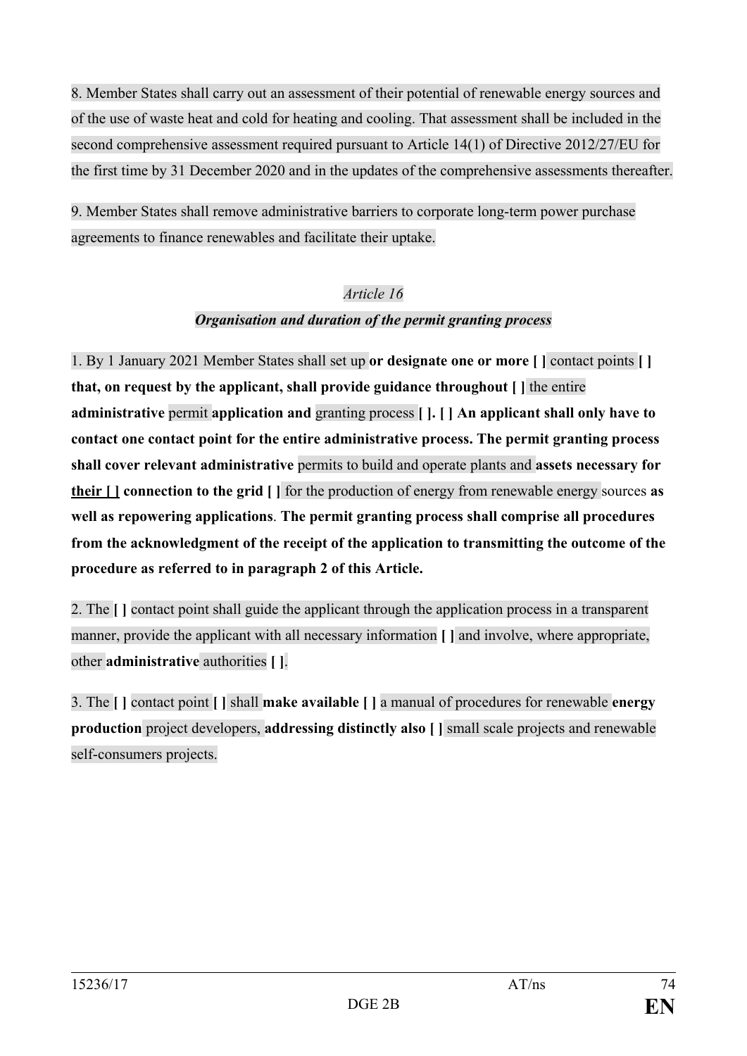8. Member States shall carry out an assessment of their potential of renewable energy sources and of the use of waste heat and cold for heating and cooling. That assessment shall be included in the second comprehensive assessment required pursuant to Article 14(1) of Directive 2012/27/EU for the first time by 31 December 2020 and in the updates of the comprehensive assessments thereafter.

9. Member States shall remove administrative barriers to corporate long-term power purchase agreements to finance renewables and facilitate their uptake.

*Article 16*

***Organisation and duration of the permit granting process***

1. By 1 January 2021 Member States shall set up **or designate one or more [ ]** contact points **[ ] that, on request by the applicant, shall provide guidance throughout [ ]** the entire **administrative** permit **application and** granting process **[ ]. [ ] An applicant shall only have to contact one contact point for the entire administrative process. The permit granting process shall cover relevant administrative** permits to build and operate plants and **assets necessary for <u>their [ ]</u> connection to the grid [ ]** for the production of energy from renewable energy sources **as well as repowering applications**. **The permit granting process shall comprise all procedures from the acknowledgment of the receipt of the application to transmitting the outcome of the procedure as referred to in paragraph 2 of this Article.**

2. The **[ ]** contact point shall guide the applicant through the application process in a transparent manner, provide the applicant with all necessary information **[ ]** and involve, where appropriate, other **administrative** authorities **[ ]**.

3. The **[ ]** contact point **[ ]** shall **make available [ ]** a manual of procedures for renewable **energy production** project developers, **addressing distinctly also [ ]** small scale projects and renewable self-consumers projects.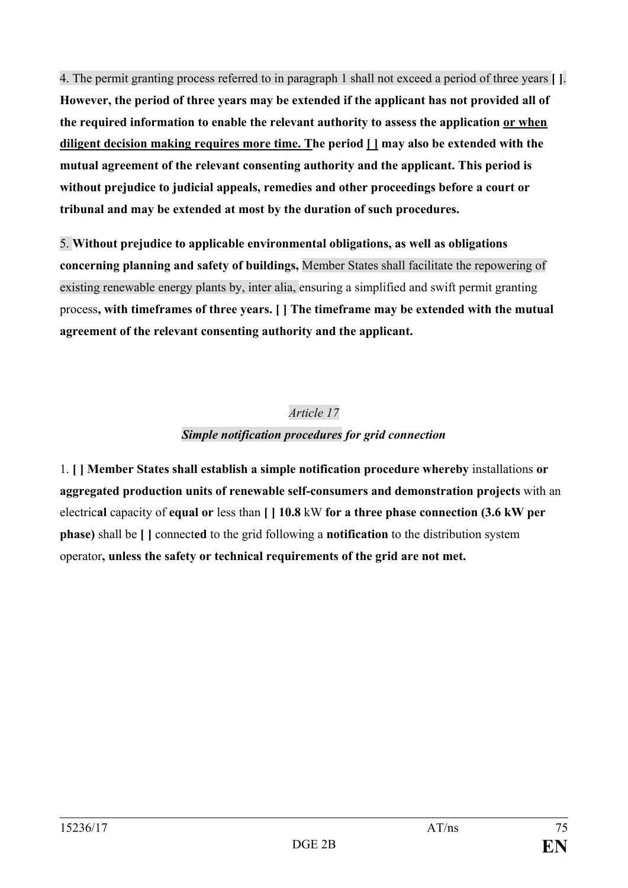4. The permit granting process referred to in paragraph 1 shall not exceed a period of three years **[ ]**. **However, the period of three years may be extended if the applicant has not provided all of the required information to enable the relevant authority to assess the application <u>or when diligent decision making requires more time. T</u>he period <u>[ ]</u> may also be extended with the mutual agreement of the relevant consenting authority and the applicant. This period is without prejudice to judicial appeals, remedies and other proceedings before a court or tribunal and may be extended at most by the duration of such procedures.**

5. **Without prejudice to applicable environmental obligations, as well as obligations concerning planning and safety of buildings,** Member States shall facilitate the repowering of existing renewable energy plants by, inter alia, ensuring a simplified and swift permit granting process**, with timeframes of three years. [ ] The timeframe may be extended with the mutual agreement of the relevant consenting authority and the applicant.**

*Article 17*

***Simple notification procedures** for grid connection*

1. **[ ] Member States shall establish a simple notification procedure whereby** installations **or aggregated production units of renewable self-consumers and demonstration projects** with an electric**al** capacity of **equal or** less than **[ ] 10.8** kW **for a three phase connection (3.6 kW per phase)** shall be **[ ]** connect**ed** to the grid following a **notification** to the distribution system operator**, unless the safety or technical requirements of the grid are not met.**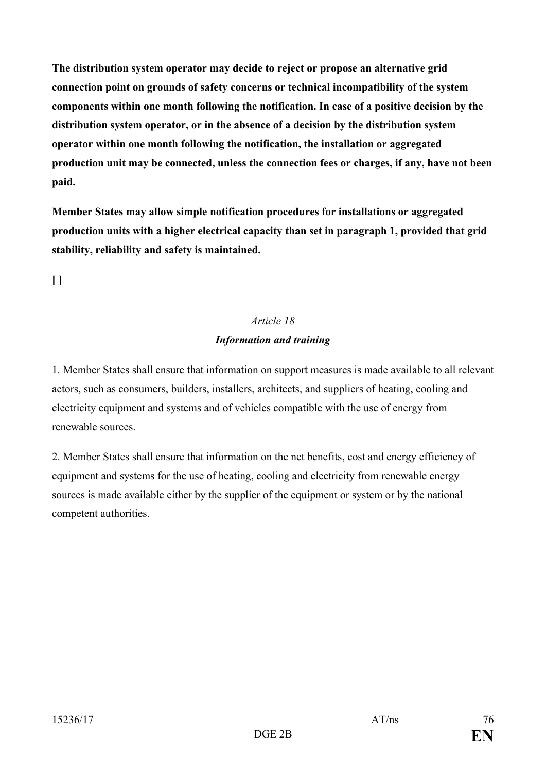**The distribution system operator may decide to reject or propose an alternative grid connection point on grounds of safety concerns or technical incompatibility of the system components within one month following the notification. In case of a positive decision by the distribution system operator, or in the absence of a decision by the distribution system operator within one month following the notification, the installation or aggregated production unit may be connected, unless the connection fees or charges, if any, have not been paid.**

**Member States may allow simple notification procedures for installations or aggregated production units with a higher electrical capacity than set in paragraph 1, provided that grid stability, reliability and safety is maintained.**

**[ ]**

*Article 18*

***Information and training***

1. Member States shall ensure that information on support measures is made available to all relevant actors, such as consumers, builders, installers, architects, and suppliers of heating, cooling and electricity equipment and systems and of vehicles compatible with the use of energy from renewable sources.

2. Member States shall ensure that information on the net benefits, cost and energy efficiency of equipment and systems for the use of heating, cooling and electricity from renewable energy sources is made available either by the supplier of the equipment or system or by the national competent authorities.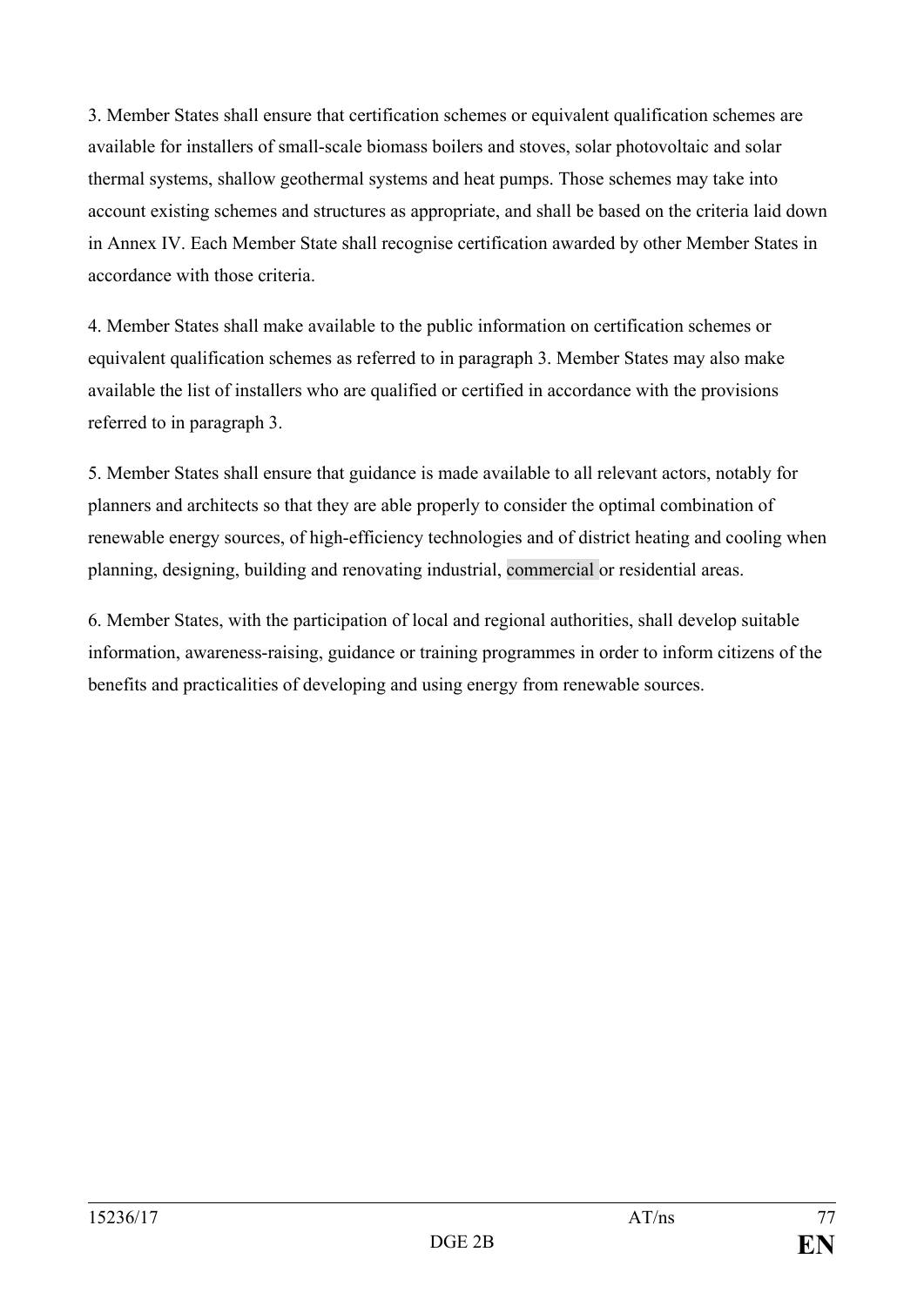3. Member States shall ensure that certification schemes or equivalent qualification schemes are available for installers of small-scale biomass boilers and stoves, solar photovoltaic and solar thermal systems, shallow geothermal systems and heat pumps. Those schemes may take into account existing schemes and structures as appropriate, and shall be based on the criteria laid down in Annex IV. Each Member State shall recognise certification awarded by other Member States in accordance with those criteria.

4. Member States shall make available to the public information on certification schemes or equivalent qualification schemes as referred to in paragraph 3. Member States may also make available the list of installers who are qualified or certified in accordance with the provisions referred to in paragraph 3.

5. Member States shall ensure that guidance is made available to all relevant actors, notably for planners and architects so that they are able properly to consider the optimal combination of renewable energy sources, of high-efficiency technologies and of district heating and cooling when planning, designing, building and renovating industrial, commercial or residential areas.

6. Member States, with the participation of local and regional authorities, shall develop suitable information, awareness-raising, guidance or training programmes in order to inform citizens of the benefits and practicalities of developing and using energy from renewable sources.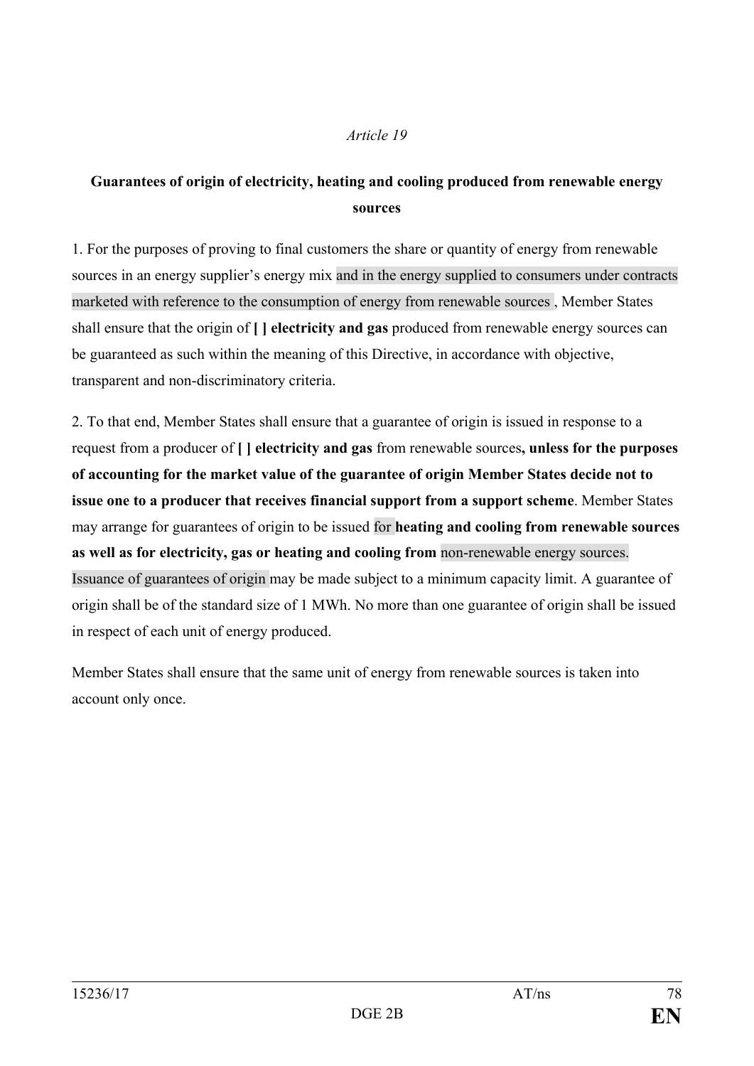*Article 19*

**Guarantees of origin of electricity, heating and cooling produced from renewable energy sources**

1. For the purposes of proving to final customers the share or quantity of energy from renewable sources in an energy supplier's energy mix and in the energy supplied to consumers under contracts marketed with reference to the consumption of energy from renewable sources , Member States shall ensure that the origin of **[ ] electricity and gas** produced from renewable energy sources can be guaranteed as such within the meaning of this Directive, in accordance with objective, transparent and non-discriminatory criteria.

2. To that end, Member States shall ensure that a guarantee of origin is issued in response to a request from a producer of **[ ] electricity and gas** from renewable sources**, unless for the purposes of accounting for the market value of the guarantee of origin Member States decide not to issue one to a producer that receives financial support from a support scheme**. Member States may arrange for guarantees of origin to be issued for **heating and cooling from renewable sources as well as for electricity, gas or heating and cooling from** non-renewable energy sources. Issuance of guarantees of origin may be made subject to a minimum capacity limit. A guarantee of origin shall be of the standard size of 1 MWh. No more than one guarantee of origin shall be issued in respect of each unit of energy produced.

Member States shall ensure that the same unit of energy from renewable sources is taken into account only once.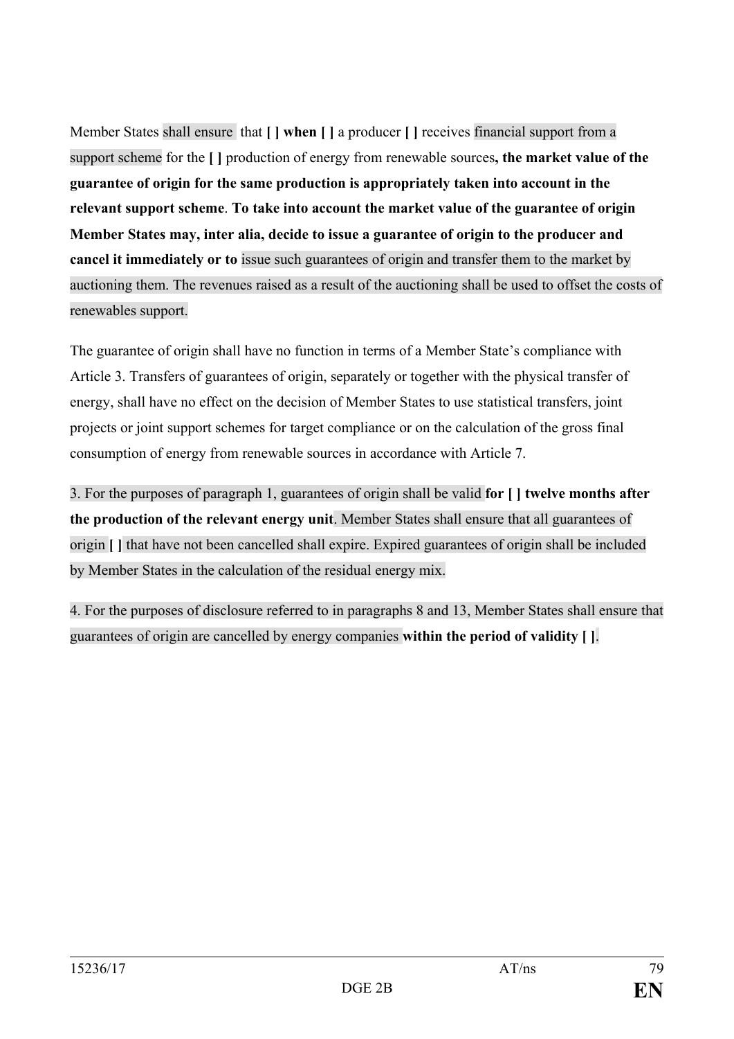Member States shall ensure that **[ ] when [ ]** a producer **[ ]** receives financial support from a support scheme for the **[ ]** production of energy from renewable sources**, the market value of the guarantee of origin for the same production is appropriately taken into account in the relevant support scheme**. **To take into account the market value of the guarantee of origin Member States may, inter alia, decide to issue a guarantee of origin to the producer and cancel it immediately or to** issue such guarantees of origin and transfer them to the market by auctioning them. The revenues raised as a result of the auctioning shall be used to offset the costs of renewables support.

The guarantee of origin shall have no function in terms of a Member State's compliance with Article 3. Transfers of guarantees of origin, separately or together with the physical transfer of energy, shall have no effect on the decision of Member States to use statistical transfers, joint projects or joint support schemes for target compliance or on the calculation of the gross final consumption of energy from renewable sources in accordance with Article 7.

3. For the purposes of paragraph 1, guarantees of origin shall be valid **for [ ] twelve months after the production of the relevant energy unit**. Member States shall ensure that all guarantees of origin **[ ]** that have not been cancelled shall expire. Expired guarantees of origin shall be included by Member States in the calculation of the residual energy mix.

4. For the purposes of disclosure referred to in paragraphs 8 and 13, Member States shall ensure that guarantees of origin are cancelled by energy companies **within the period of validity [ ]**.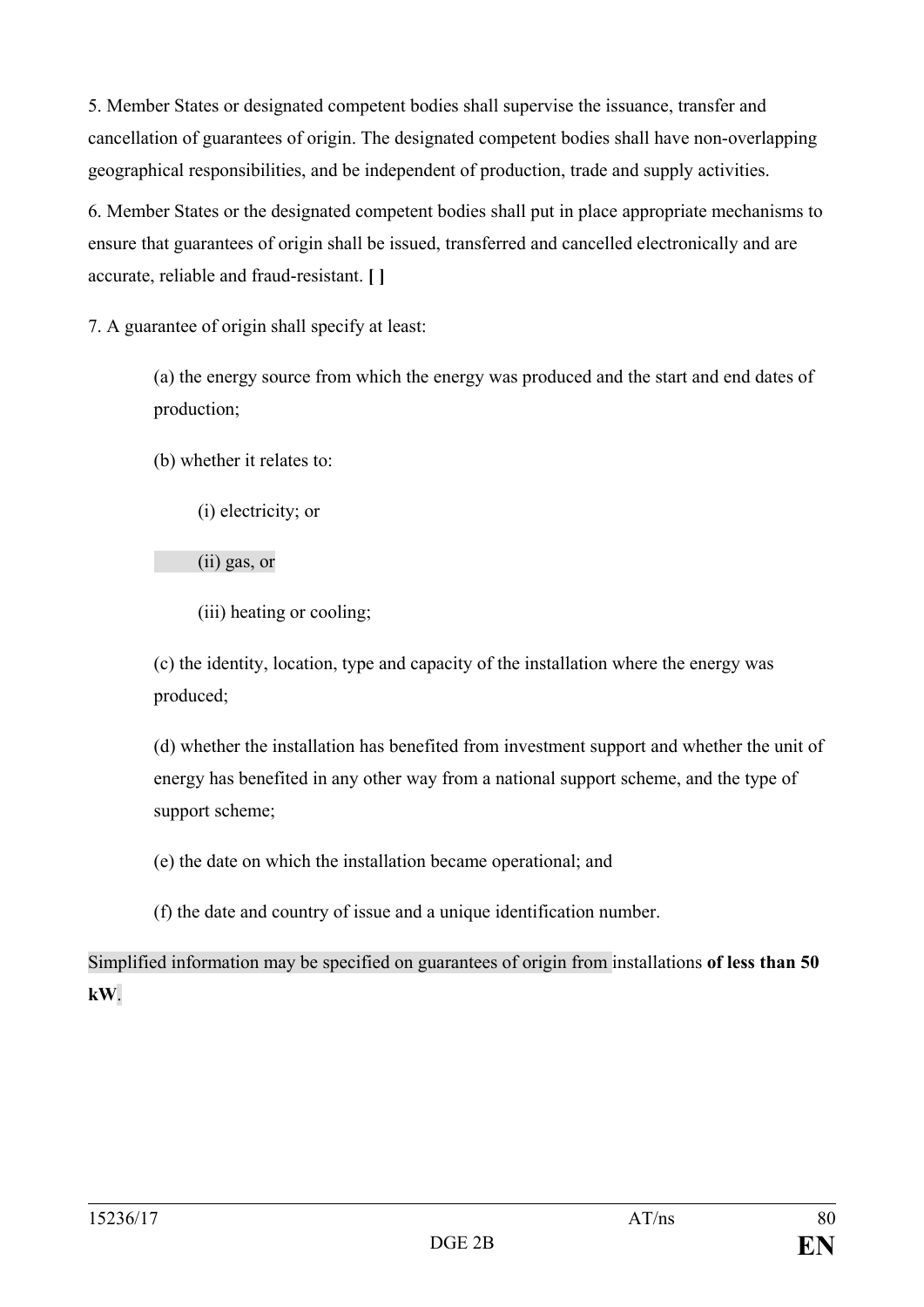5. Member States or designated competent bodies shall supervise the issuance, transfer and cancellation of guarantees of origin. The designated competent bodies shall have non-overlapping geographical responsibilities, and be independent of production, trade and supply activities.

6. Member States or the designated competent bodies shall put in place appropriate mechanisms to ensure that guarantees of origin shall be issued, transferred and cancelled electronically and are accurate, reliable and fraud-resistant. **[ ]**

7. A guarantee of origin shall specify at least:

(a) the energy source from which the energy was produced and the start and end dates of production;

(b) whether it relates to:

(i) electricity; or

(ii) gas, or

(iii) heating or cooling;

(c) the identity, location, type and capacity of the installation where the energy was produced;

(d) whether the installation has benefited from investment support and whether the unit of energy has benefited in any other way from a national support scheme, and the type of support scheme;

(e) the date on which the installation became operational; and

(f) the date and country of issue and a unique identification number.

Simplified information may be specified on guarantees of origin from installations **of less than 50 kW**.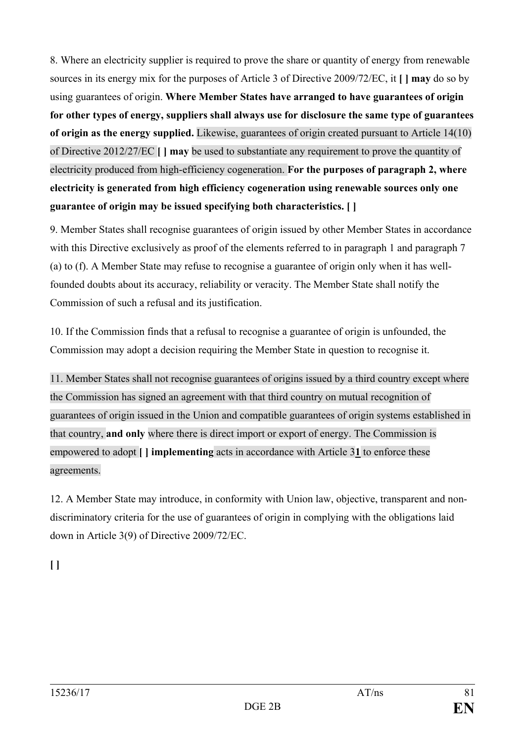8. Where an electricity supplier is required to prove the share or quantity of energy from renewable sources in its energy mix for the purposes of Article 3 of Directive 2009/72/EC, it **[ ] may** do so by using guarantees of origin. **Where Member States have arranged to have guarantees of origin for other types of energy, suppliers shall always use for disclosure the same type of guarantees of origin as the energy supplied.** Likewise, guarantees of origin created pursuant to Article 14(10) of Directive 2012/27/EC **[ ] may** be used to substantiate any requirement to prove the quantity of electricity produced from high-efficiency cogeneration. **For the purposes of paragraph 2, where electricity is generated from high efficiency cogeneration using renewable sources only one guarantee of origin may be issued specifying both characteristics. [ ]**

9. Member States shall recognise guarantees of origin issued by other Member States in accordance with this Directive exclusively as proof of the elements referred to in paragraph 1 and paragraph 7 (a) to (f). A Member State may refuse to recognise a guarantee of origin only when it has well-founded doubts about its accuracy, reliability or veracity. The Member State shall notify the Commission of such a refusal and its justification.

10. If the Commission finds that a refusal to recognise a guarantee of origin is unfounded, the Commission may adopt a decision requiring the Member State in question to recognise it.

11. Member States shall not recognise guarantees of origins issued by a third country except where the Commission has signed an agreement with that third country on mutual recognition of guarantees of origin issued in the Union and compatible guarantees of origin systems established in that country, **and only** where there is direct import or export of energy. The Commission is empowered to adopt **[ ] implementing** acts in accordance with Article 3**1** to enforce these agreements.

12. A Member State may introduce, in conformity with Union law, objective, transparent and non-discriminatory criteria for the use of guarantees of origin in complying with the obligations laid down in Article 3(9) of Directive 2009/72/EC.

**[ ]**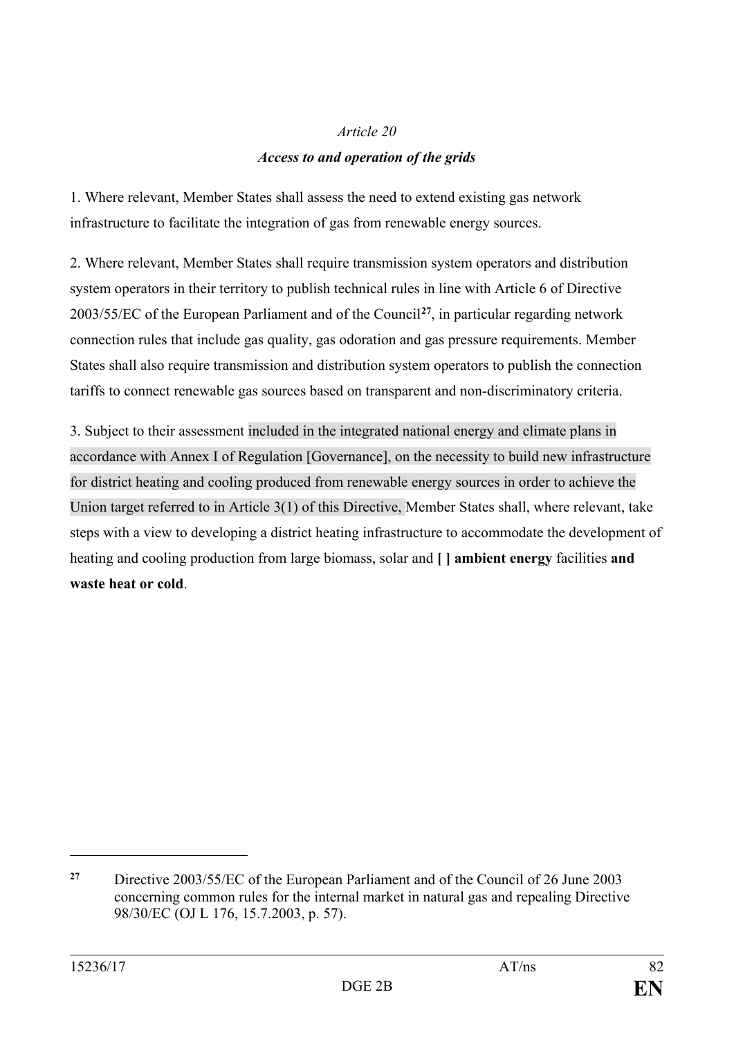*Article 20*

***Access to and operation of the grids***

1. Where relevant, Member States shall assess the need to extend existing gas network infrastructure to facilitate the integration of gas from renewable energy sources.

2. Where relevant, Member States shall require transmission system operators and distribution system operators in their territory to publish technical rules in line with Article 6 of Directive 2003/55/EC of the European Parliament and of the Council[27], in particular regarding network connection rules that include gas quality, gas odoration and gas pressure requirements. Member States shall also require transmission and distribution system operators to publish the connection tariffs to connect renewable gas sources based on transparent and non-discriminatory criteria.

3. Subject to their assessment included in the integrated national energy and climate plans in accordance with Annex I of Regulation [Governance], on the necessity to build new infrastructure for district heating and cooling produced from renewable energy sources in order to achieve the Union target referred to in Article 3(1) of this Directive, Member States shall, where relevant, take steps with a view to developing a district heating infrastructure to accommodate the development of heating and cooling production from large biomass, solar and **[ ] ambient energy** facilities **and waste heat or cold**.

---

[27] Directive 2003/55/EC of the European Parliament and of the Council of 26 June 2003 concerning common rules for the internal market in natural gas and repealing Directive 98/30/EC (OJ L 176, 15.7.2003, p. 57).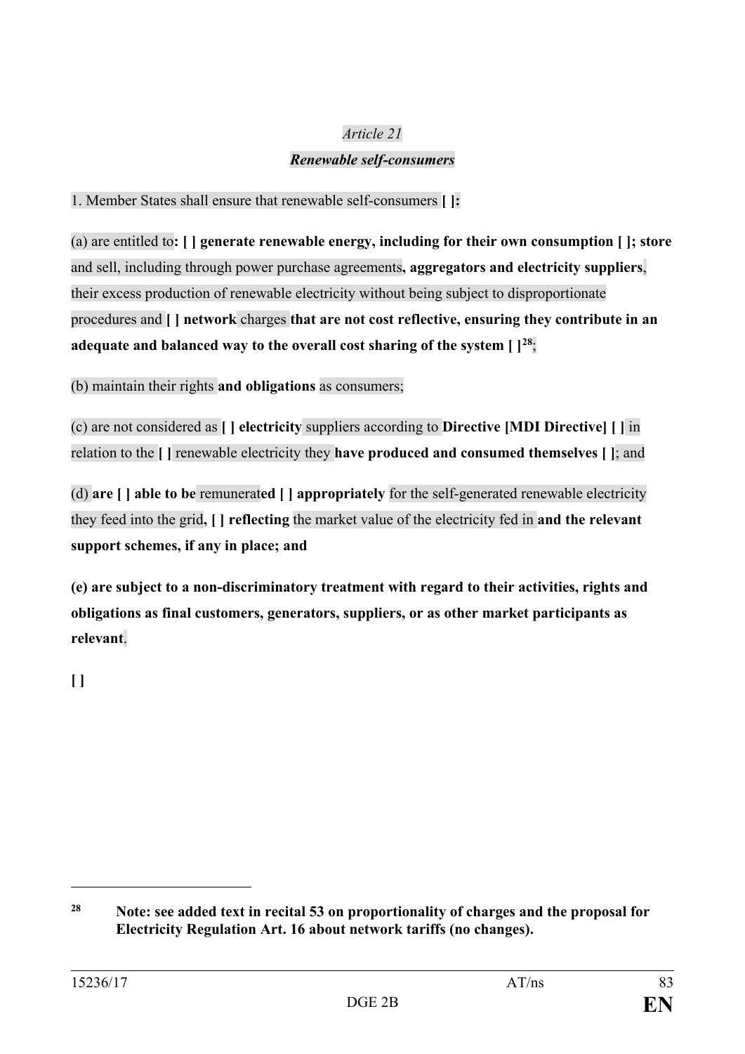*Article 21*

***Renewable self-consumers***

1. Member States shall ensure that renewable self-consumers **[ ]:**

(a) are entitled to**: [ ] generate renewable energy, including for their own consumption [ ]; store** and sell, including through power purchase agreements**, aggregators and electricity suppliers**, their excess production of renewable electricity without being subject to disproportionate procedures and **[ ] network** charges **that are not cost reflective, ensuring they contribute in an adequate and balanced way to the overall cost sharing of the system [ ]**[28];

(b) maintain their rights **and obligations** as consumers;

(c) are not considered as **[ ] electricity** suppliers according to **Directive [MDI Directive] [ ]** in relation to the **[ ]** renewable electricity they **have produced and consumed themselves [ ]**; and

(d) **are [ ] able to be** remunerat**ed [ ] appropriately** for the self-generated renewable electricity they feed into the grid**, [ ] reflecting** the market value of the electricity fed in **and the relevant support schemes, if any in place; and**

**(e) are subject to a non-discriminatory treatment with regard to their activities, rights and obligations as final customers, generators, suppliers, or as other market participants as relevant**.

**[ ]**

---

[28] **Note: see added text in recital 53 on proportionality of charges and the proposal for Electricity Regulation Art. 16 about network tariffs (no changes).**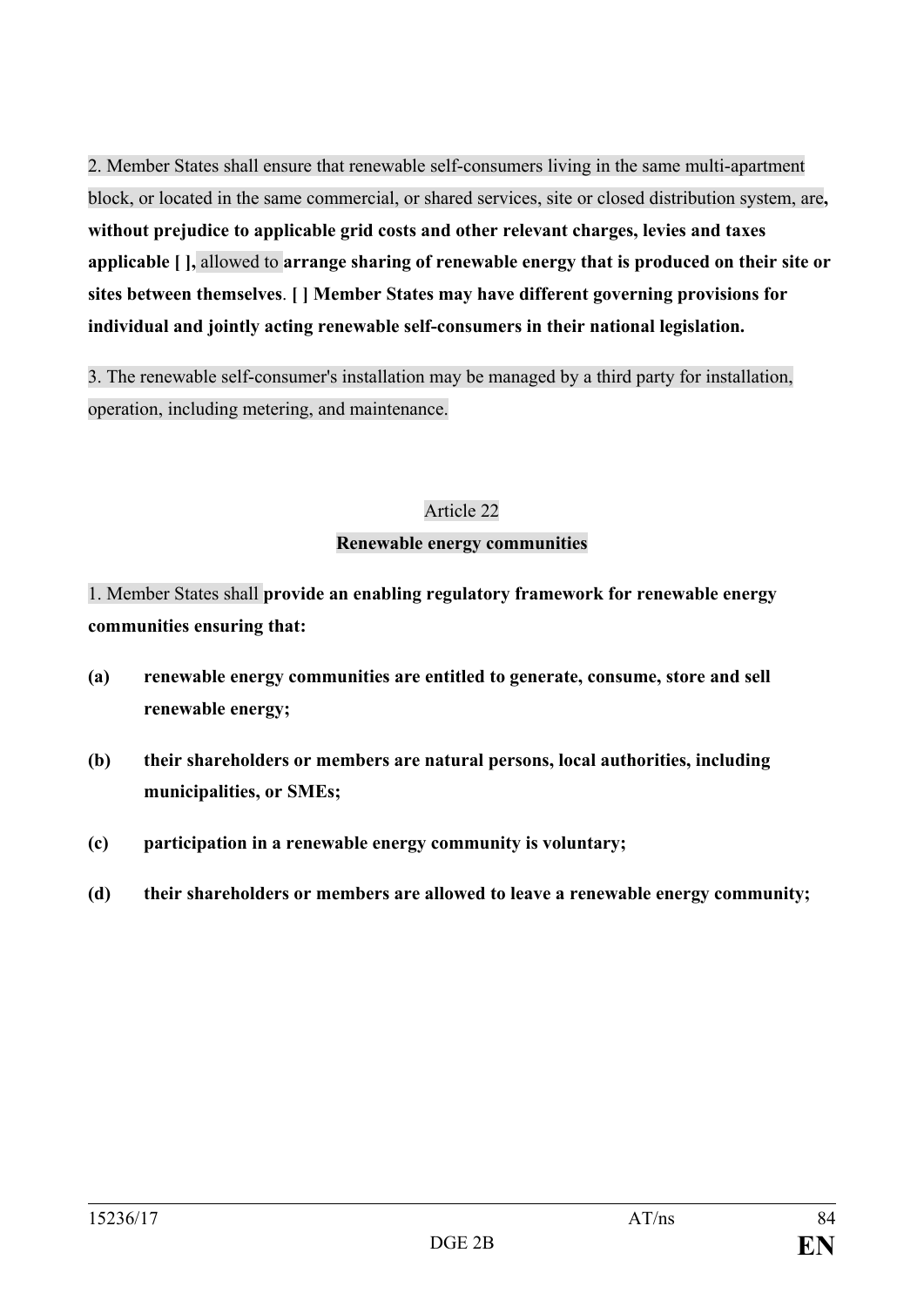2. Member States shall ensure that renewable self-consumers living in the same multi-apartment block, or located in the same commercial, or shared services, site or closed distribution system, are**, without prejudice to applicable grid costs and other relevant charges, levies and taxes applicable [ ],** allowed to **arrange sharing of renewable energy that is produced on their site or sites between themselves**. **[ ] Member States may have different governing provisions for individual and jointly acting renewable self-consumers in their national legislation.**

3. The renewable self-consumer's installation may be managed by a third party for installation, operation, including metering, and maintenance.

Article 22

**Renewable energy communities**

1. Member States shall **provide an enabling regulatory framework for renewable energy communities ensuring that:**

**(a) renewable energy communities are entitled to generate, consume, store and sell renewable energy;**

**(b) their shareholders or members are natural persons, local authorities, including municipalities, or SMEs;**

**(c) participation in a renewable energy community is voluntary;**

**(d) their shareholders or members are allowed to leave a renewable energy community;**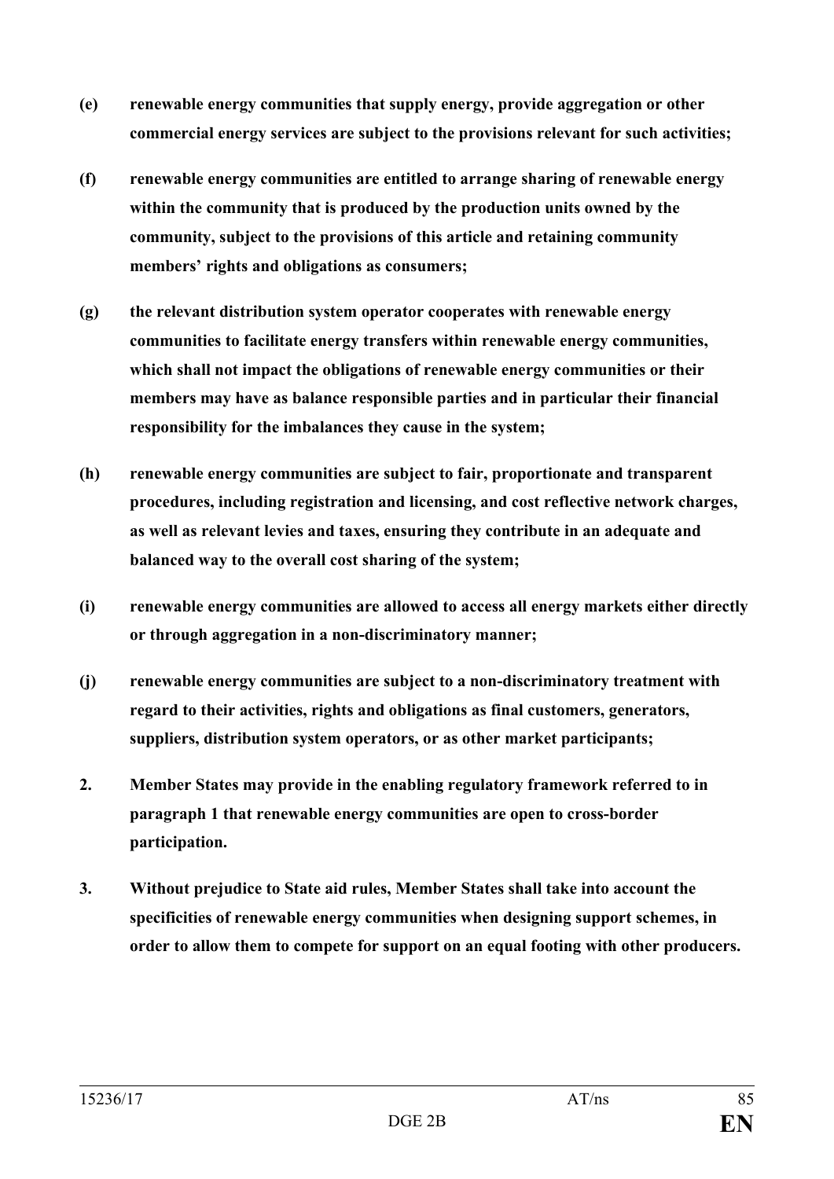**(e) renewable energy communities that supply energy, provide aggregation or other commercial energy services are subject to the provisions relevant for such activities;**

**(f) renewable energy communities are entitled to arrange sharing of renewable energy within the community that is produced by the production units owned by the community, subject to the provisions of this article and retaining community members' rights and obligations as consumers;**

**(g) the relevant distribution system operator cooperates with renewable energy communities to facilitate energy transfers within renewable energy communities, which shall not impact the obligations of renewable energy communities or their members may have as balance responsible parties and in particular their financial responsibility for the imbalances they cause in the system;**

**(h) renewable energy communities are subject to fair, proportionate and transparent procedures, including registration and licensing, and cost reflective network charges, as well as relevant levies and taxes, ensuring they contribute in an adequate and balanced way to the overall cost sharing of the system;**

**(i) renewable energy communities are allowed to access all energy markets either directly or through aggregation in a non-discriminatory manner;**

**(j) renewable energy communities are subject to a non-discriminatory treatment with regard to their activities, rights and obligations as final customers, generators, suppliers, distribution system operators, or as other market participants;**

**2. Member States may provide in the enabling regulatory framework referred to in paragraph 1 that renewable energy communities are open to cross-border participation.**

**3. Without prejudice to State aid rules, Member States shall take into account the specificities of renewable energy communities when designing support schemes, in order to allow them to compete for support on an equal footing with other producers.**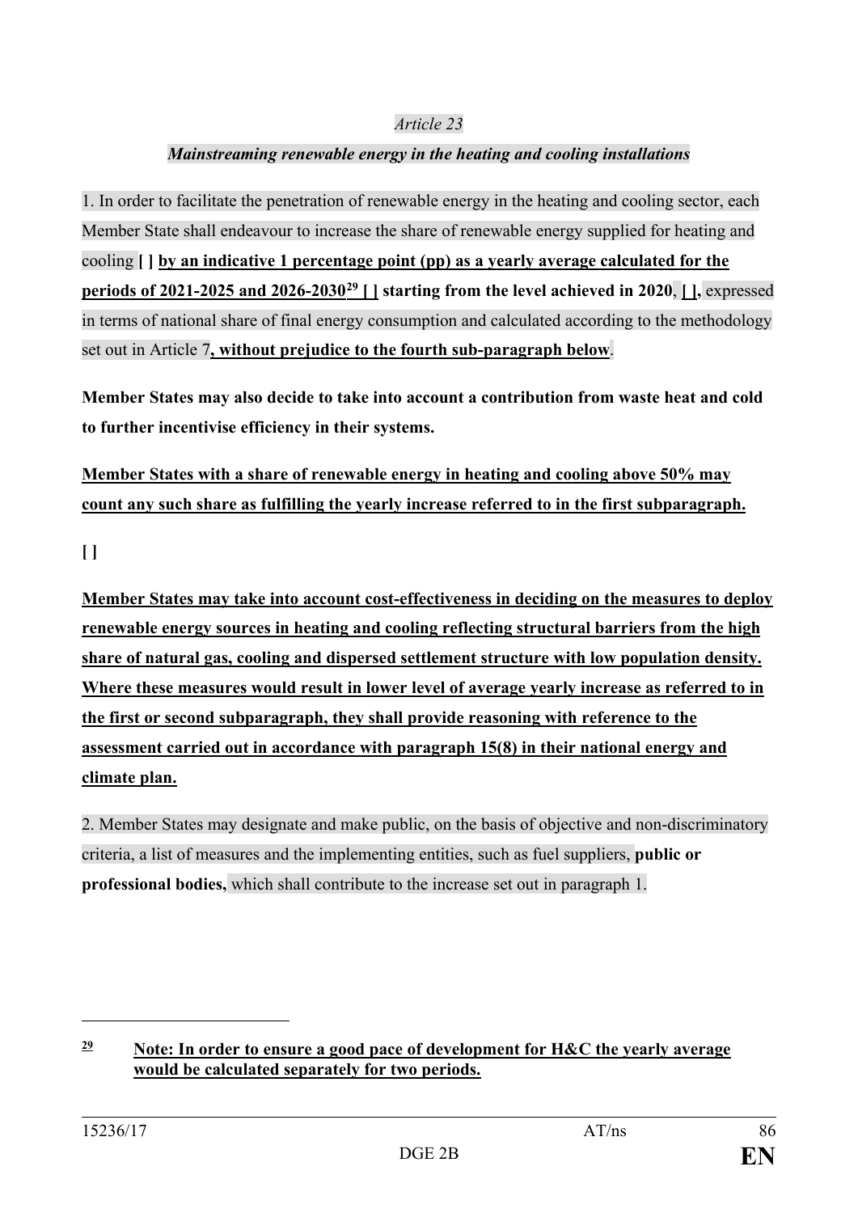*Article 23*

***Mainstreaming renewable energy in the heating and cooling installations***

1. In order to facilitate the penetration of renewable energy in the heating and cooling sector, each Member State shall endeavour to increase the share of renewable energy supplied for heating and cooling **[ ] by an indicative 1 percentage point (pp) as a yearly average calculated for the periods of 2021-2025 and 2026-2030[29] [ ] starting from the level achieved in 2020**, **[ ],** expressed in terms of national share of final energy consumption and calculated according to the methodology set out in Article 7**, without prejudice to the fourth sub-paragraph below**.

**Member States may also decide to take into account a contribution from waste heat and cold to further incentivise efficiency in their systems.**

**Member States with a share of renewable energy in heating and cooling above 50% may count any such share as fulfilling the yearly increase referred to in the first subparagraph.**

**[ ]**

**Member States may take into account cost-effectiveness in deciding on the measures to deploy renewable energy sources in heating and cooling reflecting structural barriers from the high share of natural gas, cooling and dispersed settlement structure with low population density. Where these measures would result in lower level of average yearly increase as referred to in the first or second subparagraph, they shall provide reasoning with reference to the assessment carried out in accordance with paragraph 15(8) in their national energy and climate plan.**

2. Member States may designate and make public, on the basis of objective and non-discriminatory criteria, a list of measures and the implementing entities, such as fuel suppliers, **public or professional bodies,** which shall contribute to the increase set out in paragraph 1.

---

[29] **Note: In order to ensure a good pace of development for H&C the yearly average would be calculated separately for two periods.**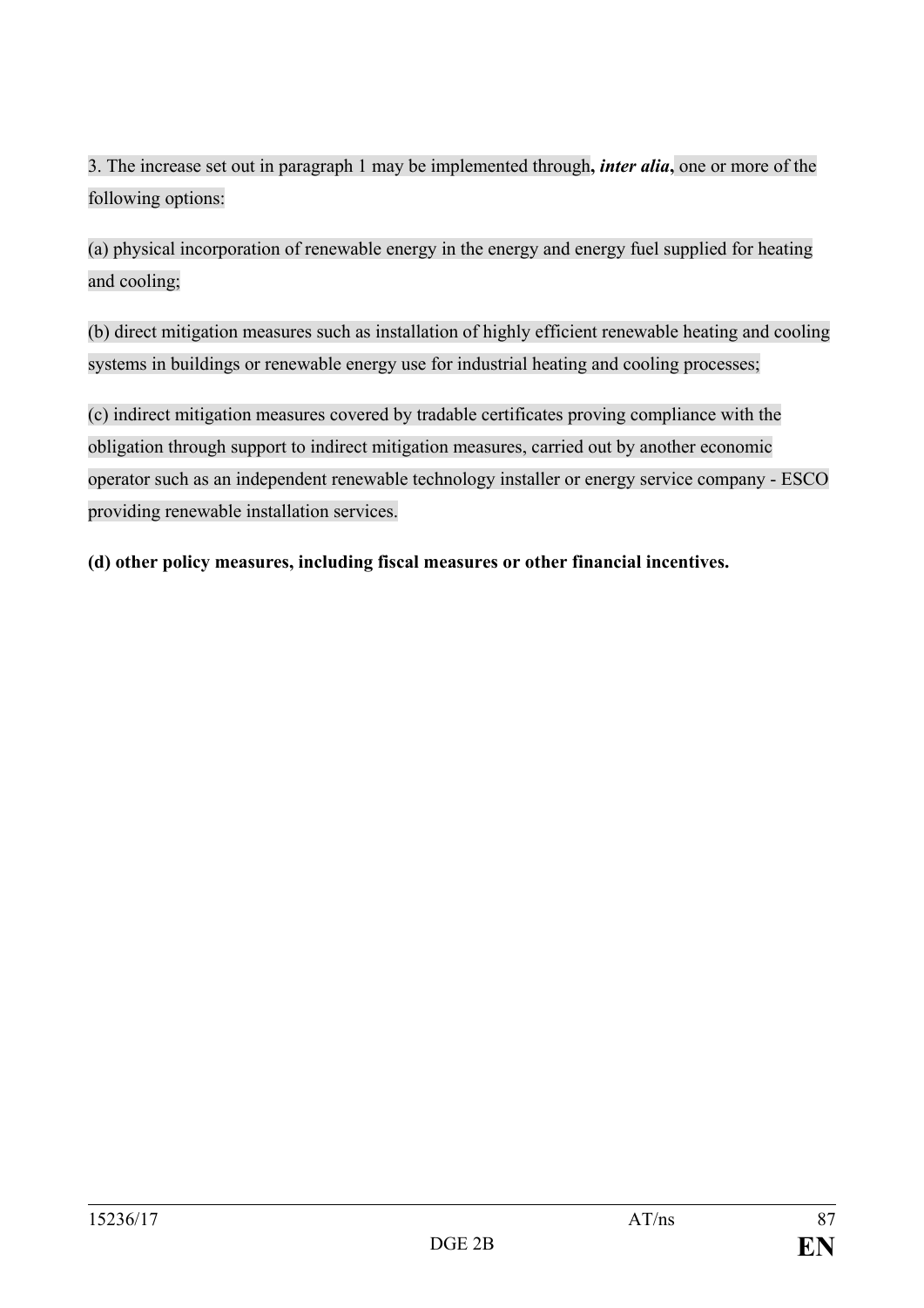3. The increase set out in paragraph 1 may be implemented through**, *inter alia*,** one or more of the following options:

(a) physical incorporation of renewable energy in the energy and energy fuel supplied for heating and cooling;

(b) direct mitigation measures such as installation of highly efficient renewable heating and cooling systems in buildings or renewable energy use for industrial heating and cooling processes;

(c) indirect mitigation measures covered by tradable certificates proving compliance with the obligation through support to indirect mitigation measures, carried out by another economic operator such as an independent renewable technology installer or energy service company - ESCO providing renewable installation services.

**(d) other policy measures, including fiscal measures or other financial incentives.**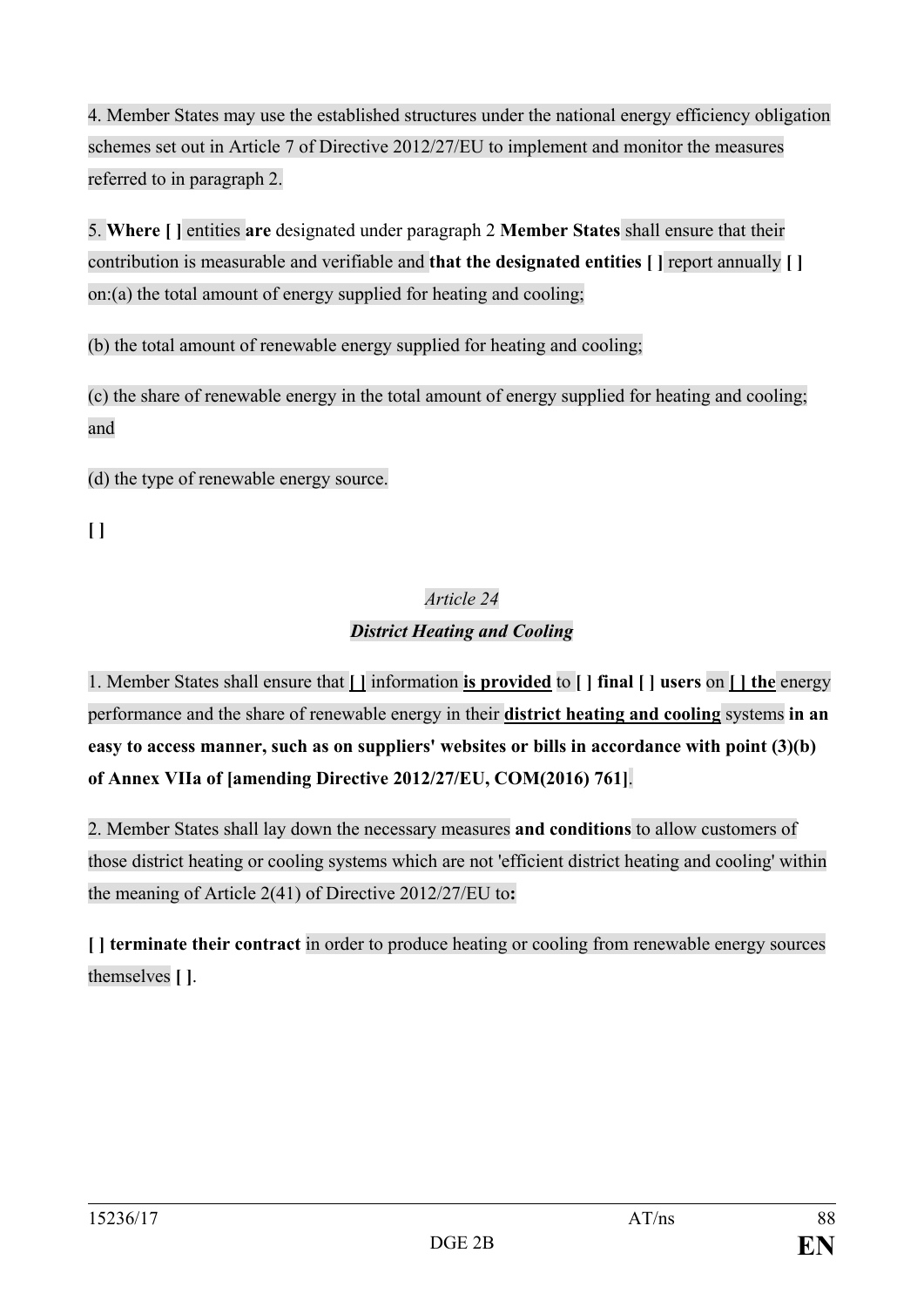4. Member States may use the established structures under the national energy efficiency obligation schemes set out in Article 7 of Directive 2012/27/EU to implement and monitor the measures referred to in paragraph 2.

5. **Where [ ]** entities **are** designated under paragraph 2 **Member States** shall ensure that their contribution is measurable and verifiable and **that the designated entities [ ]** report annually **[ ]** on:(a) the total amount of energy supplied for heating and cooling;

(b) the total amount of renewable energy supplied for heating and cooling;

(c) the share of renewable energy in the total amount of energy supplied for heating and cooling; and

(d) the type of renewable energy source.

**[ ]**

*Article 24*

***District Heating and Cooling***

1. Member States shall ensure that **[ ]** information **is provided** to **[ ] final [ ] users** on **[ ] the** energy performance and the share of renewable energy in their **district heating and cooling** systems **in an easy to access manner, such as on suppliers' websites or bills in accordance with point (3)(b) of Annex VIIa of [amending Directive 2012/27/EU, COM(2016) 761]**.

2. Member States shall lay down the necessary measures **and conditions** to allow customers of those district heating or cooling systems which are not 'efficient district heating and cooling' within the meaning of Article 2(41) of Directive 2012/27/EU to**:**

**[ ] terminate their contract** in order to produce heating or cooling from renewable energy sources themselves **[ ]**.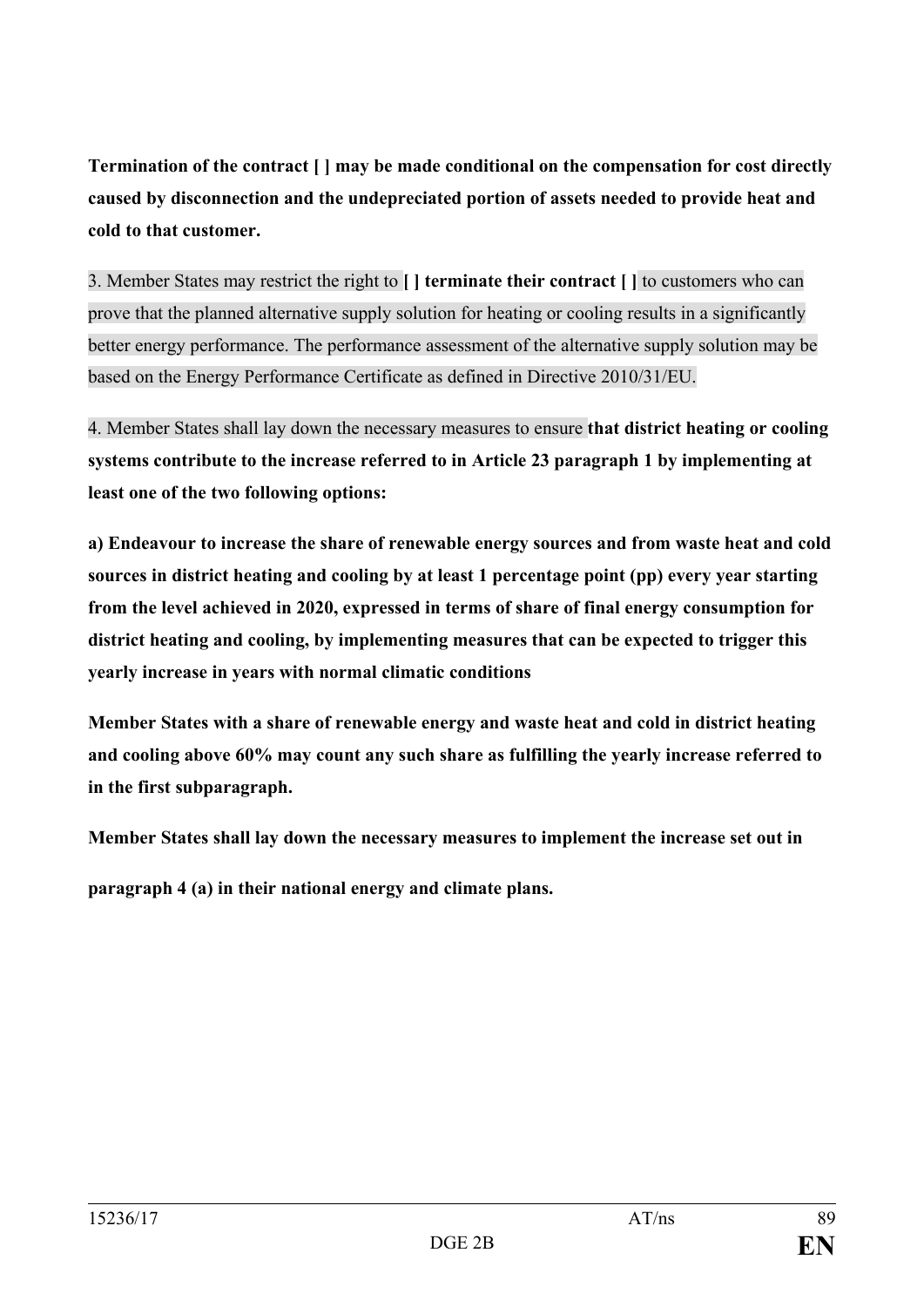**Termination of the contract [ ] may be made conditional on the compensation for cost directly caused by disconnection and the undepreciated portion of assets needed to provide heat and cold to that customer.**

3. Member States may restrict the right to **[ ] terminate their contract [ ]** to customers who can prove that the planned alternative supply solution for heating or cooling results in a significantly better energy performance. The performance assessment of the alternative supply solution may be based on the Energy Performance Certificate as defined in Directive 2010/31/EU.

4. Member States shall lay down the necessary measures to ensure **that district heating or cooling systems contribute to the increase referred to in Article 23 paragraph 1 by implementing at least one of the two following options:**

**a) Endeavour to increase the share of renewable energy sources and from waste heat and cold sources in district heating and cooling by at least 1 percentage point (pp) every year starting from the level achieved in 2020, expressed in terms of share of final energy consumption for district heating and cooling, by implementing measures that can be expected to trigger this yearly increase in years with normal climatic conditions**

**Member States with a share of renewable energy and waste heat and cold in district heating and cooling above 60% may count any such share as fulfilling the yearly increase referred to in the first subparagraph.**

**Member States shall lay down the necessary measures to implement the increase set out in paragraph 4 (a) in their national energy and climate plans.**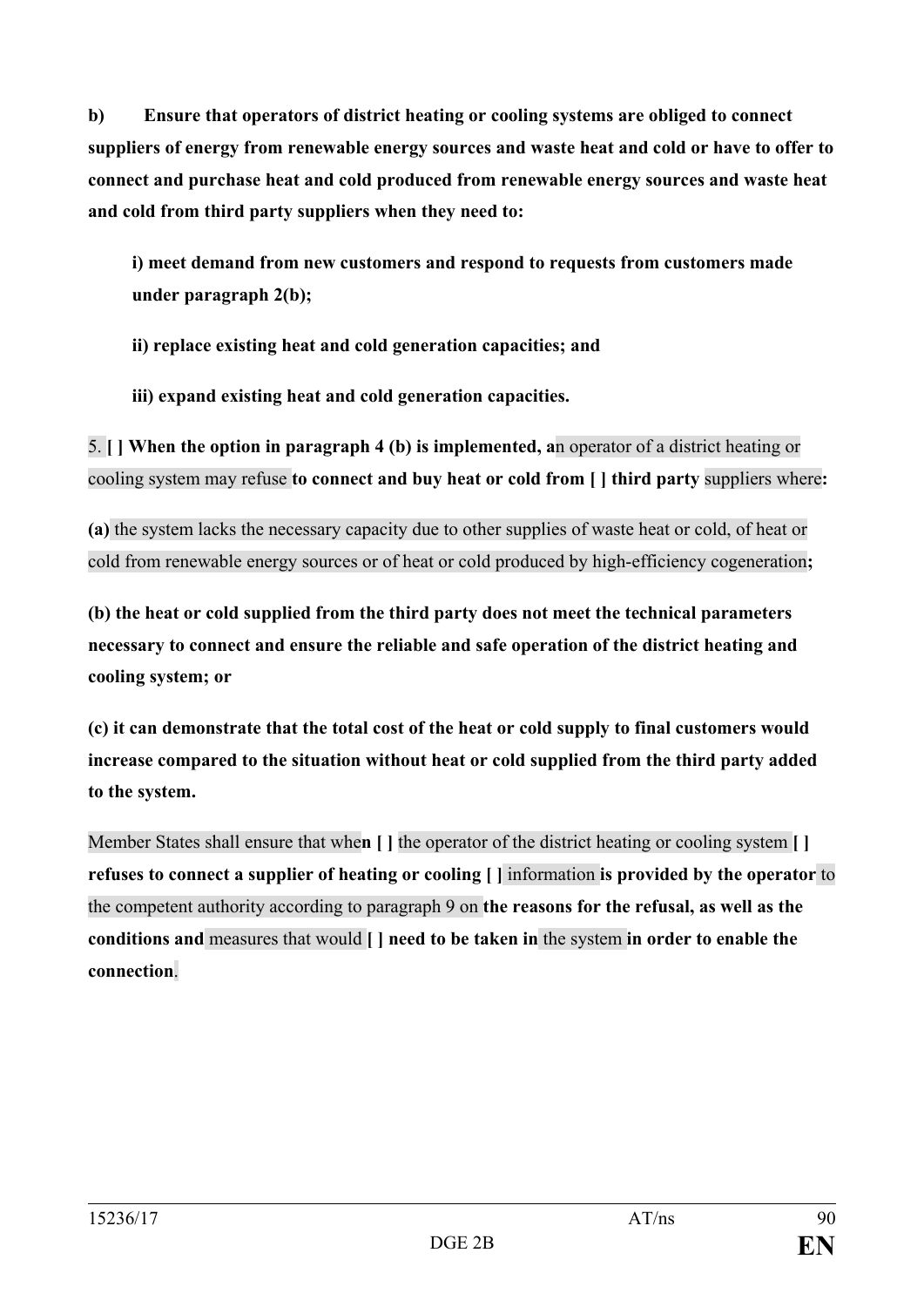**b) Ensure that operators of district heating or cooling systems are obliged to connect suppliers of energy from renewable energy sources and waste heat and cold or have to offer to connect and purchase heat and cold produced from renewable energy sources and waste heat and cold from third party suppliers when they need to:**

**i) meet demand from new customers and respond to requests from customers made under paragraph 2(b);**

**ii) replace existing heat and cold generation capacities; and**

**iii) expand existing heat and cold generation capacities.**

5. **[ ] When the option in paragraph 4 (b) is implemented, a**n operator of a district heating or cooling system may refuse **to connect and buy heat or cold from [ ] third party** suppliers where**:**

**(a)** the system lacks the necessary capacity due to other supplies of waste heat or cold, of heat or cold from renewable energy sources or of heat or cold produced by high-efficiency cogeneration**;**

**(b) the heat or cold supplied from the third party does not meet the technical parameters necessary to connect and ensure the reliable and safe operation of the district heating and cooling system; or**

**(c) it can demonstrate that the total cost of the heat or cold supply to final customers would increase compared to the situation without heat or cold supplied from the third party added to the system.**

Member States shall ensure that whe**n [ ]** the operator of the district heating or cooling system **[ ] refuses to connect a supplier of heating or cooling [ ]** information **is provided by the operator** to the competent authority according to paragraph 9 on **the reasons for the refusal, as well as the conditions and** measures that would **[ ] need to be taken in** the system **in order to enable the connection**.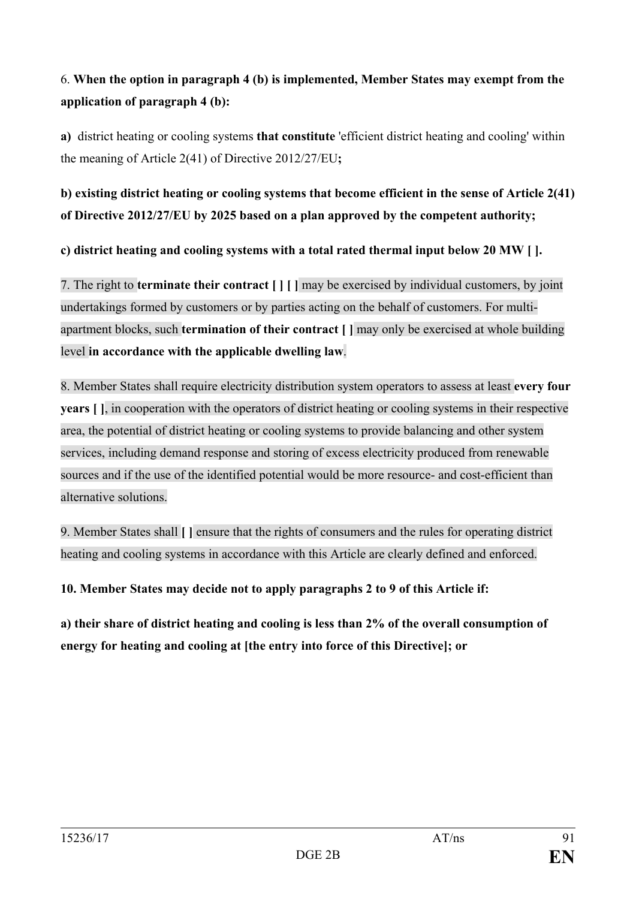6. **When the option in paragraph 4 (b) is implemented, Member States may exempt from the application of paragraph 4 (b):**

**a)** district heating or cooling systems **that constitute** 'efficient district heating and cooling' within the meaning of Article 2(41) of Directive 2012/27/EU**;**

**b) existing district heating or cooling systems that become efficient in the sense of Article 2(41) of Directive 2012/27/EU by 2025 based on a plan approved by the competent authority;**

**c) district heating and cooling systems with a total rated thermal input below 20 MW [ ].**

7. The right to **terminate their contract [ ] [ ]** may be exercised by individual customers, by joint undertakings formed by customers or by parties acting on the behalf of customers. For multi-apartment blocks, such **termination of their contract [ ]** may only be exercised at whole building level **in accordance with the applicable dwelling law**.

8. Member States shall require electricity distribution system operators to assess at least **every four years [ ]**, in cooperation with the operators of district heating or cooling systems in their respective area, the potential of district heating or cooling systems to provide balancing and other system services, including demand response and storing of excess electricity produced from renewable sources and if the use of the identified potential would be more resource- and cost-efficient than alternative solutions.

9. Member States shall **[ ]** ensure that the rights of consumers and the rules for operating district heating and cooling systems in accordance with this Article are clearly defined and enforced.

**10. Member States may decide not to apply paragraphs 2 to 9 of this Article if:**

**a) their share of district heating and cooling is less than 2% of the overall consumption of energy for heating and cooling at [the entry into force of this Directive]; or**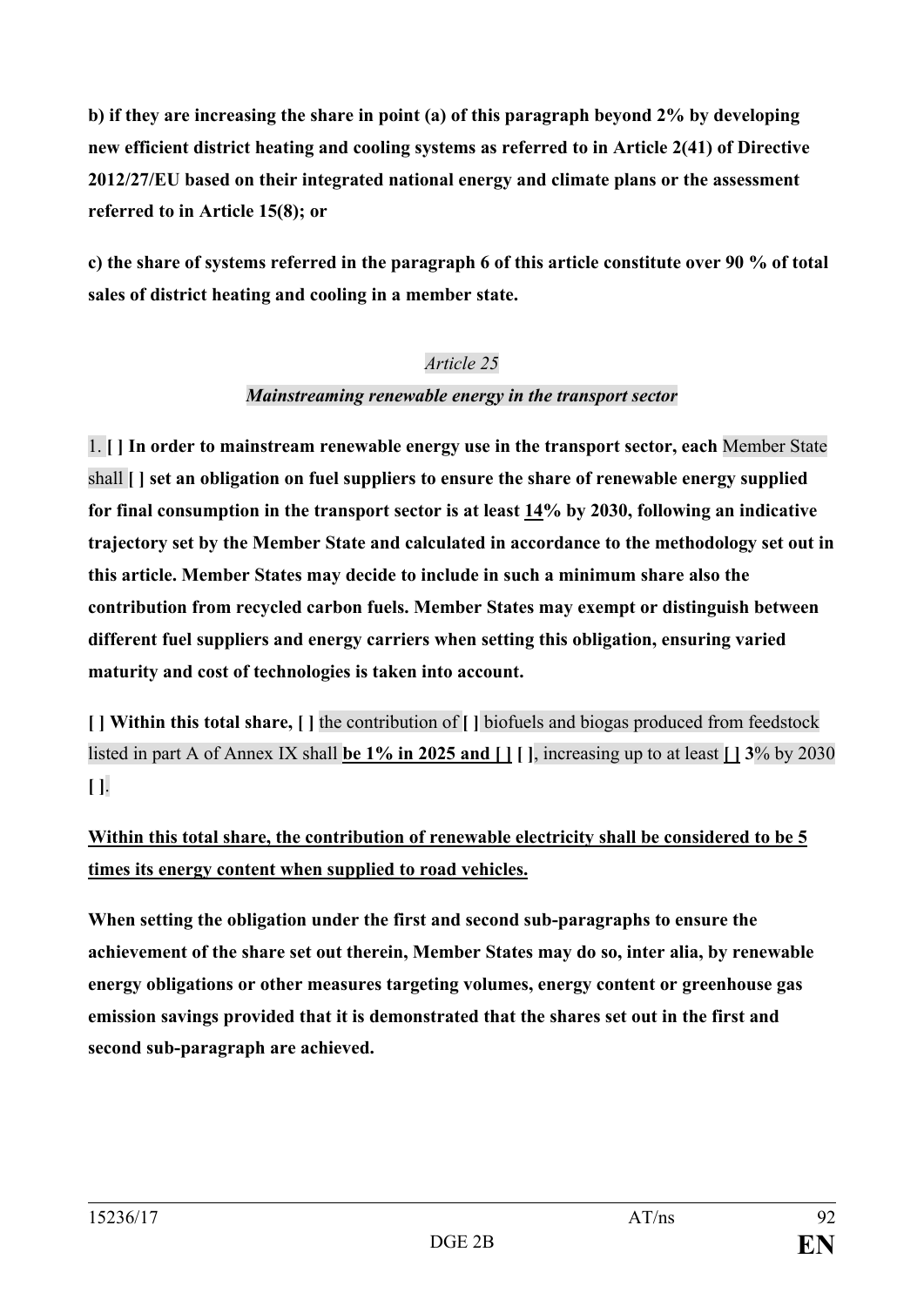**b) if they are increasing the share in point (a) of this paragraph beyond 2% by developing new efficient district heating and cooling systems as referred to in Article 2(41) of Directive 2012/27/EU based on their integrated national energy and climate plans or the assessment referred to in Article 15(8); or**

**c) the share of systems referred in the paragraph 6 of this article constitute over 90 % of total sales of district heating and cooling in a member state.**

*Article 25*

***Mainstreaming renewable energy in the transport sector***

1. **[ ] In order to mainstream renewable energy use in the transport sector, each** Member State shall **[ ] set an obligation on fuel suppliers to ensure the share of renewable energy supplied for final consumption in the transport sector is at least <u>14</u>% by 2030, following an indicative trajectory set by the Member State and calculated in accordance to the methodology set out in this article. Member States may decide to include in such a minimum share also the contribution from recycled carbon fuels. Member States may exempt or distinguish between different fuel suppliers and energy carriers when setting this obligation, ensuring varied maturity and cost of technologies is taken into account.**

**[ ] Within this total share, [ ]** the contribution of **[ ]** biofuels and biogas produced from feedstock listed in part A of Annex IX shall **<u>be 1% in 2025 and [ ]</u> [ ]**, increasing up to at least **<u>[ ]</u> 3**% by 2030 **[ ]**.

**<u>Within this total share, the contribution of renewable electricity shall be considered to be 5 times its energy content when supplied to road vehicles.</u>**

**When setting the obligation under the first and second sub-paragraphs to ensure the achievement of the share set out therein, Member States may do so, inter alia, by renewable energy obligations or other measures targeting volumes, energy content or greenhouse gas emission savings provided that it is demonstrated that the shares set out in the first and second sub-paragraph are achieved.**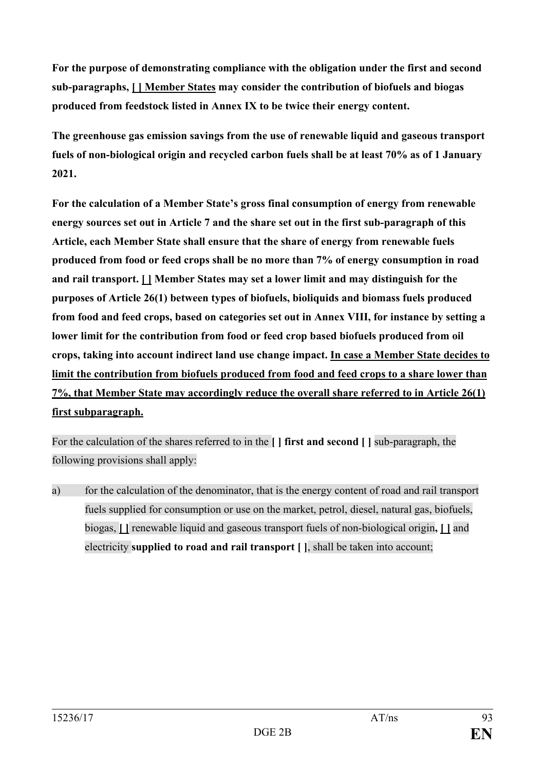**For the purpose of demonstrating compliance with the obligation under the first and second sub-paragraphs, [ ] Member States may consider the contribution of biofuels and biogas produced from feedstock listed in Annex IX to be twice their energy content.**

**The greenhouse gas emission savings from the use of renewable liquid and gaseous transport fuels of non-biological origin and recycled carbon fuels shall be at least 70% as of 1 January 2021.**

**For the calculation of a Member State's gross final consumption of energy from renewable energy sources set out in Article 7 and the share set out in the first sub-paragraph of this Article, each Member State shall ensure that the share of energy from renewable fuels produced from food or feed crops shall be no more than 7% of energy consumption in road and rail transport. [ ] Member States may set a lower limit and may distinguish for the purposes of Article 26(1) between types of biofuels, bioliquids and biomass fuels produced from food and feed crops, based on categories set out in Annex VIII, for instance by setting a lower limit for the contribution from food or feed crop based biofuels produced from oil crops, taking into account indirect land use change impact. In case a Member State decides to limit the contribution from biofuels produced from food and feed crops to a share lower than 7%, that Member State may accordingly reduce the overall share referred to in Article 26(1) first subparagraph.**

For the calculation of the shares referred to in the **[ ] first and second [ ]** sub-paragraph, the following provisions shall apply:

a) for the calculation of the denominator, that is the energy content of road and rail transport fuels supplied for consumption or use on the market, petrol, diesel, natural gas, biofuels, biogas, **[ ]** renewable liquid and gaseous transport fuels of non-biological origin**, [ ]** and electricity **supplied to road and rail transport [ ]**, shall be taken into account;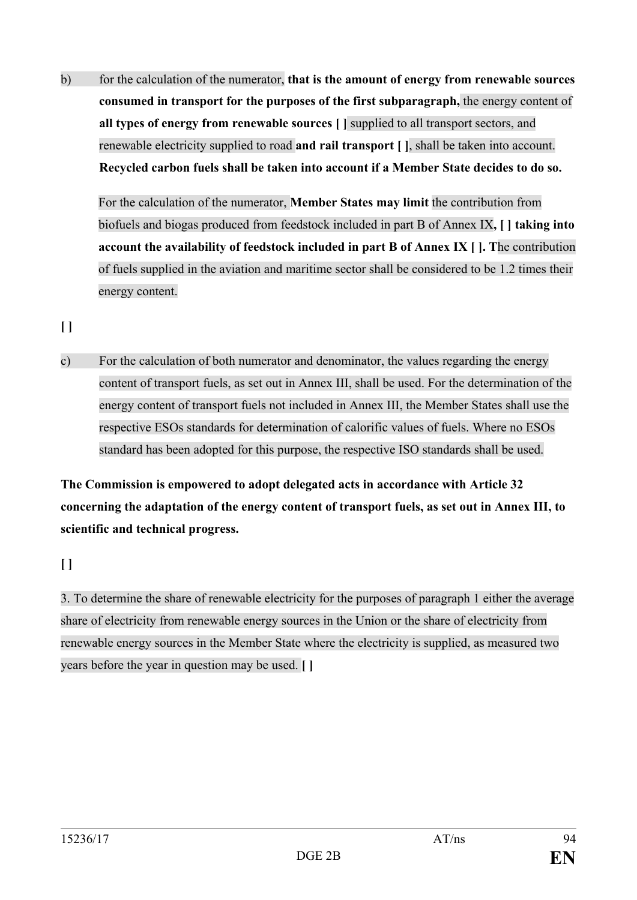b) for the calculation of the numerator, **that is the amount of energy from renewable sources consumed in transport for the purposes of the first subparagraph,** the energy content of **all types of energy from renewable sources [ ]** supplied to all transport sectors, and renewable electricity supplied to road **and rail transport [ ]**, shall be taken into account. **Recycled carbon fuels shall be taken into account if a Member State decides to do so.**

For the calculation of the numerator, **Member States may limit** the contribution from biofuels and biogas produced from feedstock included in part B of Annex IX**, [ ] taking into account the availability of feedstock included in part B of Annex IX [ ]. T**he contribution of fuels supplied in the aviation and maritime sector shall be considered to be 1.2 times their energy content.

**[ ]**

c) For the calculation of both numerator and denominator, the values regarding the energy content of transport fuels, as set out in Annex III, shall be used. For the determination of the energy content of transport fuels not included in Annex III, the Member States shall use the respective ESOs standards for determination of calorific values of fuels. Where no ESOs standard has been adopted for this purpose, the respective ISO standards shall be used.

**The Commission is empowered to adopt delegated acts in accordance with Article 32 concerning the adaptation of the energy content of transport fuels, as set out in Annex III, to scientific and technical progress.**

**[ ]**

3. To determine the share of renewable electricity for the purposes of paragraph 1 either the average share of electricity from renewable energy sources in the Union or the share of electricity from renewable energy sources in the Member State where the electricity is supplied, as measured two years before the year in question may be used. **[ ]**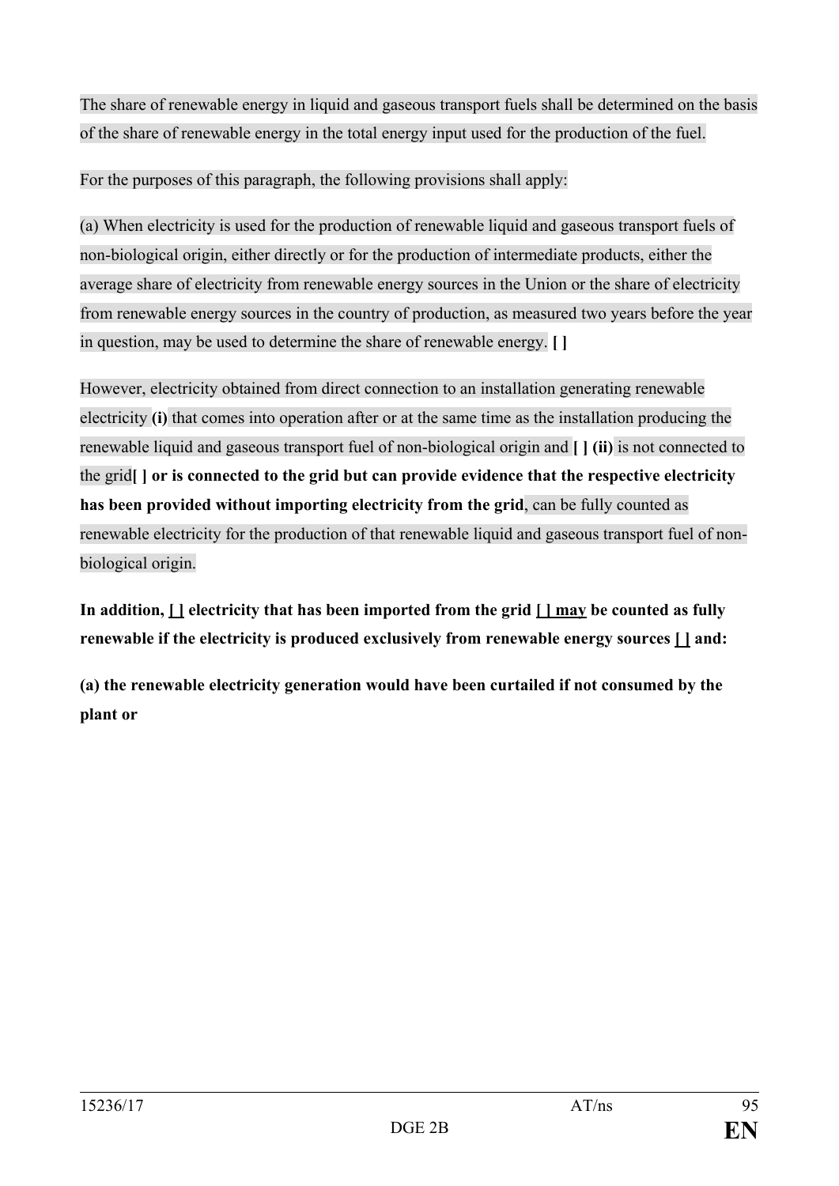The share of renewable energy in liquid and gaseous transport fuels shall be determined on the basis of the share of renewable energy in the total energy input used for the production of the fuel.

For the purposes of this paragraph, the following provisions shall apply:

(a) When electricity is used for the production of renewable liquid and gaseous transport fuels of non-biological origin, either directly or for the production of intermediate products, either the average share of electricity from renewable energy sources in the Union or the share of electricity from renewable energy sources in the country of production, as measured two years before the year in question, may be used to determine the share of renewable energy. **[ ]**

However, electricity obtained from direct connection to an installation generating renewable electricity **(i)** that comes into operation after or at the same time as the installation producing the renewable liquid and gaseous transport fuel of non-biological origin and **[ ] (ii)** is not connected to the grid**[ ] or is connected to the grid but can provide evidence that the respective electricity has been provided without importing electricity from the grid**, can be fully counted as renewable electricity for the production of that renewable liquid and gaseous transport fuel of non-biological origin.

**In addition, <u>[ ]</u> electricity that has been imported from the grid <u>[ ] may</u> be counted as fully renewable if the electricity is produced exclusively from renewable energy sources <u>[ ]</u> and:**

**(a) the renewable electricity generation would have been curtailed if not consumed by the plant or**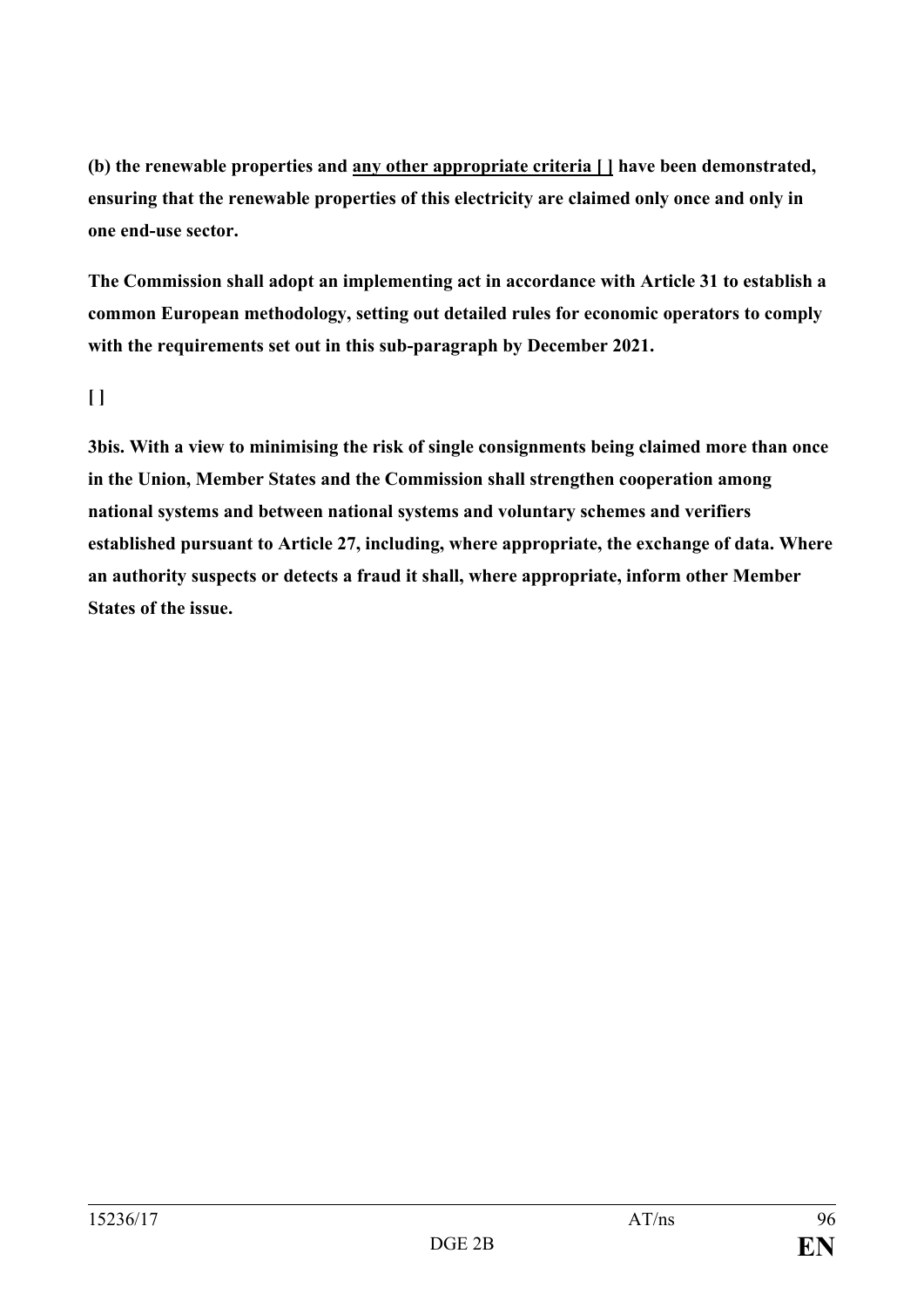**(b) the renewable properties and <u>any other appropriate criteria [ ]</u> have been demonstrated, ensuring that the renewable properties of this electricity are claimed only once and only in one end-use sector.**

**The Commission shall adopt an implementing act in accordance with Article 31 to establish a common European methodology, setting out detailed rules for economic operators to comply with the requirements set out in this sub-paragraph by December 2021.**

**[ ]**

**3bis. With a view to minimising the risk of single consignments being claimed more than once in the Union, Member States and the Commission shall strengthen cooperation among national systems and between national systems and voluntary schemes and verifiers established pursuant to Article 27, including, where appropriate, the exchange of data. Where an authority suspects or detects a fraud it shall, where appropriate, inform other Member States of the issue.**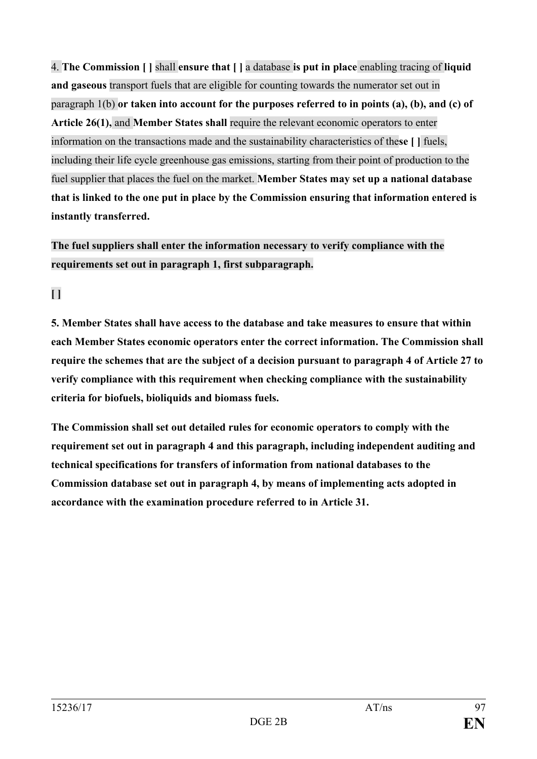4. **The Commission [ ]** shall **ensure that [ ]** a database **is put in place** enabling tracing of **liquid and gaseous** transport fuels that are eligible for counting towards the numerator set out in paragraph 1(b) **or taken into account for the purposes referred to in points (a), (b), and (c) of Article 26(1),** and **Member States shall** require the relevant economic operators to enter information on the transactions made and the sustainability characteristics of the**se [ ]** fuels, including their life cycle greenhouse gas emissions, starting from their point of production to the fuel supplier that places the fuel on the market. **Member States may set up a national database that is linked to the one put in place by the Commission ensuring that information entered is instantly transferred.**

**The fuel suppliers shall enter the information necessary to verify compliance with the requirements set out in paragraph 1, first subparagraph.**

**[ ]**

**5. Member States shall have access to the database and take measures to ensure that within each Member States economic operators enter the correct information. The Commission shall require the schemes that are the subject of a decision pursuant to paragraph 4 of Article 27 to verify compliance with this requirement when checking compliance with the sustainability criteria for biofuels, bioliquids and biomass fuels.**

**The Commission shall set out detailed rules for economic operators to comply with the requirement set out in paragraph 4 and this paragraph, including independent auditing and technical specifications for transfers of information from national databases to the Commission database set out in paragraph 4, by means of implementing acts adopted in accordance with the examination procedure referred to in Article 31.**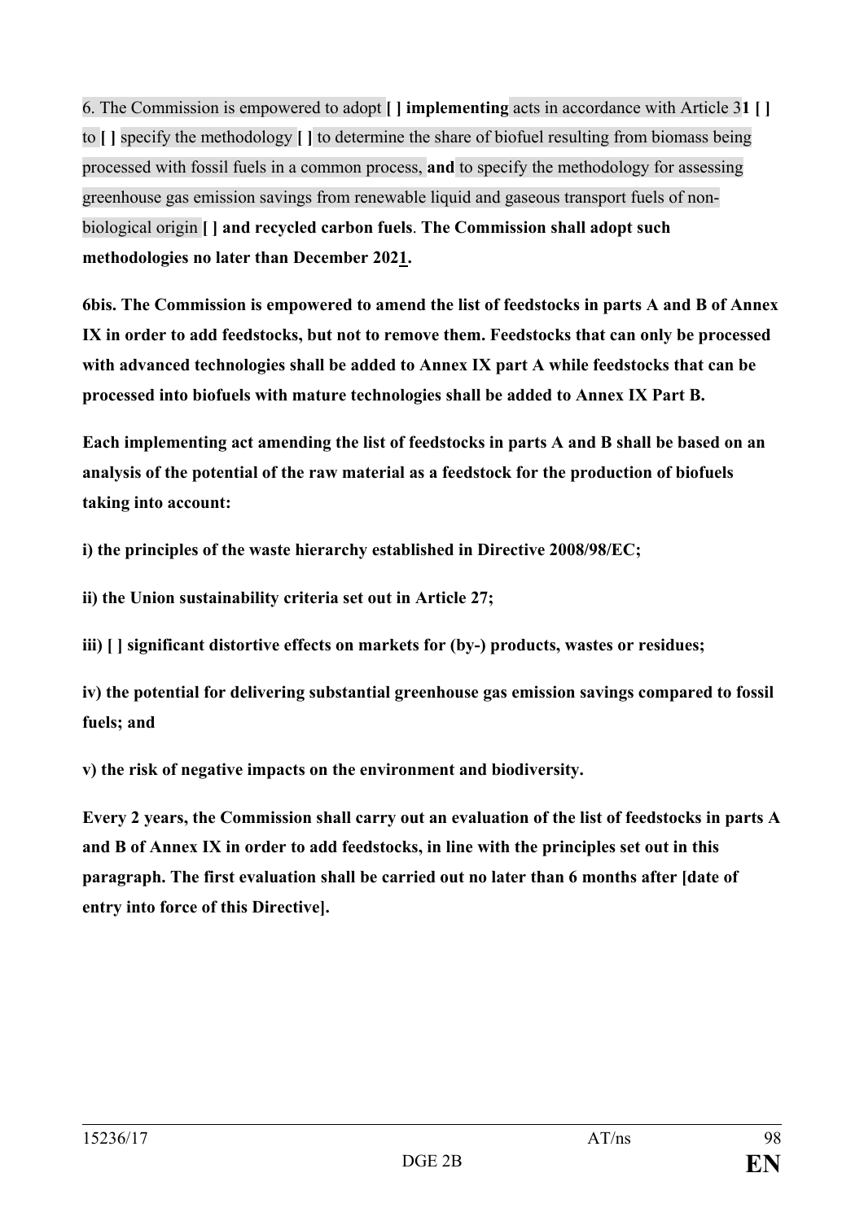6. The Commission is empowered to adopt **[ ] implementing** acts in accordance with Article 3**1 [ ]** to **[ ]** specify the methodology **[ ]** to determine the share of biofuel resulting from biomass being processed with fossil fuels in a common process, **and** to specify the methodology for assessing greenhouse gas emission savings from renewable liquid and gaseous transport fuels of non-biological origin **[ ] and recycled carbon fuels**. **The Commission shall adopt such methodologies no later than December 202<u>1</u>.**

**6bis. The Commission is empowered to amend the list of feedstocks in parts A and B of Annex IX in order to add feedstocks, but not to remove them. Feedstocks that can only be processed with advanced technologies shall be added to Annex IX part A while feedstocks that can be processed into biofuels with mature technologies shall be added to Annex IX Part B.**

**Each implementing act amending the list of feedstocks in parts A and B shall be based on an analysis of the potential of the raw material as a feedstock for the production of biofuels taking into account:**

**i) the principles of the waste hierarchy established in Directive 2008/98/EC;**

**ii) the Union sustainability criteria set out in Article 27;**

**iii) [ ] significant distortive effects on markets for (by-) products, wastes or residues;**

**iv) the potential for delivering substantial greenhouse gas emission savings compared to fossil fuels; and**

**v) the risk of negative impacts on the environment and biodiversity.**

**Every 2 years, the Commission shall carry out an evaluation of the list of feedstocks in parts A and B of Annex IX in order to add feedstocks, in line with the principles set out in this paragraph. The first evaluation shall be carried out no later than 6 months after [date of entry into force of this Directive].**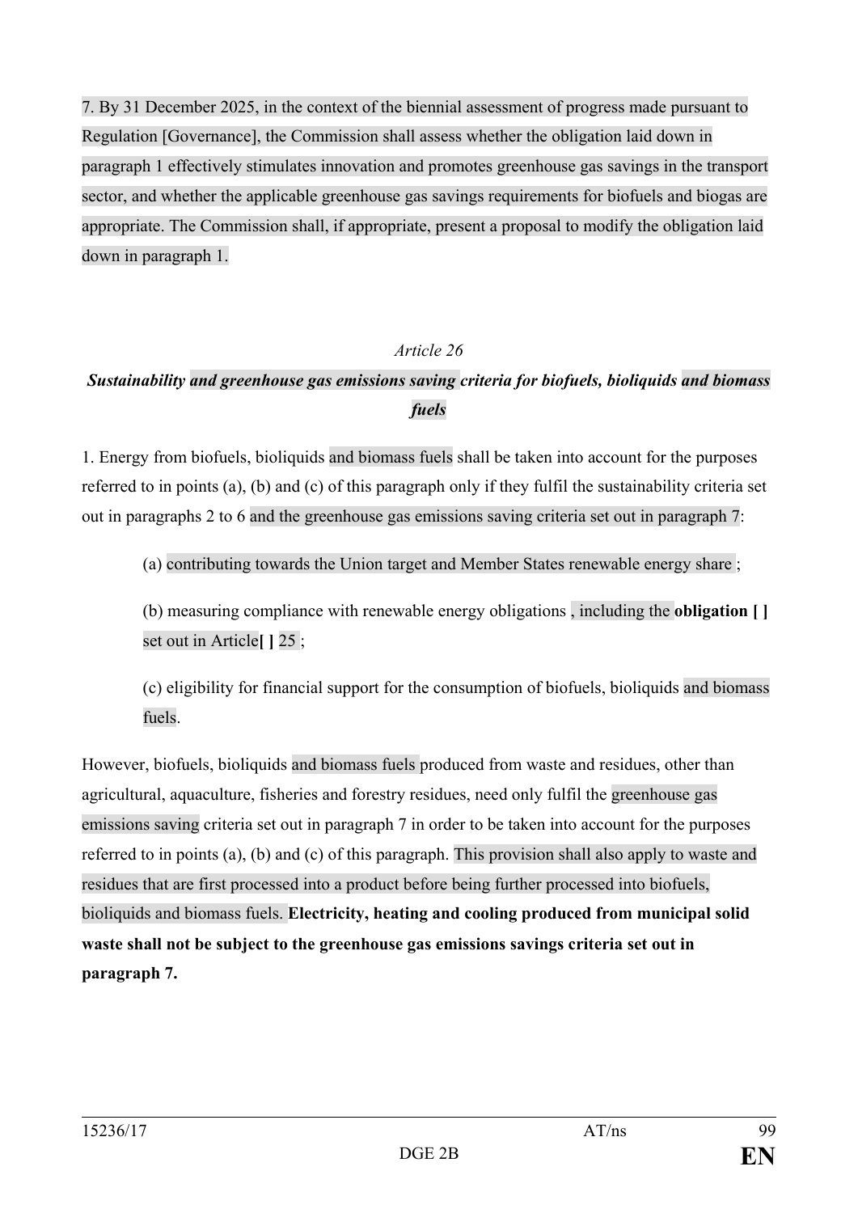7. By 31 December 2025, in the context of the biennial assessment of progress made pursuant to Regulation [Governance], the Commission shall assess whether the obligation laid down in paragraph 1 effectively stimulates innovation and promotes greenhouse gas savings in the transport sector, and whether the applicable greenhouse gas savings requirements for biofuels and biogas are appropriate. The Commission shall, if appropriate, present a proposal to modify the obligation laid down in paragraph 1.

*Article 26*

***Sustainability and greenhouse gas emissions saving criteria for biofuels, bioliquids and biomass fuels***

1. Energy from biofuels, bioliquids and biomass fuels shall be taken into account for the purposes referred to in points (a), (b) and (c) of this paragraph only if they fulfil the sustainability criteria set out in paragraphs 2 to 6 and the greenhouse gas emissions saving criteria set out in paragraph 7:

(a) contributing towards the Union target and Member States renewable energy share ;

(b) measuring compliance with renewable energy obligations , including the **obligation [ ]** set out in Article**[ ]** 25 ;

(c) eligibility for financial support for the consumption of biofuels, bioliquids and biomass fuels.

However, biofuels, bioliquids and biomass fuels produced from waste and residues, other than agricultural, aquaculture, fisheries and forestry residues, need only fulfil the greenhouse gas emissions saving criteria set out in paragraph 7 in order to be taken into account for the purposes referred to in points (a), (b) and (c) of this paragraph. This provision shall also apply to waste and residues that are first processed into a product before being further processed into biofuels, bioliquids and biomass fuels. **Electricity, heating and cooling produced from municipal solid waste shall not be subject to the greenhouse gas emissions savings criteria set out in paragraph 7.**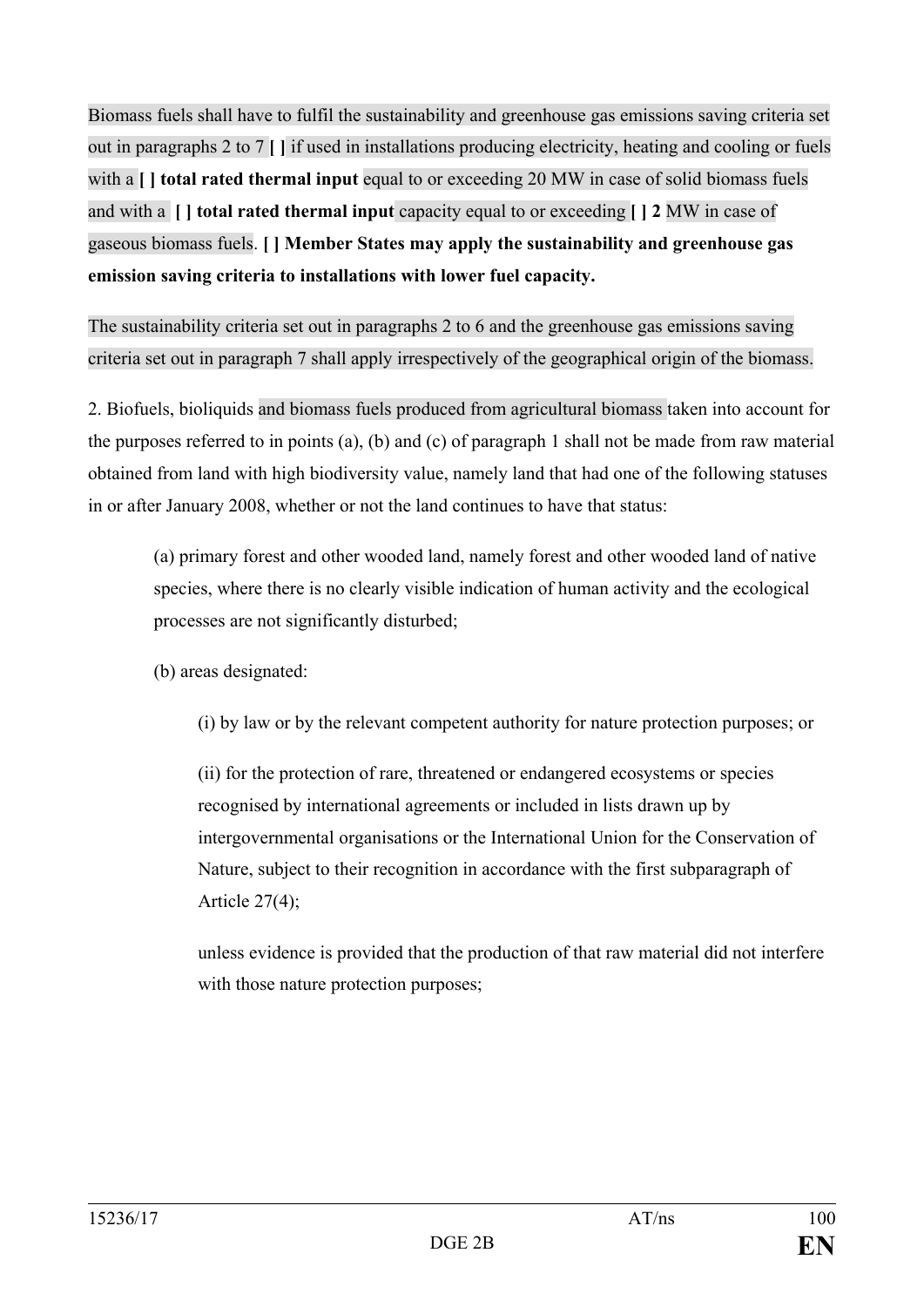Biomass fuels shall have to fulfil the sustainability and greenhouse gas emissions saving criteria set out in paragraphs 2 to 7 **[ ]** if used in installations producing electricity, heating and cooling or fuels with a **[ ] total rated thermal input** equal to or exceeding 20 MW in case of solid biomass fuels and with a **[ ] total rated thermal input** capacity equal to or exceeding **[ ] 2** MW in case of gaseous biomass fuels. **[ ] Member States may apply the sustainability and greenhouse gas emission saving criteria to installations with lower fuel capacity.**

The sustainability criteria set out in paragraphs 2 to 6 and the greenhouse gas emissions saving criteria set out in paragraph 7 shall apply irrespectively of the geographical origin of the biomass.

2. Biofuels, bioliquids and biomass fuels produced from agricultural biomass taken into account for the purposes referred to in points (a), (b) and (c) of paragraph 1 shall not be made from raw material obtained from land with high biodiversity value, namely land that had one of the following statuses in or after January 2008, whether or not the land continues to have that status:

(a) primary forest and other wooded land, namely forest and other wooded land of native species, where there is no clearly visible indication of human activity and the ecological processes are not significantly disturbed;

(b) areas designated:

(i) by law or by the relevant competent authority for nature protection purposes; or

(ii) for the protection of rare, threatened or endangered ecosystems or species recognised by international agreements or included in lists drawn up by intergovernmental organisations or the International Union for the Conservation of Nature, subject to their recognition in accordance with the first subparagraph of Article 27(4);

unless evidence is provided that the production of that raw material did not interfere with those nature protection purposes;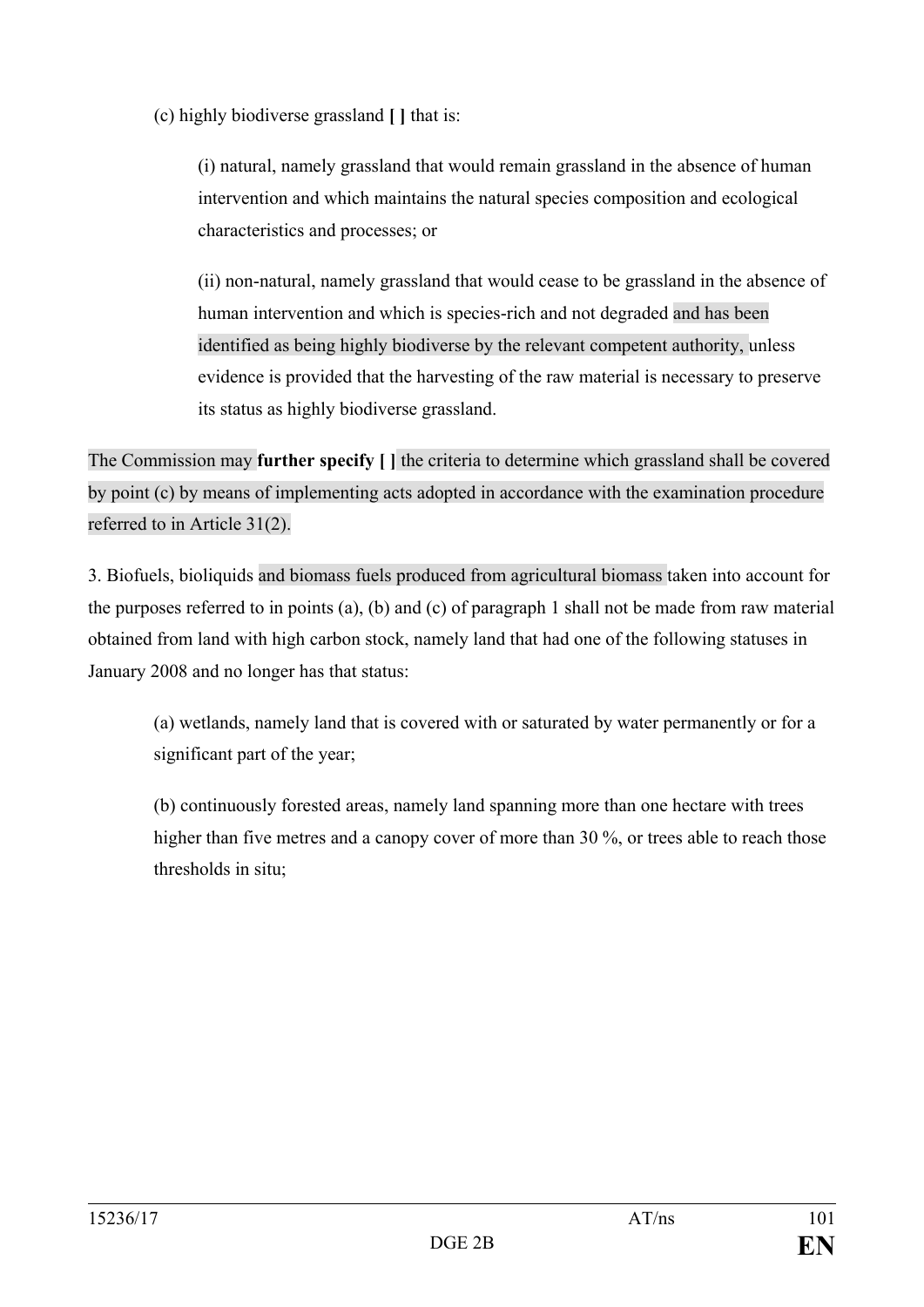(c) highly biodiverse grassland **[ ]** that is:

(i) natural, namely grassland that would remain grassland in the absence of human intervention and which maintains the natural species composition and ecological characteristics and processes; or

(ii) non-natural, namely grassland that would cease to be grassland in the absence of human intervention and which is species-rich and not degraded and has been identified as being highly biodiverse by the relevant competent authority, unless evidence is provided that the harvesting of the raw material is necessary to preserve its status as highly biodiverse grassland.

The Commission may **further specify [ ]** the criteria to determine which grassland shall be covered by point (c) by means of implementing acts adopted in accordance with the examination procedure referred to in Article 31(2).

3. Biofuels, bioliquids and biomass fuels produced from agricultural biomass taken into account for the purposes referred to in points (a), (b) and (c) of paragraph 1 shall not be made from raw material obtained from land with high carbon stock, namely land that had one of the following statuses in January 2008 and no longer has that status:

(a) wetlands, namely land that is covered with or saturated by water permanently or for a significant part of the year;

(b) continuously forested areas, namely land spanning more than one hectare with trees higher than five metres and a canopy cover of more than 30 %, or trees able to reach those thresholds in situ;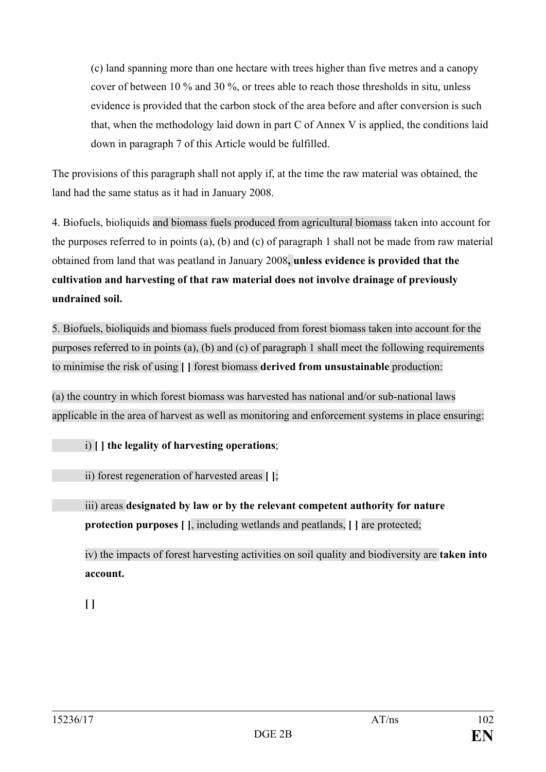(c) land spanning more than one hectare with trees higher than five metres and a canopy cover of between 10 % and 30 %, or trees able to reach those thresholds in situ, unless evidence is provided that the carbon stock of the area before and after conversion is such that, when the methodology laid down in part C of Annex V is applied, the conditions laid down in paragraph 7 of this Article would be fulfilled.

The provisions of this paragraph shall not apply if, at the time the raw material was obtained, the land had the same status as it had in January 2008.

4. Biofuels, bioliquids and biomass fuels produced from agricultural biomass taken into account for the purposes referred to in points (a), (b) and (c) of paragraph 1 shall not be made from raw material obtained from land that was peatland in January 2008**, unless evidence is provided that the cultivation and harvesting of that raw material does not involve drainage of previously undrained soil.**

5. Biofuels, bioliquids and biomass fuels produced from forest biomass taken into account for the purposes referred to in points (a), (b) and (c) of paragraph 1 shall meet the following requirements to minimise the risk of using **[ ]** forest biomass **derived from unsustainable** production:

(a) the country in which forest biomass was harvested has national and/or sub-national laws applicable in the area of harvest as well as monitoring and enforcement systems in place ensuring:

i) **[ ] the legality of harvesting operations**;

ii) forest regeneration of harvested areas **[ ]**;

iii) areas **designated by law or by the relevant competent authority for nature protection purposes [ ]**, including wetlands and peatlands, **[ ]** are protected;

iv) the impacts of forest harvesting activities on soil quality and biodiversity are **taken into account.**

**[ ]**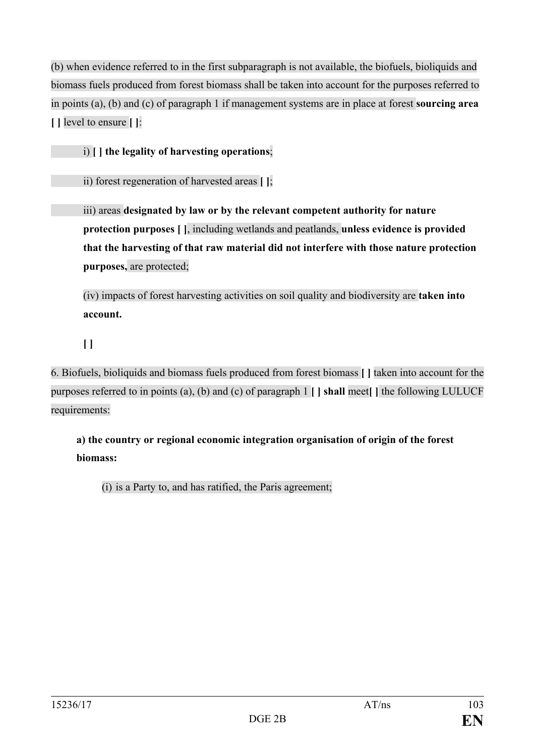(b) when evidence referred to in the first subparagraph is not available, the biofuels, bioliquids and biomass fuels produced from forest biomass shall be taken into account for the purposes referred to in points (a), (b) and (c) of paragraph 1 if management systems are in place at forest **sourcing area [ ]** level to ensure **[ ]**:

i) **[ ] the legality of harvesting operations**;

ii) forest regeneration of harvested areas **[ ]**;

iii) areas **designated by law or by the relevant competent authority for nature protection purposes [ ]**, including wetlands and peatlands, **unless evidence is provided that the harvesting of that raw material did not interfere with those nature protection purposes,** are protected;

(iv) impacts of forest harvesting activities on soil quality and biodiversity are **taken into account.**

**[ ]**

6. Biofuels, bioliquids and biomass fuels produced from forest biomass **[ ]** taken into account for the purposes referred to in points (a), (b) and (c) of paragraph 1 **[ ] shall** meet**[ ]** the following LULUCF requirements:

**a) the country or regional economic integration organisation of origin of the forest biomass:**

(i) is a Party to, and has ratified, the Paris agreement;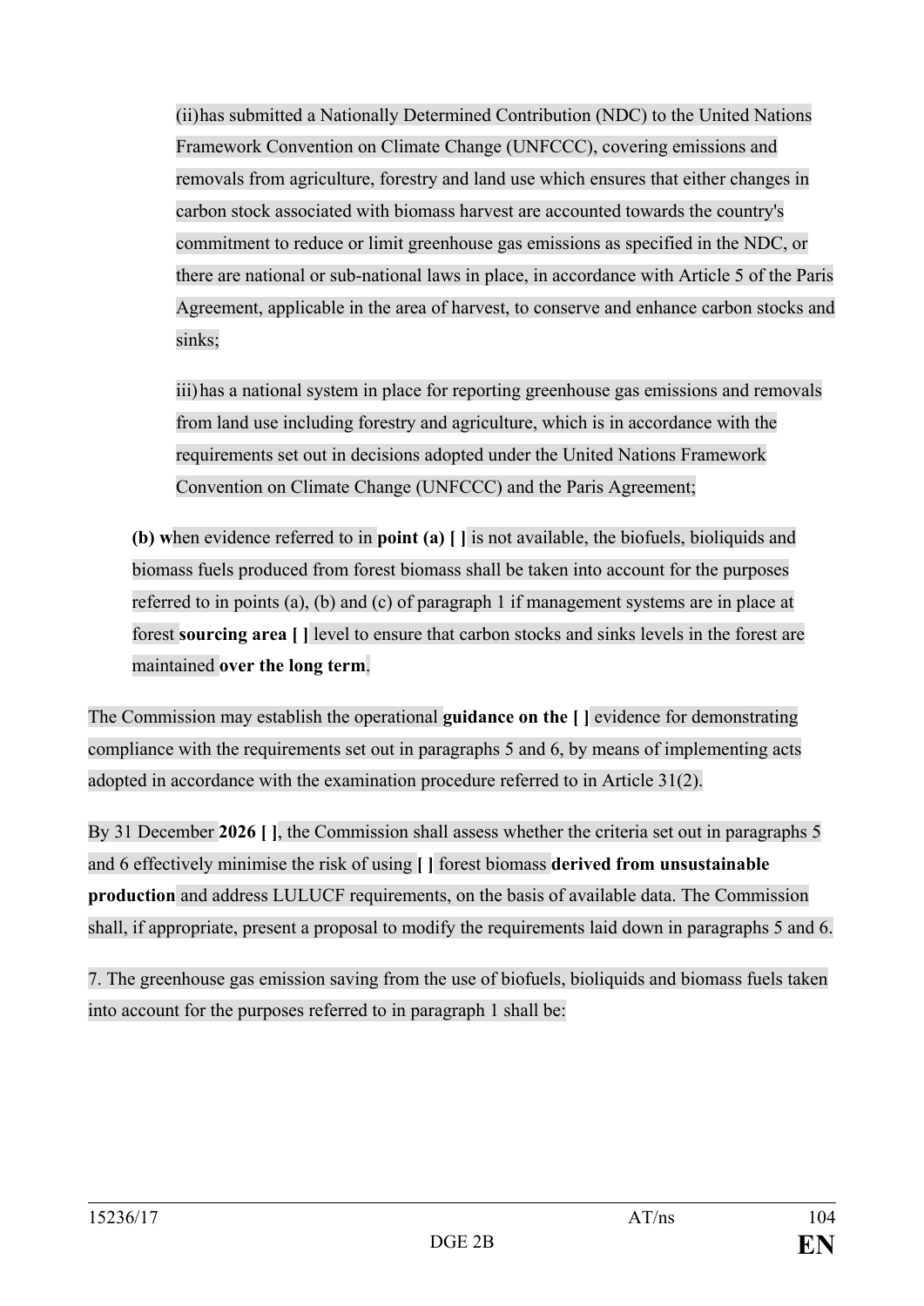(ii) has submitted a Nationally Determined Contribution (NDC) to the United Nations Framework Convention on Climate Change (UNFCCC), covering emissions and removals from agriculture, forestry and land use which ensures that either changes in carbon stock associated with biomass harvest are accounted towards the country's commitment to reduce or limit greenhouse gas emissions as specified in the NDC, or there are national or sub-national laws in place, in accordance with Article 5 of the Paris Agreement, applicable in the area of harvest, to conserve and enhance carbon stocks and sinks;

iii) has a national system in place for reporting greenhouse gas emissions and removals from land use including forestry and agriculture, which is in accordance with the requirements set out in decisions adopted under the United Nations Framework Convention on Climate Change (UNFCCC) and the Paris Agreement;

**(b) w**hen evidence referred to in **point (a) [ ]** is not available, the biofuels, bioliquids and biomass fuels produced from forest biomass shall be taken into account for the purposes referred to in points (a), (b) and (c) of paragraph 1 if management systems are in place at forest **sourcing area [ ]** level to ensure that carbon stocks and sinks levels in the forest are maintained **over the long term**.

The Commission may establish the operational **guidance on the [ ]** evidence for demonstrating compliance with the requirements set out in paragraphs 5 and 6, by means of implementing acts adopted in accordance with the examination procedure referred to in Article 31(2).

By 31 December **2026 [ ]**, the Commission shall assess whether the criteria set out in paragraphs 5 and 6 effectively minimise the risk of using **[ ]** forest biomass **derived from unsustainable production** and address LULUCF requirements, on the basis of available data. The Commission shall, if appropriate, present a proposal to modify the requirements laid down in paragraphs 5 and 6.

7. The greenhouse gas emission saving from the use of biofuels, bioliquids and biomass fuels taken into account for the purposes referred to in paragraph 1 shall be: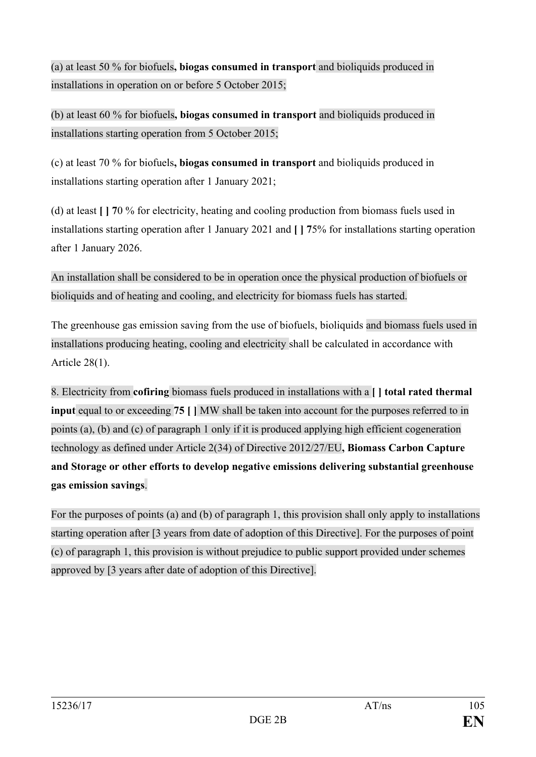(a) at least 50 % for biofuels**, biogas consumed in transport** and bioliquids produced in installations in operation on or before 5 October 2015;

(b) at least 60 % for biofuels**, biogas consumed in transport** and bioliquids produced in installations starting operation from 5 October 2015;

(c) at least 70 % for biofuels**, biogas consumed in transport** and bioliquids produced in installations starting operation after 1 January 2021;

(d) at least **[ ] 7**0 % for electricity, heating and cooling production from biomass fuels used in installations starting operation after 1 January 2021 and **[ ] 7**5% for installations starting operation after 1 January 2026.

An installation shall be considered to be in operation once the physical production of biofuels or bioliquids and of heating and cooling, and electricity for biomass fuels has started.

The greenhouse gas emission saving from the use of biofuels, bioliquids and biomass fuels used in installations producing heating, cooling and electricity shall be calculated in accordance with Article 28(1).

8. Electricity from **cofiring** biomass fuels produced in installations with a **[ ] total rated thermal input** equal to or exceeding **75 [ ]** MW shall be taken into account for the purposes referred to in points (a), (b) and (c) of paragraph 1 only if it is produced applying high efficient cogeneration technology as defined under Article 2(34) of Directive 2012/27/EU**, Biomass Carbon Capture and Storage or other efforts to develop negative emissions delivering substantial greenhouse gas emission savings**.

For the purposes of points (a) and (b) of paragraph 1, this provision shall only apply to installations starting operation after [3 years from date of adoption of this Directive]. For the purposes of point (c) of paragraph 1, this provision is without prejudice to public support provided under schemes approved by [3 years after date of adoption of this Directive].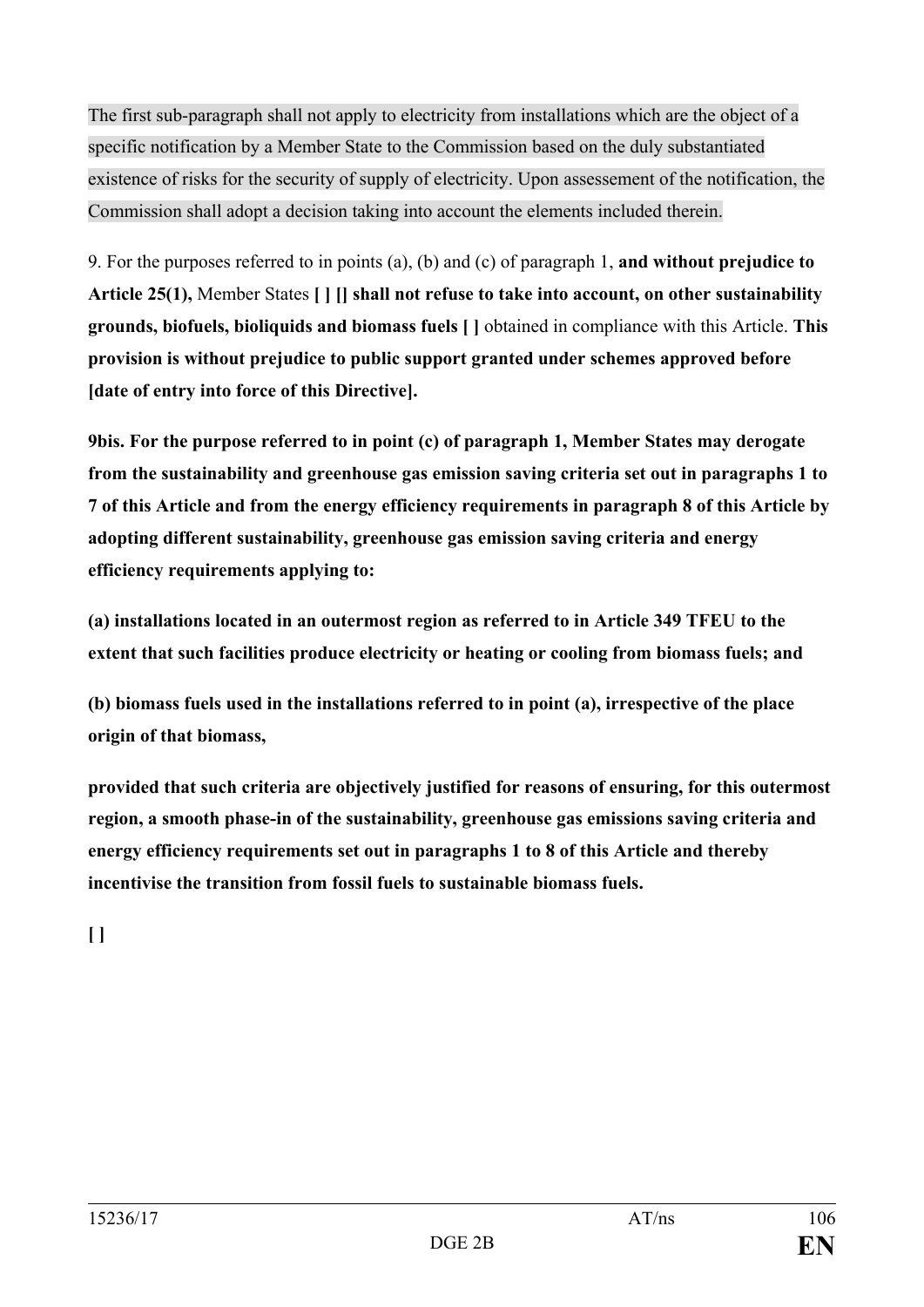The first sub-paragraph shall not apply to electricity from installations which are the object of a specific notification by a Member State to the Commission based on the duly substantiated existence of risks for the security of supply of electricity. Upon assessement of the notification, the Commission shall adopt a decision taking into account the elements included therein.

9. For the purposes referred to in points (a), (b) and (c) of paragraph 1, **and without prejudice to Article 25(1),** Member States **[ ] [] shall not refuse to take into account, on other sustainability grounds, biofuels, bioliquids and biomass fuels [ ]** obtained in compliance with this Article. **This provision is without prejudice to public support granted under schemes approved before [date of entry into force of this Directive].**

**9bis. For the purpose referred to in point (c) of paragraph 1, Member States may derogate from the sustainability and greenhouse gas emission saving criteria set out in paragraphs 1 to 7 of this Article and from the energy efficiency requirements in paragraph 8 of this Article by adopting different sustainability, greenhouse gas emission saving criteria and energy efficiency requirements applying to:**

**(a) installations located in an outermost region as referred to in Article 349 TFEU to the extent that such facilities produce electricity or heating or cooling from biomass fuels; and**

**(b) biomass fuels used in the installations referred to in point (a), irrespective of the place origin of that biomass,**

**provided that such criteria are objectively justified for reasons of ensuring, for this outermost region, a smooth phase-in of the sustainability, greenhouse gas emissions saving criteria and energy efficiency requirements set out in paragraphs 1 to 8 of this Article and thereby incentivise the transition from fossil fuels to sustainable biomass fuels.**

**[ ]**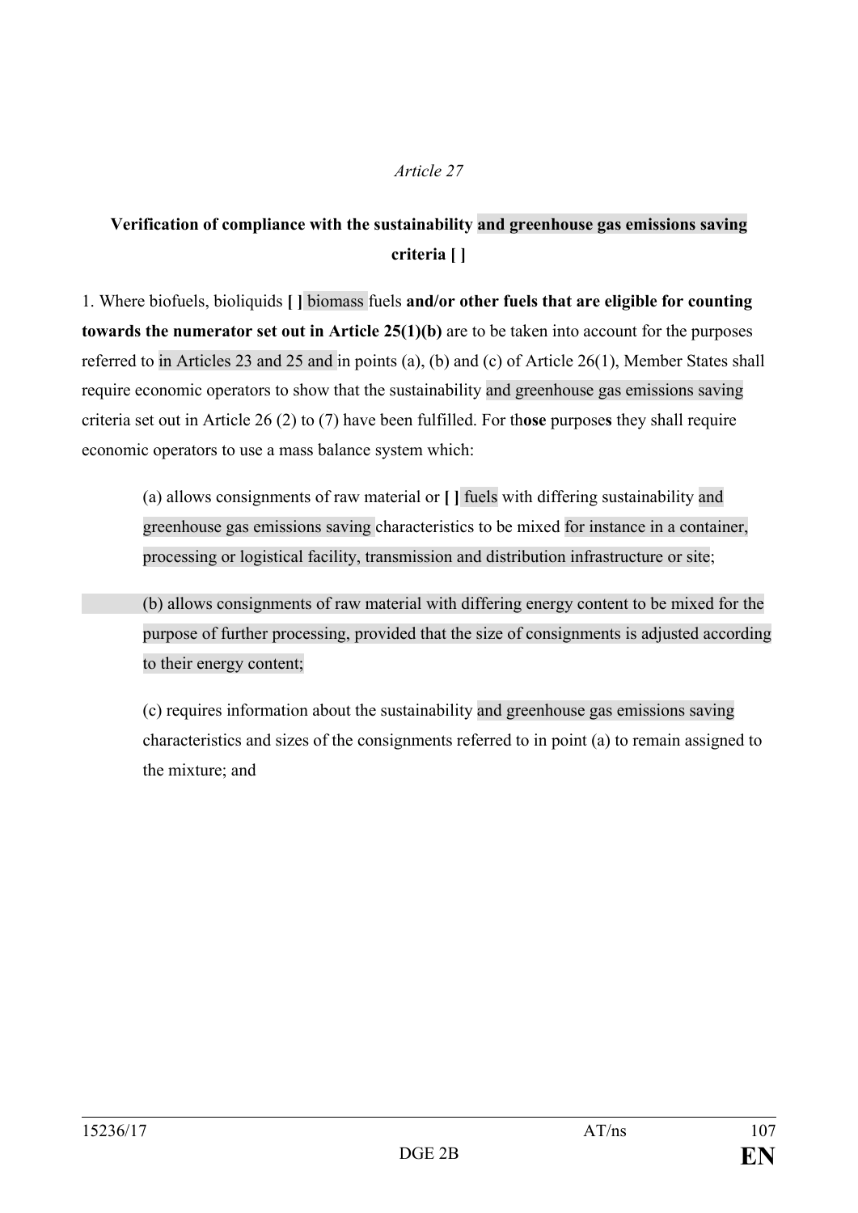*Article 27*

**Verification of compliance with the sustainability and greenhouse gas emissions saving criteria [ ]**

1. Where biofuels, bioliquids **[ ]** biomass fuels **and/or other fuels that are eligible for counting towards the numerator set out in Article 25(1)(b)** are to be taken into account for the purposes referred to in Articles 23 and 25 and in points (a), (b) and (c) of Article 26(1), Member States shall require economic operators to show that the sustainability and greenhouse gas emissions saving criteria set out in Article 26 (2) to (7) have been fulfilled. For th**ose** purpose**s** they shall require economic operators to use a mass balance system which:

(a) allows consignments of raw material or **[ ]** fuels with differing sustainability and greenhouse gas emissions saving characteristics to be mixed for instance in a container, processing or logistical facility, transmission and distribution infrastructure or site;

(b) allows consignments of raw material with differing energy content to be mixed for the purpose of further processing, provided that the size of consignments is adjusted according to their energy content;

(c) requires information about the sustainability and greenhouse gas emissions saving characteristics and sizes of the consignments referred to in point (a) to remain assigned to the mixture; and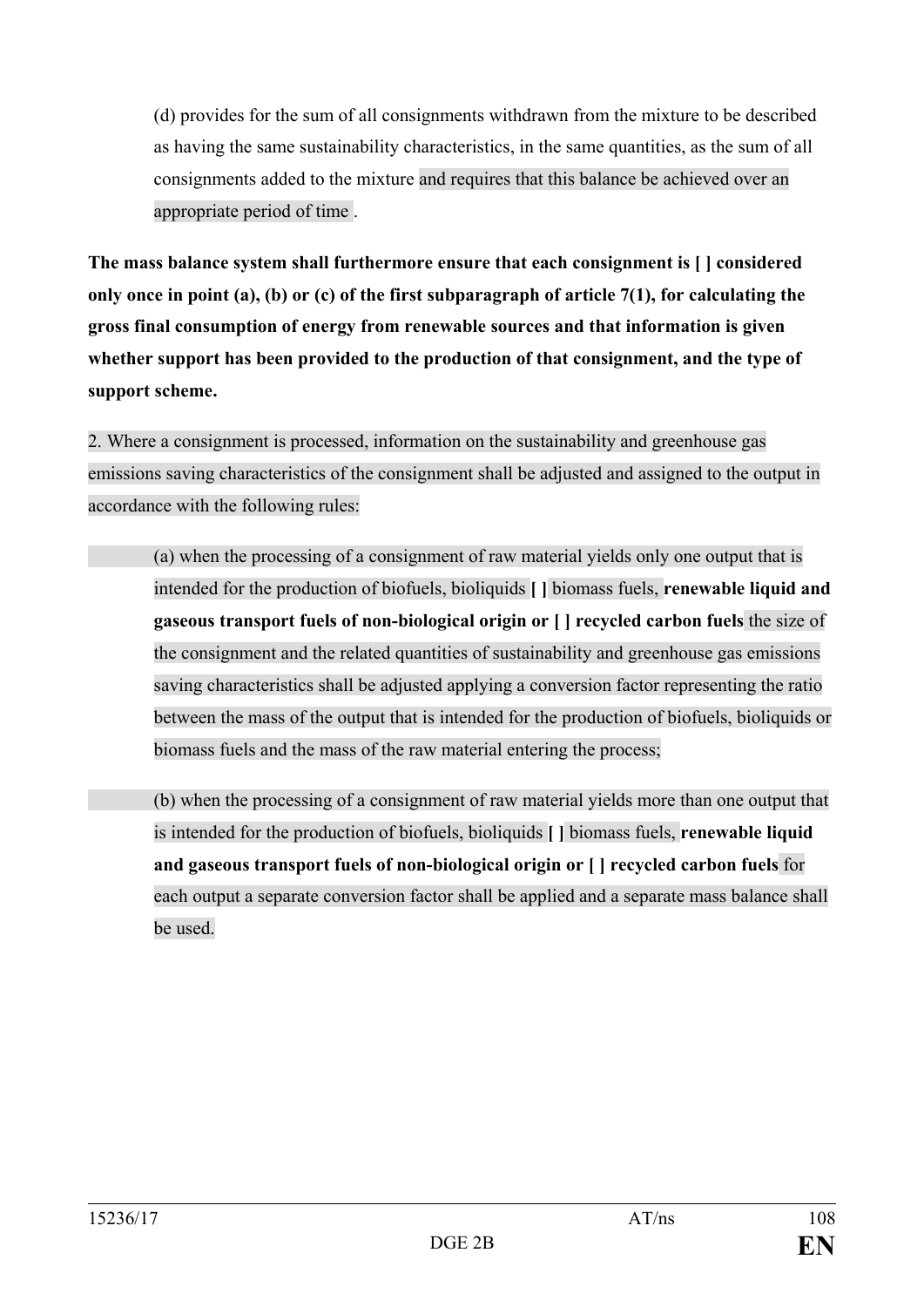(d) provides for the sum of all consignments withdrawn from the mixture to be described as having the same sustainability characteristics, in the same quantities, as the sum of all consignments added to the mixture and requires that this balance be achieved over an appropriate period of time .

**The mass balance system shall furthermore ensure that each consignment is [ ] considered only once in point (a), (b) or (c) of the first subparagraph of article 7(1), for calculating the gross final consumption of energy from renewable sources and that information is given whether support has been provided to the production of that consignment, and the type of support scheme.**

2. Where a consignment is processed, information on the sustainability and greenhouse gas emissions saving characteristics of the consignment shall be adjusted and assigned to the output in accordance with the following rules:

(a) when the processing of a consignment of raw material yields only one output that is intended for the production of biofuels, bioliquids **[ ]** biomass fuels, **renewable liquid and gaseous transport fuels of non-biological origin or [ ] recycled carbon fuels** the size of the consignment and the related quantities of sustainability and greenhouse gas emissions saving characteristics shall be adjusted applying a conversion factor representing the ratio between the mass of the output that is intended for the production of biofuels, bioliquids or biomass fuels and the mass of the raw material entering the process;

(b) when the processing of a consignment of raw material yields more than one output that is intended for the production of biofuels, bioliquids **[ ]** biomass fuels, **renewable liquid and gaseous transport fuels of non-biological origin or [ ] recycled carbon fuels** for each output a separate conversion factor shall be applied and a separate mass balance shall be used.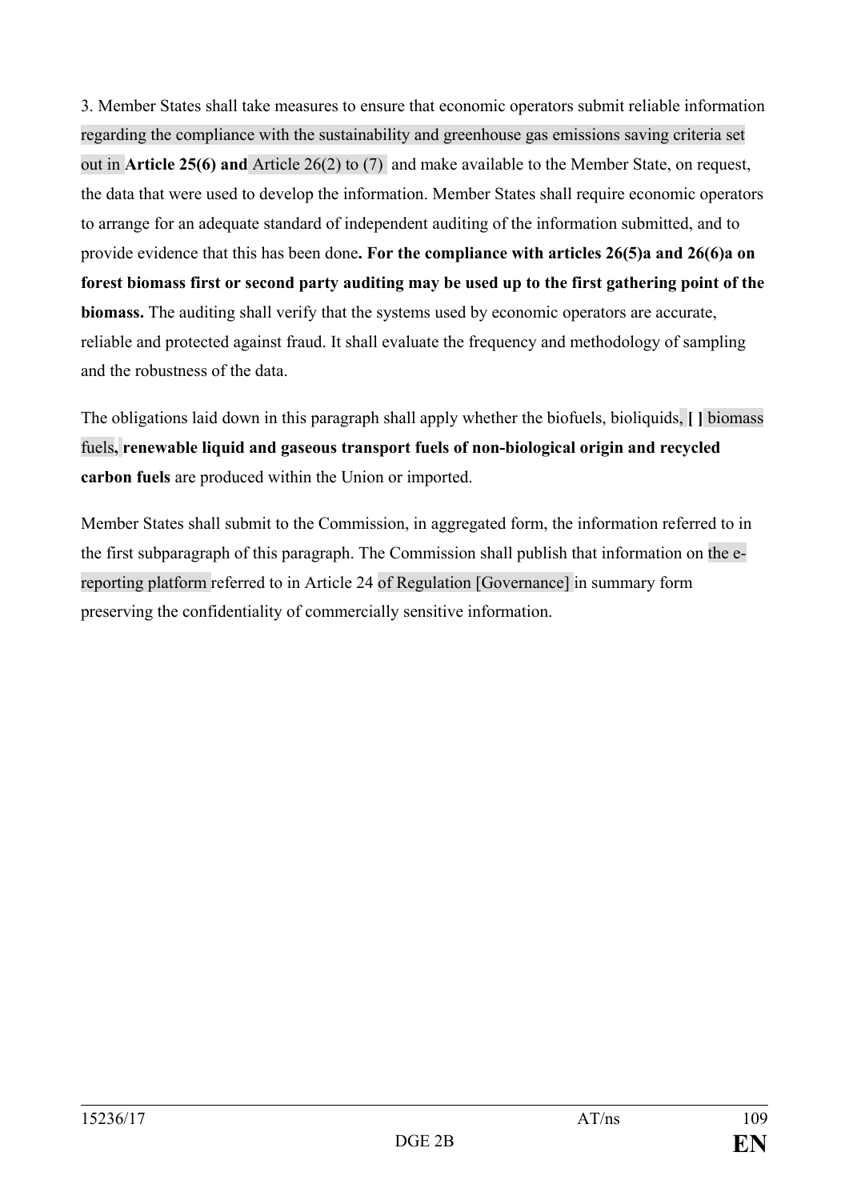3. Member States shall take measures to ensure that economic operators submit reliable information regarding the compliance with the sustainability and greenhouse gas emissions saving criteria set out in **Article 25(6) and** Article 26(2) to (7) and make available to the Member State, on request, the data that were used to develop the information. Member States shall require economic operators to arrange for an adequate standard of independent auditing of the information submitted, and to provide evidence that this has been done**. For the compliance with articles 26(5)a and 26(6)a on forest biomass first or second party auditing may be used up to the first gathering point of the biomass.** The auditing shall verify that the systems used by economic operators are accurate, reliable and protected against fraud. It shall evaluate the frequency and methodology of sampling and the robustness of the data.

The obligations laid down in this paragraph shall apply whether the biofuels, bioliquids, **[ ]** biomass fuels**, renewable liquid and gaseous transport fuels of non-biological origin and recycled carbon fuels** are produced within the Union or imported.

Member States shall submit to the Commission, in aggregated form, the information referred to in the first subparagraph of this paragraph. The Commission shall publish that information on the e-reporting platform referred to in Article 24 of Regulation [Governance] in summary form preserving the confidentiality of commercially sensitive information.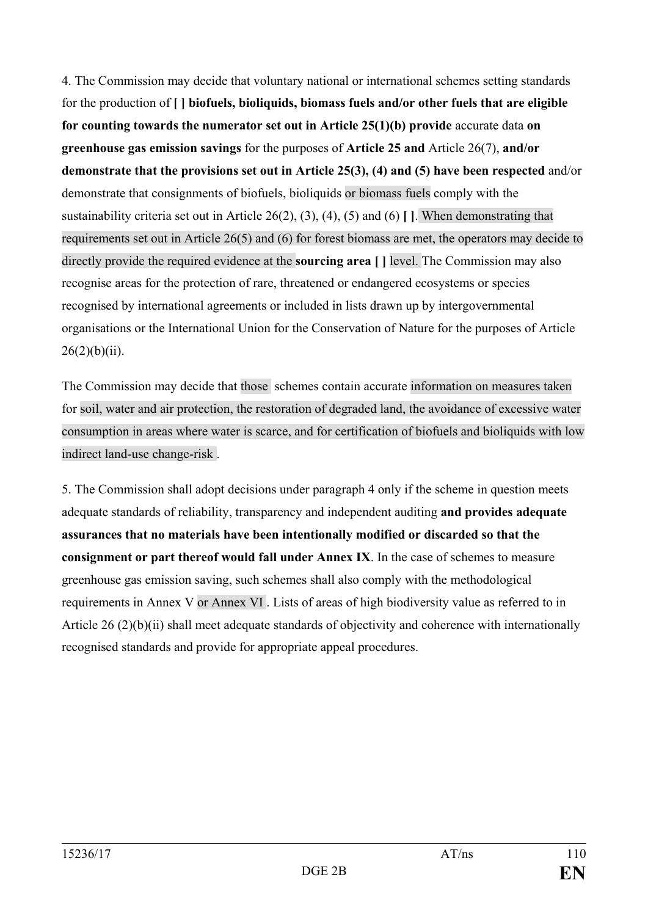4. The Commission may decide that voluntary national or international schemes setting standards for the production of **[ ] biofuels, bioliquids, biomass fuels and/or other fuels that are eligible for counting towards the numerator set out in Article 25(1)(b) provide** accurate data **on greenhouse gas emission savings** for the purposes of **Article 25 and** Article 26(7), **and/or demonstrate that the provisions set out in Article 25(3), (4) and (5) have been respected** and/or demonstrate that consignments of biofuels, bioliquids or biomass fuels comply with the sustainability criteria set out in Article 26(2), (3), (4), (5) and (6) **[ ]**. When demonstrating that requirements set out in Article 26(5) and (6) for forest biomass are met, the operators may decide to directly provide the required evidence at the **sourcing area [ ]** level. The Commission may also recognise areas for the protection of rare, threatened or endangered ecosystems or species recognised by international agreements or included in lists drawn up by intergovernmental organisations or the International Union for the Conservation of Nature for the purposes of Article 26(2)(b)(ii).

The Commission may decide that those schemes contain accurate information on measures taken for soil, water and air protection, the restoration of degraded land, the avoidance of excessive water consumption in areas where water is scarce, and for certification of biofuels and bioliquids with low indirect land-use change-risk .

5. The Commission shall adopt decisions under paragraph 4 only if the scheme in question meets adequate standards of reliability, transparency and independent auditing **and provides adequate assurances that no materials have been intentionally modified or discarded so that the consignment or part thereof would fall under Annex IX**. In the case of schemes to measure greenhouse gas emission saving, such schemes shall also comply with the methodological requirements in Annex V or Annex VI . Lists of areas of high biodiversity value as referred to in Article 26 (2)(b)(ii) shall meet adequate standards of objectivity and coherence with internationally recognised standards and provide for appropriate appeal procedures.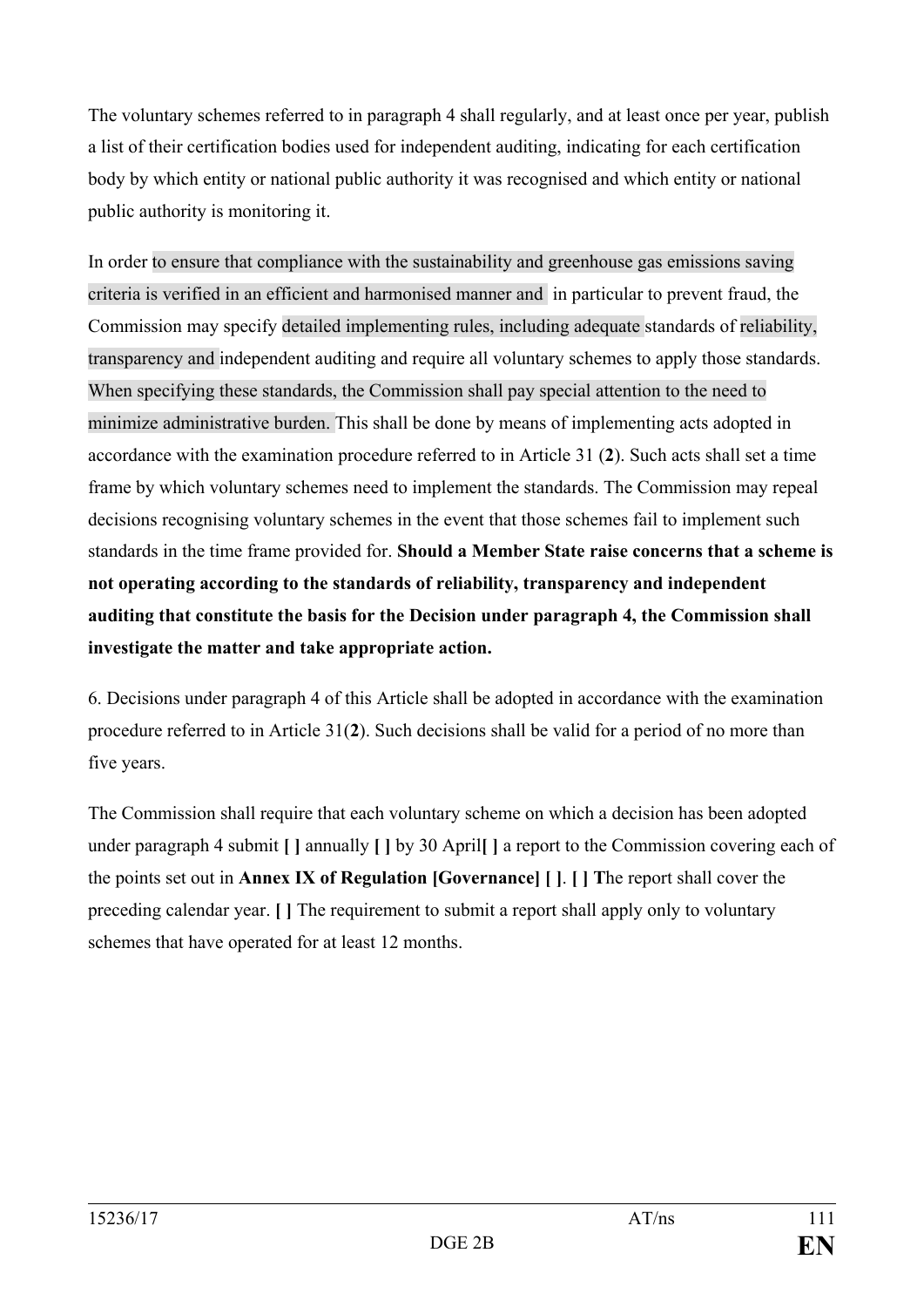The voluntary schemes referred to in paragraph 4 shall regularly, and at least once per year, publish a list of their certification bodies used for independent auditing, indicating for each certification body by which entity or national public authority it was recognised and which entity or national public authority is monitoring it.

In order to ensure that compliance with the sustainability and greenhouse gas emissions saving criteria is verified in an efficient and harmonised manner and in particular to prevent fraud, the Commission may specify detailed implementing rules, including adequate standards of reliability, transparency and independent auditing and require all voluntary schemes to apply those standards. When specifying these standards, the Commission shall pay special attention to the need to minimize administrative burden. This shall be done by means of implementing acts adopted in accordance with the examination procedure referred to in Article 31 (**2**). Such acts shall set a time frame by which voluntary schemes need to implement the standards. The Commission may repeal decisions recognising voluntary schemes in the event that those schemes fail to implement such standards in the time frame provided for. **Should a Member State raise concerns that a scheme is not operating according to the standards of reliability, transparency and independent auditing that constitute the basis for the Decision under paragraph 4, the Commission shall investigate the matter and take appropriate action.**

6. Decisions under paragraph 4 of this Article shall be adopted in accordance with the examination procedure referred to in Article 31(**2**). Such decisions shall be valid for a period of no more than five years.

The Commission shall require that each voluntary scheme on which a decision has been adopted under paragraph 4 submit **[ ]** annually **[ ]** by 30 April**[ ]** a report to the Commission covering each of the points set out in **Annex IX of Regulation [Governance] [ ]**. **[ ] T**he report shall cover the preceding calendar year. **[ ]** The requirement to submit a report shall apply only to voluntary schemes that have operated for at least 12 months.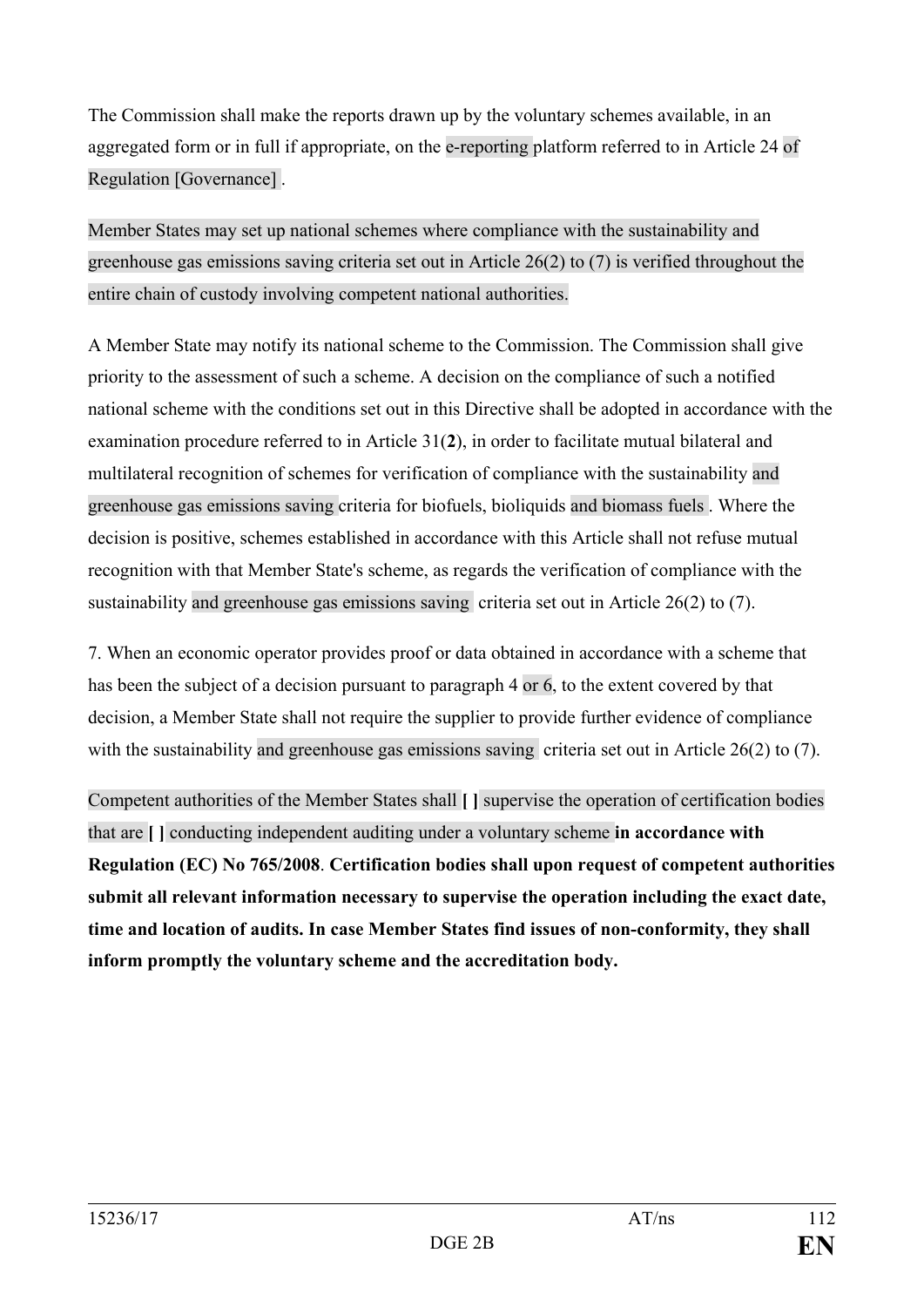The Commission shall make the reports drawn up by the voluntary schemes available, in an aggregated form or in full if appropriate, on the e-reporting platform referred to in Article 24 of Regulation [Governance] .

Member States may set up national schemes where compliance with the sustainability and greenhouse gas emissions saving criteria set out in Article 26(2) to (7) is verified throughout the entire chain of custody involving competent national authorities.

A Member State may notify its national scheme to the Commission. The Commission shall give priority to the assessment of such a scheme. A decision on the compliance of such a notified national scheme with the conditions set out in this Directive shall be adopted in accordance with the examination procedure referred to in Article 31(**2**), in order to facilitate mutual bilateral and multilateral recognition of schemes for verification of compliance with the sustainability and greenhouse gas emissions saving criteria for biofuels, bioliquids and biomass fuels . Where the decision is positive, schemes established in accordance with this Article shall not refuse mutual recognition with that Member State's scheme, as regards the verification of compliance with the sustainability and greenhouse gas emissions saving criteria set out in Article 26(2) to (7).

7. When an economic operator provides proof or data obtained in accordance with a scheme that has been the subject of a decision pursuant to paragraph 4 or 6, to the extent covered by that decision, a Member State shall not require the supplier to provide further evidence of compliance with the sustainability and greenhouse gas emissions saving criteria set out in Article 26(2) to (7).

Competent authorities of the Member States shall **[ ]** supervise the operation of certification bodies that are **[ ]** conducting independent auditing under a voluntary scheme **in accordance with Regulation (EC) No 765/2008**. **Certification bodies shall upon request of competent authorities submit all relevant information necessary to supervise the operation including the exact date, time and location of audits. In case Member States find issues of non-conformity, they shall inform promptly the voluntary scheme and the accreditation body.**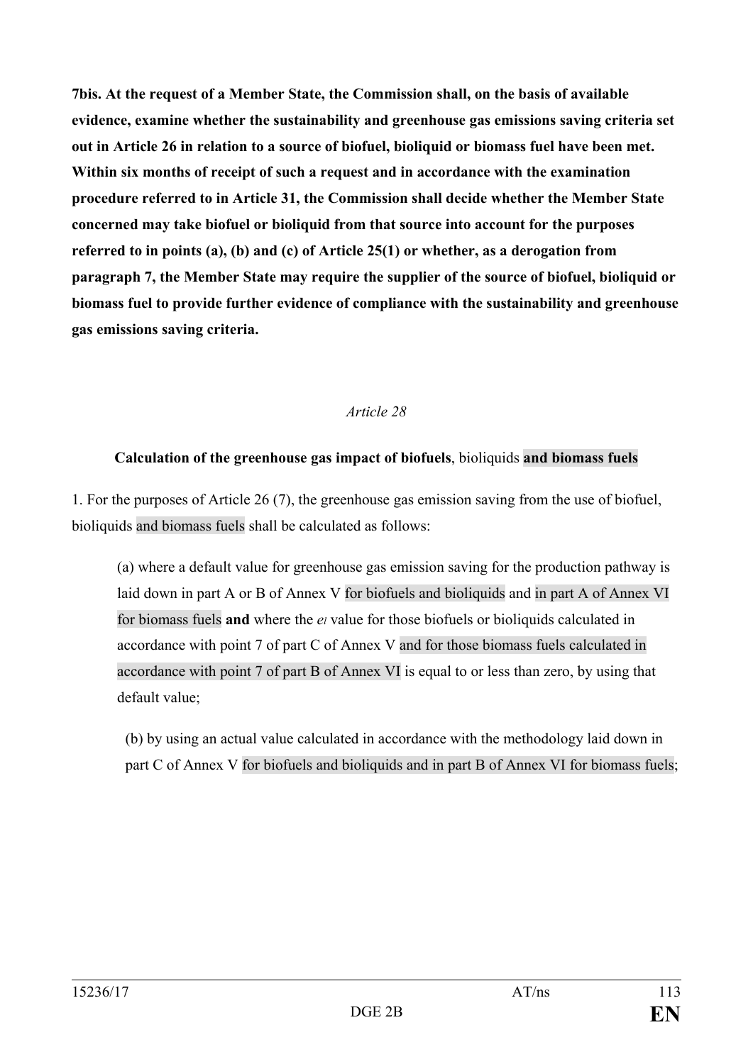**7bis. At the request of a Member State, the Commission shall, on the basis of available evidence, examine whether the sustainability and greenhouse gas emissions saving criteria set out in Article 26 in relation to a source of biofuel, bioliquid or biomass fuel have been met. Within six months of receipt of such a request and in accordance with the examination procedure referred to in Article 31, the Commission shall decide whether the Member State concerned may take biofuel or bioliquid from that source into account for the purposes referred to in points (a), (b) and (c) of Article 25(1) or whether, as a derogation from paragraph 7, the Member State may require the supplier of the source of biofuel, bioliquid or biomass fuel to provide further evidence of compliance with the sustainability and greenhouse gas emissions saving criteria.**

*Article 28*

**Calculation of the greenhouse gas impact of biofuels**, bioliquids **and biomass fuels**

1. For the purposes of Article 26 (7), the greenhouse gas emission saving from the use of biofuel, bioliquids and biomass fuels shall be calculated as follows:

(a) where a default value for greenhouse gas emission saving for the production pathway is laid down in part A or B of Annex V for biofuels and bioliquids and in part A of Annex VI for biomass fuels **and** where the $e_l$ value for those biofuels or bioliquids calculated in accordance with point 7 of part C of Annex V and for those biomass fuels calculated in accordance with point 7 of part B of Annex VI is equal to or less than zero, by using that default value;

(b) by using an actual value calculated in accordance with the methodology laid down in part C of Annex V for biofuels and bioliquids and in part B of Annex VI for biomass fuels;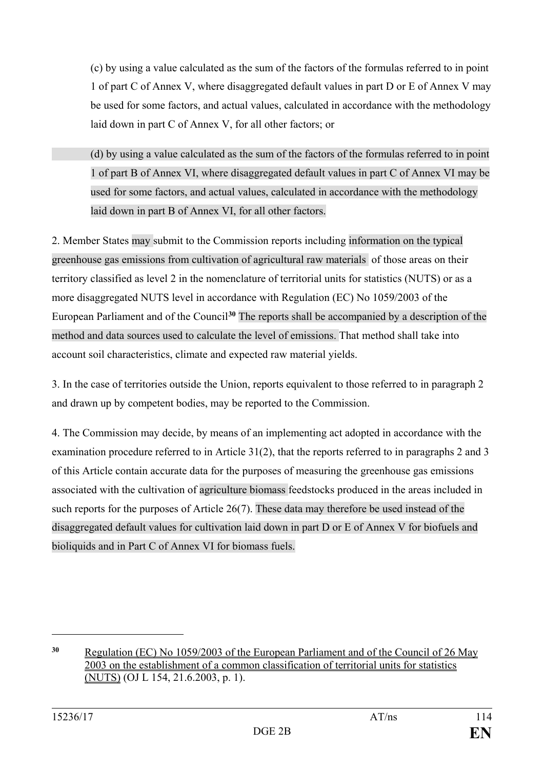(c) by using a value calculated as the sum of the factors of the formulas referred to in point 1 of part C of Annex V, where disaggregated default values in part D or E of Annex V may be used for some factors, and actual values, calculated in accordance with the methodology laid down in part C of Annex V, for all other factors; or

(d) by using a value calculated as the sum of the factors of the formulas referred to in point 1 of part B of Annex VI, where disaggregated default values in part C of Annex VI may be used for some factors, and actual values, calculated in accordance with the methodology laid down in part B of Annex VI, for all other factors.

2. Member States may submit to the Commission reports including information on the typical greenhouse gas emissions from cultivation of agricultural raw materials of those areas on their territory classified as level 2 in the nomenclature of territorial units for statistics (NUTS) or as a more disaggregated NUTS level in accordance with Regulation (EC) No 1059/2003 of the European Parliament and of the Council[30] The reports shall be accompanied by a description of the method and data sources used to calculate the level of emissions. That method shall take into account soil characteristics, climate and expected raw material yields.

3. In the case of territories outside the Union, reports equivalent to those referred to in paragraph 2 and drawn up by competent bodies, may be reported to the Commission.

4. The Commission may decide, by means of an implementing act adopted in accordance with the examination procedure referred to in Article 31(2), that the reports referred to in paragraphs 2 and 3 of this Article contain accurate data for the purposes of measuring the greenhouse gas emissions associated with the cultivation of agriculture biomass feedstocks produced in the areas included in such reports for the purposes of Article 26(7). These data may therefore be used instead of the disaggregated default values for cultivation laid down in part D or E of Annex V for biofuels and bioliquids and in Part C of Annex VI for biomass fuels.

---

[30] Regulation (EC) No 1059/2003 of the European Parliament and of the Council of 26 May 2003 on the establishment of a common classification of territorial units for statistics (NUTS) (OJ L 154, 21.6.2003, p. 1).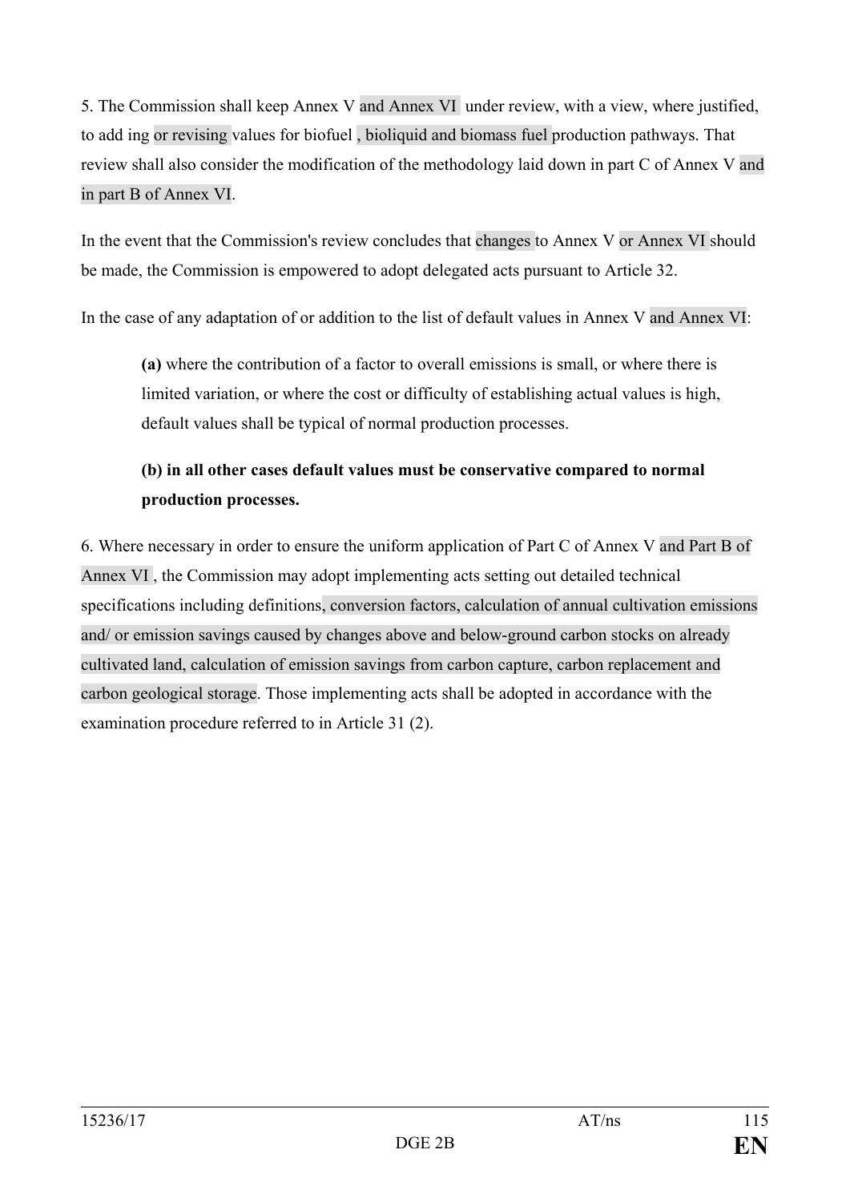5. The Commission shall keep Annex V and Annex VI under review, with a view, where justified, to add ing or revising values for biofuel , bioliquid and biomass fuel production pathways. That review shall also consider the modification of the methodology laid down in part C of Annex V and in part B of Annex VI.

In the event that the Commission's review concludes that changes to Annex V or Annex VI should be made, the Commission is empowered to adopt delegated acts pursuant to Article 32.

In the case of any adaptation of or addition to the list of default values in Annex V and Annex VI:

> **(a)** where the contribution of a factor to overall emissions is small, or where there is limited variation, or where the cost or difficulty of establishing actual values is high, default values shall be typical of normal production processes.
>
> **(b) in all other cases default values must be conservative compared to normal production processes.**

6. Where necessary in order to ensure the uniform application of Part C of Annex V and Part B of Annex VI , the Commission may adopt implementing acts setting out detailed technical specifications including definitions, conversion factors, calculation of annual cultivation emissions and/ or emission savings caused by changes above and below-ground carbon stocks on already cultivated land, calculation of emission savings from carbon capture, carbon replacement and carbon geological storage. Those implementing acts shall be adopted in accordance with the examination procedure referred to in Article 31 (2).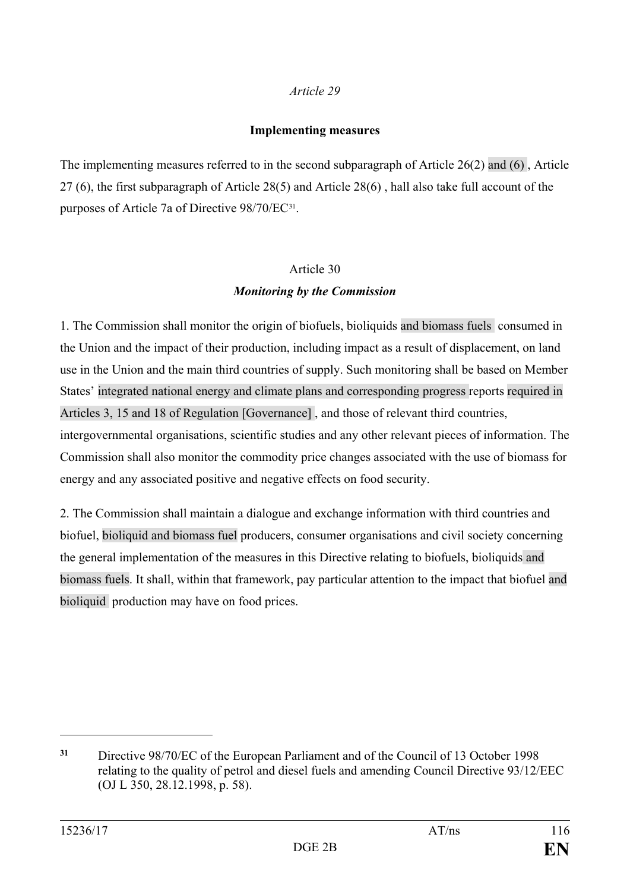*Article 29*

**Implementing measures**

The implementing measures referred to in the second subparagraph of Article 26(2) and (6) , Article 27 (6), the first subparagraph of Article 28(5) and Article 28(6) , hall also take full account of the purposes of Article 7a of Directive 98/70/EC[31].

Article 30

***Monitoring by the Commission***

1. The Commission shall monitor the origin of biofuels, bioliquids and biomass fuels consumed in the Union and the impact of their production, including impact as a result of displacement, on land use in the Union and the main third countries of supply. Such monitoring shall be based on Member States' integrated national energy and climate plans and corresponding progress reports required in Articles 3, 15 and 18 of Regulation [Governance] , and those of relevant third countries, intergovernmental organisations, scientific studies and any other relevant pieces of information. The Commission shall also monitor the commodity price changes associated with the use of biomass for energy and any associated positive and negative effects on food security.

2. The Commission shall maintain a dialogue and exchange information with third countries and biofuel, bioliquid and biomass fuel producers, consumer organisations and civil society concerning the general implementation of the measures in this Directive relating to biofuels, bioliquids and biomass fuels. It shall, within that framework, pay particular attention to the impact that biofuel and bioliquid production may have on food prices.

---

[31] Directive 98/70/EC of the European Parliament and of the Council of 13 October 1998 relating to the quality of petrol and diesel fuels and amending Council Directive 93/12/EEC (OJ L 350, 28.12.1998, p. 58).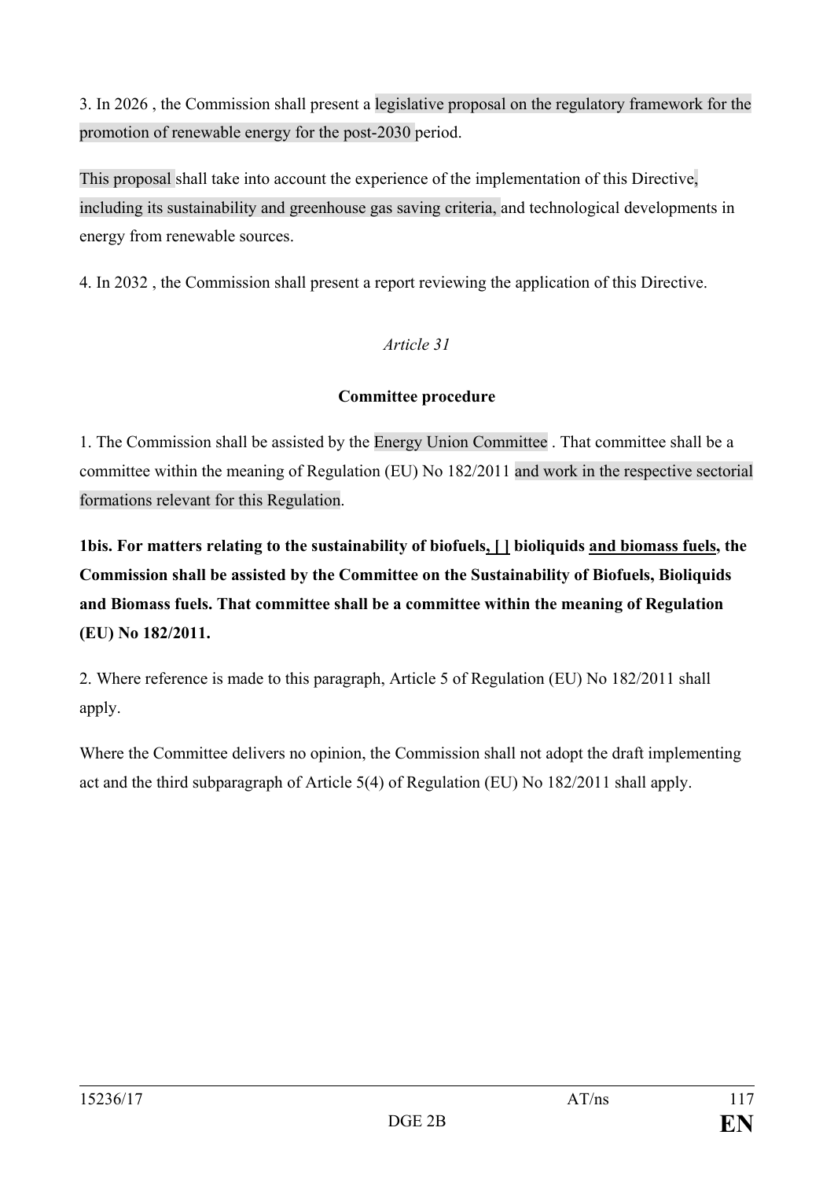3. In 2026 , the Commission shall present a legislative proposal on the regulatory framework for the promotion of renewable energy for the post-2030 period.

This proposal shall take into account the experience of the implementation of this Directive, including its sustainability and greenhouse gas saving criteria, and technological developments in energy from renewable sources.

4. In 2032 , the Commission shall present a report reviewing the application of this Directive.

*Article 31*

**Committee procedure**

1. The Commission shall be assisted by the Energy Union Committee . That committee shall be a committee within the meaning of Regulation (EU) No 182/2011 and work in the respective sectorial formations relevant for this Regulation.

**1bis. For matters relating to the sustainability of biofuels, [ ] bioliquids and biomass fuels, the Commission shall be assisted by the Committee on the Sustainability of Biofuels, Bioliquids and Biomass fuels. That committee shall be a committee within the meaning of Regulation (EU) No 182/2011.**

2. Where reference is made to this paragraph, Article 5 of Regulation (EU) No 182/2011 shall apply.

Where the Committee delivers no opinion, the Commission shall not adopt the draft implementing act and the third subparagraph of Article 5(4) of Regulation (EU) No 182/2011 shall apply.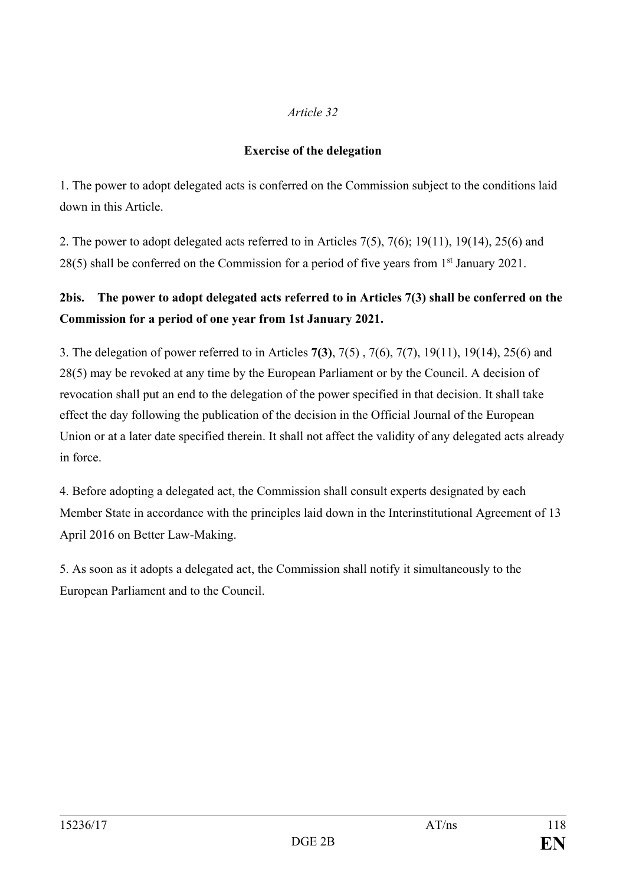*Article 32*

**Exercise of the delegation**

1. The power to adopt delegated acts is conferred on the Commission subject to the conditions laid down in this Article.

2. The power to adopt delegated acts referred to in Articles 7(5), 7(6); 19(11), 19(14), 25(6) and 28(5) shall be conferred on the Commission for a period of five years from 1st January 2021.

**2bis. The power to adopt delegated acts referred to in Articles 7(3) shall be conferred on the Commission for a period of one year from 1st January 2021.**

3. The delegation of power referred to in Articles **7(3)**, 7(5) , 7(6), 7(7), 19(11), 19(14), 25(6) and 28(5) may be revoked at any time by the European Parliament or by the Council. A decision of revocation shall put an end to the delegation of the power specified in that decision. It shall take effect the day following the publication of the decision in the Official Journal of the European Union or at a later date specified therein. It shall not affect the validity of any delegated acts already in force.

4. Before adopting a delegated act, the Commission shall consult experts designated by each Member State in accordance with the principles laid down in the Interinstitutional Agreement of 13 April 2016 on Better Law-Making.

5. As soon as it adopts a delegated act, the Commission shall notify it simultaneously to the European Parliament and to the Council.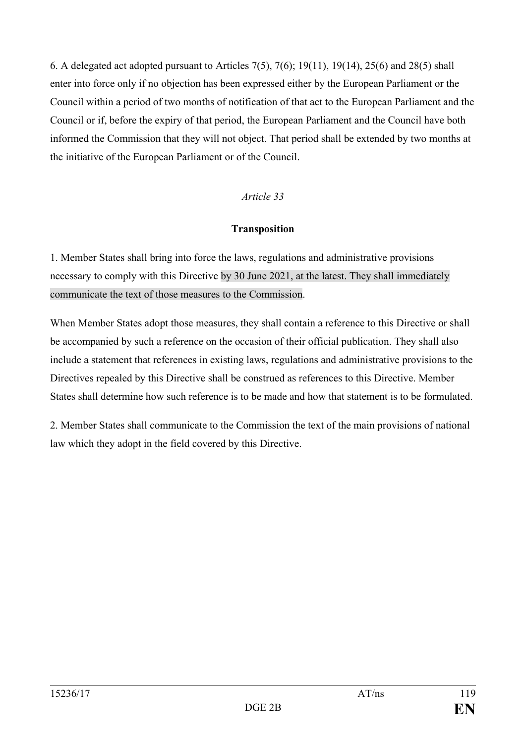6. A delegated act adopted pursuant to Articles 7(5), 7(6); 19(11), 19(14), 25(6) and 28(5) shall enter into force only if no objection has been expressed either by the European Parliament or the Council within a period of two months of notification of that act to the European Parliament and the Council or if, before the expiry of that period, the European Parliament and the Council have both informed the Commission that they will not object. That period shall be extended by two months at the initiative of the European Parliament or of the Council.

*Article 33*

**Transposition**

1. Member States shall bring into force the laws, regulations and administrative provisions necessary to comply with this Directive by 30 June 2021, at the latest. They shall immediately communicate the text of those measures to the Commission.

When Member States adopt those measures, they shall contain a reference to this Directive or shall be accompanied by such a reference on the occasion of their official publication. They shall also include a statement that references in existing laws, regulations and administrative provisions to the Directives repealed by this Directive shall be construed as references to this Directive. Member States shall determine how such reference is to be made and how that statement is to be formulated.

2. Member States shall communicate to the Commission the text of the main provisions of national law which they adopt in the field covered by this Directive.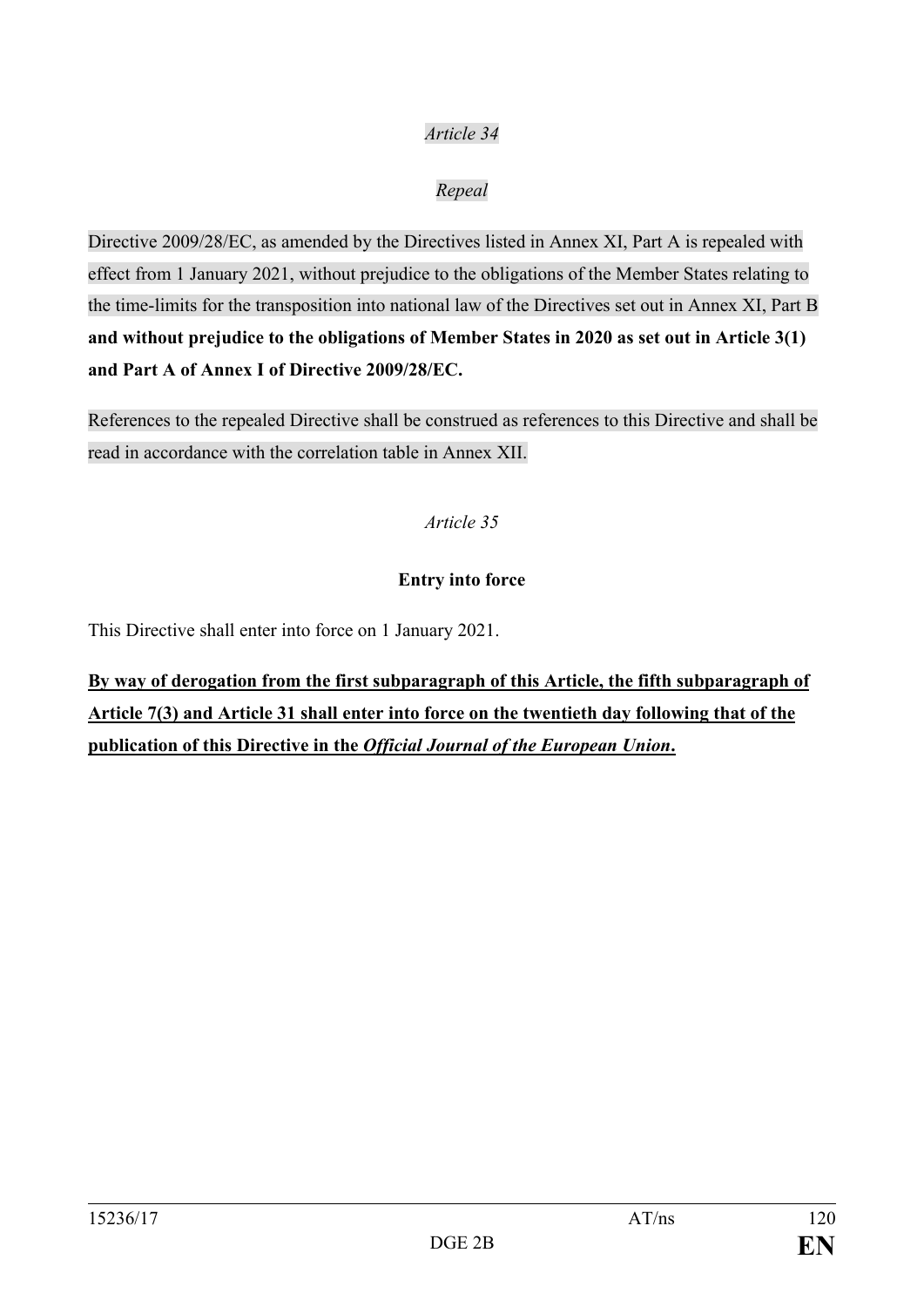*Article 34*

*Repeal*

Directive 2009/28/EC, as amended by the Directives listed in Annex XI, Part A is repealed with effect from 1 January 2021, without prejudice to the obligations of the Member States relating to the time-limits for the transposition into national law of the Directives set out in Annex XI, Part B **and without prejudice to the obligations of Member States in 2020 as set out in Article 3(1) and Part A of Annex I of Directive 2009/28/EC.**

References to the repealed Directive shall be construed as references to this Directive and shall be read in accordance with the correlation table in Annex XII.

*Article 35*

**Entry into force**

This Directive shall enter into force on 1 January 2021.

<u>**By way of derogation from the first subparagraph of this Article, the fifth subparagraph of Article 7(3) and Article 31 shall enter into force on the twentieth day following that of the publication of this Directive in the *Official Journal of the European Union*.**</u>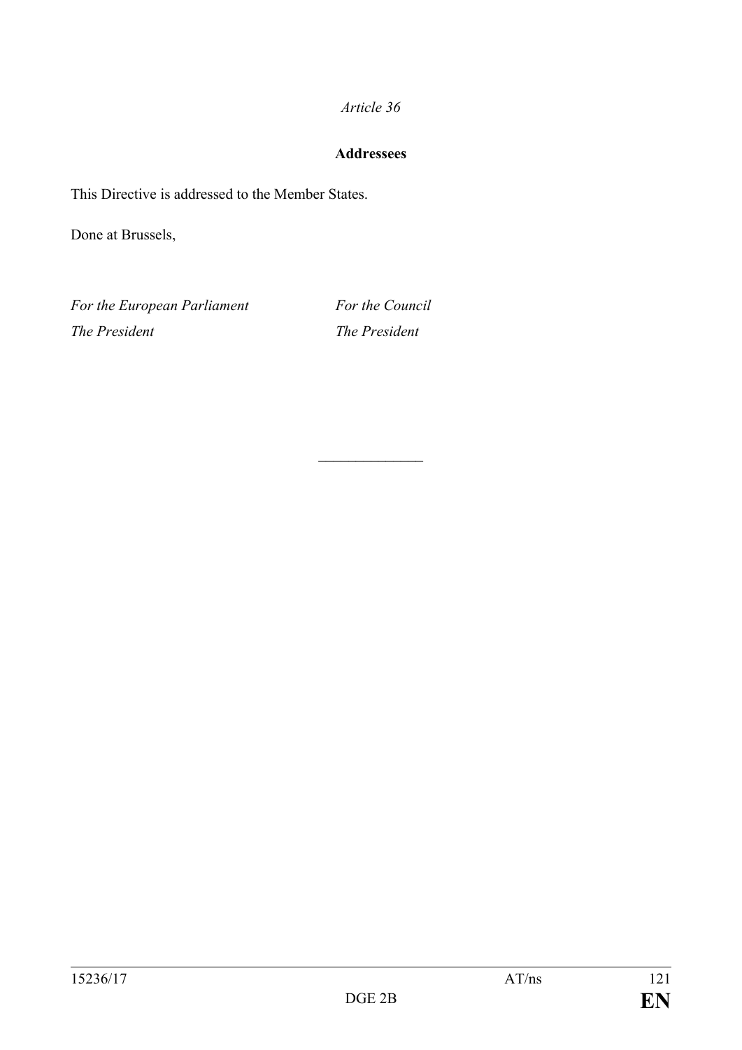*Article 36*

**Addressees**

This Directive is addressed to the Member States.

Done at Brussels,

| | |
|---|---|
| *For the European Parliament* | *For the Council* |
| *The President* | *The President* |

\_\_\_\_\_\_\_\_\_\_\_\_\_\_\_\_\_\_\_\_